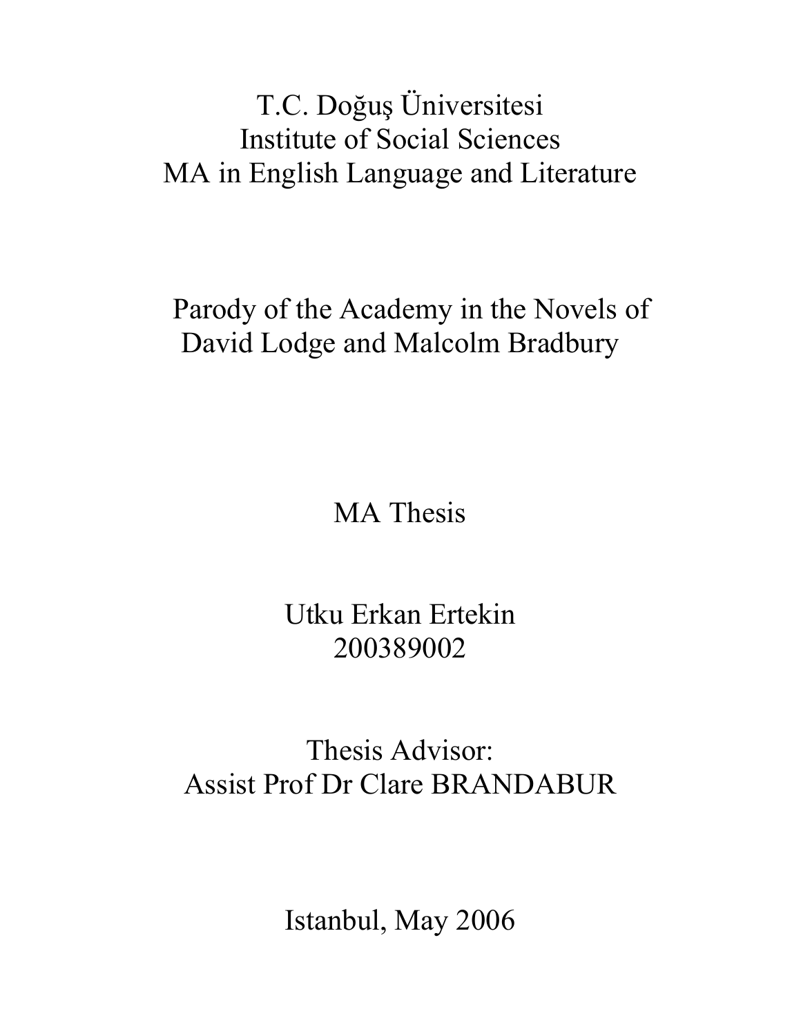T.C. Doğuş Üniversitesi
Institute of Social Sciences
MA in English Language and Literature

# Parody of the Academy in the Novels of David Lodge and Malcolm Bradbury

MA Thesis

Utku Erkan Ertekin
200389002

Thesis Advisor:
Assist Prof Dr Clare BRANDABUR

Istanbul, May 2006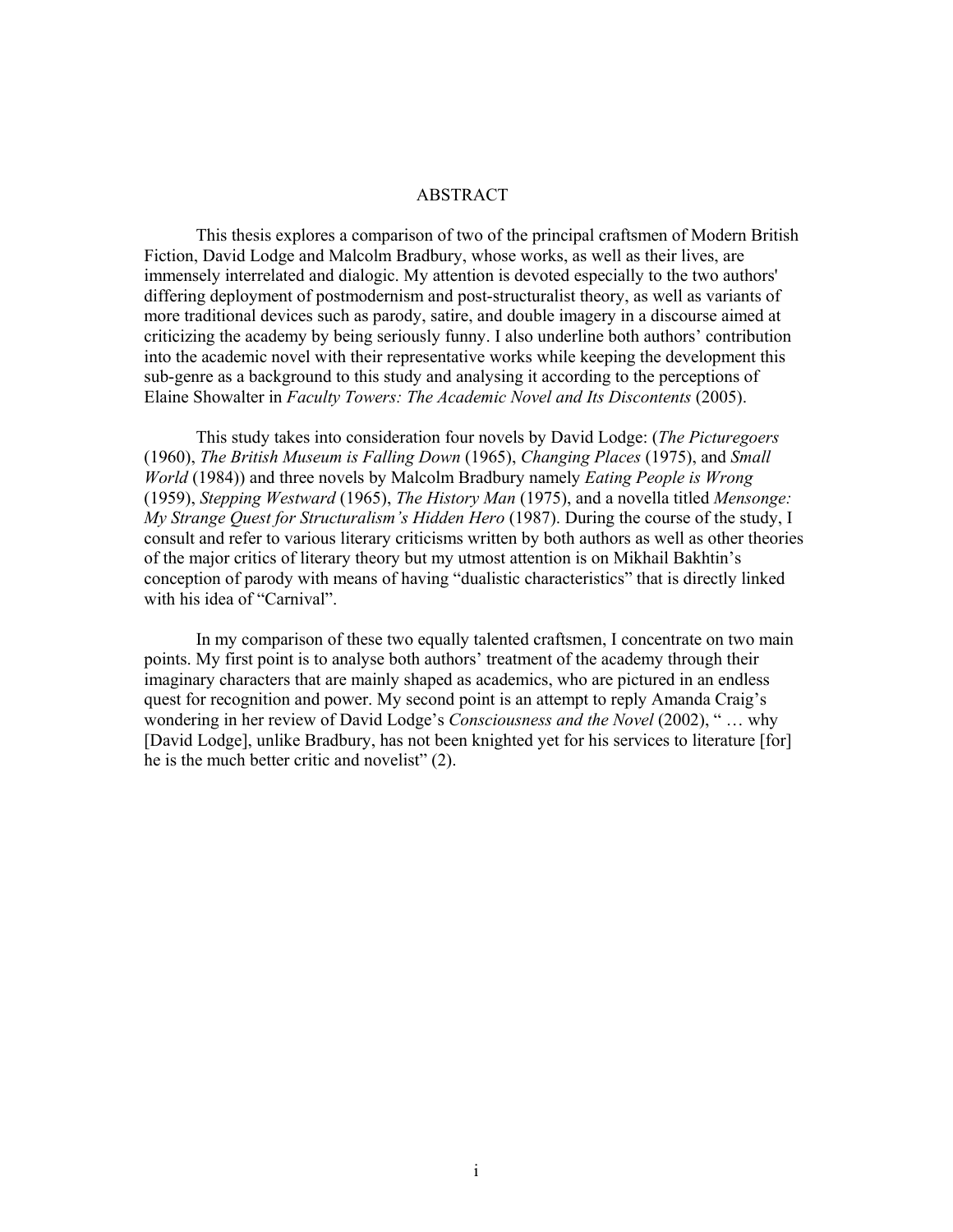# ABSTRACT

This thesis explores a comparison of two of the principal craftsmen of Modern British Fiction, David Lodge and Malcolm Bradbury, whose works, as well as their lives, are immensely interrelated and dialogic. My attention is devoted especially to the two authors' differing deployment of postmodernism and post-structuralist theory, as well as variants of more traditional devices such as parody, satire, and double imagery in a discourse aimed at criticizing the academy by being seriously funny. I also underline both authors' contribution into the academic novel with their representative works while keeping the development this sub-genre as a background to this study and analysing it according to the perceptions of Elaine Showalter in *Faculty Towers: The Academic Novel and Its Discontents* (2005).

This study takes into consideration four novels by David Lodge: (*The Picturegoers* (1960), *The British Museum is Falling Down* (1965), *Changing Places* (1975), and *Small World* (1984)) and three novels by Malcolm Bradbury namely *Eating People is Wrong* (1959), *Stepping Westward* (1965), *The History Man* (1975), and a novella titled *Mensonge: My Strange Quest for Structuralism's Hidden Hero* (1987). During the course of the study, I consult and refer to various literary criticisms written by both authors as well as other theories of the major critics of literary theory but my utmost attention is on Mikhail Bakhtin's conception of parody with means of having "dualistic characteristics" that is directly linked with his idea of "Carnival".

In my comparison of these two equally talented craftsmen, I concentrate on two main points. My first point is to analyse both authors' treatment of the academy through their imaginary characters that are mainly shaped as academics, who are pictured in an endless quest for recognition and power. My second point is an attempt to reply Amanda Craig's wondering in her review of David Lodge's *Consciousness and the Novel* (2002), " … why [David Lodge], unlike Bradbury, has not been knighted yet for his services to literature [for] he is the much better critic and novelist" (2).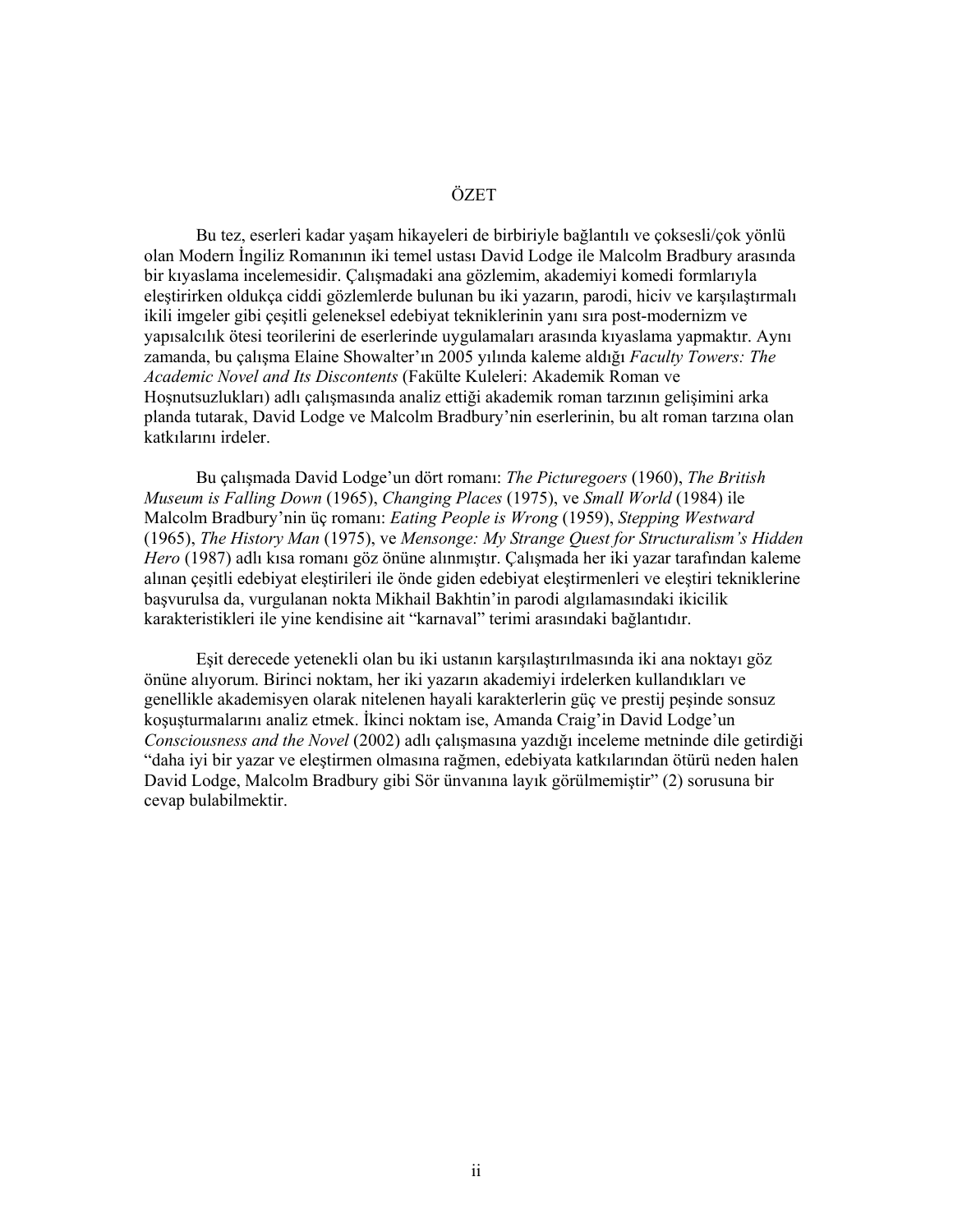# ÖZET

Bu tez, eserleri kadar yaşam hikayeleri de birbiriyle bağlantılı ve çoksesli/çok yönlü olan Modern İngiliz Romanının iki temel ustası David Lodge ile Malcolm Bradbury arasında bir kıyaslama incelemesidir. Çalışmadaki ana gözlemim, akademiyi komedi formlarıyla eleştirirken oldukça ciddi gözlemlerde bulunan bu iki yazarın, parodi, hiciv ve karşılaştırmalı ikili imgeler gibi çeşitli geleneksel edebiyat tekniklerinin yanı sıra post-modernizm ve yapısalcılık ötesi teorilerini de eserlerinde uygulamaları arasında kıyaslama yapmaktır. Aynı zamanda, bu çalışma Elaine Showalter'ın 2005 yılında kaleme aldığı *Faculty Towers: The Academic Novel and Its Discontents* (Fakülte Kuleleri: Akademik Roman ve Hoşnutsuzlukları) adlı çalışmasında analiz ettiği akademik roman tarzının gelişimini arka planda tutarak, David Lodge ve Malcolm Bradbury'nin eserlerinin, bu alt roman tarzına olan katkılarını irdeler.

Bu çalışmada David Lodge'un dört romanı: *The Picturegoers* (1960), *The British Museum is Falling Down* (1965), *Changing Places* (1975), ve *Small World* (1984) ile Malcolm Bradbury'nin üç romanı: *Eating People is Wrong* (1959), *Stepping Westward* (1965), *The History Man* (1975), ve *Mensonge: My Strange Quest for Structuralism's Hidden Hero* (1987) adlı kısa romanı göz önüne alınmıştır. Çalışmada her iki yazar tarafından kaleme alınan çeşitli edebiyat eleştirileri ile önde giden edebiyat eleştirmenleri ve eleştiri tekniklerine başvurulsa da, vurgulanan nokta Mikhail Bakhtin'in parodi algılamasındaki ikicilik karakteristikleri ile yine kendisine ait "karnaval" terimi arasındaki bağlantıdır.

Eşit derecede yetenekli olan bu iki ustanın karşılaştırılmasında iki ana noktayı göz önüne alıyorum. Birinci noktam, her iki yazarın akademiyi irdelerken kullandıkları ve genellikle akademisyen olarak nitelenen hayali karakterlerin güç ve prestij peşinde sonsuz koşuşturmalarını analiz etmek. İkinci noktam ise, Amanda Craig'in David Lodge'un *Consciousness and the Novel* (2002) adlı çalışmasına yazdığı inceleme metninde dile getirdiği "daha iyi bir yazar ve eleştirmen olmasına rağmen, edebiyata katkılarından ötürü neden halen David Lodge, Malcolm Bradbury gibi Sör ünvanına layık görülmemiştir" (2) sorusuna bir cevap bulabilmektir.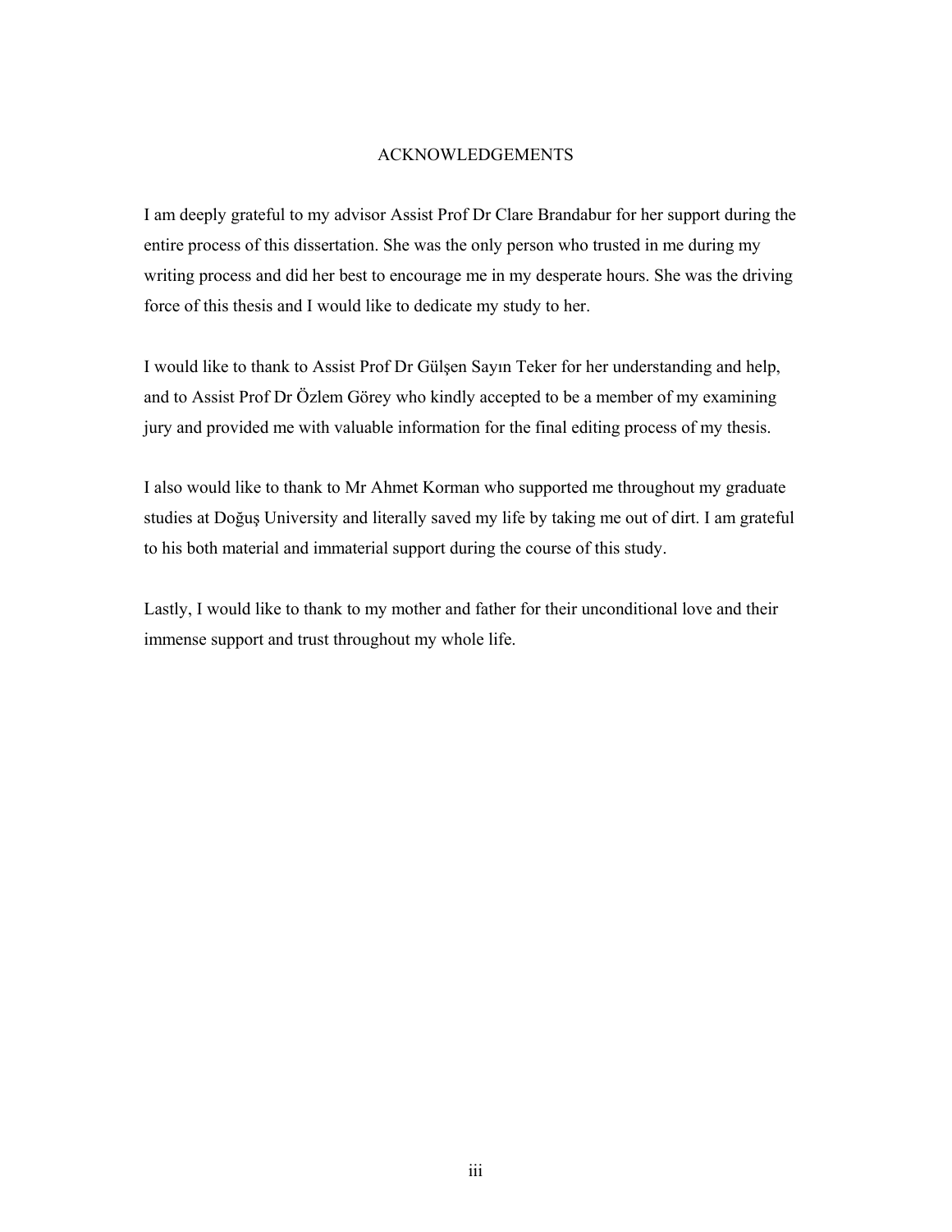# ACKNOWLEDGEMENTS

I am deeply grateful to my advisor Assist Prof Dr Clare Brandabur for her support during the entire process of this dissertation. She was the only person who trusted in me during my writing process and did her best to encourage me in my desperate hours. She was the driving force of this thesis and I would like to dedicate my study to her.

I would like to thank to Assist Prof Dr Gülşen Sayın Teker for her understanding and help, and to Assist Prof Dr Özlem Görey who kindly accepted to be a member of my examining jury and provided me with valuable information for the final editing process of my thesis.

I also would like to thank to Mr Ahmet Korman who supported me throughout my graduate studies at Doğuş University and literally saved my life by taking me out of dirt. I am grateful to his both material and immaterial support during the course of this study.

Lastly, I would like to thank to my mother and father for their unconditional love and their immense support and trust throughout my whole life.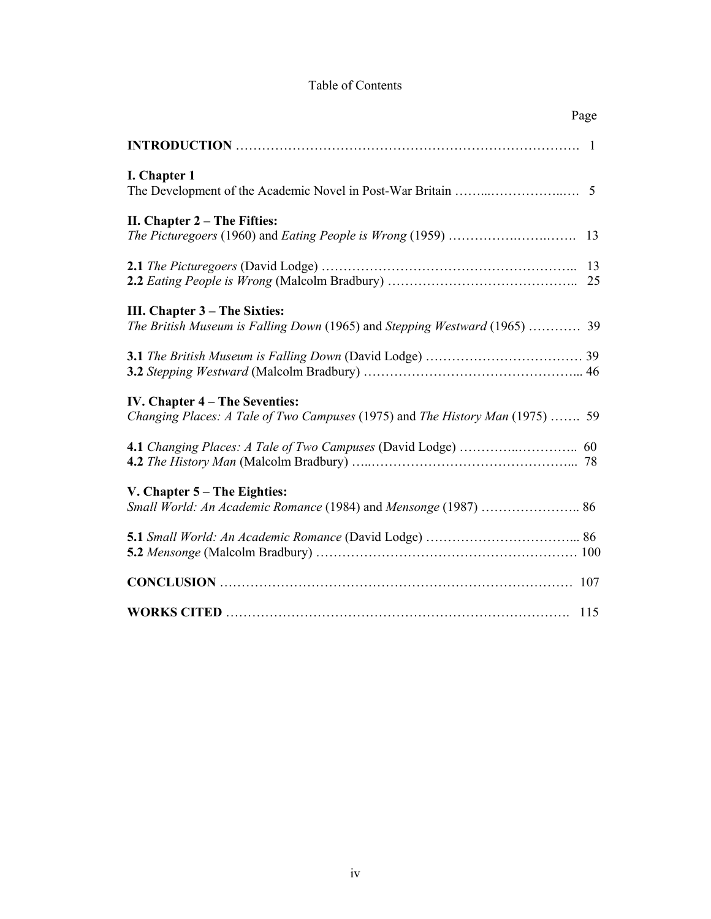# Table of Contents

| | Page |
|---|---|
| **INTRODUCTION** | 1 |
| **I. Chapter 1** | |
| The Development of the Academic Novel in Post-War Britain | 5 |
| **II. Chapter 2 – The Fifties:** | |
| *The Picturegoers* (1960) and *Eating People is Wrong* (1959) | 13 |
| **2.1** *The Picturegoers* (David Lodge) | 13 |
| **2.2** *Eating People is Wrong* (Malcolm Bradbury) | 25 |
| **III. Chapter 3 – The Sixties:** | |
| *The British Museum is Falling Down* (1965) and *Stepping Westward* (1965) | 39 |
| **3.1** *The British Museum is Falling Down* (David Lodge) | 39 |
| **3.2** *Stepping Westward* (Malcolm Bradbury) | 46 |
| **IV. Chapter 4 – The Seventies:** | |
| *Changing Places: A Tale of Two Campuses* (1975) and *The History Man* (1975) | 59 |
| **4.1** *Changing Places: A Tale of Two Campuses* (David Lodge) | 60 |
| **4.2** *The History Man* (Malcolm Bradbury) | 78 |
| **V. Chapter 5 – The Eighties:** | |
| *Small World: An Academic Romance* (1984) and *Mensonge* (1987) | 86 |
| **5.1** *Small World: An Academic Romance* (David Lodge) | 86 |
| **5.2** *Mensonge* (Malcolm Bradbury) | 100 |
| **CONCLUSION** | 107 |
| **WORKS CITED** | 115 |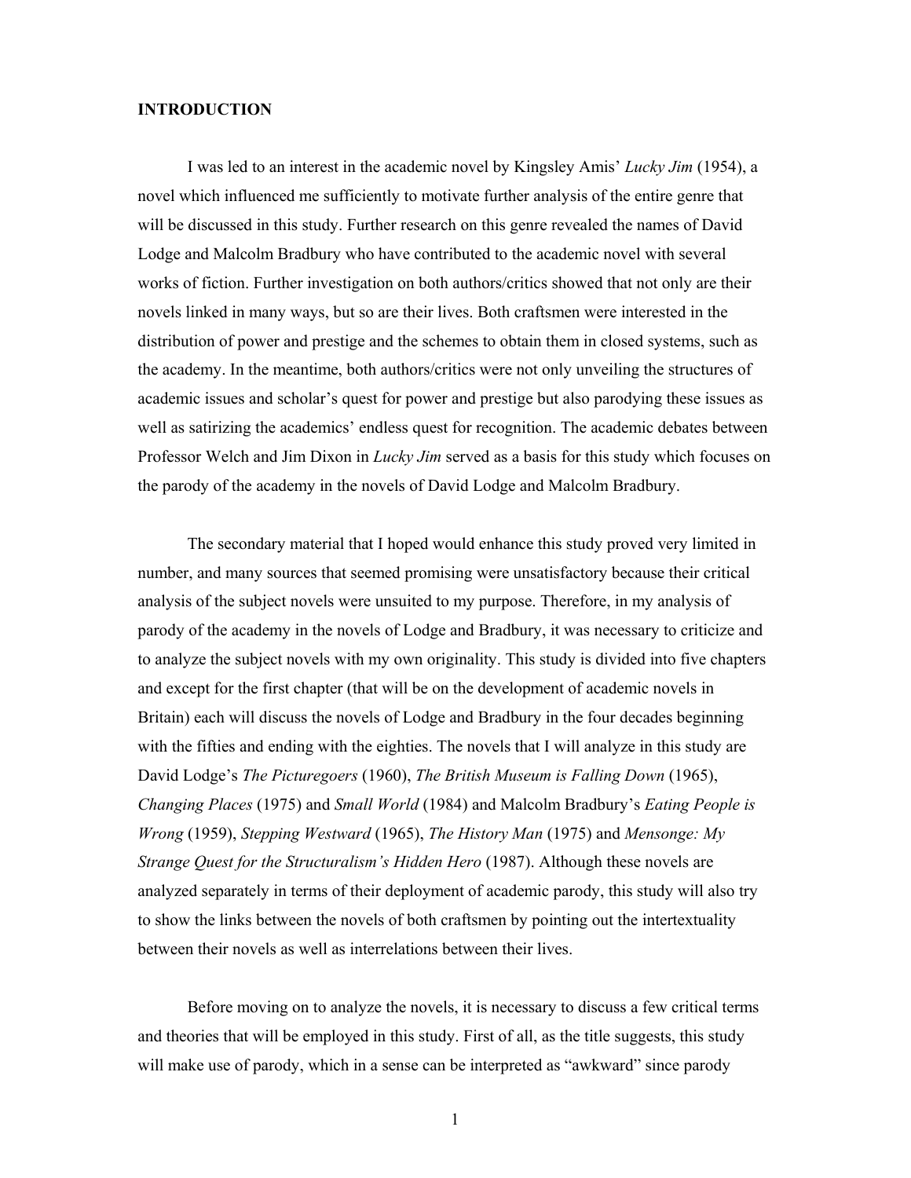## INTRODUCTION

I was led to an interest in the academic novel by Kingsley Amis' *Lucky Jim* (1954), a novel which influenced me sufficiently to motivate further analysis of the entire genre that will be discussed in this study. Further research on this genre revealed the names of David Lodge and Malcolm Bradbury who have contributed to the academic novel with several works of fiction. Further investigation on both authors/critics showed that not only are their novels linked in many ways, but so are their lives. Both craftsmen were interested in the distribution of power and prestige and the schemes to obtain them in closed systems, such as the academy. In the meantime, both authors/critics were not only unveiling the structures of academic issues and scholar's quest for power and prestige but also parodying these issues as well as satirizing the academics' endless quest for recognition. The academic debates between Professor Welch and Jim Dixon in *Lucky Jim* served as a basis for this study which focuses on the parody of the academy in the novels of David Lodge and Malcolm Bradbury.

The secondary material that I hoped would enhance this study proved very limited in number, and many sources that seemed promising were unsatisfactory because their critical analysis of the subject novels were unsuited to my purpose. Therefore, in my analysis of parody of the academy in the novels of Lodge and Bradbury, it was necessary to criticize and to analyze the subject novels with my own originality. This study is divided into five chapters and except for the first chapter (that will be on the development of academic novels in Britain) each will discuss the novels of Lodge and Bradbury in the four decades beginning with the fifties and ending with the eighties. The novels that I will analyze in this study are David Lodge's *The Picturegoers* (1960), *The British Museum is Falling Down* (1965), *Changing Places* (1975) and *Small World* (1984) and Malcolm Bradbury's *Eating People is Wrong* (1959), *Stepping Westward* (1965), *The History Man* (1975) and *Mensonge: My Strange Quest for the Structuralism's Hidden Hero* (1987). Although these novels are analyzed separately in terms of their deployment of academic parody, this study will also try to show the links between the novels of both craftsmen by pointing out the intertextuality between their novels as well as interrelations between their lives.

Before moving on to analyze the novels, it is necessary to discuss a few critical terms and theories that will be employed in this study. First of all, as the title suggests, this study will make use of parody, which in a sense can be interpreted as "awkward" since parody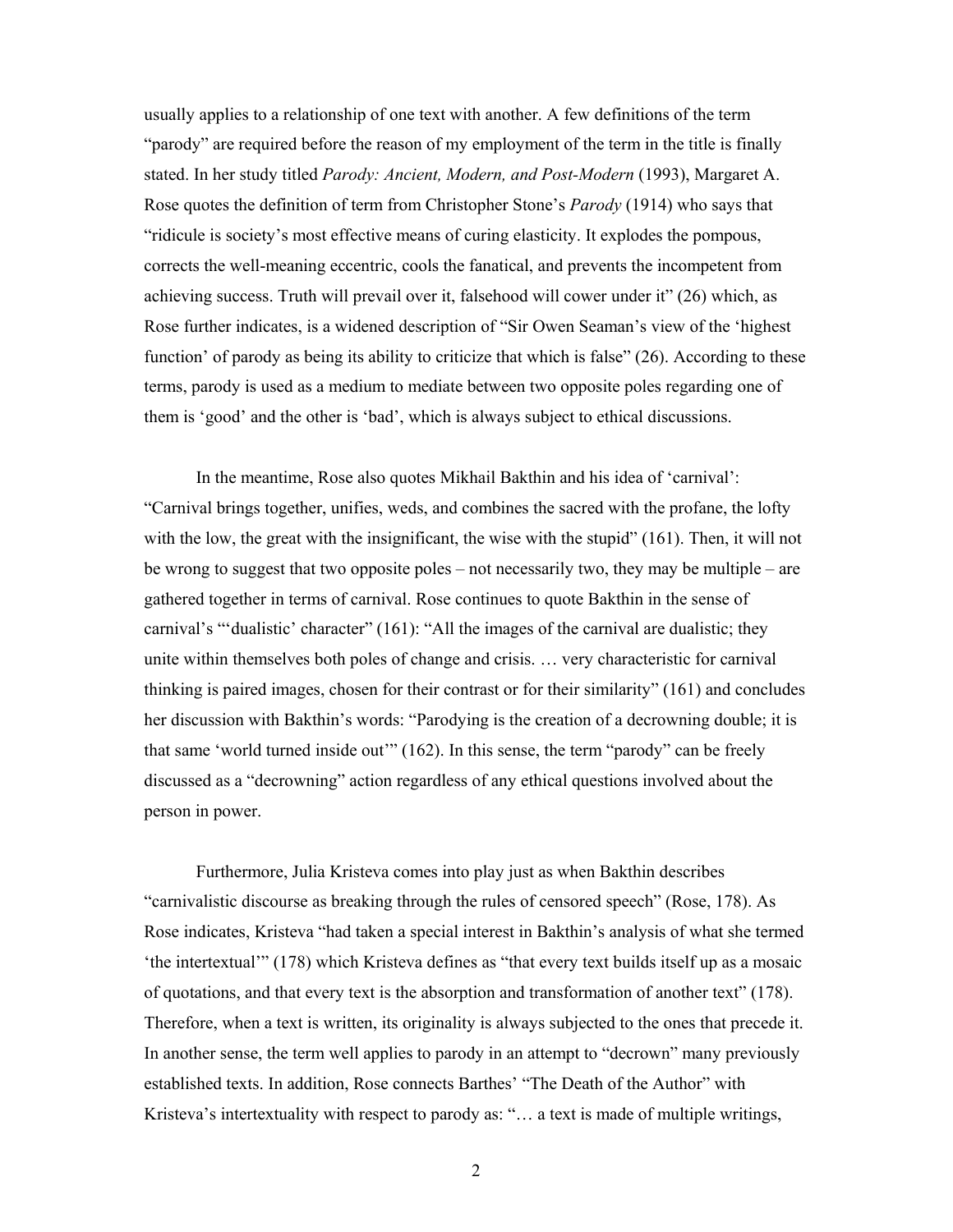usually applies to a relationship of one text with another. A few definitions of the term "parody" are required before the reason of my employment of the term in the title is finally stated. In her study titled *Parody: Ancient, Modern, and Post-Modern* (1993), Margaret A. Rose quotes the definition of term from Christopher Stone's *Parody* (1914) who says that "ridicule is society's most effective means of curing elasticity. It explodes the pompous, corrects the well-meaning eccentric, cools the fanatical, and prevents the incompetent from achieving success. Truth will prevail over it, falsehood will cower under it" (26) which, as Rose further indicates, is a widened description of "Sir Owen Seaman's view of the 'highest function' of parody as being its ability to criticize that which is false" (26). According to these terms, parody is used as a medium to mediate between two opposite poles regarding one of them is 'good' and the other is 'bad', which is always subject to ethical discussions.

In the meantime, Rose also quotes Mikhail Bakthin and his idea of 'carnival': "Carnival brings together, unifies, weds, and combines the sacred with the profane, the lofty with the low, the great with the insignificant, the wise with the stupid" (161). Then, it will not be wrong to suggest that two opposite poles – not necessarily two, they may be multiple – are gathered together in terms of carnival. Rose continues to quote Bakthin in the sense of carnival's "'dualistic' character" (161): "All the images of the carnival are dualistic; they unite within themselves both poles of change and crisis. … very characteristic for carnival thinking is paired images, chosen for their contrast or for their similarity" (161) and concludes her discussion with Bakthin's words: "Parodying is the creation of a decrowning double; it is that same 'world turned inside out'" (162). In this sense, the term "parody" can be freely discussed as a "decrowning" action regardless of any ethical questions involved about the person in power.

Furthermore, Julia Kristeva comes into play just as when Bakthin describes "carnivalistic discourse as breaking through the rules of censored speech" (Rose, 178). As Rose indicates, Kristeva "had taken a special interest in Bakthin's analysis of what she termed 'the intertextual'" (178) which Kristeva defines as "that every text builds itself up as a mosaic of quotations, and that every text is the absorption and transformation of another text" (178). Therefore, when a text is written, its originality is always subjected to the ones that precede it. In another sense, the term well applies to parody in an attempt to "decrown" many previously established texts. In addition, Rose connects Barthes' "The Death of the Author" with Kristeva's intertextuality with respect to parody as: "… a text is made of multiple writings,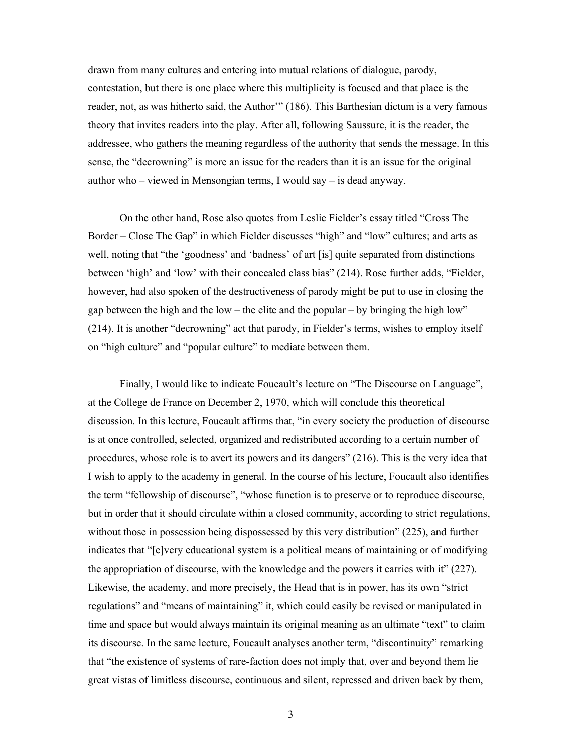drawn from many cultures and entering into mutual relations of dialogue, parody, contestation, but there is one place where this multiplicity is focused and that place is the reader, not, as was hitherto said, the Author'" (186). This Barthesian dictum is a very famous theory that invites readers into the play. After all, following Saussure, it is the reader, the addressee, who gathers the meaning regardless of the authority that sends the message. In this sense, the "decrowning" is more an issue for the readers than it is an issue for the original author who – viewed in Mensongian terms, I would say – is dead anyway.

On the other hand, Rose also quotes from Leslie Fielder's essay titled "Cross The Border – Close The Gap" in which Fielder discusses "high" and "low" cultures; and arts as well, noting that "the 'goodness' and 'badness' of art [is] quite separated from distinctions between 'high' and 'low' with their concealed class bias" (214). Rose further adds, "Fielder, however, had also spoken of the destructiveness of parody might be put to use in closing the gap between the high and the low – the elite and the popular – by bringing the high low" (214). It is another "decrowning" act that parody, in Fielder's terms, wishes to employ itself on "high culture" and "popular culture" to mediate between them.

Finally, I would like to indicate Foucault's lecture on "The Discourse on Language", at the College de France on December 2, 1970, which will conclude this theoretical discussion. In this lecture, Foucault affirms that, "in every society the production of discourse is at once controlled, selected, organized and redistributed according to a certain number of procedures, whose role is to avert its powers and its dangers" (216). This is the very idea that I wish to apply to the academy in general. In the course of his lecture, Foucault also identifies the term "fellowship of discourse", "whose function is to preserve or to reproduce discourse, but in order that it should circulate within a closed community, according to strict regulations, without those in possession being dispossessed by this very distribution" (225), and further indicates that "[e]very educational system is a political means of maintaining or of modifying the appropriation of discourse, with the knowledge and the powers it carries with it" (227). Likewise, the academy, and more precisely, the Head that is in power, has its own "strict regulations" and "means of maintaining" it, which could easily be revised or manipulated in time and space but would always maintain its original meaning as an ultimate "text" to claim its discourse. In the same lecture, Foucault analyses another term, "discontinuity" remarking that "the existence of systems of rare-faction does not imply that, over and beyond them lie great vistas of limitless discourse, continuous and silent, repressed and driven back by them,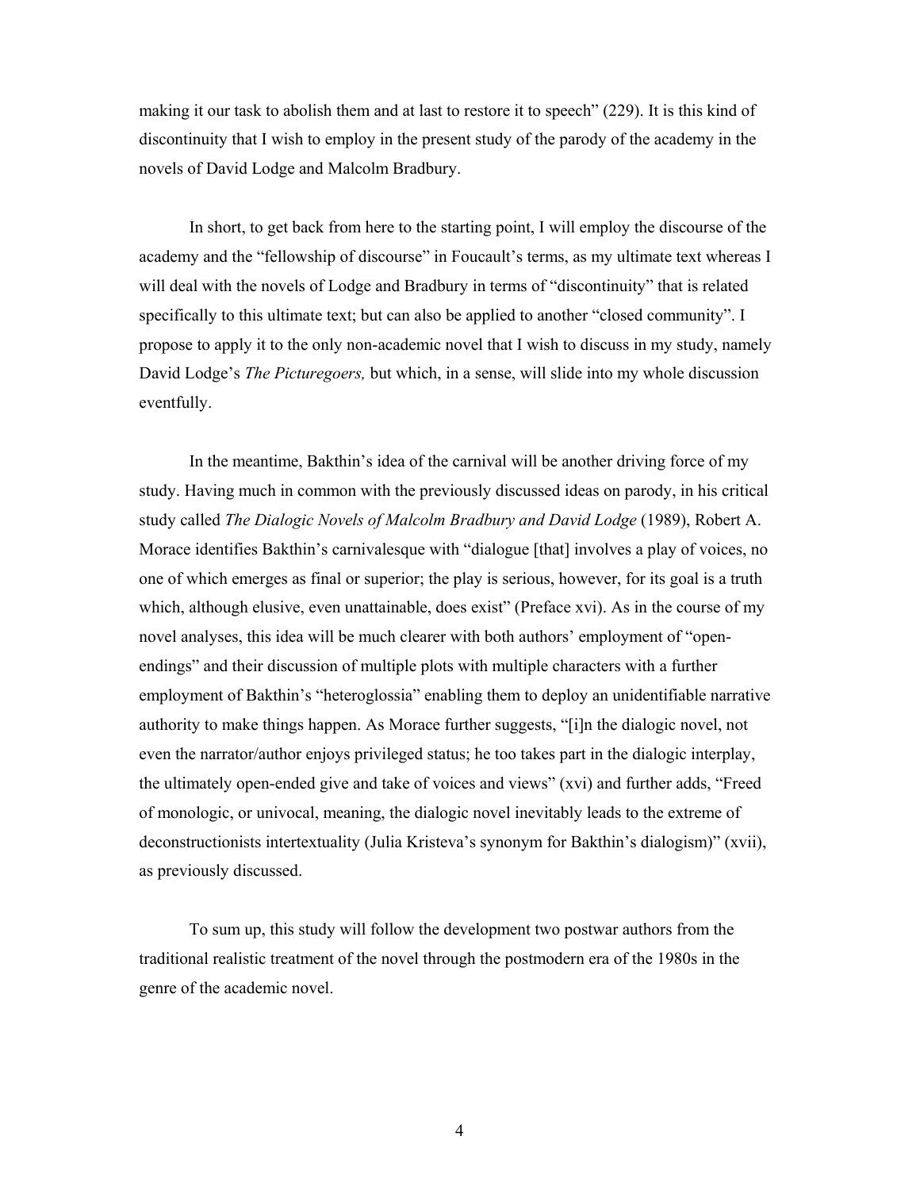making it our task to abolish them and at last to restore it to speech" (229). It is this kind of discontinuity that I wish to employ in the present study of the parody of the academy in the novels of David Lodge and Malcolm Bradbury.

In short, to get back from here to the starting point, I will employ the discourse of the academy and the "fellowship of discourse" in Foucault's terms, as my ultimate text whereas I will deal with the novels of Lodge and Bradbury in terms of "discontinuity" that is related specifically to this ultimate text; but can also be applied to another "closed community". I propose to apply it to the only non-academic novel that I wish to discuss in my study, namely David Lodge's *The Picturegoers,* but which, in a sense, will slide into my whole discussion eventfully.

In the meantime, Bakthin's idea of the carnival will be another driving force of my study. Having much in common with the previously discussed ideas on parody, in his critical study called *The Dialogic Novels of Malcolm Bradbury and David Lodge* (1989), Robert A. Morace identifies Bakthin's carnivalesque with "dialogue [that] involves a play of voices, no one of which emerges as final or superior; the play is serious, however, for its goal is a truth which, although elusive, even unattainable, does exist" (Preface xvi). As in the course of my novel analyses, this idea will be much clearer with both authors' employment of "open-endings" and their discussion of multiple plots with multiple characters with a further employment of Bakthin's "heteroglossia" enabling them to deploy an unidentifiable narrative authority to make things happen. As Morace further suggests, "[i]n the dialogic novel, not even the narrator/author enjoys privileged status; he too takes part in the dialogic interplay, the ultimately open-ended give and take of voices and views" (xvi) and further adds, "Freed of monologic, or univocal, meaning, the dialogic novel inevitably leads to the extreme of deconstructionists intertextuality (Julia Kristeva's synonym for Bakthin's dialogism)" (xvii), as previously discussed.

To sum up, this study will follow the development two postwar authors from the traditional realistic treatment of the novel through the postmodern era of the 1980s in the genre of the academic novel.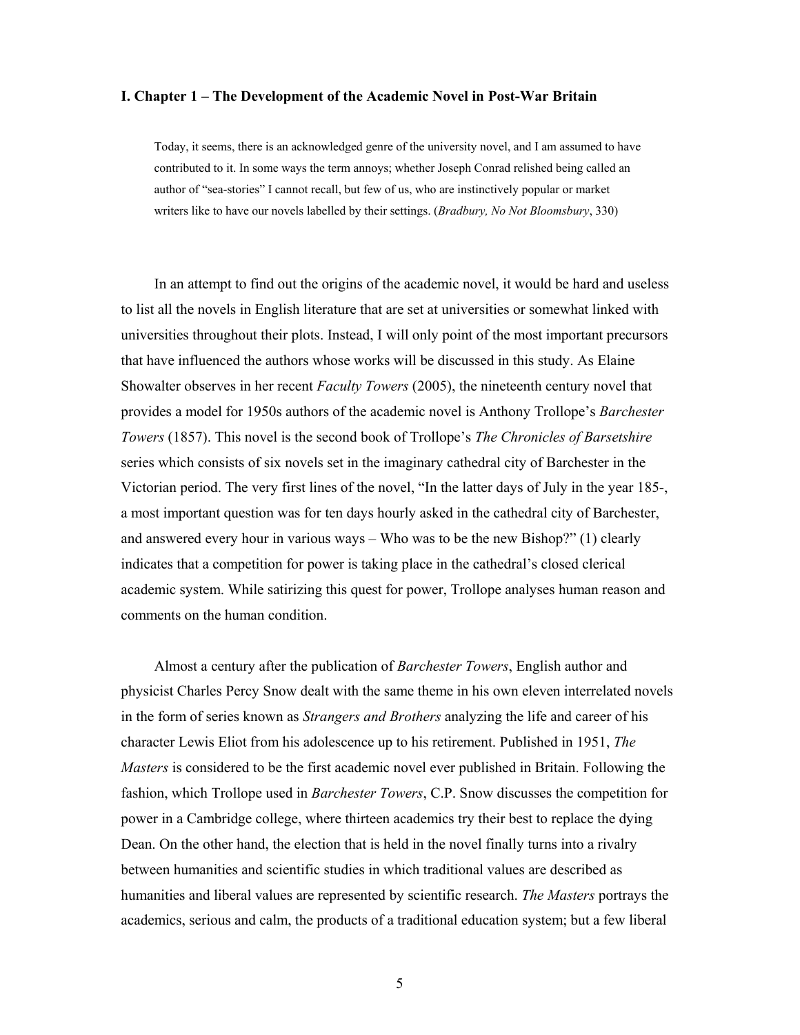## I. Chapter 1 – The Development of the Academic Novel in Post-War Britain

> Today, it seems, there is an acknowledged genre of the university novel, and I am assumed to have contributed to it. In some ways the term annoys; whether Joseph Conrad relished being called an author of "sea-stories" I cannot recall, but few of us, who are instinctively popular or market writers like to have our novels labelled by their settings. (*Bradbury, No Not Bloomsbury*, 330)

In an attempt to find out the origins of the academic novel, it would be hard and useless to list all the novels in English literature that are set at universities or somewhat linked with universities throughout their plots. Instead, I will only point of the most important precursors that have influenced the authors whose works will be discussed in this study. As Elaine Showalter observes in her recent *Faculty Towers* (2005), the nineteenth century novel that provides a model for 1950s authors of the academic novel is Anthony Trollope's *Barchester Towers* (1857). This novel is the second book of Trollope's *The Chronicles of Barsetshire* series which consists of six novels set in the imaginary cathedral city of Barchester in the Victorian period. The very first lines of the novel, "In the latter days of July in the year 185-, a most important question was for ten days hourly asked in the cathedral city of Barchester, and answered every hour in various ways – Who was to be the new Bishop?" (1) clearly indicates that a competition for power is taking place in the cathedral's closed clerical academic system. While satirizing this quest for power, Trollope analyses human reason and comments on the human condition.

Almost a century after the publication of *Barchester Towers*, English author and physicist Charles Percy Snow dealt with the same theme in his own eleven interrelated novels in the form of series known as *Strangers and Brothers* analyzing the life and career of his character Lewis Eliot from his adolescence up to his retirement. Published in 1951, *The Masters* is considered to be the first academic novel ever published in Britain. Following the fashion, which Trollope used in *Barchester Towers*, C.P. Snow discusses the competition for power in a Cambridge college, where thirteen academics try their best to replace the dying Dean. On the other hand, the election that is held in the novel finally turns into a rivalry between humanities and scientific studies in which traditional values are described as humanities and liberal values are represented by scientific research. *The Masters* portrays the academics, serious and calm, the products of a traditional education system; but a few liberal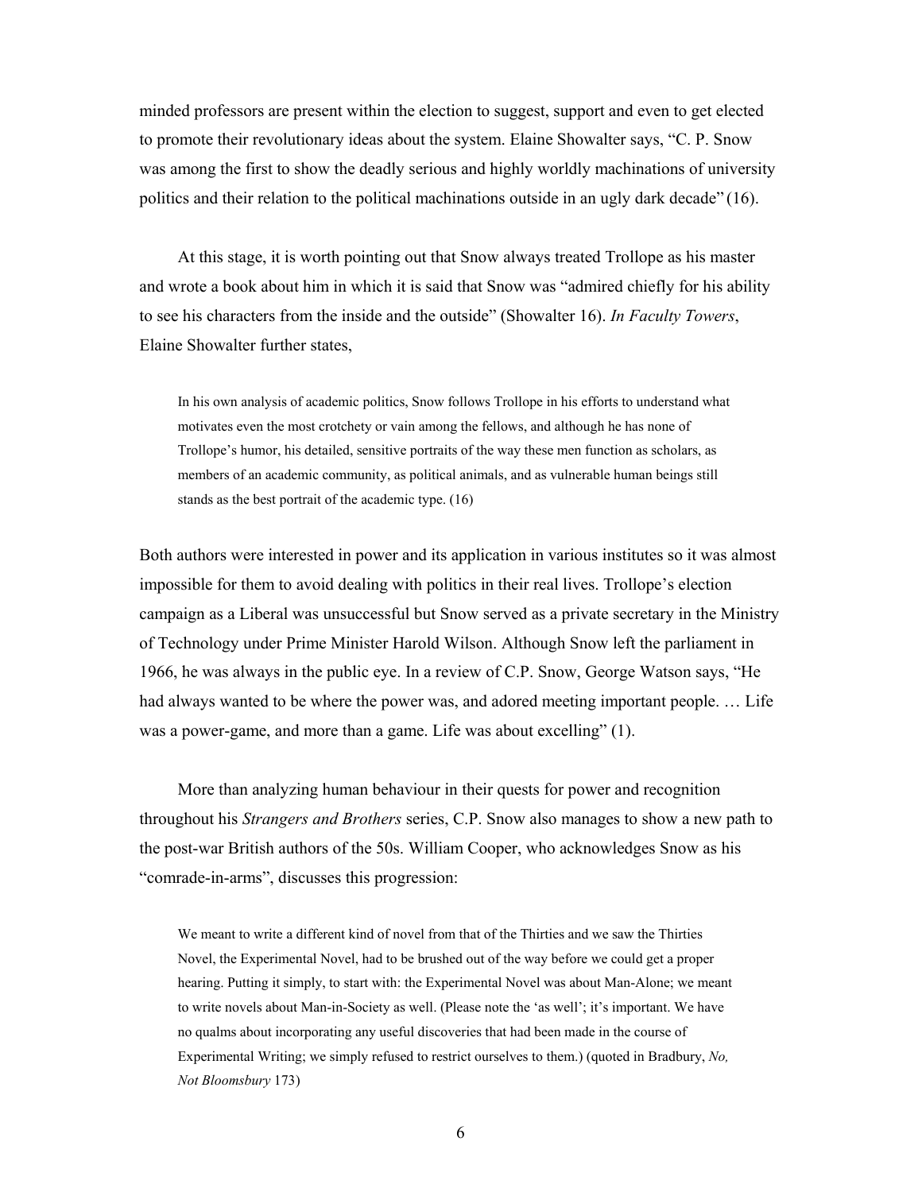minded professors are present within the election to suggest, support and even to get elected to promote their revolutionary ideas about the system. Elaine Showalter says, "C. P. Snow was among the first to show the deadly serious and highly worldly machinations of university politics and their relation to the political machinations outside in an ugly dark decade" (16).

At this stage, it is worth pointing out that Snow always treated Trollope as his master and wrote a book about him in which it is said that Snow was "admired chiefly for his ability to see his characters from the inside and the outside" (Showalter 16). *In Faculty Towers*, Elaine Showalter further states,

> In his own analysis of academic politics, Snow follows Trollope in his efforts to understand what motivates even the most crotchety or vain among the fellows, and although he has none of Trollope's humor, his detailed, sensitive portraits of the way these men function as scholars, as members of an academic community, as political animals, and as vulnerable human beings still stands as the best portrait of the academic type. (16)

Both authors were interested in power and its application in various institutes so it was almost impossible for them to avoid dealing with politics in their real lives. Trollope's election campaign as a Liberal was unsuccessful but Snow served as a private secretary in the Ministry of Technology under Prime Minister Harold Wilson. Although Snow left the parliament in 1966, he was always in the public eye. In a review of C.P. Snow, George Watson says, "He had always wanted to be where the power was, and adored meeting important people. … Life was a power-game, and more than a game. Life was about excelling" (1).

More than analyzing human behaviour in their quests for power and recognition throughout his *Strangers and Brothers* series, C.P. Snow also manages to show a new path to the post-war British authors of the 50s. William Cooper, who acknowledges Snow as his "comrade-in-arms", discusses this progression:

> We meant to write a different kind of novel from that of the Thirties and we saw the Thirties Novel, the Experimental Novel, had to be brushed out of the way before we could get a proper hearing. Putting it simply, to start with: the Experimental Novel was about Man-Alone; we meant to write novels about Man-in-Society as well. (Please note the 'as well'; it's important. We have no qualms about incorporating any useful discoveries that had been made in the course of Experimental Writing; we simply refused to restrict ourselves to them.) (quoted in Bradbury, *No, Not Bloomsbury* 173)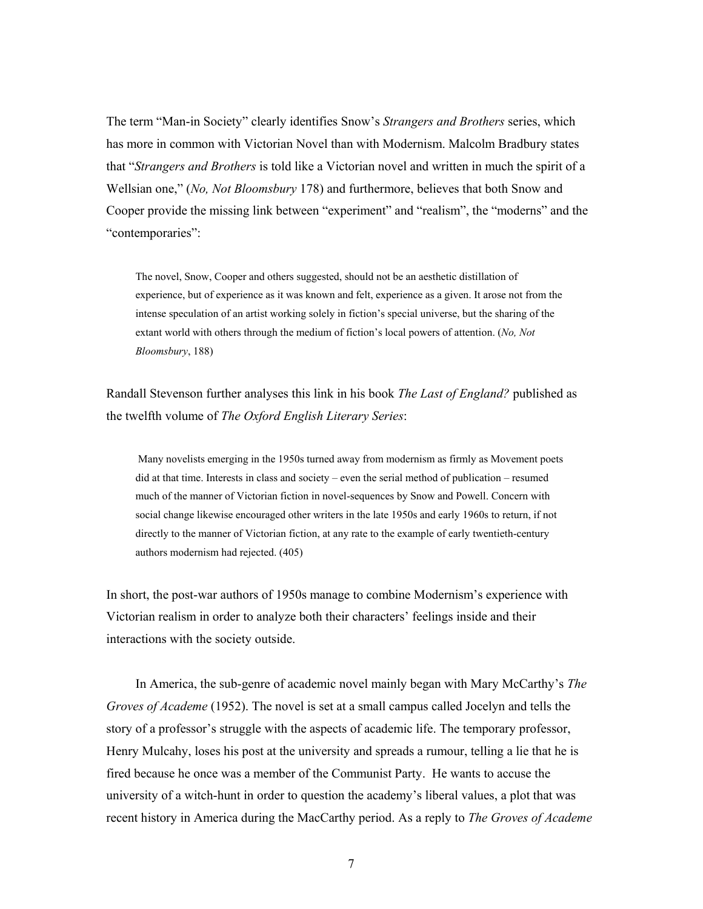The term "Man-in Society" clearly identifies Snow's *Strangers and Brothers* series, which has more in common with Victorian Novel than with Modernism. Malcolm Bradbury states that "*Strangers and Brothers* is told like a Victorian novel and written in much the spirit of a Wellsian one," (*No, Not Bloomsbury* 178) and furthermore, believes that both Snow and Cooper provide the missing link between "experiment" and "realism", the "moderns" and the "contemporaries":

> The novel, Snow, Cooper and others suggested, should not be an aesthetic distillation of experience, but of experience as it was known and felt, experience as a given. It arose not from the intense speculation of an artist working solely in fiction's special universe, but the sharing of the extant world with others through the medium of fiction's local powers of attention. (*No, Not Bloomsbury*, 188)

Randall Stevenson further analyses this link in his book *The Last of England?* published as the twelfth volume of *The Oxford English Literary Series*:

> Many novelists emerging in the 1950s turned away from modernism as firmly as Movement poets did at that time. Interests in class and society – even the serial method of publication – resumed much of the manner of Victorian fiction in novel-sequences by Snow and Powell. Concern with social change likewise encouraged other writers in the late 1950s and early 1960s to return, if not directly to the manner of Victorian fiction, at any rate to the example of early twentieth-century authors modernism had rejected. (405)

In short, the post-war authors of 1950s manage to combine Modernism's experience with Victorian realism in order to analyze both their characters' feelings inside and their interactions with the society outside.

In America, the sub-genre of academic novel mainly began with Mary McCarthy's *The Groves of Academe* (1952). The novel is set at a small campus called Jocelyn and tells the story of a professor's struggle with the aspects of academic life. The temporary professor, Henry Mulcahy, loses his post at the university and spreads a rumour, telling a lie that he is fired because he once was a member of the Communist Party. He wants to accuse the university of a witch-hunt in order to question the academy's liberal values, a plot that was recent history in America during the MacCarthy period. As a reply to *The Groves of Academe*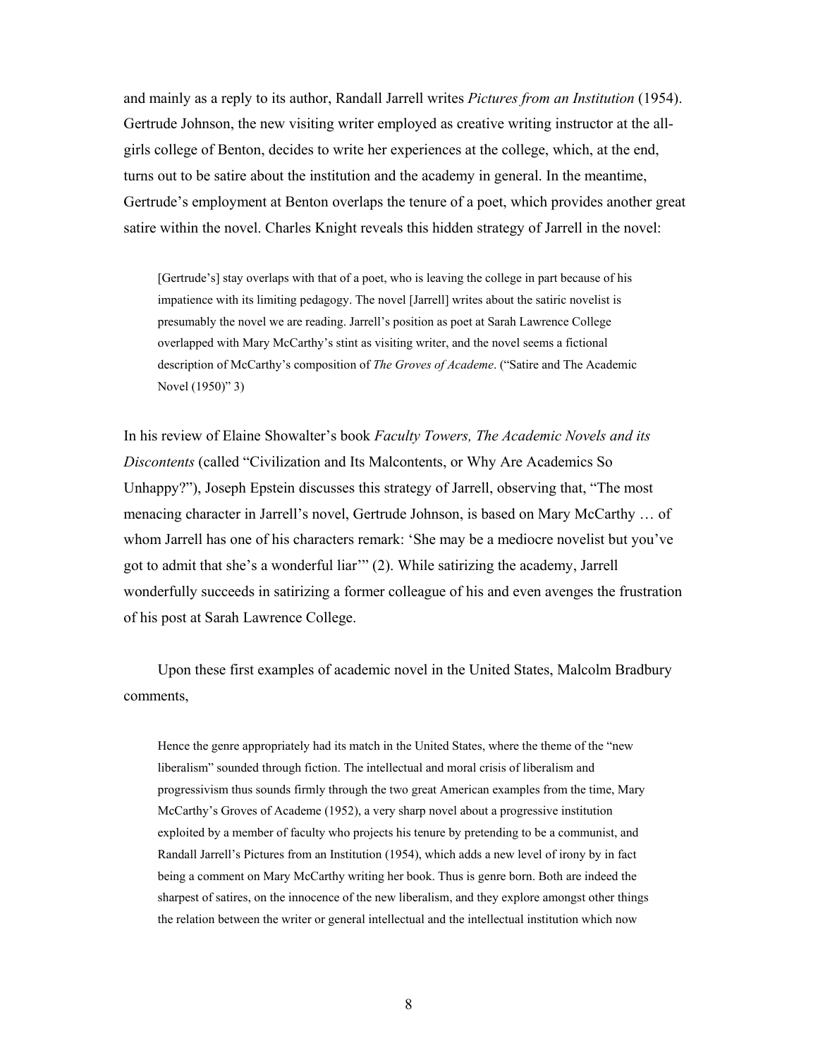and mainly as a reply to its author, Randall Jarrell writes *Pictures from an Institution* (1954). Gertrude Johnson, the new visiting writer employed as creative writing instructor at the all-girls college of Benton, decides to write her experiences at the college, which, at the end, turns out to be satire about the institution and the academy in general. In the meantime, Gertrude's employment at Benton overlaps the tenure of a poet, which provides another great satire within the novel. Charles Knight reveals this hidden strategy of Jarrell in the novel:

> [Gertrude's] stay overlaps with that of a poet, who is leaving the college in part because of his impatience with its limiting pedagogy. The novel [Jarrell] writes about the satiric novelist is presumably the novel we are reading. Jarrell's position as poet at Sarah Lawrence College overlapped with Mary McCarthy's stint as visiting writer, and the novel seems a fictional description of McCarthy's composition of *The Groves of Academe*. ("Satire and The Academic Novel (1950)" 3)

In his review of Elaine Showalter's book *Faculty Towers, The Academic Novels and its Discontents* (called "Civilization and Its Malcontents, or Why Are Academics So Unhappy?"), Joseph Epstein discusses this strategy of Jarrell, observing that, "The most menacing character in Jarrell's novel, Gertrude Johnson, is based on Mary McCarthy … of whom Jarrell has one of his characters remark: 'She may be a mediocre novelist but you've got to admit that she's a wonderful liar'" (2). While satirizing the academy, Jarrell wonderfully succeeds in satirizing a former colleague of his and even avenges the frustration of his post at Sarah Lawrence College.

Upon these first examples of academic novel in the United States, Malcolm Bradbury comments,

> Hence the genre appropriately had its match in the United States, where the theme of the "new liberalism" sounded through fiction. The intellectual and moral crisis of liberalism and progressivism thus sounds firmly through the two great American examples from the time, Mary McCarthy's Groves of Academe (1952), a very sharp novel about a progressive institution exploited by a member of faculty who projects his tenure by pretending to be a communist, and Randall Jarrell's Pictures from an Institution (1954), which adds a new level of irony by in fact being a comment on Mary McCarthy writing her book. Thus is genre born. Both are indeed the sharpest of satires, on the innocence of the new liberalism, and they explore amongst other things the relation between the writer or general intellectual and the intellectual institution which now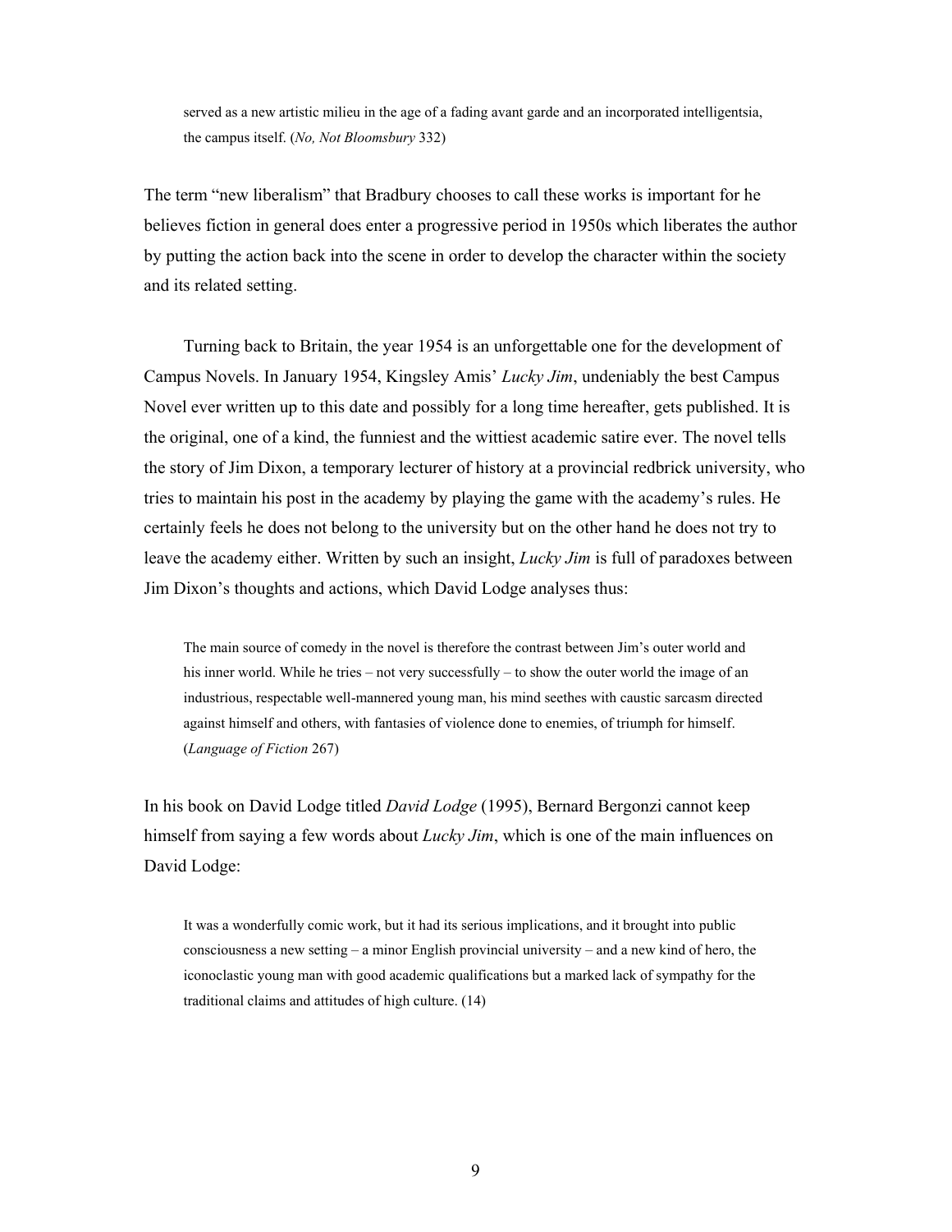> served as a new artistic milieu in the age of a fading avant garde and an incorporated intelligentsia, the campus itself. (*No, Not Bloomsbury* 332)

The term "new liberalism" that Bradbury chooses to call these works is important for he believes fiction in general does enter a progressive period in 1950s which liberates the author by putting the action back into the scene in order to develop the character within the society and its related setting.

Turning back to Britain, the year 1954 is an unforgettable one for the development of Campus Novels. In January 1954, Kingsley Amis' *Lucky Jim*, undeniably the best Campus Novel ever written up to this date and possibly for a long time hereafter, gets published. It is the original, one of a kind, the funniest and the wittiest academic satire ever. The novel tells the story of Jim Dixon, a temporary lecturer of history at a provincial redbrick university, who tries to maintain his post in the academy by playing the game with the academy's rules. He certainly feels he does not belong to the university but on the other hand he does not try to leave the academy either. Written by such an insight, *Lucky Jim* is full of paradoxes between Jim Dixon's thoughts and actions, which David Lodge analyses thus:

> The main source of comedy in the novel is therefore the contrast between Jim's outer world and his inner world. While he tries – not very successfully – to show the outer world the image of an industrious, respectable well-mannered young man, his mind seethes with caustic sarcasm directed against himself and others, with fantasies of violence done to enemies, of triumph for himself. (*Language of Fiction* 267)

In his book on David Lodge titled *David Lodge* (1995), Bernard Bergonzi cannot keep himself from saying a few words about *Lucky Jim*, which is one of the main influences on David Lodge:

> It was a wonderfully comic work, but it had its serious implications, and it brought into public consciousness a new setting – a minor English provincial university – and a new kind of hero, the iconoclastic young man with good academic qualifications but a marked lack of sympathy for the traditional claims and attitudes of high culture. (14)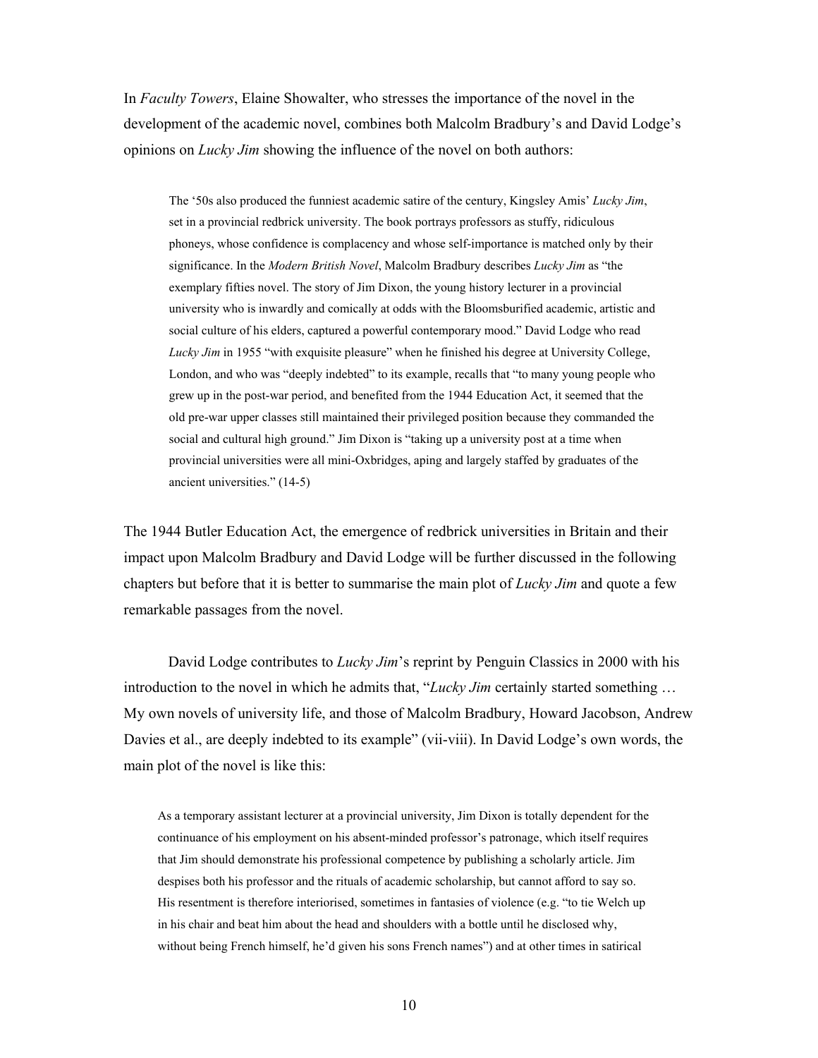In *Faculty Towers*, Elaine Showalter, who stresses the importance of the novel in the development of the academic novel, combines both Malcolm Bradbury's and David Lodge's opinions on *Lucky Jim* showing the influence of the novel on both authors:

> The '50s also produced the funniest academic satire of the century, Kingsley Amis' *Lucky Jim*, set in a provincial redbrick university. The book portrays professors as stuffy, ridiculous phoneys, whose confidence is complacency and whose self-importance is matched only by their significance. In the *Modern British Novel*, Malcolm Bradbury describes *Lucky Jim* as "the exemplary fifties novel. The story of Jim Dixon, the young history lecturer in a provincial university who is inwardly and comically at odds with the Bloomsburified academic, artistic and social culture of his elders, captured a powerful contemporary mood." David Lodge who read *Lucky Jim* in 1955 "with exquisite pleasure" when he finished his degree at University College, London, and who was "deeply indebted" to its example, recalls that "to many young people who grew up in the post-war period, and benefited from the 1944 Education Act, it seemed that the old pre-war upper classes still maintained their privileged position because they commanded the social and cultural high ground." Jim Dixon is "taking up a university post at a time when provincial universities were all mini-Oxbridges, aping and largely staffed by graduates of the ancient universities." (14-5)

The 1944 Butler Education Act, the emergence of redbrick universities in Britain and their impact upon Malcolm Bradbury and David Lodge will be further discussed in the following chapters but before that it is better to summarise the main plot of *Lucky Jim* and quote a few remarkable passages from the novel.

David Lodge contributes to *Lucky Jim*'s reprint by Penguin Classics in 2000 with his introduction to the novel in which he admits that, "*Lucky Jim* certainly started something … My own novels of university life, and those of Malcolm Bradbury, Howard Jacobson, Andrew Davies et al., are deeply indebted to its example" (vii-viii). In David Lodge's own words, the main plot of the novel is like this:

> As a temporary assistant lecturer at a provincial university, Jim Dixon is totally dependent for the continuance of his employment on his absent-minded professor's patronage, which itself requires that Jim should demonstrate his professional competence by publishing a scholarly article. Jim despises both his professor and the rituals of academic scholarship, but cannot afford to say so. His resentment is therefore interiorised, sometimes in fantasies of violence (e.g. "to tie Welch up in his chair and beat him about the head and shoulders with a bottle until he disclosed why, without being French himself, he'd given his sons French names") and at other times in satirical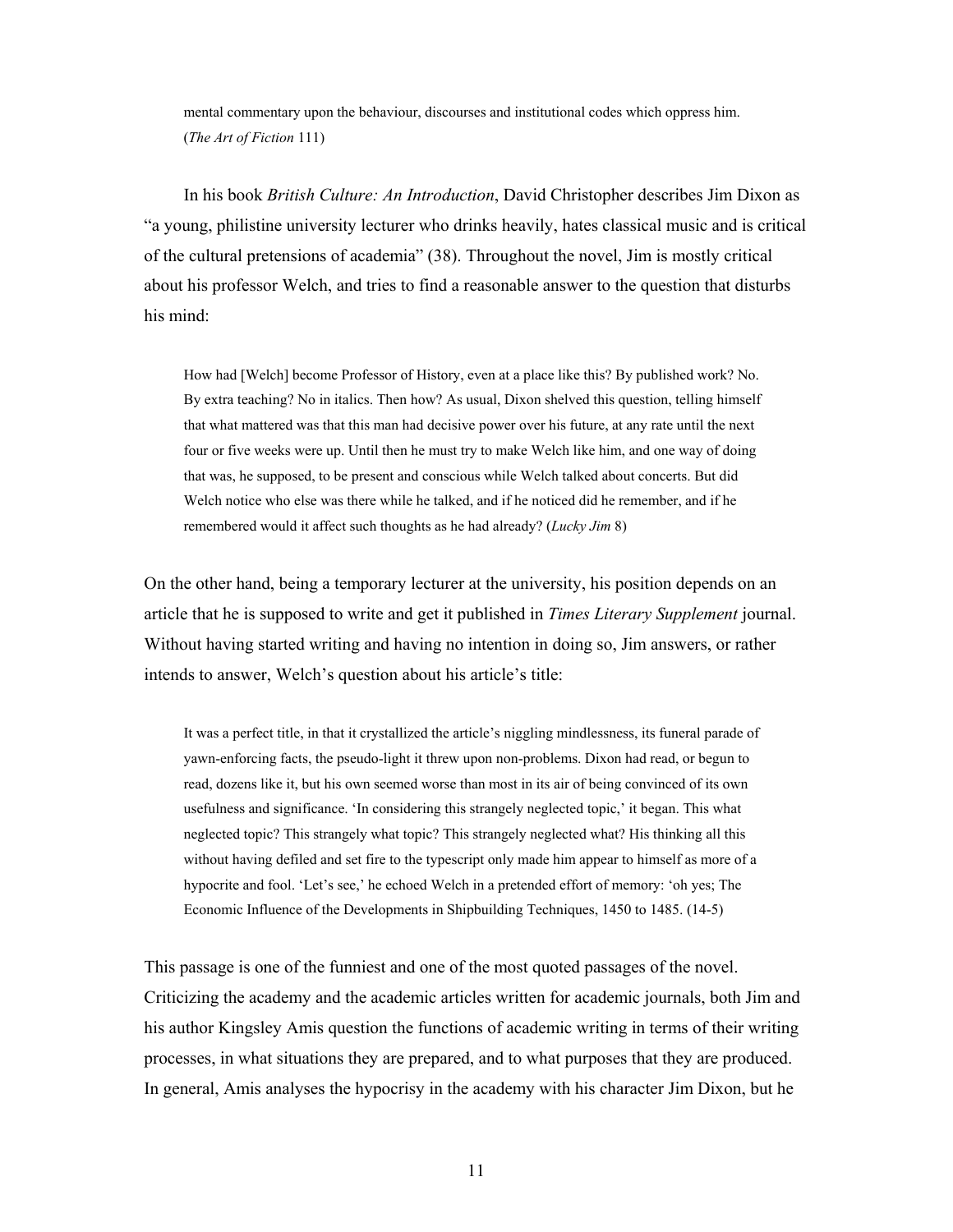> mental commentary upon the behaviour, discourses and institutional codes which oppress him. (*The Art of Fiction* 111)

In his book *British Culture: An Introduction*, David Christopher describes Jim Dixon as "a young, philistine university lecturer who drinks heavily, hates classical music and is critical of the cultural pretensions of academia" (38). Throughout the novel, Jim is mostly critical about his professor Welch, and tries to find a reasonable answer to the question that disturbs his mind:

> How had [Welch] become Professor of History, even at a place like this? By published work? No. By extra teaching? No in italics. Then how? As usual, Dixon shelved this question, telling himself that what mattered was that this man had decisive power over his future, at any rate until the next four or five weeks were up. Until then he must try to make Welch like him, and one way of doing that was, he supposed, to be present and conscious while Welch talked about concerts. But did Welch notice who else was there while he talked, and if he noticed did he remember, and if he remembered would it affect such thoughts as he had already? (*Lucky Jim* 8)

On the other hand, being a temporary lecturer at the university, his position depends on an article that he is supposed to write and get it published in *Times Literary Supplement* journal. Without having started writing and having no intention in doing so, Jim answers, or rather intends to answer, Welch's question about his article's title:

> It was a perfect title, in that it crystallized the article's niggling mindlessness, its funeral parade of yawn-enforcing facts, the pseudo-light it threw upon non-problems. Dixon had read, or begun to read, dozens like it, but his own seemed worse than most in its air of being convinced of its own usefulness and significance. 'In considering this strangely neglected topic,' it began. This what neglected topic? This strangely what topic? This strangely neglected what? His thinking all this without having defiled and set fire to the typescript only made him appear to himself as more of a hypocrite and fool. 'Let's see,' he echoed Welch in a pretended effort of memory: 'oh yes; The Economic Influence of the Developments in Shipbuilding Techniques, 1450 to 1485. (14-5)

This passage is one of the funniest and one of the most quoted passages of the novel. Criticizing the academy and the academic articles written for academic journals, both Jim and his author Kingsley Amis question the functions of academic writing in terms of their writing processes, in what situations they are prepared, and to what purposes that they are produced. In general, Amis analyses the hypocrisy in the academy with his character Jim Dixon, but he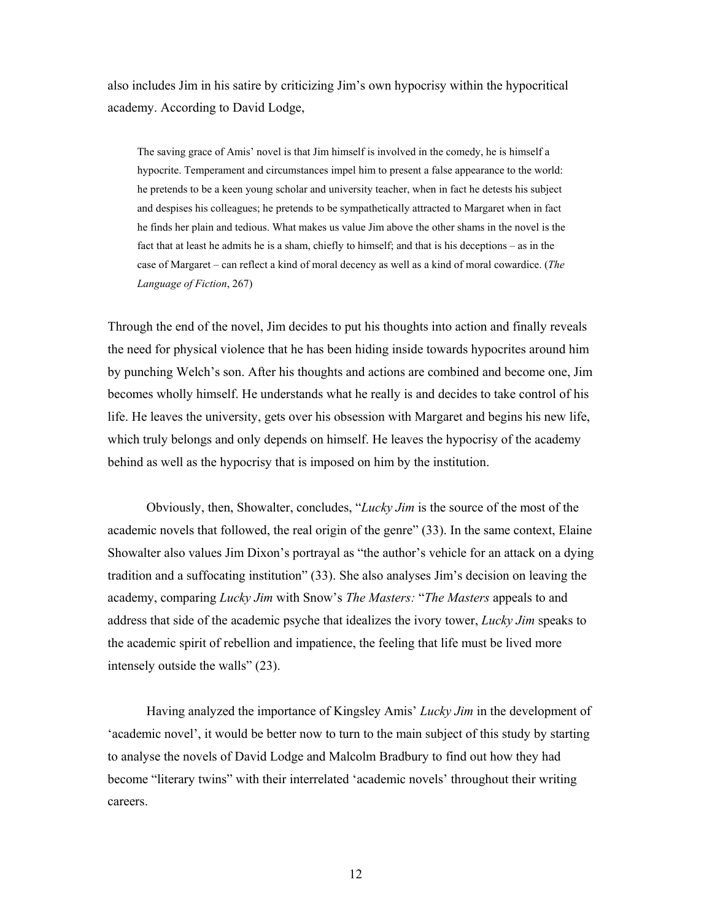also includes Jim in his satire by criticizing Jim's own hypocrisy within the hypocritical academy. According to David Lodge,

> The saving grace of Amis' novel is that Jim himself is involved in the comedy, he is himself a hypocrite. Temperament and circumstances impel him to present a false appearance to the world: he pretends to be a keen young scholar and university teacher, when in fact he detests his subject and despises his colleagues; he pretends to be sympathetically attracted to Margaret when in fact he finds her plain and tedious. What makes us value Jim above the other shams in the novel is the fact that at least he admits he is a sham, chiefly to himself; and that is his deceptions – as in the case of Margaret – can reflect a kind of moral decency as well as a kind of moral cowardice. (*The Language of Fiction*, 267)

Through the end of the novel, Jim decides to put his thoughts into action and finally reveals the need for physical violence that he has been hiding inside towards hypocrites around him by punching Welch's son. After his thoughts and actions are combined and become one, Jim becomes wholly himself. He understands what he really is and decides to take control of his life. He leaves the university, gets over his obsession with Margaret and begins his new life, which truly belongs and only depends on himself. He leaves the hypocrisy of the academy behind as well as the hypocrisy that is imposed on him by the institution.

Obviously, then, Showalter, concludes, "*Lucky Jim* is the source of the most of the academic novels that followed, the real origin of the genre" (33). In the same context, Elaine Showalter also values Jim Dixon's portrayal as "the author's vehicle for an attack on a dying tradition and a suffocating institution" (33). She also analyses Jim's decision on leaving the academy, comparing *Lucky Jim* with Snow's *The Masters:* "*The Masters* appeals to and address that side of the academic psyche that idealizes the ivory tower, *Lucky Jim* speaks to the academic spirit of rebellion and impatience, the feeling that life must be lived more intensely outside the walls" (23).

Having analyzed the importance of Kingsley Amis' *Lucky Jim* in the development of 'academic novel', it would be better now to turn to the main subject of this study by starting to analyse the novels of David Lodge and Malcolm Bradbury to find out how they had become "literary twins" with their interrelated 'academic novels' throughout their writing careers.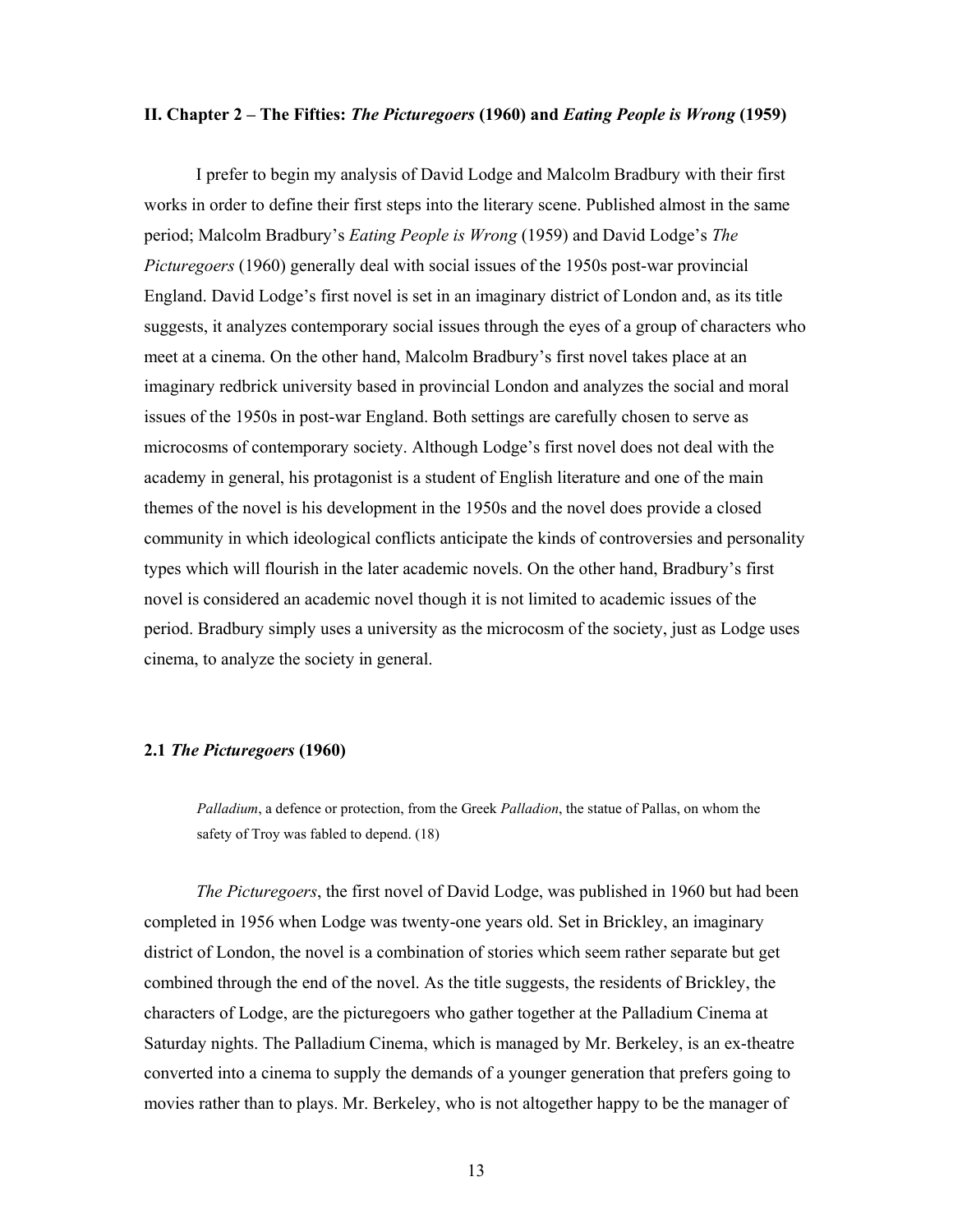## II. Chapter 2 – The Fifties: *The Picturegoers* (1960) and *Eating People is Wrong* (1959)

I prefer to begin my analysis of David Lodge and Malcolm Bradbury with their first works in order to define their first steps into the literary scene. Published almost in the same period; Malcolm Bradbury's *Eating People is Wrong* (1959) and David Lodge's *The Picturegoers* (1960) generally deal with social issues of the 1950s post-war provincial England. David Lodge's first novel is set in an imaginary district of London and, as its title suggests, it analyzes contemporary social issues through the eyes of a group of characters who meet at a cinema. On the other hand, Malcolm Bradbury's first novel takes place at an imaginary redbrick university based in provincial London and analyzes the social and moral issues of the 1950s in post-war England. Both settings are carefully chosen to serve as microcosms of contemporary society. Although Lodge's first novel does not deal with the academy in general, his protagonist is a student of English literature and one of the main themes of the novel is his development in the 1950s and the novel does provide a closed community in which ideological conflicts anticipate the kinds of controversies and personality types which will flourish in the later academic novels. On the other hand, Bradbury's first novel is considered an academic novel though it is not limited to academic issues of the period. Bradbury simply uses a university as the microcosm of the society, just as Lodge uses cinema, to analyze the society in general.

### 2.1 *The Picturegoers* (1960)

> *Palladium*, a defence or protection, from the Greek *Palladion*, the statue of Pallas, on whom the safety of Troy was fabled to depend. (18)

*The Picturegoers*, the first novel of David Lodge, was published in 1960 but had been completed in 1956 when Lodge was twenty-one years old. Set in Brickley, an imaginary district of London, the novel is a combination of stories which seem rather separate but get combined through the end of the novel. As the title suggests, the residents of Brickley, the characters of Lodge, are the picturegoers who gather together at the Palladium Cinema at Saturday nights. The Palladium Cinema, which is managed by Mr. Berkeley, is an ex-theatre converted into a cinema to supply the demands of a younger generation that prefers going to movies rather than to plays. Mr. Berkeley, who is not altogether happy to be the manager of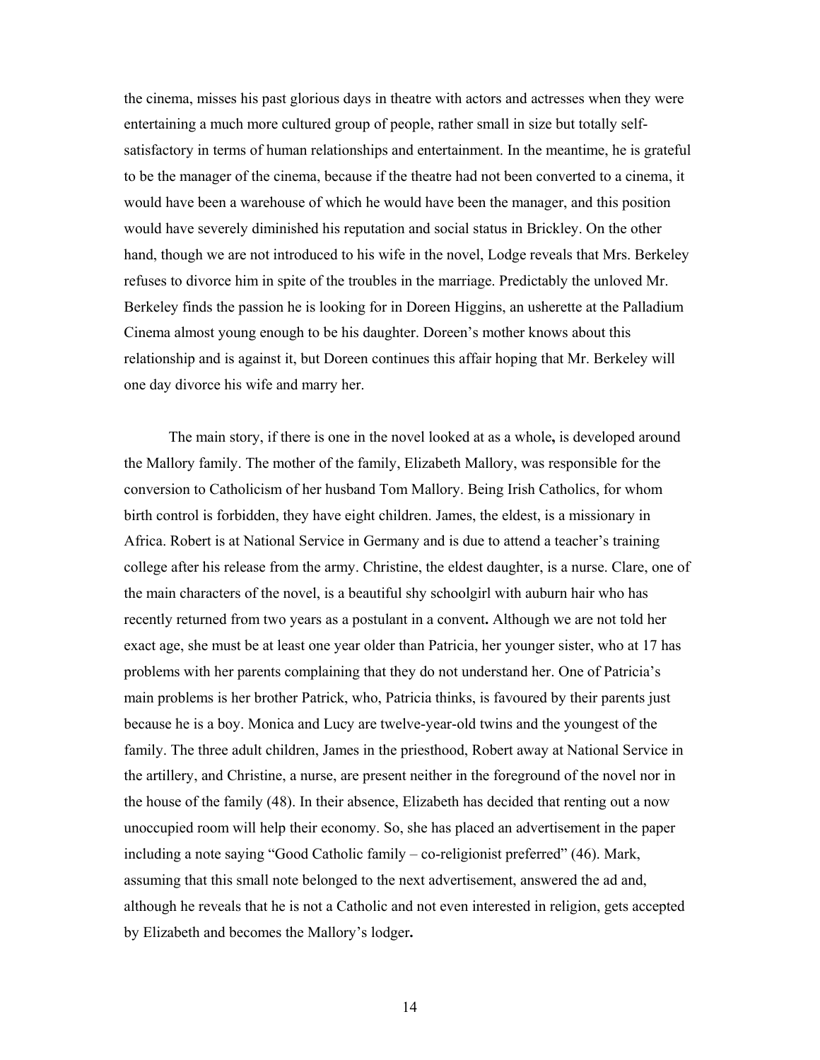the cinema, misses his past glorious days in theatre with actors and actresses when they were entertaining a much more cultured group of people, rather small in size but totally self-satisfactory in terms of human relationships and entertainment. In the meantime, he is grateful to be the manager of the cinema, because if the theatre had not been converted to a cinema, it would have been a warehouse of which he would have been the manager, and this position would have severely diminished his reputation and social status in Brickley. On the other hand, though we are not introduced to his wife in the novel, Lodge reveals that Mrs. Berkeley refuses to divorce him in spite of the troubles in the marriage. Predictably the unloved Mr. Berkeley finds the passion he is looking for in Doreen Higgins, an usherette at the Palladium Cinema almost young enough to be his daughter. Doreen's mother knows about this relationship and is against it, but Doreen continues this affair hoping that Mr. Berkeley will one day divorce his wife and marry her.

The main story, if there is one in the novel looked at as a whole**,** is developed around the Mallory family. The mother of the family, Elizabeth Mallory, was responsible for the conversion to Catholicism of her husband Tom Mallory. Being Irish Catholics, for whom birth control is forbidden, they have eight children. James, the eldest, is a missionary in Africa. Robert is at National Service in Germany and is due to attend a teacher's training college after his release from the army. Christine, the eldest daughter, is a nurse. Clare, one of the main characters of the novel, is a beautiful shy schoolgirl with auburn hair who has recently returned from two years as a postulant in a convent**.** Although we are not told her exact age, she must be at least one year older than Patricia, her younger sister, who at 17 has problems with her parents complaining that they do not understand her. One of Patricia's main problems is her brother Patrick, who, Patricia thinks, is favoured by their parents just because he is a boy. Monica and Lucy are twelve-year-old twins and the youngest of the family. The three adult children, James in the priesthood, Robert away at National Service in the artillery, and Christine, a nurse, are present neither in the foreground of the novel nor in the house of the family (48). In their absence, Elizabeth has decided that renting out a now unoccupied room will help their economy. So, she has placed an advertisement in the paper including a note saying "Good Catholic family – co-religionist preferred" (46). Mark, assuming that this small note belonged to the next advertisement, answered the ad and, although he reveals that he is not a Catholic and not even interested in religion, gets accepted by Elizabeth and becomes the Mallory's lodger**.**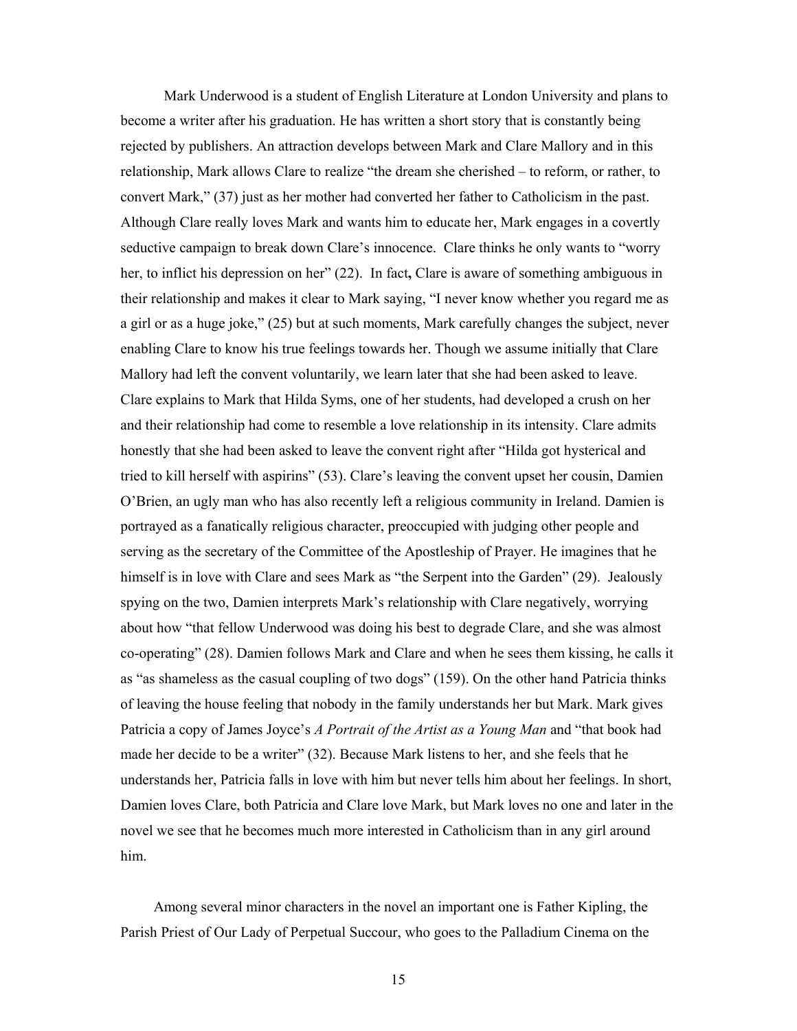Mark Underwood is a student of English Literature at London University and plans to become a writer after his graduation. He has written a short story that is constantly being rejected by publishers. An attraction develops between Mark and Clare Mallory and in this relationship, Mark allows Clare to realize "the dream she cherished – to reform, or rather, to convert Mark," (37) just as her mother had converted her father to Catholicism in the past. Although Clare really loves Mark and wants him to educate her, Mark engages in a covertly seductive campaign to break down Clare's innocence. Clare thinks he only wants to "worry her, to inflict his depression on her" (22). In fact**,** Clare is aware of something ambiguous in their relationship and makes it clear to Mark saying, "I never know whether you regard me as a girl or as a huge joke," (25) but at such moments, Mark carefully changes the subject, never enabling Clare to know his true feelings towards her. Though we assume initially that Clare Mallory had left the convent voluntarily, we learn later that she had been asked to leave. Clare explains to Mark that Hilda Syms, one of her students, had developed a crush on her and their relationship had come to resemble a love relationship in its intensity. Clare admits honestly that she had been asked to leave the convent right after "Hilda got hysterical and tried to kill herself with aspirins" (53). Clare's leaving the convent upset her cousin, Damien O'Brien, an ugly man who has also recently left a religious community in Ireland. Damien is portrayed as a fanatically religious character, preoccupied with judging other people and serving as the secretary of the Committee of the Apostleship of Prayer. He imagines that he himself is in love with Clare and sees Mark as "the Serpent into the Garden" (29). Jealously spying on the two, Damien interprets Mark's relationship with Clare negatively, worrying about how "that fellow Underwood was doing his best to degrade Clare, and she was almost co-operating" (28). Damien follows Mark and Clare and when he sees them kissing, he calls it as "as shameless as the casual coupling of two dogs" (159). On the other hand Patricia thinks of leaving the house feeling that nobody in the family understands her but Mark. Mark gives Patricia a copy of James Joyce's *A Portrait of the Artist as a Young Man* and "that book had made her decide to be a writer" (32). Because Mark listens to her, and she feels that he understands her, Patricia falls in love with him but never tells him about her feelings. In short, Damien loves Clare, both Patricia and Clare love Mark, but Mark loves no one and later in the novel we see that he becomes much more interested in Catholicism than in any girl around him.

Among several minor characters in the novel an important one is Father Kipling, the Parish Priest of Our Lady of Perpetual Succour, who goes to the Palladium Cinema on the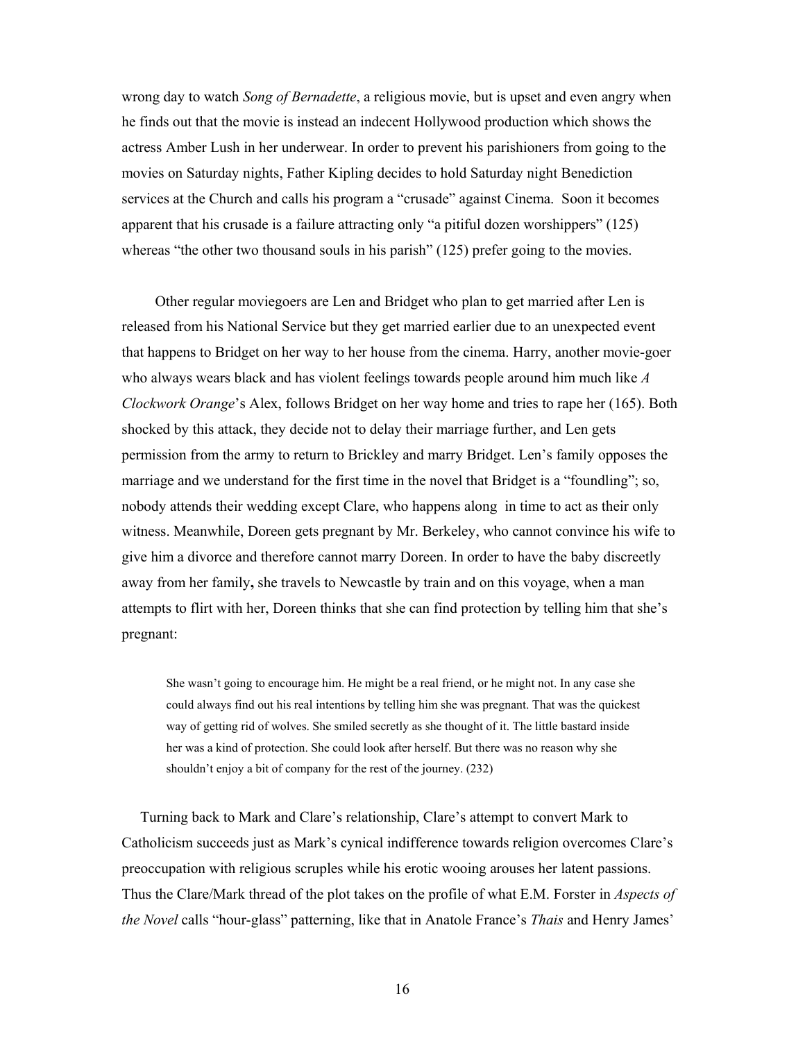wrong day to watch *Song of Bernadette*, a religious movie, but is upset and even angry when he finds out that the movie is instead an indecent Hollywood production which shows the actress Amber Lush in her underwear. In order to prevent his parishioners from going to the movies on Saturday nights, Father Kipling decides to hold Saturday night Benediction services at the Church and calls his program a "crusade" against Cinema. Soon it becomes apparent that his crusade is a failure attracting only "a pitiful dozen worshippers" (125) whereas "the other two thousand souls in his parish" (125) prefer going to the movies.

Other regular moviegoers are Len and Bridget who plan to get married after Len is released from his National Service but they get married earlier due to an unexpected event that happens to Bridget on her way to her house from the cinema. Harry, another movie-goer who always wears black and has violent feelings towards people around him much like *A Clockwork Orange*'s Alex, follows Bridget on her way home and tries to rape her (165). Both shocked by this attack, they decide not to delay their marriage further, and Len gets permission from the army to return to Brickley and marry Bridget. Len's family opposes the marriage and we understand for the first time in the novel that Bridget is a "foundling"; so, nobody attends their wedding except Clare, who happens along in time to act as their only witness. Meanwhile, Doreen gets pregnant by Mr. Berkeley, who cannot convince his wife to give him a divorce and therefore cannot marry Doreen. In order to have the baby discreetly away from her family**,** she travels to Newcastle by train and on this voyage, when a man attempts to flirt with her, Doreen thinks that she can find protection by telling him that she's pregnant:

> She wasn't going to encourage him. He might be a real friend, or he might not. In any case she could always find out his real intentions by telling him she was pregnant. That was the quickest way of getting rid of wolves. She smiled secretly as she thought of it. The little bastard inside her was a kind of protection. She could look after herself. But there was no reason why she shouldn't enjoy a bit of company for the rest of the journey. (232)

Turning back to Mark and Clare's relationship, Clare's attempt to convert Mark to Catholicism succeeds just as Mark's cynical indifference towards religion overcomes Clare's preoccupation with religious scruples while his erotic wooing arouses her latent passions. Thus the Clare/Mark thread of the plot takes on the profile of what E.M. Forster in *Aspects of the Novel* calls "hour-glass" patterning, like that in Anatole France's *Thais* and Henry James'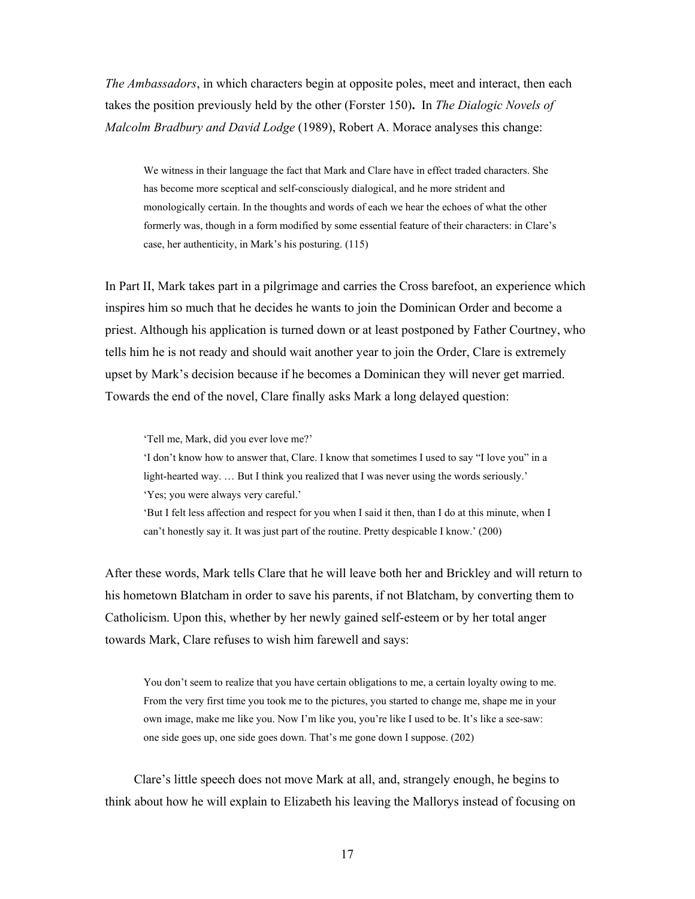*The Ambassadors*, in which characters begin at opposite poles, meet and interact, then each takes the position previously held by the other (Forster 150)**.** In *The Dialogic Novels of Malcolm Bradbury and David Lodge* (1989), Robert A. Morace analyses this change:

> We witness in their language the fact that Mark and Clare have in effect traded characters. She has become more sceptical and self-consciously dialogical, and he more strident and monologically certain. In the thoughts and words of each we hear the echoes of what the other formerly was, though in a form modified by some essential feature of their characters: in Clare's case, her authenticity, in Mark's his posturing. (115)

In Part II, Mark takes part in a pilgrimage and carries the Cross barefoot, an experience which inspires him so much that he decides he wants to join the Dominican Order and become a priest. Although his application is turned down or at least postponed by Father Courtney, who tells him he is not ready and should wait another year to join the Order, Clare is extremely upset by Mark's decision because if he becomes a Dominican they will never get married. Towards the end of the novel, Clare finally asks Mark a long delayed question:

> 'Tell me, Mark, did you ever love me?'
> 'I don't know how to answer that, Clare. I know that sometimes I used to say "I love you" in a light-hearted way. … But I think you realized that I was never using the words seriously.'
> 'Yes; you were always very careful.'
> 'But I felt less affection and respect for you when I said it then, than I do at this minute, when I can't honestly say it. It was just part of the routine. Pretty despicable I know.' (200)

After these words, Mark tells Clare that he will leave both her and Brickley and will return to his hometown Blatcham in order to save his parents, if not Blatcham, by converting them to Catholicism. Upon this, whether by her newly gained self-esteem or by her total anger towards Mark, Clare refuses to wish him farewell and says:

> You don't seem to realize that you have certain obligations to me, a certain loyalty owing to me. From the very first time you took me to the pictures, you started to change me, shape me in your own image, make me like you. Now I'm like you, you're like I used to be. It's like a see-saw: one side goes up, one side goes down. That's me gone down I suppose. (202)

Clare's little speech does not move Mark at all, and, strangely enough, he begins to think about how he will explain to Elizabeth his leaving the Mallorys instead of focusing on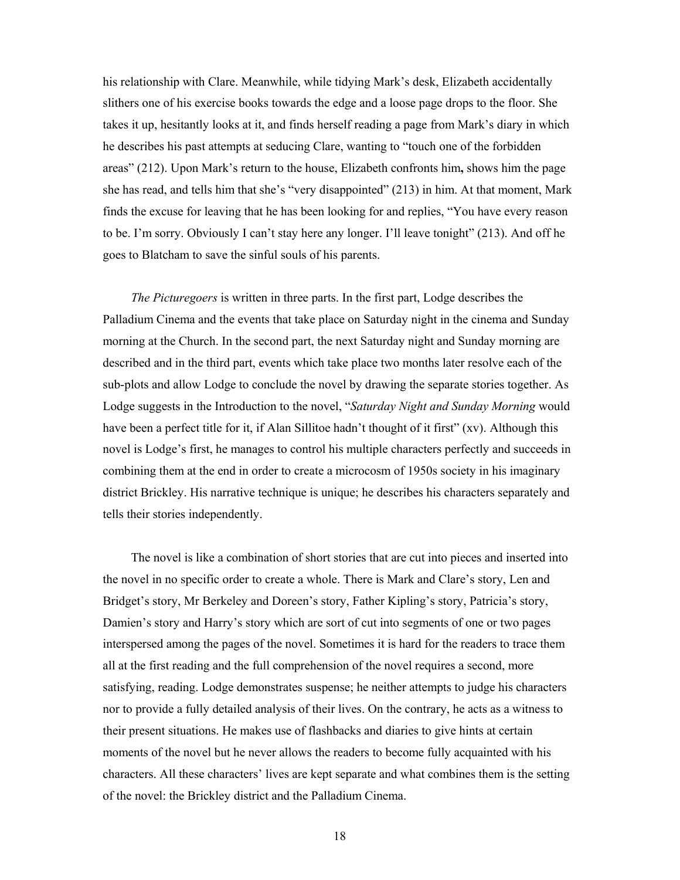his relationship with Clare. Meanwhile, while tidying Mark's desk, Elizabeth accidentally slithers one of his exercise books towards the edge and a loose page drops to the floor. She takes it up, hesitantly looks at it, and finds herself reading a page from Mark's diary in which he describes his past attempts at seducing Clare, wanting to "touch one of the forbidden areas" (212). Upon Mark's return to the house, Elizabeth confronts him**,** shows him the page she has read, and tells him that she's "very disappointed" (213) in him. At that moment, Mark finds the excuse for leaving that he has been looking for and replies, "You have every reason to be. I'm sorry. Obviously I can't stay here any longer. I'll leave tonight" (213). And off he goes to Blatcham to save the sinful souls of his parents.

*The Picturegoers* is written in three parts. In the first part, Lodge describes the Palladium Cinema and the events that take place on Saturday night in the cinema and Sunday morning at the Church. In the second part, the next Saturday night and Sunday morning are described and in the third part, events which take place two months later resolve each of the sub-plots and allow Lodge to conclude the novel by drawing the separate stories together. As Lodge suggests in the Introduction to the novel, "*Saturday Night and Sunday Morning* would have been a perfect title for it, if Alan Sillitoe hadn't thought of it first" (xv). Although this novel is Lodge's first, he manages to control his multiple characters perfectly and succeeds in combining them at the end in order to create a microcosm of 1950s society in his imaginary district Brickley. His narrative technique is unique; he describes his characters separately and tells their stories independently.

The novel is like a combination of short stories that are cut into pieces and inserted into the novel in no specific order to create a whole. There is Mark and Clare's story, Len and Bridget's story, Mr Berkeley and Doreen's story, Father Kipling's story, Patricia's story, Damien's story and Harry's story which are sort of cut into segments of one or two pages interspersed among the pages of the novel. Sometimes it is hard for the readers to trace them all at the first reading and the full comprehension of the novel requires a second, more satisfying, reading. Lodge demonstrates suspense; he neither attempts to judge his characters nor to provide a fully detailed analysis of their lives. On the contrary, he acts as a witness to their present situations. He makes use of flashbacks and diaries to give hints at certain moments of the novel but he never allows the readers to become fully acquainted with his characters. All these characters' lives are kept separate and what combines them is the setting of the novel: the Brickley district and the Palladium Cinema.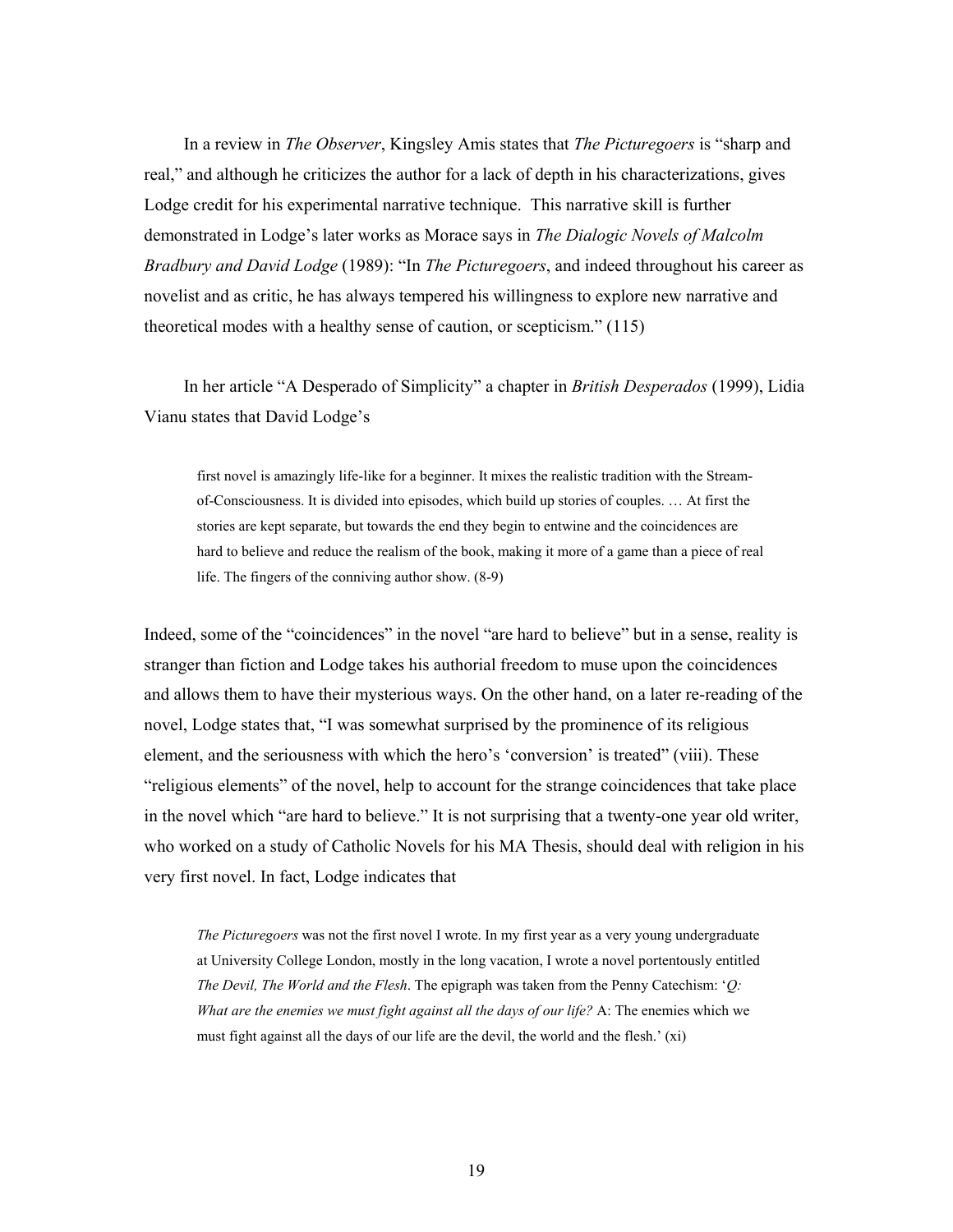In a review in *The Observer*, Kingsley Amis states that *The Picturegoers* is "sharp and real," and although he criticizes the author for a lack of depth in his characterizations, gives Lodge credit for his experimental narrative technique. This narrative skill is further demonstrated in Lodge's later works as Morace says in *The Dialogic Novels of Malcolm Bradbury and David Lodge* (1989): "In *The Picturegoers*, and indeed throughout his career as novelist and as critic, he has always tempered his willingness to explore new narrative and theoretical modes with a healthy sense of caution, or scepticism." (115)

In her article "A Desperado of Simplicity" a chapter in *British Desperados* (1999), Lidia Vianu states that David Lodge's

> first novel is amazingly life-like for a beginner. It mixes the realistic tradition with the Stream-of-Consciousness. It is divided into episodes, which build up stories of couples. … At first the stories are kept separate, but towards the end they begin to entwine and the coincidences are hard to believe and reduce the realism of the book, making it more of a game than a piece of real life. The fingers of the conniving author show. (8-9)

Indeed, some of the "coincidences" in the novel "are hard to believe" but in a sense, reality is stranger than fiction and Lodge takes his authorial freedom to muse upon the coincidences and allows them to have their mysterious ways. On the other hand, on a later re-reading of the novel, Lodge states that, "I was somewhat surprised by the prominence of its religious element, and the seriousness with which the hero's 'conversion' is treated" (viii). These "religious elements" of the novel, help to account for the strange coincidences that take place in the novel which "are hard to believe." It is not surprising that a twenty-one year old writer, who worked on a study of Catholic Novels for his MA Thesis, should deal with religion in his very first novel. In fact, Lodge indicates that

> *The Picturegoers* was not the first novel I wrote. In my first year as a very young undergraduate at University College London, mostly in the long vacation, I wrote a novel portentously entitled *The Devil, The World and the Flesh*. The epigraph was taken from the Penny Catechism: '*Q: What are the enemies we must fight against all the days of our life?* A: The enemies which we must fight against all the days of our life are the devil, the world and the flesh.' (xi)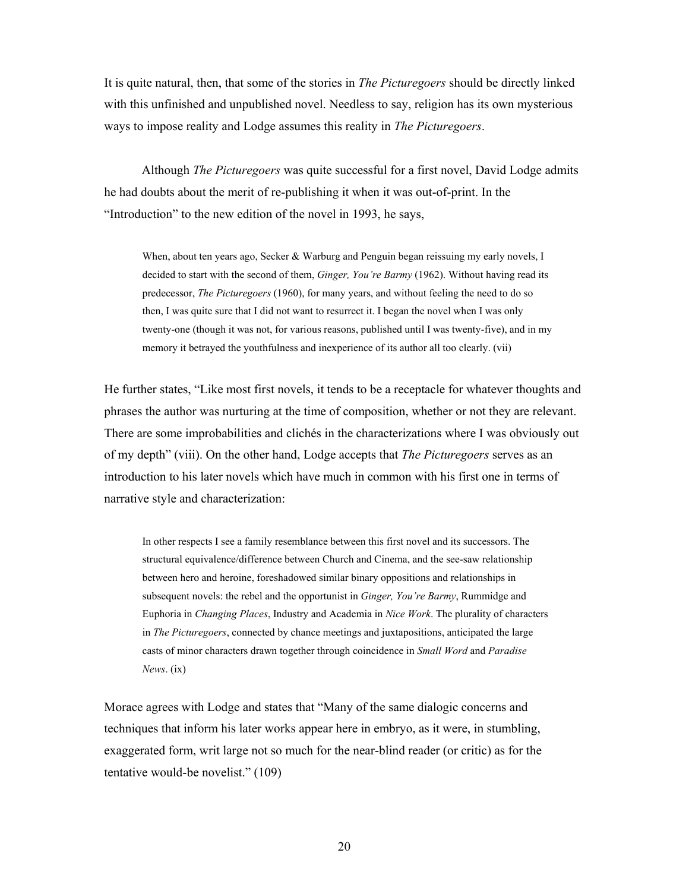It is quite natural, then, that some of the stories in *The Picturegoers* should be directly linked with this unfinished and unpublished novel. Needless to say, religion has its own mysterious ways to impose reality and Lodge assumes this reality in *The Picturegoers*.

Although *The Picturegoers* was quite successful for a first novel, David Lodge admits he had doubts about the merit of re-publishing it when it was out-of-print. In the "Introduction" to the new edition of the novel in 1993, he says,

> When, about ten years ago, Secker & Warburg and Penguin began reissuing my early novels, I decided to start with the second of them, *Ginger, You're Barmy* (1962). Without having read its predecessor, *The Picturegoers* (1960), for many years, and without feeling the need to do so then, I was quite sure that I did not want to resurrect it. I began the novel when I was only twenty-one (though it was not, for various reasons, published until I was twenty-five), and in my memory it betrayed the youthfulness and inexperience of its author all too clearly. (vii)

He further states, "Like most first novels, it tends to be a receptacle for whatever thoughts and phrases the author was nurturing at the time of composition, whether or not they are relevant. There are some improbabilities and clichés in the characterizations where I was obviously out of my depth" (viii). On the other hand, Lodge accepts that *The Picturegoers* serves as an introduction to his later novels which have much in common with his first one in terms of narrative style and characterization:

> In other respects I see a family resemblance between this first novel and its successors. The structural equivalence/difference between Church and Cinema, and the see-saw relationship between hero and heroine, foreshadowed similar binary oppositions and relationships in subsequent novels: the rebel and the opportunist in *Ginger, You're Barmy*, Rummidge and Euphoria in *Changing Places*, Industry and Academia in *Nice Work*. The plurality of characters in *The Picturegoers*, connected by chance meetings and juxtapositions, anticipated the large casts of minor characters drawn together through coincidence in *Small Word* and *Paradise News*. (ix)

Morace agrees with Lodge and states that "Many of the same dialogic concerns and techniques that inform his later works appear here in embryo, as it were, in stumbling, exaggerated form, writ large not so much for the near-blind reader (or critic) as for the tentative would-be novelist." (109)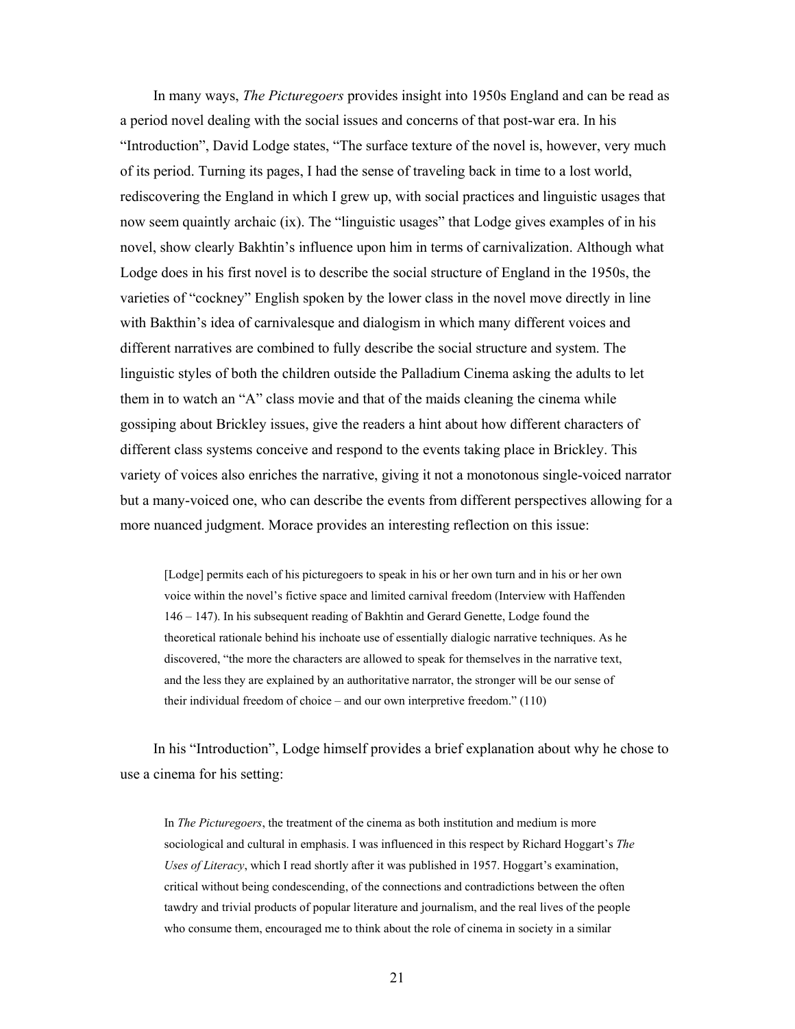In many ways, *The Picturegoers* provides insight into 1950s England and can be read as a period novel dealing with the social issues and concerns of that post-war era. In his "Introduction", David Lodge states, "The surface texture of the novel is, however, very much of its period. Turning its pages, I had the sense of traveling back in time to a lost world, rediscovering the England in which I grew up, with social practices and linguistic usages that now seem quaintly archaic (ix). The "linguistic usages" that Lodge gives examples of in his novel, show clearly Bakhtin's influence upon him in terms of carnivalization. Although what Lodge does in his first novel is to describe the social structure of England in the 1950s, the varieties of "cockney" English spoken by the lower class in the novel move directly in line with Bakthin's idea of carnivalesque and dialogism in which many different voices and different narratives are combined to fully describe the social structure and system. The linguistic styles of both the children outside the Palladium Cinema asking the adults to let them in to watch an "A" class movie and that of the maids cleaning the cinema while gossiping about Brickley issues, give the readers a hint about how different characters of different class systems conceive and respond to the events taking place in Brickley. This variety of voices also enriches the narrative, giving it not a monotonous single-voiced narrator but a many-voiced one, who can describe the events from different perspectives allowing for a more nuanced judgment. Morace provides an interesting reflection on this issue:

> [Lodge] permits each of his picturegoers to speak in his or her own turn and in his or her own voice within the novel's fictive space and limited carnival freedom (Interview with Haffenden 146 – 147). In his subsequent reading of Bakhtin and Gerard Genette, Lodge found the theoretical rationale behind his inchoate use of essentially dialogic narrative techniques. As he discovered, "the more the characters are allowed to speak for themselves in the narrative text, and the less they are explained by an authoritative narrator, the stronger will be our sense of their individual freedom of choice – and our own interpretive freedom." (110)

In his "Introduction", Lodge himself provides a brief explanation about why he chose to use a cinema for his setting:

> In *The Picturegoers*, the treatment of the cinema as both institution and medium is more sociological and cultural in emphasis. I was influenced in this respect by Richard Hoggart's *The Uses of Literacy*, which I read shortly after it was published in 1957. Hoggart's examination, critical without being condescending, of the connections and contradictions between the often tawdry and trivial products of popular literature and journalism, and the real lives of the people who consume them, encouraged me to think about the role of cinema in society in a similar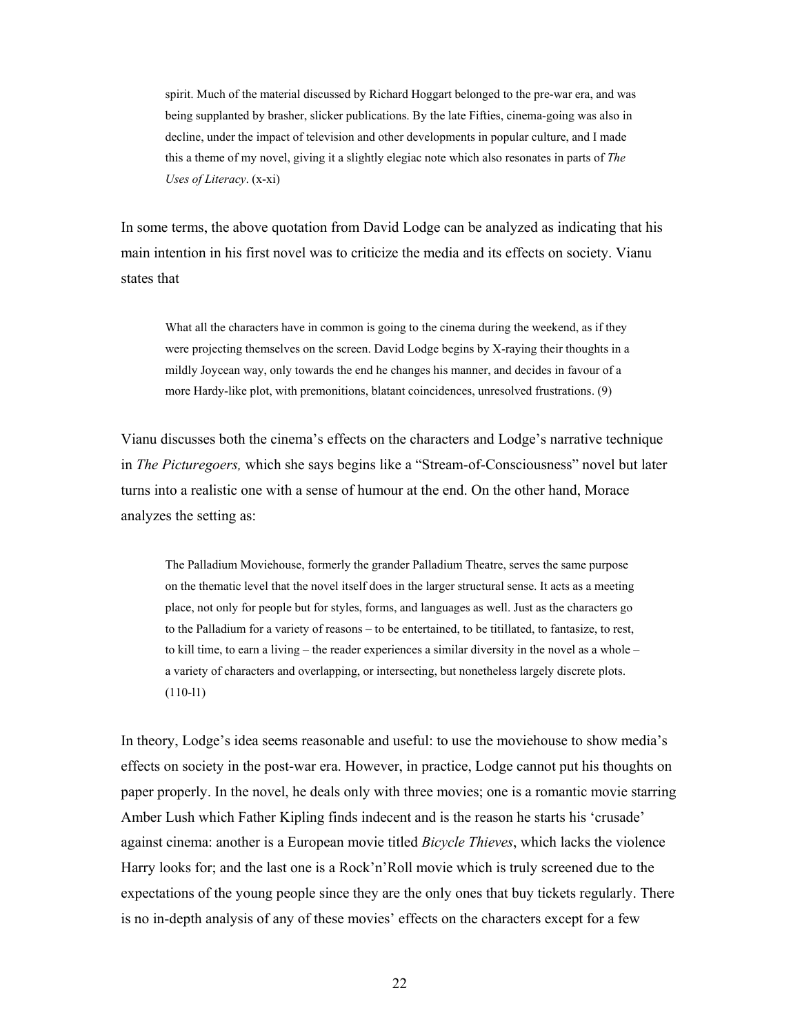> spirit. Much of the material discussed by Richard Hoggart belonged to the pre-war era, and was being supplanted by brasher, slicker publications. By the late Fifties, cinema-going was also in decline, under the impact of television and other developments in popular culture, and I made this a theme of my novel, giving it a slightly elegiac note which also resonates in parts of *The Uses of Literacy*. (x-xi)

In some terms, the above quotation from David Lodge can be analyzed as indicating that his main intention in his first novel was to criticize the media and its effects on society. Vianu states that

> What all the characters have in common is going to the cinema during the weekend, as if they were projecting themselves on the screen. David Lodge begins by X-raying their thoughts in a mildly Joycean way, only towards the end he changes his manner, and decides in favour of a more Hardy-like plot, with premonitions, blatant coincidences, unresolved frustrations. (9)

Vianu discusses both the cinema's effects on the characters and Lodge's narrative technique in *The Picturegoers,* which she says begins like a "Stream-of-Consciousness" novel but later turns into a realistic one with a sense of humour at the end. On the other hand, Morace analyzes the setting as:

> The Palladium Moviehouse, formerly the grander Palladium Theatre, serves the same purpose on the thematic level that the novel itself does in the larger structural sense. It acts as a meeting place, not only for people but for styles, forms, and languages as well. Just as the characters go to the Palladium for a variety of reasons – to be entertained, to be titillated, to fantasize, to rest, to kill time, to earn a living – the reader experiences a similar diversity in the novel as a whole – a variety of characters and overlapping, or intersecting, but nonetheless largely discrete plots. (110-l1)

In theory, Lodge's idea seems reasonable and useful: to use the moviehouse to show media's effects on society in the post-war era. However, in practice, Lodge cannot put his thoughts on paper properly. In the novel, he deals only with three movies; one is a romantic movie starring Amber Lush which Father Kipling finds indecent and is the reason he starts his 'crusade' against cinema: another is a European movie titled *Bicycle Thieves*, which lacks the violence Harry looks for; and the last one is a Rock'n'Roll movie which is truly screened due to the expectations of the young people since they are the only ones that buy tickets regularly. There is no in-depth analysis of any of these movies' effects on the characters except for a few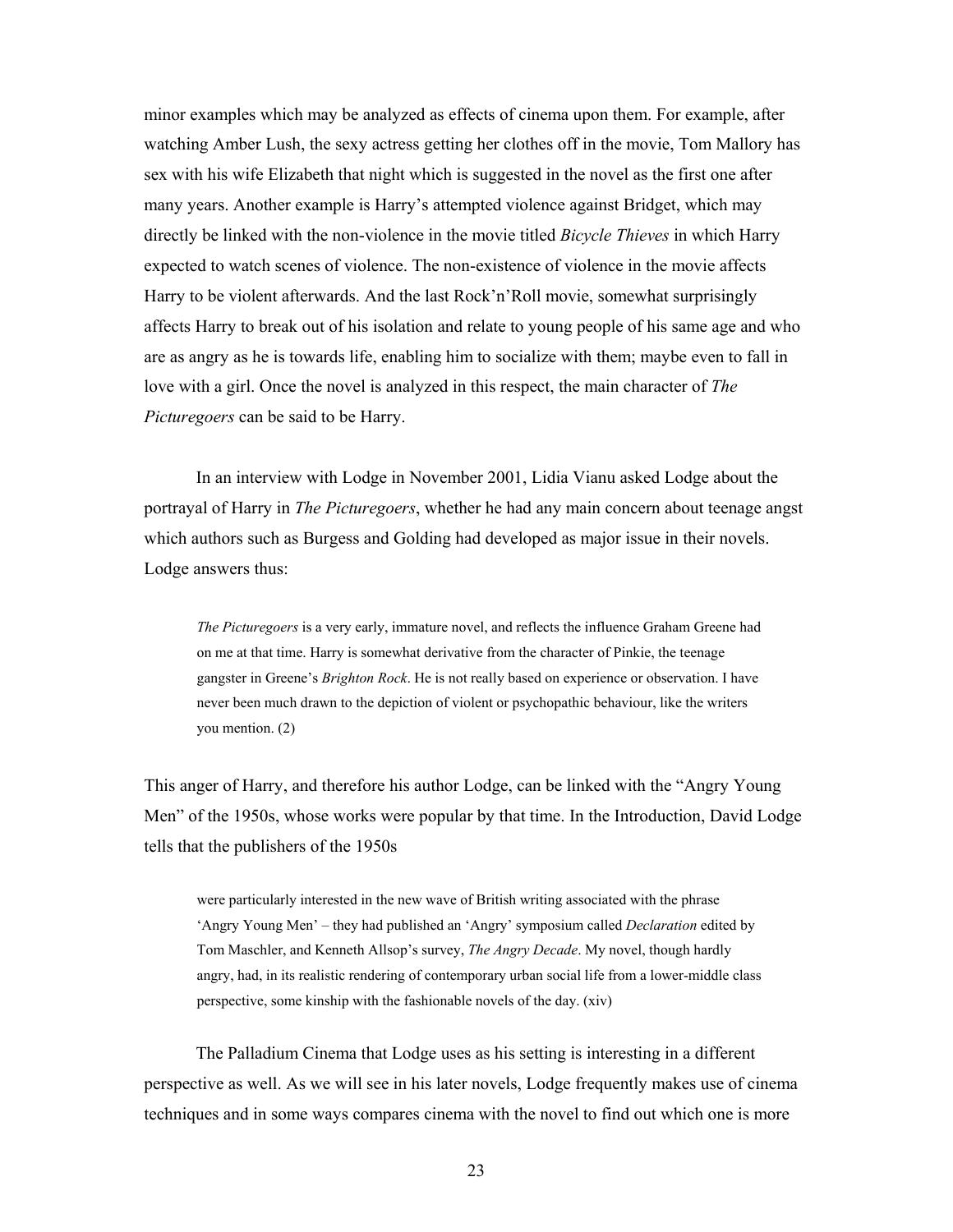minor examples which may be analyzed as effects of cinema upon them. For example, after watching Amber Lush, the sexy actress getting her clothes off in the movie, Tom Mallory has sex with his wife Elizabeth that night which is suggested in the novel as the first one after many years. Another example is Harry's attempted violence against Bridget, which may directly be linked with the non-violence in the movie titled *Bicycle Thieves* in which Harry expected to watch scenes of violence. The non-existence of violence in the movie affects Harry to be violent afterwards. And the last Rock'n'Roll movie, somewhat surprisingly affects Harry to break out of his isolation and relate to young people of his same age and who are as angry as he is towards life, enabling him to socialize with them; maybe even to fall in love with a girl. Once the novel is analyzed in this respect, the main character of *The Picturegoers* can be said to be Harry.

In an interview with Lodge in November 2001, Lidia Vianu asked Lodge about the portrayal of Harry in *The Picturegoers*, whether he had any main concern about teenage angst which authors such as Burgess and Golding had developed as major issue in their novels. Lodge answers thus:

> *The Picturegoers* is a very early, immature novel, and reflects the influence Graham Greene had on me at that time. Harry is somewhat derivative from the character of Pinkie, the teenage gangster in Greene's *Brighton Rock*. He is not really based on experience or observation. I have never been much drawn to the depiction of violent or psychopathic behaviour, like the writers you mention. (2)

This anger of Harry, and therefore his author Lodge, can be linked with the "Angry Young Men" of the 1950s, whose works were popular by that time. In the Introduction, David Lodge tells that the publishers of the 1950s

> were particularly interested in the new wave of British writing associated with the phrase 'Angry Young Men' – they had published an 'Angry' symposium called *Declaration* edited by Tom Maschler, and Kenneth Allsop's survey, *The Angry Decade*. My novel, though hardly angry, had, in its realistic rendering of contemporary urban social life from a lower-middle class perspective, some kinship with the fashionable novels of the day. (xiv)

The Palladium Cinema that Lodge uses as his setting is interesting in a different perspective as well. As we will see in his later novels, Lodge frequently makes use of cinema techniques and in some ways compares cinema with the novel to find out which one is more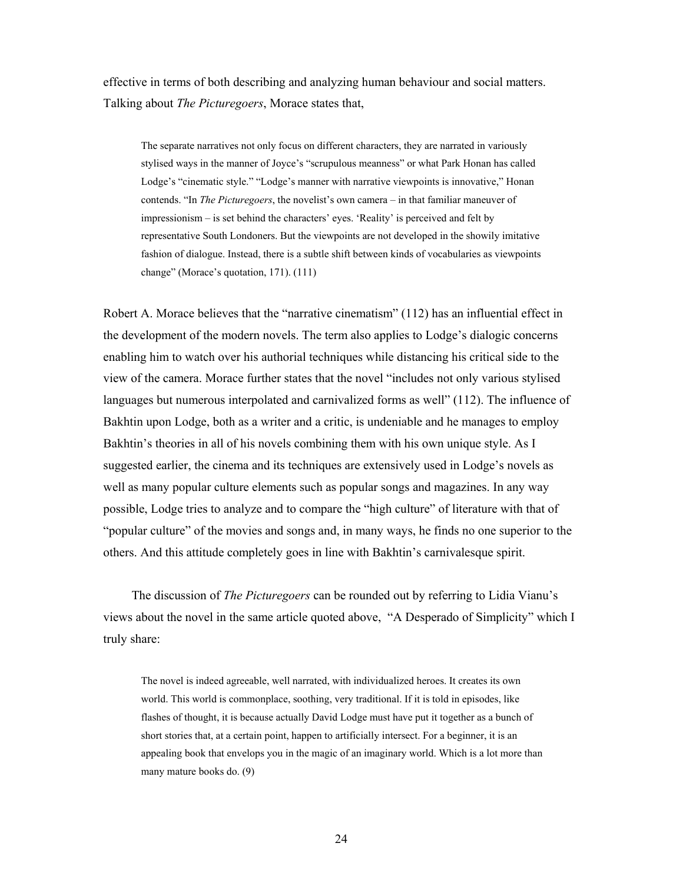effective in terms of both describing and analyzing human behaviour and social matters. Talking about *The Picturegoers*, Morace states that,

> The separate narratives not only focus on different characters, they are narrated in variously stylised ways in the manner of Joyce's "scrupulous meanness" or what Park Honan has called Lodge's "cinematic style." "Lodge's manner with narrative viewpoints is innovative," Honan contends. "In *The Picturegoers*, the novelist's own camera – in that familiar maneuver of impressionism – is set behind the characters' eyes. 'Reality' is perceived and felt by representative South Londoners. But the viewpoints are not developed in the showily imitative fashion of dialogue. Instead, there is a subtle shift between kinds of vocabularies as viewpoints change" (Morace's quotation, 171). (111)

Robert A. Morace believes that the "narrative cinematism" (112) has an influential effect in the development of the modern novels. The term also applies to Lodge's dialogic concerns enabling him to watch over his authorial techniques while distancing his critical side to the view of the camera. Morace further states that the novel "includes not only various stylised languages but numerous interpolated and carnivalized forms as well" (112). The influence of Bakhtin upon Lodge, both as a writer and a critic, is undeniable and he manages to employ Bakhtin's theories in all of his novels combining them with his own unique style. As I suggested earlier, the cinema and its techniques are extensively used in Lodge's novels as well as many popular culture elements such as popular songs and magazines. In any way possible, Lodge tries to analyze and to compare the "high culture" of literature with that of "popular culture" of the movies and songs and, in many ways, he finds no one superior to the others. And this attitude completely goes in line with Bakhtin's carnivalesque spirit.

The discussion of *The Picturegoers* can be rounded out by referring to Lidia Vianu's views about the novel in the same article quoted above, "A Desperado of Simplicity" which I truly share:

> The novel is indeed agreeable, well narrated, with individualized heroes. It creates its own world. This world is commonplace, soothing, very traditional. If it is told in episodes, like flashes of thought, it is because actually David Lodge must have put it together as a bunch of short stories that, at a certain point, happen to artificially intersect. For a beginner, it is an appealing book that envelops you in the magic of an imaginary world. Which is a lot more than many mature books do. (9)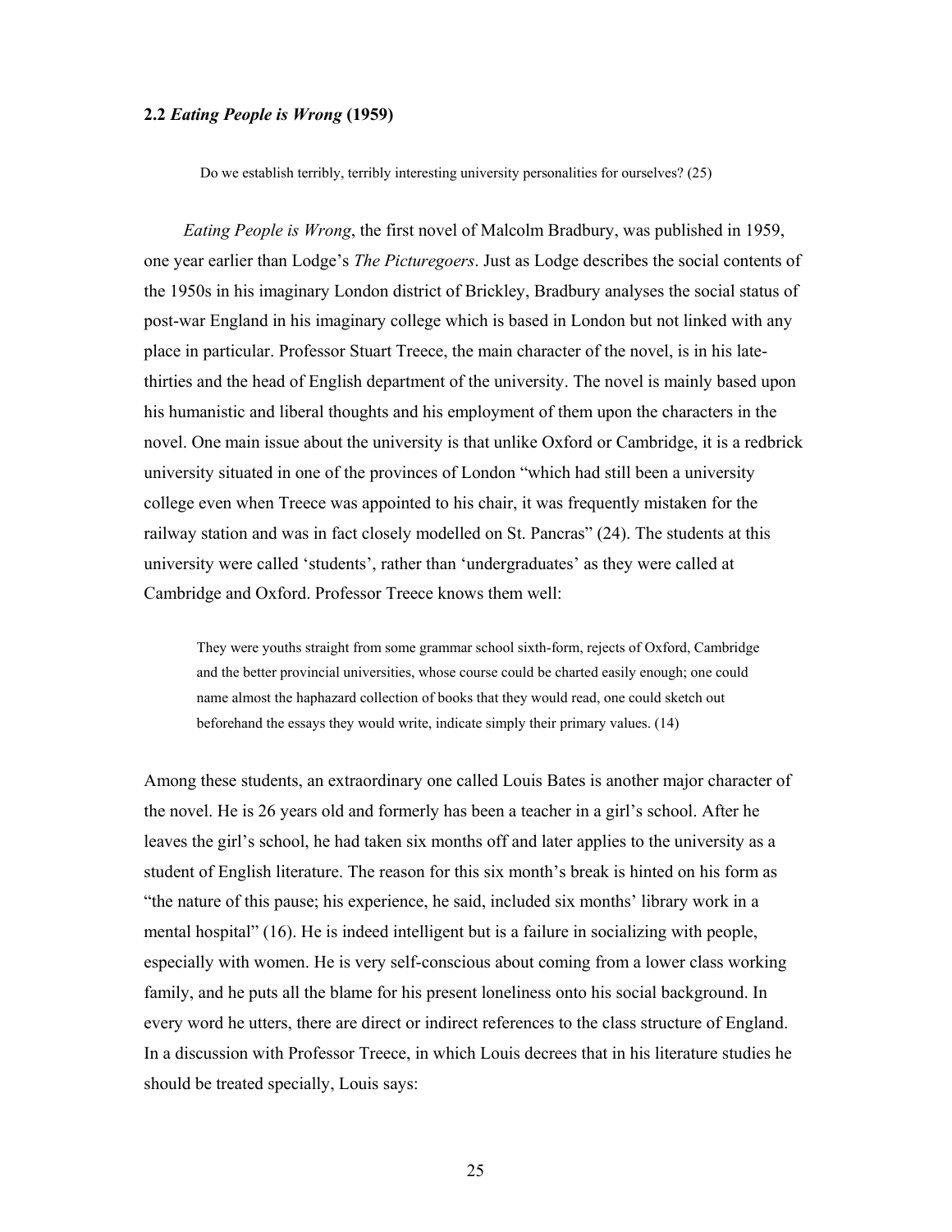### 2.2 *Eating People is Wrong* (1959)

> Do we establish terribly, terribly interesting university personalities for ourselves? (25)

*Eating People is Wrong*, the first novel of Malcolm Bradbury, was published in 1959, one year earlier than Lodge's *The Picturegoers*. Just as Lodge describes the social contents of the 1950s in his imaginary London district of Brickley, Bradbury analyses the social status of post-war England in his imaginary college which is based in London but not linked with any place in particular. Professor Stuart Treece, the main character of the novel, is in his late-thirties and the head of English department of the university. The novel is mainly based upon his humanistic and liberal thoughts and his employment of them upon the characters in the novel. One main issue about the university is that unlike Oxford or Cambridge, it is a redbrick university situated in one of the provinces of London "which had still been a university college even when Treece was appointed to his chair, it was frequently mistaken for the railway station and was in fact closely modelled on St. Pancras" (24). The students at this university were called 'students', rather than 'undergraduates' as they were called at Cambridge and Oxford. Professor Treece knows them well:

> They were youths straight from some grammar school sixth-form, rejects of Oxford, Cambridge and the better provincial universities, whose course could be charted easily enough; one could name almost the haphazard collection of books that they would read, one could sketch out beforehand the essays they would write, indicate simply their primary values. (14)

Among these students, an extraordinary one called Louis Bates is another major character of the novel. He is 26 years old and formerly has been a teacher in a girl's school. After he leaves the girl's school, he had taken six months off and later applies to the university as a student of English literature. The reason for this six month's break is hinted on his form as "the nature of this pause; his experience, he said, included six months' library work in a mental hospital" (16). He is indeed intelligent but is a failure in socializing with people, especially with women. He is very self-conscious about coming from a lower class working family, and he puts all the blame for his present loneliness onto his social background. In every word he utters, there are direct or indirect references to the class structure of England. In a discussion with Professor Treece, in which Louis decrees that in his literature studies he should be treated specially, Louis says: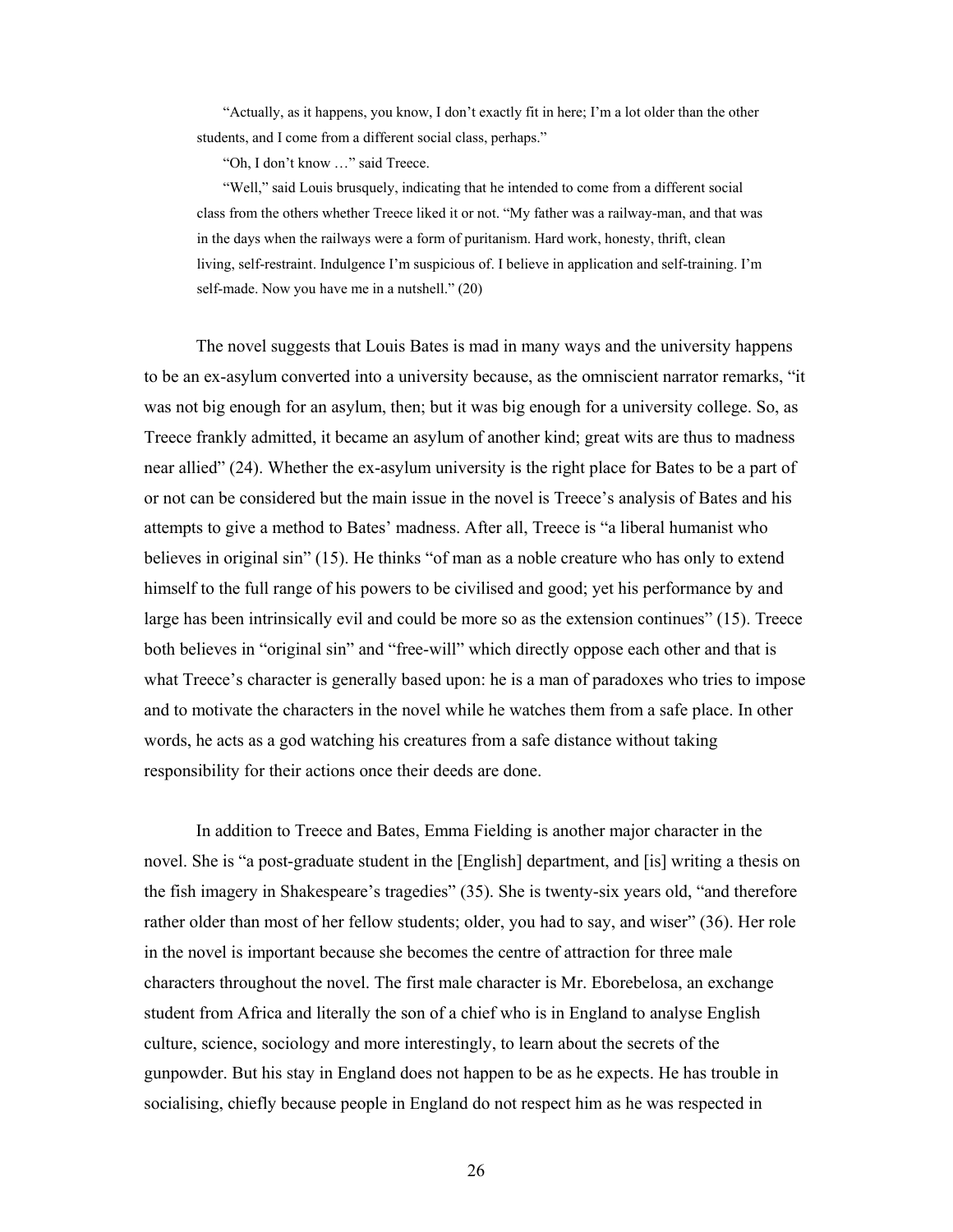> "Actually, as it happens, you know, I don't exactly fit in here; I'm a lot older than the other students, and I come from a different social class, perhaps."
>
> "Oh, I don't know …" said Treece.
>
> "Well," said Louis brusquely, indicating that he intended to come from a different social class from the others whether Treece liked it or not. "My father was a railway-man, and that was in the days when the railways were a form of puritanism. Hard work, honesty, thrift, clean living, self-restraint. Indulgence I'm suspicious of. I believe in application and self-training. I'm self-made. Now you have me in a nutshell." (20)

The novel suggests that Louis Bates is mad in many ways and the university happens to be an ex-asylum converted into a university because, as the omniscient narrator remarks, "it was not big enough for an asylum, then; but it was big enough for a university college. So, as Treece frankly admitted, it became an asylum of another kind; great wits are thus to madness near allied" (24). Whether the ex-asylum university is the right place for Bates to be a part of or not can be considered but the main issue in the novel is Treece's analysis of Bates and his attempts to give a method to Bates' madness. After all, Treece is "a liberal humanist who believes in original sin" (15). He thinks "of man as a noble creature who has only to extend himself to the full range of his powers to be civilised and good; yet his performance by and large has been intrinsically evil and could be more so as the extension continues" (15). Treece both believes in "original sin" and "free-will" which directly oppose each other and that is what Treece's character is generally based upon: he is a man of paradoxes who tries to impose and to motivate the characters in the novel while he watches them from a safe place. In other words, he acts as a god watching his creatures from a safe distance without taking responsibility for their actions once their deeds are done.

In addition to Treece and Bates, Emma Fielding is another major character in the novel. She is "a post-graduate student in the [English] department, and [is] writing a thesis on the fish imagery in Shakespeare's tragedies" (35). She is twenty-six years old, "and therefore rather older than most of her fellow students; older, you had to say, and wiser" (36). Her role in the novel is important because she becomes the centre of attraction for three male characters throughout the novel. The first male character is Mr. Eborebelosa, an exchange student from Africa and literally the son of a chief who is in England to analyse English culture, science, sociology and more interestingly, to learn about the secrets of the gunpowder. But his stay in England does not happen to be as he expects. He has trouble in socialising, chiefly because people in England do not respect him as he was respected in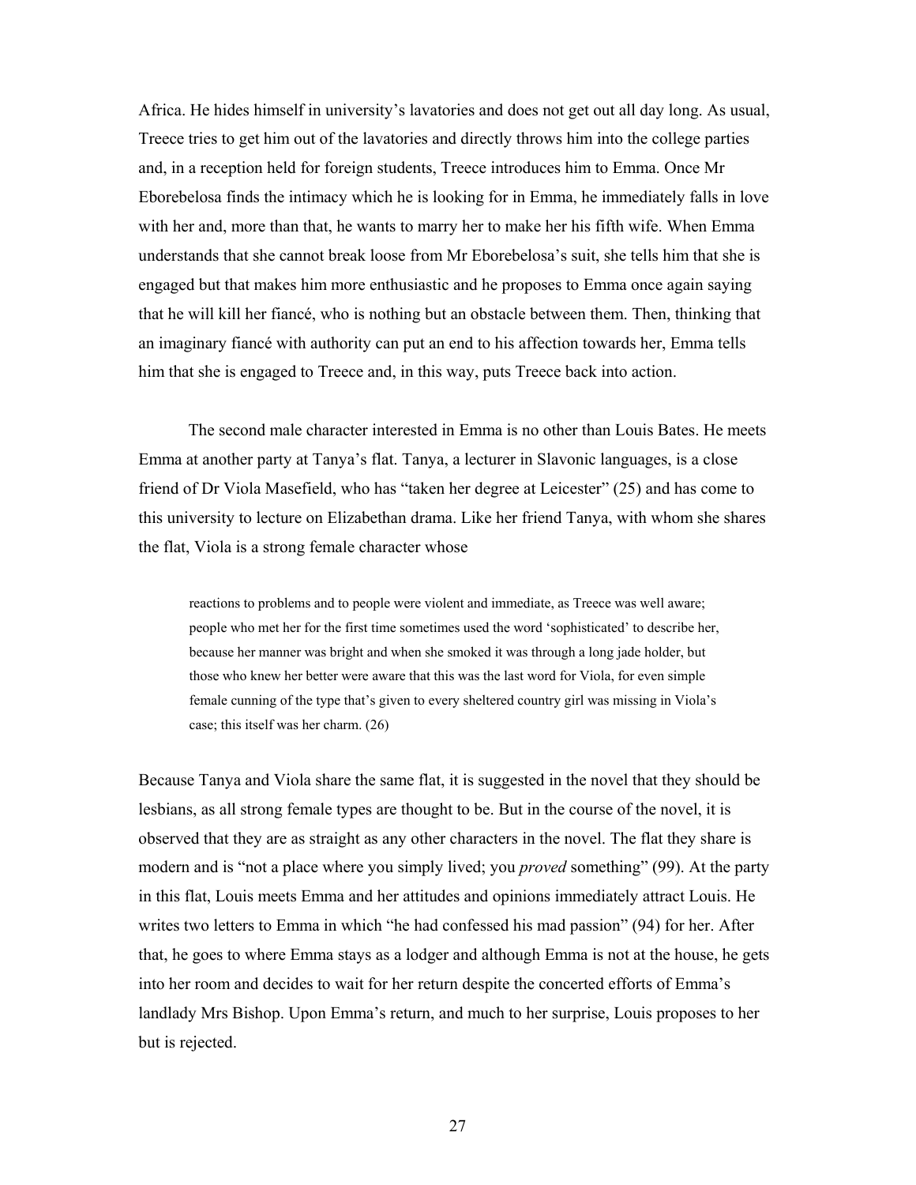Africa. He hides himself in university's lavatories and does not get out all day long. As usual, Treece tries to get him out of the lavatories and directly throws him into the college parties and, in a reception held for foreign students, Treece introduces him to Emma. Once Mr Eborebelosa finds the intimacy which he is looking for in Emma, he immediately falls in love with her and, more than that, he wants to marry her to make her his fifth wife. When Emma understands that she cannot break loose from Mr Eborebelosa's suit, she tells him that she is engaged but that makes him more enthusiastic and he proposes to Emma once again saying that he will kill her fiancé, who is nothing but an obstacle between them. Then, thinking that an imaginary fiancé with authority can put an end to his affection towards her, Emma tells him that she is engaged to Treece and, in this way, puts Treece back into action.

The second male character interested in Emma is no other than Louis Bates. He meets Emma at another party at Tanya's flat. Tanya, a lecturer in Slavonic languages, is a close friend of Dr Viola Masefield, who has "taken her degree at Leicester" (25) and has come to this university to lecture on Elizabethan drama. Like her friend Tanya, with whom she shares the flat, Viola is a strong female character whose

> reactions to problems and to people were violent and immediate, as Treece was well aware; people who met her for the first time sometimes used the word 'sophisticated' to describe her, because her manner was bright and when she smoked it was through a long jade holder, but those who knew her better were aware that this was the last word for Viola, for even simple female cunning of the type that's given to every sheltered country girl was missing in Viola's case; this itself was her charm. (26)

Because Tanya and Viola share the same flat, it is suggested in the novel that they should be lesbians, as all strong female types are thought to be. But in the course of the novel, it is observed that they are as straight as any other characters in the novel. The flat they share is modern and is "not a place where you simply lived; you *proved* something" (99). At the party in this flat, Louis meets Emma and her attitudes and opinions immediately attract Louis. He writes two letters to Emma in which "he had confessed his mad passion" (94) for her. After that, he goes to where Emma stays as a lodger and although Emma is not at the house, he gets into her room and decides to wait for her return despite the concerted efforts of Emma's landlady Mrs Bishop. Upon Emma's return, and much to her surprise, Louis proposes to her but is rejected.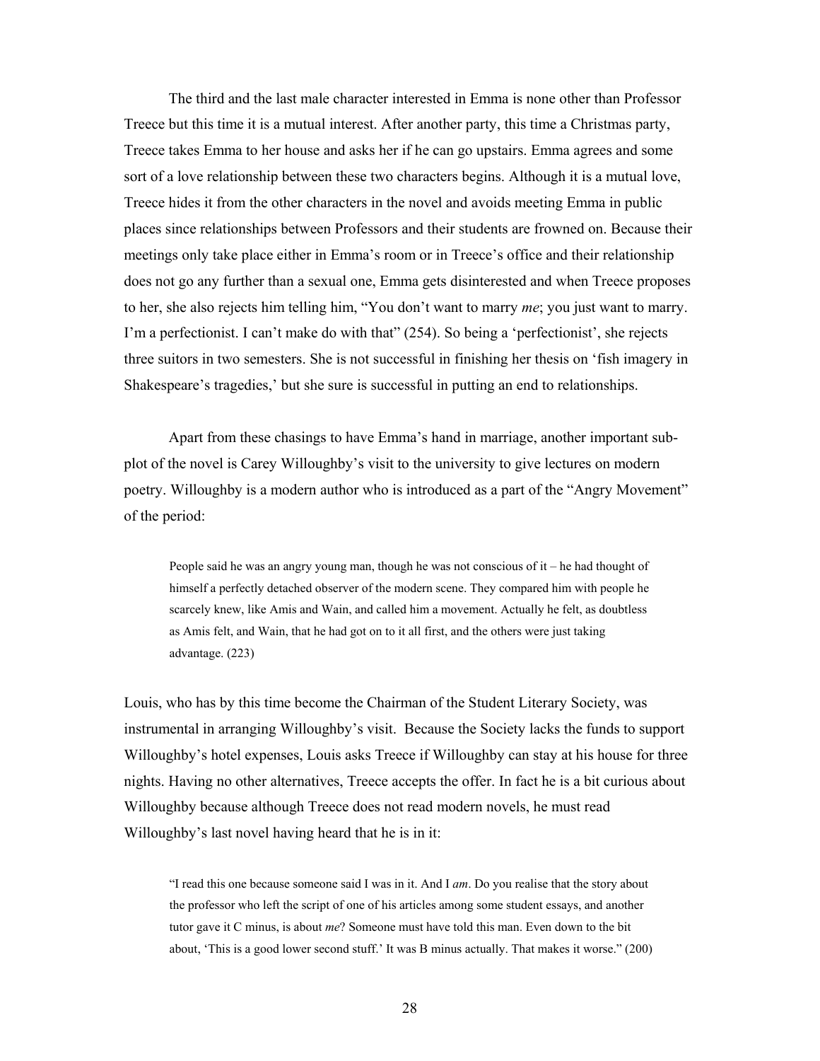The third and the last male character interested in Emma is none other than Professor Treece but this time it is a mutual interest. After another party, this time a Christmas party, Treece takes Emma to her house and asks her if he can go upstairs. Emma agrees and some sort of a love relationship between these two characters begins. Although it is a mutual love, Treece hides it from the other characters in the novel and avoids meeting Emma in public places since relationships between Professors and their students are frowned on. Because their meetings only take place either in Emma's room or in Treece's office and their relationship does not go any further than a sexual one, Emma gets disinterested and when Treece proposes to her, she also rejects him telling him, "You don't want to marry *me*; you just want to marry. I'm a perfectionist. I can't make do with that" (254). So being a 'perfectionist', she rejects three suitors in two semesters. She is not successful in finishing her thesis on 'fish imagery in Shakespeare's tragedies,' but she sure is successful in putting an end to relationships.

Apart from these chasings to have Emma's hand in marriage, another important sub-plot of the novel is Carey Willoughby's visit to the university to give lectures on modern poetry. Willoughby is a modern author who is introduced as a part of the "Angry Movement" of the period:

> People said he was an angry young man, though he was not conscious of it – he had thought of himself a perfectly detached observer of the modern scene. They compared him with people he scarcely knew, like Amis and Wain, and called him a movement. Actually he felt, as doubtless as Amis felt, and Wain, that he had got on to it all first, and the others were just taking advantage. (223)

Louis, who has by this time become the Chairman of the Student Literary Society, was instrumental in arranging Willoughby's visit. Because the Society lacks the funds to support Willoughby's hotel expenses, Louis asks Treece if Willoughby can stay at his house for three nights. Having no other alternatives, Treece accepts the offer. In fact he is a bit curious about Willoughby because although Treece does not read modern novels, he must read Willoughby's last novel having heard that he is in it:

> "I read this one because someone said I was in it. And I *am*. Do you realise that the story about the professor who left the script of one of his articles among some student essays, and another tutor gave it C minus, is about *me*? Someone must have told this man. Even down to the bit about, 'This is a good lower second stuff.' It was B minus actually. That makes it worse." (200)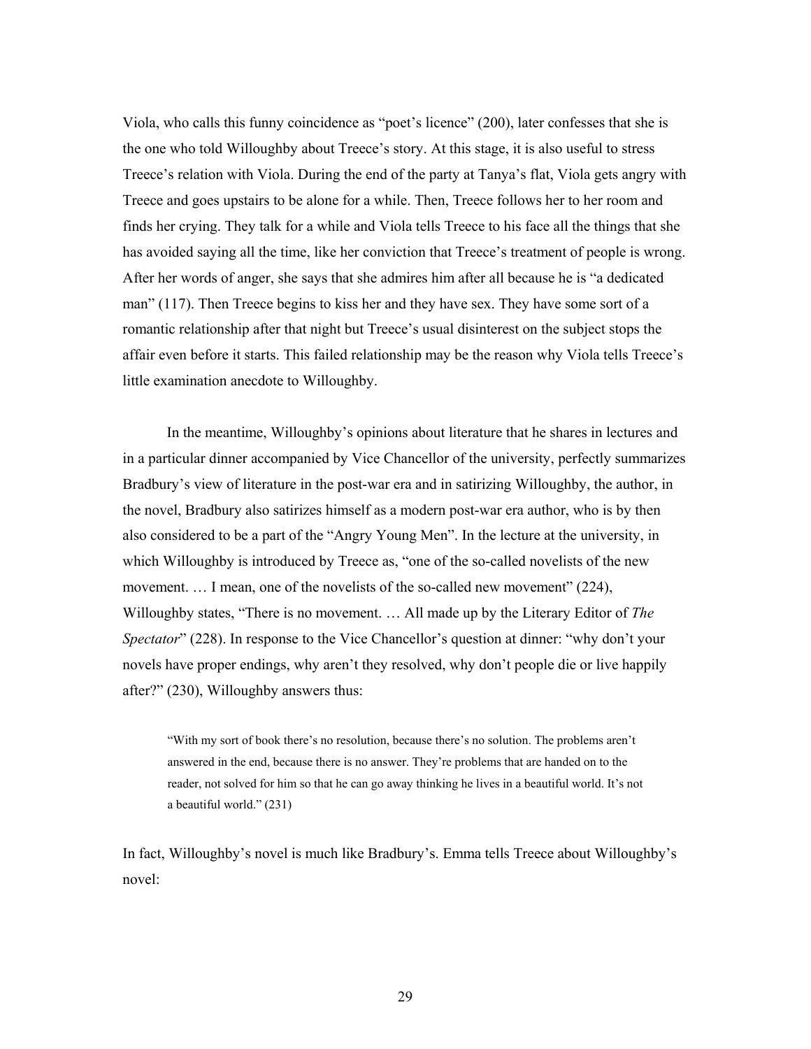Viola, who calls this funny coincidence as "poet's licence" (200), later confesses that she is the one who told Willoughby about Treece's story. At this stage, it is also useful to stress Treece's relation with Viola. During the end of the party at Tanya's flat, Viola gets angry with Treece and goes upstairs to be alone for a while. Then, Treece follows her to her room and finds her crying. They talk for a while and Viola tells Treece to his face all the things that she has avoided saying all the time, like her conviction that Treece's treatment of people is wrong. After her words of anger, she says that she admires him after all because he is "a dedicated man" (117). Then Treece begins to kiss her and they have sex. They have some sort of a romantic relationship after that night but Treece's usual disinterest on the subject stops the affair even before it starts. This failed relationship may be the reason why Viola tells Treece's little examination anecdote to Willoughby.

In the meantime, Willoughby's opinions about literature that he shares in lectures and in a particular dinner accompanied by Vice Chancellor of the university, perfectly summarizes Bradbury's view of literature in the post-war era and in satirizing Willoughby, the author, in the novel, Bradbury also satirizes himself as a modern post-war era author, who is by then also considered to be a part of the "Angry Young Men". In the lecture at the university, in which Willoughby is introduced by Treece as, "one of the so-called novelists of the new movement. … I mean, one of the novelists of the so-called new movement" (224), Willoughby states, "There is no movement. … All made up by the Literary Editor of *The Spectator*" (228). In response to the Vice Chancellor's question at dinner: "why don't your novels have proper endings, why aren't they resolved, why don't people die or live happily after?" (230), Willoughby answers thus:

> "With my sort of book there's no resolution, because there's no solution. The problems aren't answered in the end, because there is no answer. They're problems that are handed on to the reader, not solved for him so that he can go away thinking he lives in a beautiful world. It's not a beautiful world." (231)

In fact, Willoughby's novel is much like Bradbury's. Emma tells Treece about Willoughby's novel: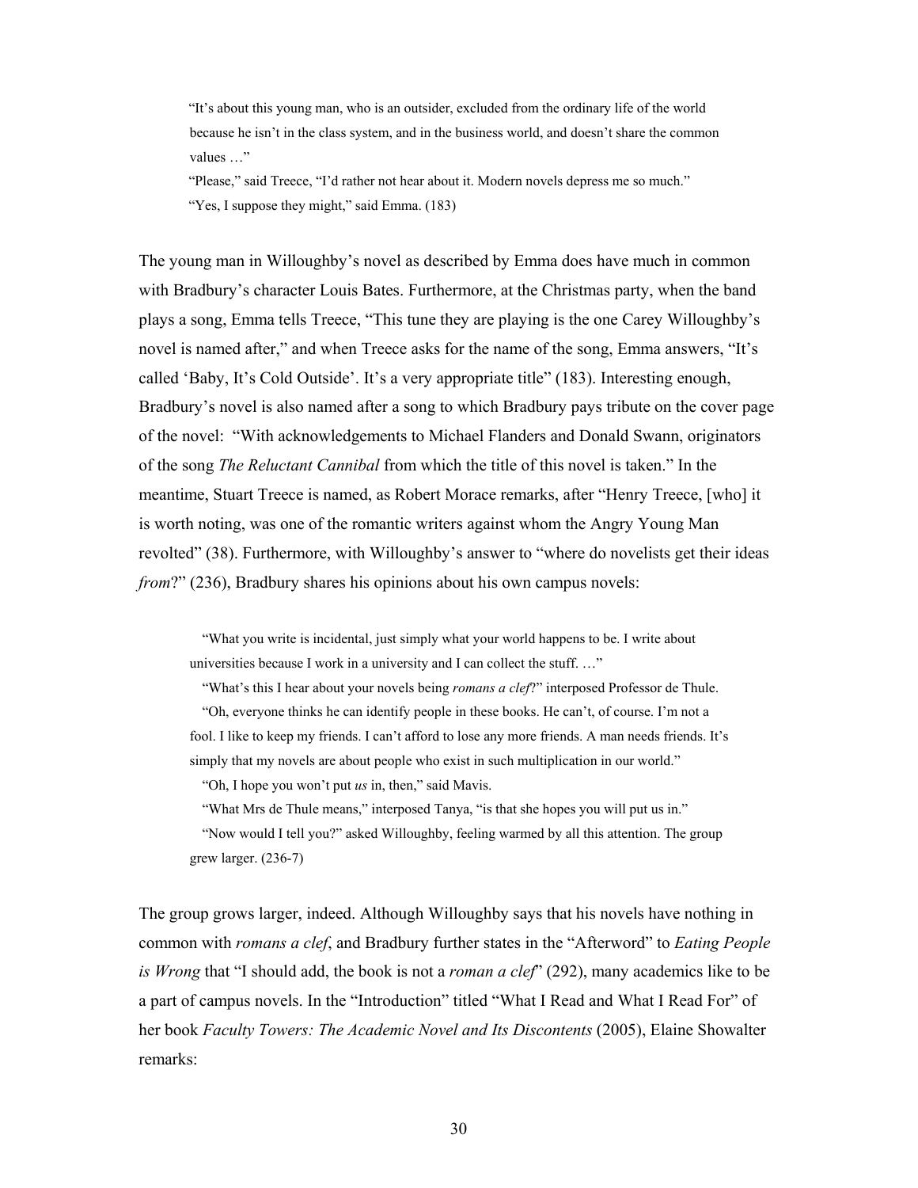> "It's about this young man, who is an outsider, excluded from the ordinary life of the world because he isn't in the class system, and in the business world, and doesn't share the common values …"
>
> "Please," said Treece, "I'd rather not hear about it. Modern novels depress me so much."
>
> "Yes, I suppose they might," said Emma. (183)

The young man in Willoughby's novel as described by Emma does have much in common with Bradbury's character Louis Bates. Furthermore, at the Christmas party, when the band plays a song, Emma tells Treece, "This tune they are playing is the one Carey Willoughby's novel is named after," and when Treece asks for the name of the song, Emma answers, "It's called 'Baby, It's Cold Outside'. It's a very appropriate title" (183). Interesting enough, Bradbury's novel is also named after a song to which Bradbury pays tribute on the cover page of the novel: "With acknowledgements to Michael Flanders and Donald Swann, originators of the song *The Reluctant Cannibal* from which the title of this novel is taken." In the meantime, Stuart Treece is named, as Robert Morace remarks, after "Henry Treece, [who] it is worth noting, was one of the romantic writers against whom the Angry Young Man revolted" (38). Furthermore, with Willoughby's answer to "where do novelists get their ideas *from*?" (236), Bradbury shares his opinions about his own campus novels:

> "What you write is incidental, just simply what your world happens to be. I write about universities because I work in a university and I can collect the stuff. …"
>
> "What's this I hear about your novels being *romans a clef*?" interposed Professor de Thule.
>
> "Oh, everyone thinks he can identify people in these books. He can't, of course. I'm not a fool. I like to keep my friends. I can't afford to lose any more friends. A man needs friends. It's simply that my novels are about people who exist in such multiplication in our world."
>
> "Oh, I hope you won't put *us* in, then," said Mavis.
>
> "What Mrs de Thule means," interposed Tanya, "is that she hopes you will put us in."
>
> "Now would I tell you?" asked Willoughby, feeling warmed by all this attention. The group grew larger. (236-7)

The group grows larger, indeed. Although Willoughby says that his novels have nothing in common with *romans a clef*, and Bradbury further states in the "Afterword" to *Eating People is Wrong* that "I should add, the book is not a *roman a clef*" (292), many academics like to be a part of campus novels. In the "Introduction" titled "What I Read and What I Read For" of her book *Faculty Towers: The Academic Novel and Its Discontents* (2005), Elaine Showalter remarks: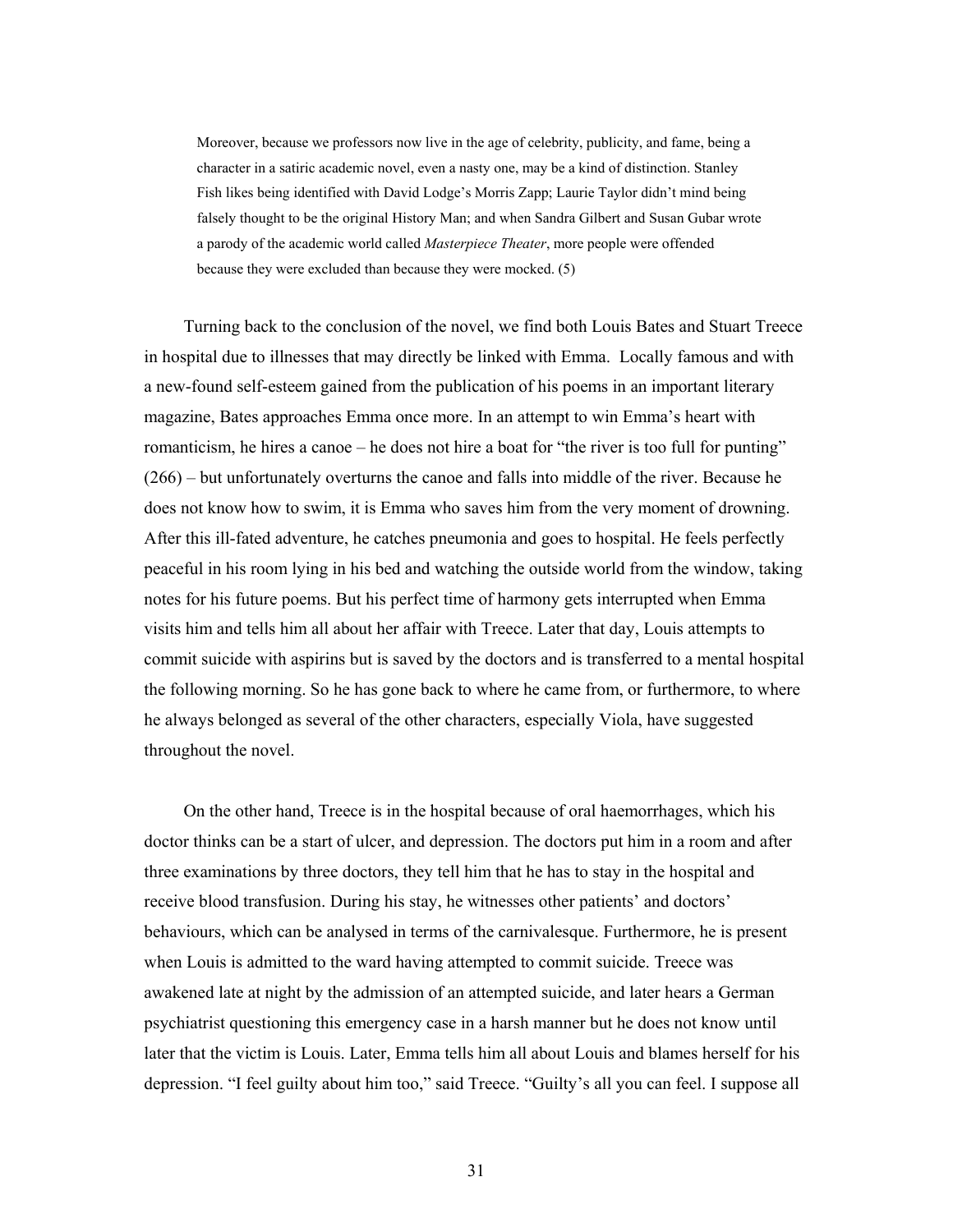> Moreover, because we professors now live in the age of celebrity, publicity, and fame, being a character in a satiric academic novel, even a nasty one, may be a kind of distinction. Stanley Fish likes being identified with David Lodge's Morris Zapp; Laurie Taylor didn't mind being falsely thought to be the original History Man; and when Sandra Gilbert and Susan Gubar wrote a parody of the academic world called *Masterpiece Theater*, more people were offended because they were excluded than because they were mocked. (5)

Turning back to the conclusion of the novel, we find both Louis Bates and Stuart Treece in hospital due to illnesses that may directly be linked with Emma. Locally famous and with a new-found self-esteem gained from the publication of his poems in an important literary magazine, Bates approaches Emma once more. In an attempt to win Emma's heart with romanticism, he hires a canoe – he does not hire a boat for "the river is too full for punting" (266) – but unfortunately overturns the canoe and falls into middle of the river. Because he does not know how to swim, it is Emma who saves him from the very moment of drowning. After this ill-fated adventure, he catches pneumonia and goes to hospital. He feels perfectly peaceful in his room lying in his bed and watching the outside world from the window, taking notes for his future poems. But his perfect time of harmony gets interrupted when Emma visits him and tells him all about her affair with Treece. Later that day, Louis attempts to commit suicide with aspirins but is saved by the doctors and is transferred to a mental hospital the following morning. So he has gone back to where he came from, or furthermore, to where he always belonged as several of the other characters, especially Viola, have suggested throughout the novel.

On the other hand, Treece is in the hospital because of oral haemorrhages, which his doctor thinks can be a start of ulcer, and depression. The doctors put him in a room and after three examinations by three doctors, they tell him that he has to stay in the hospital and receive blood transfusion. During his stay, he witnesses other patients' and doctors' behaviours, which can be analysed in terms of the carnivalesque. Furthermore, he is present when Louis is admitted to the ward having attempted to commit suicide. Treece was awakened late at night by the admission of an attempted suicide, and later hears a German psychiatrist questioning this emergency case in a harsh manner but he does not know until later that the victim is Louis. Later, Emma tells him all about Louis and blames herself for his depression. "I feel guilty about him too," said Treece. "Guilty's all you can feel. I suppose all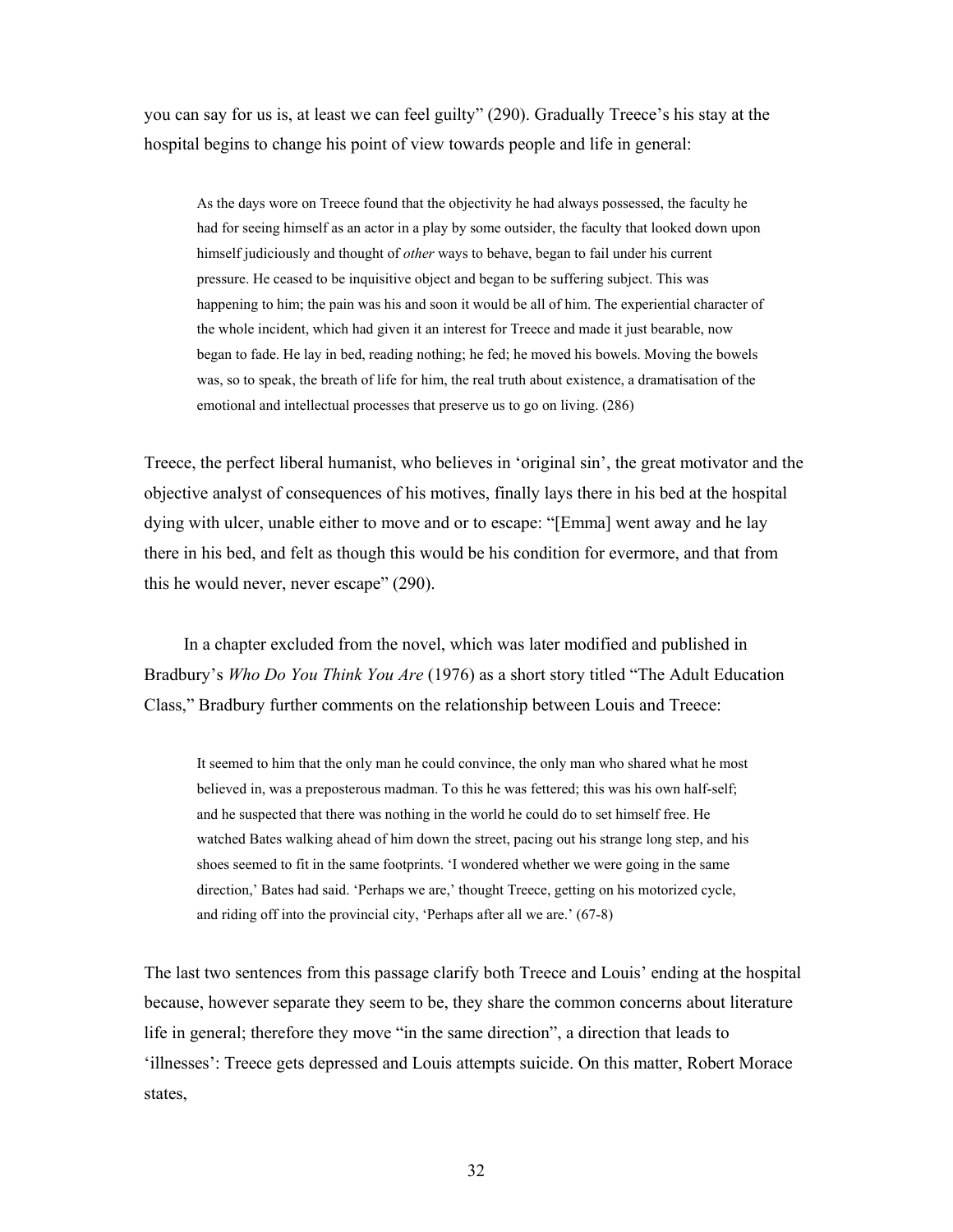you can say for us is, at least we can feel guilty" (290). Gradually Treece's his stay at the hospital begins to change his point of view towards people and life in general:

> As the days wore on Treece found that the objectivity he had always possessed, the faculty he had for seeing himself as an actor in a play by some outsider, the faculty that looked down upon himself judiciously and thought of *other* ways to behave, began to fail under his current pressure. He ceased to be inquisitive object and began to be suffering subject. This was happening to him; the pain was his and soon it would be all of him. The experiential character of the whole incident, which had given it an interest for Treece and made it just bearable, now began to fade. He lay in bed, reading nothing; he fed; he moved his bowels. Moving the bowels was, so to speak, the breath of life for him, the real truth about existence, a dramatisation of the emotional and intellectual processes that preserve us to go on living. (286)

Treece, the perfect liberal humanist, who believes in 'original sin', the great motivator and the objective analyst of consequences of his motives, finally lays there in his bed at the hospital dying with ulcer, unable either to move and or to escape: "[Emma] went away and he lay there in his bed, and felt as though this would be his condition for evermore, and that from this he would never, never escape" (290).

In a chapter excluded from the novel, which was later modified and published in Bradbury's *Who Do You Think You Are* (1976) as a short story titled "The Adult Education Class," Bradbury further comments on the relationship between Louis and Treece:

> It seemed to him that the only man he could convince, the only man who shared what he most believed in, was a preposterous madman. To this he was fettered; this was his own half-self; and he suspected that there was nothing in the world he could do to set himself free. He watched Bates walking ahead of him down the street, pacing out his strange long step, and his shoes seemed to fit in the same footprints. 'I wondered whether we were going in the same direction,' Bates had said. 'Perhaps we are,' thought Treece, getting on his motorized cycle, and riding off into the provincial city, 'Perhaps after all we are.' (67-8)

The last two sentences from this passage clarify both Treece and Louis' ending at the hospital because, however separate they seem to be, they share the common concerns about literature life in general; therefore they move "in the same direction", a direction that leads to 'illnesses': Treece gets depressed and Louis attempts suicide. On this matter, Robert Morace states,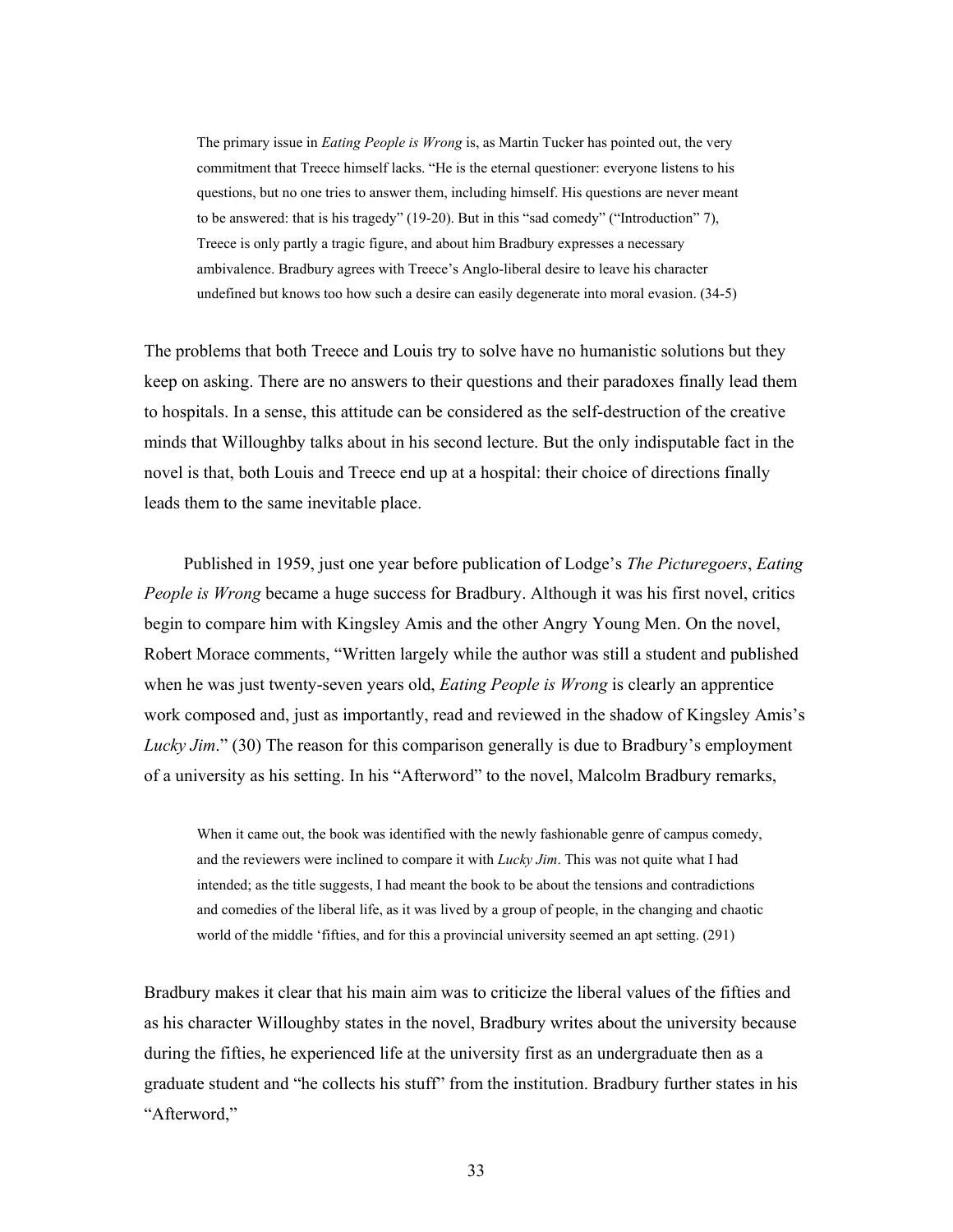> The primary issue in *Eating People is Wrong* is, as Martin Tucker has pointed out, the very commitment that Treece himself lacks. "He is the eternal questioner: everyone listens to his questions, but no one tries to answer them, including himself. His questions are never meant to be answered: that is his tragedy" (19-20). But in this "sad comedy" ("Introduction" 7), Treece is only partly a tragic figure, and about him Bradbury expresses a necessary ambivalence. Bradbury agrees with Treece's Anglo-liberal desire to leave his character undefined but knows too how such a desire can easily degenerate into moral evasion. (34-5)

The problems that both Treece and Louis try to solve have no humanistic solutions but they keep on asking. There are no answers to their questions and their paradoxes finally lead them to hospitals. In a sense, this attitude can be considered as the self-destruction of the creative minds that Willoughby talks about in his second lecture. But the only indisputable fact in the novel is that, both Louis and Treece end up at a hospital: their choice of directions finally leads them to the same inevitable place.

Published in 1959, just one year before publication of Lodge's *The Picturegoers*, *Eating People is Wrong* became a huge success for Bradbury. Although it was his first novel, critics begin to compare him with Kingsley Amis and the other Angry Young Men. On the novel, Robert Morace comments, "Written largely while the author was still a student and published when he was just twenty-seven years old, *Eating People is Wrong* is clearly an apprentice work composed and, just as importantly, read and reviewed in the shadow of Kingsley Amis's *Lucky Jim*." (30) The reason for this comparison generally is due to Bradbury's employment of a university as his setting. In his "Afterword" to the novel, Malcolm Bradbury remarks,

> When it came out, the book was identified with the newly fashionable genre of campus comedy, and the reviewers were inclined to compare it with *Lucky Jim*. This was not quite what I had intended; as the title suggests, I had meant the book to be about the tensions and contradictions and comedies of the liberal life, as it was lived by a group of people, in the changing and chaotic world of the middle 'fifties, and for this a provincial university seemed an apt setting. (291)

Bradbury makes it clear that his main aim was to criticize the liberal values of the fifties and as his character Willoughby states in the novel, Bradbury writes about the university because during the fifties, he experienced life at the university first as an undergraduate then as a graduate student and "he collects his stuff" from the institution. Bradbury further states in his "Afterword,"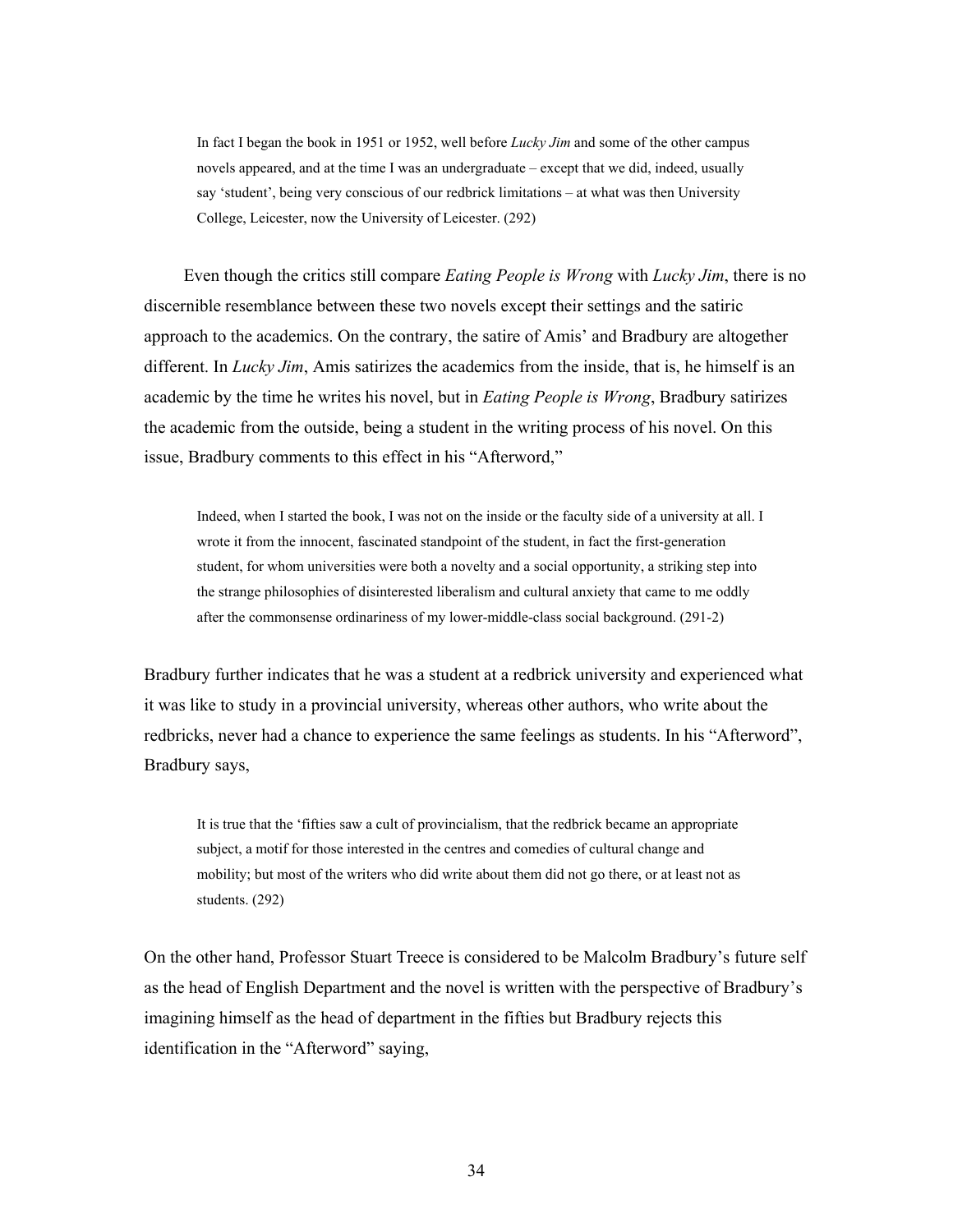> In fact I began the book in 1951 or 1952, well before *Lucky Jim* and some of the other campus novels appeared, and at the time I was an undergraduate – except that we did, indeed, usually say 'student', being very conscious of our redbrick limitations – at what was then University College, Leicester, now the University of Leicester. (292)

Even though the critics still compare *Eating People is Wrong* with *Lucky Jim*, there is no discernible resemblance between these two novels except their settings and the satiric approach to the academics. On the contrary, the satire of Amis' and Bradbury are altogether different. In *Lucky Jim*, Amis satirizes the academics from the inside, that is, he himself is an academic by the time he writes his novel, but in *Eating People is Wrong*, Bradbury satirizes the academic from the outside, being a student in the writing process of his novel. On this issue, Bradbury comments to this effect in his "Afterword,"

> Indeed, when I started the book, I was not on the inside or the faculty side of a university at all. I wrote it from the innocent, fascinated standpoint of the student, in fact the first-generation student, for whom universities were both a novelty and a social opportunity, a striking step into the strange philosophies of disinterested liberalism and cultural anxiety that came to me oddly after the commonsense ordinariness of my lower-middle-class social background. (291-2)

Bradbury further indicates that he was a student at a redbrick university and experienced what it was like to study in a provincial university, whereas other authors, who write about the redbricks, never had a chance to experience the same feelings as students. In his "Afterword", Bradbury says,

> It is true that the 'fifties saw a cult of provincialism, that the redbrick became an appropriate subject, a motif for those interested in the centres and comedies of cultural change and mobility; but most of the writers who did write about them did not go there, or at least not as students. (292)

On the other hand, Professor Stuart Treece is considered to be Malcolm Bradbury's future self as the head of English Department and the novel is written with the perspective of Bradbury's imagining himself as the head of department in the fifties but Bradbury rejects this identification in the "Afterword" saying,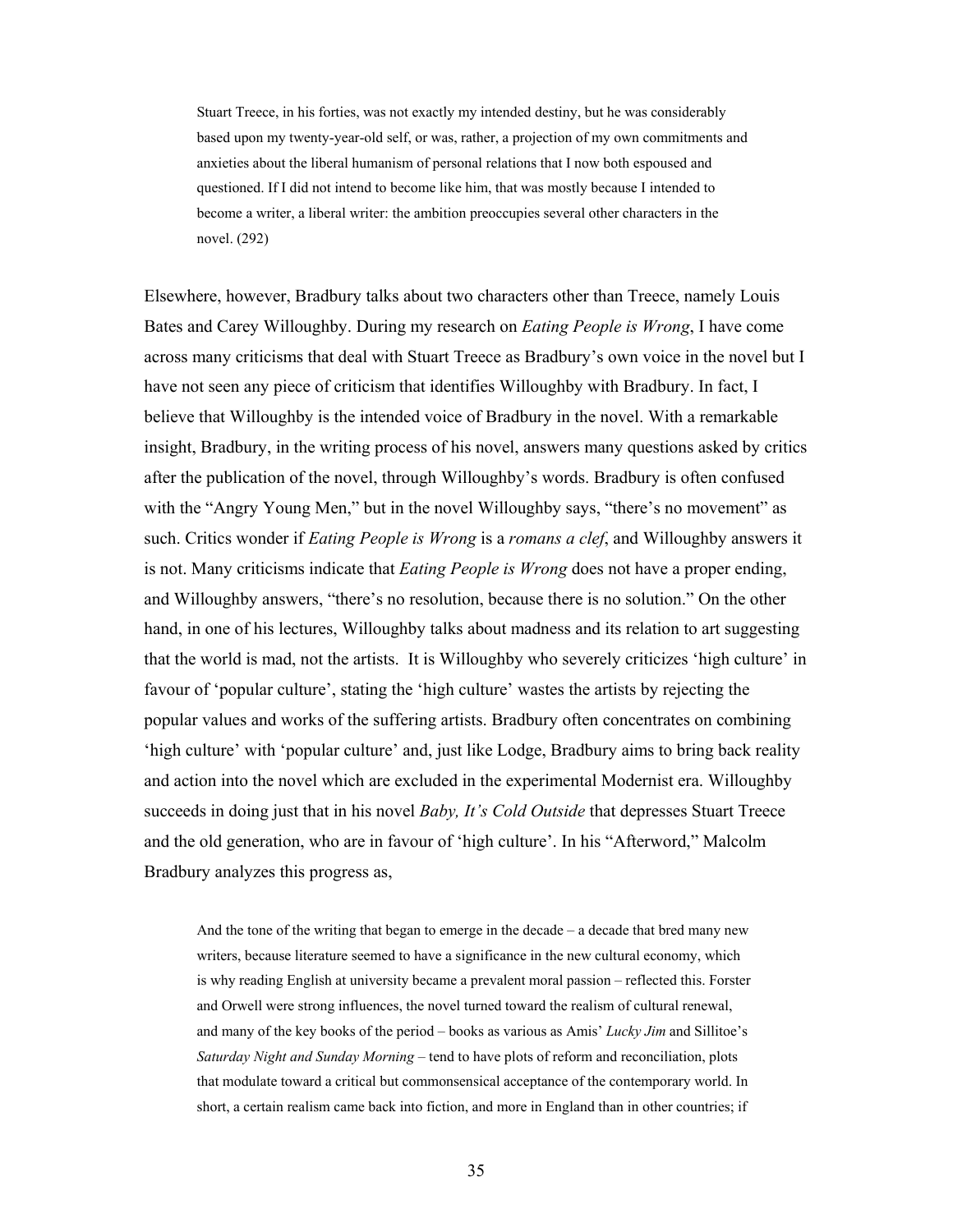> Stuart Treece, in his forties, was not exactly my intended destiny, but he was considerably based upon my twenty-year-old self, or was, rather, a projection of my own commitments and anxieties about the liberal humanism of personal relations that I now both espoused and questioned. If I did not intend to become like him, that was mostly because I intended to become a writer, a liberal writer: the ambition preoccupies several other characters in the novel. (292)

Elsewhere, however, Bradbury talks about two characters other than Treece, namely Louis Bates and Carey Willoughby. During my research on *Eating People is Wrong*, I have come across many criticisms that deal with Stuart Treece as Bradbury's own voice in the novel but I have not seen any piece of criticism that identifies Willoughby with Bradbury. In fact, I believe that Willoughby is the intended voice of Bradbury in the novel. With a remarkable insight, Bradbury, in the writing process of his novel, answers many questions asked by critics after the publication of the novel, through Willoughby's words. Bradbury is often confused with the "Angry Young Men," but in the novel Willoughby says, "there's no movement" as such. Critics wonder if *Eating People is Wrong* is a *romans a clef*, and Willoughby answers it is not. Many criticisms indicate that *Eating People is Wrong* does not have a proper ending, and Willoughby answers, "there's no resolution, because there is no solution." On the other hand, in one of his lectures, Willoughby talks about madness and its relation to art suggesting that the world is mad, not the artists. It is Willoughby who severely criticizes 'high culture' in favour of 'popular culture', stating the 'high culture' wastes the artists by rejecting the popular values and works of the suffering artists. Bradbury often concentrates on combining 'high culture' with 'popular culture' and, just like Lodge, Bradbury aims to bring back reality and action into the novel which are excluded in the experimental Modernist era. Willoughby succeeds in doing just that in his novel *Baby, It's Cold Outside* that depresses Stuart Treece and the old generation, who are in favour of 'high culture'. In his "Afterword," Malcolm Bradbury analyzes this progress as,

> And the tone of the writing that began to emerge in the decade – a decade that bred many new writers, because literature seemed to have a significance in the new cultural economy, which is why reading English at university became a prevalent moral passion – reflected this. Forster and Orwell were strong influences, the novel turned toward the realism of cultural renewal, and many of the key books of the period – books as various as Amis' *Lucky Jim* and Sillitoe's *Saturday Night and Sunday Morning* – tend to have plots of reform and reconciliation, plots that modulate toward a critical but commonsensical acceptance of the contemporary world. In short, a certain realism came back into fiction, and more in England than in other countries; if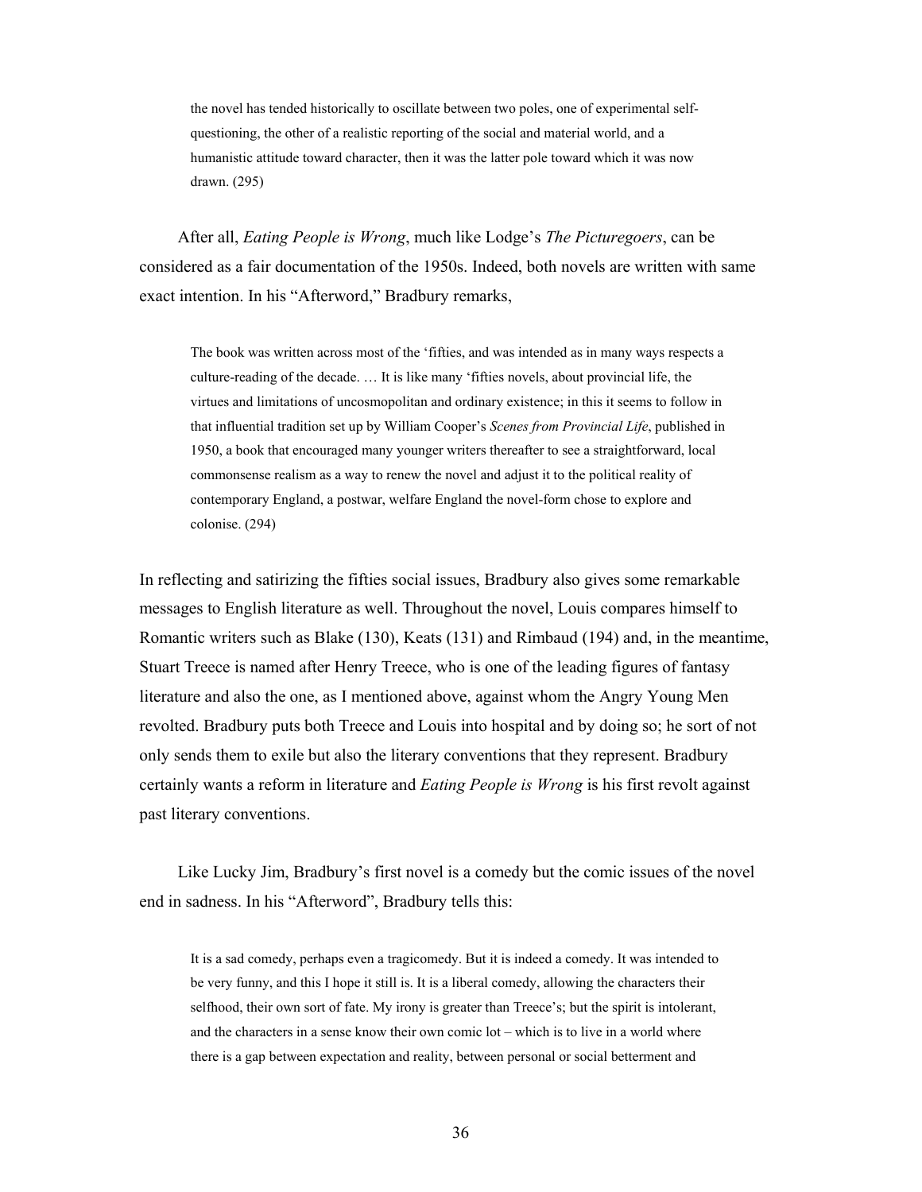> the novel has tended historically to oscillate between two poles, one of experimental self-questioning, the other of a realistic reporting of the social and material world, and a humanistic attitude toward character, then it was the latter pole toward which it was now drawn. (295)

After all, *Eating People is Wrong*, much like Lodge's *The Picturegoers*, can be considered as a fair documentation of the 1950s. Indeed, both novels are written with same exact intention. In his "Afterword," Bradbury remarks,

> The book was written across most of the 'fifties, and was intended as in many ways respects a culture-reading of the decade. … It is like many 'fifties novels, about provincial life, the virtues and limitations of uncosmopolitan and ordinary existence; in this it seems to follow in that influential tradition set up by William Cooper's *Scenes from Provincial Life*, published in 1950, a book that encouraged many younger writers thereafter to see a straightforward, local commonsense realism as a way to renew the novel and adjust it to the political reality of contemporary England, a postwar, welfare England the novel-form chose to explore and colonise. (294)

In reflecting and satirizing the fifties social issues, Bradbury also gives some remarkable messages to English literature as well. Throughout the novel, Louis compares himself to Romantic writers such as Blake (130), Keats (131) and Rimbaud (194) and, in the meantime, Stuart Treece is named after Henry Treece, who is one of the leading figures of fantasy literature and also the one, as I mentioned above, against whom the Angry Young Men revolted. Bradbury puts both Treece and Louis into hospital and by doing so; he sort of not only sends them to exile but also the literary conventions that they represent. Bradbury certainly wants a reform in literature and *Eating People is Wrong* is his first revolt against past literary conventions.

Like Lucky Jim, Bradbury's first novel is a comedy but the comic issues of the novel end in sadness. In his "Afterword", Bradbury tells this:

> It is a sad comedy, perhaps even a tragicomedy. But it is indeed a comedy. It was intended to be very funny, and this I hope it still is. It is a liberal comedy, allowing the characters their selfhood, their own sort of fate. My irony is greater than Treece's; but the spirit is intolerant, and the characters in a sense know their own comic lot – which is to live in a world where there is a gap between expectation and reality, between personal or social betterment and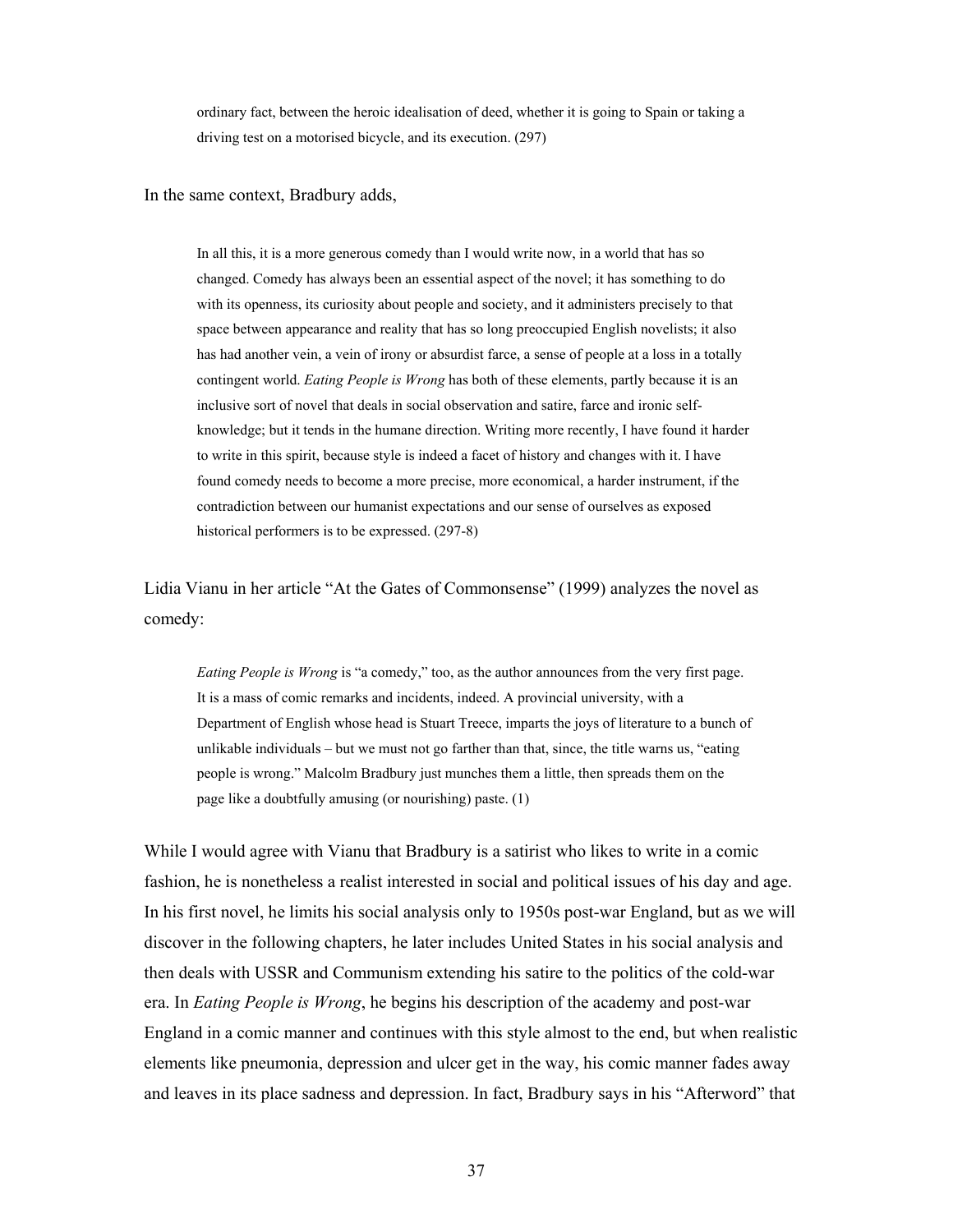> ordinary fact, between the heroic idealisation of deed, whether it is going to Spain or taking a driving test on a motorised bicycle, and its execution. (297)

In the same context, Bradbury adds,

> In all this, it is a more generous comedy than I would write now, in a world that has so changed. Comedy has always been an essential aspect of the novel; it has something to do with its openness, its curiosity about people and society, and it administers precisely to that space between appearance and reality that has so long preoccupied English novelists; it also has had another vein, a vein of irony or absurdist farce, a sense of people at a loss in a totally contingent world. *Eating People is Wrong* has both of these elements, partly because it is an inclusive sort of novel that deals in social observation and satire, farce and ironic self-knowledge; but it tends in the humane direction. Writing more recently, I have found it harder to write in this spirit, because style is indeed a facet of history and changes with it. I have found comedy needs to become a more precise, more economical, a harder instrument, if the contradiction between our humanist expectations and our sense of ourselves as exposed historical performers is to be expressed. (297-8)

Lidia Vianu in her article "At the Gates of Commonsense" (1999) analyzes the novel as comedy:

> *Eating People is Wrong* is "a comedy," too, as the author announces from the very first page. It is a mass of comic remarks and incidents, indeed. A provincial university, with a Department of English whose head is Stuart Treece, imparts the joys of literature to a bunch of unlikable individuals – but we must not go farther than that, since, the title warns us, "eating people is wrong." Malcolm Bradbury just munches them a little, then spreads them on the page like a doubtfully amusing (or nourishing) paste. (1)

While I would agree with Vianu that Bradbury is a satirist who likes to write in a comic fashion, he is nonetheless a realist interested in social and political issues of his day and age. In his first novel, he limits his social analysis only to 1950s post-war England, but as we will discover in the following chapters, he later includes United States in his social analysis and then deals with USSR and Communism extending his satire to the politics of the cold-war era. In *Eating People is Wrong*, he begins his description of the academy and post-war England in a comic manner and continues with this style almost to the end, but when realistic elements like pneumonia, depression and ulcer get in the way, his comic manner fades away and leaves in its place sadness and depression. In fact, Bradbury says in his "Afterword" that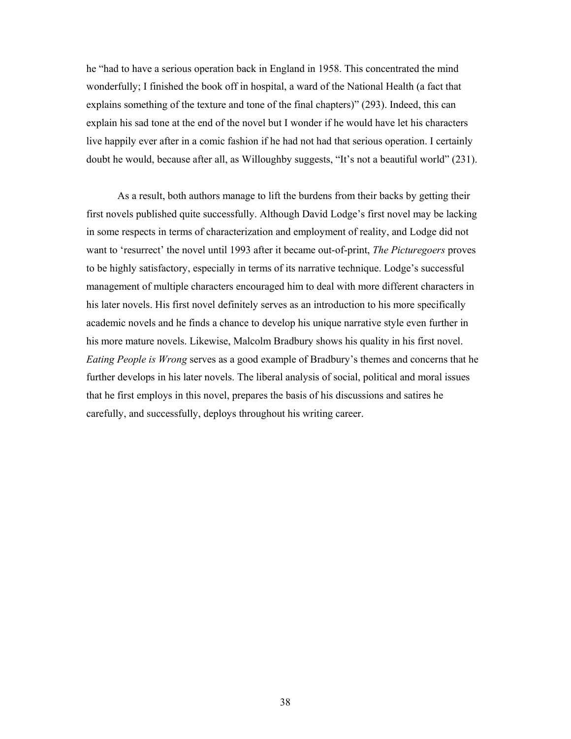he "had to have a serious operation back in England in 1958. This concentrated the mind wonderfully; I finished the book off in hospital, a ward of the National Health (a fact that explains something of the texture and tone of the final chapters)" (293). Indeed, this can explain his sad tone at the end of the novel but I wonder if he would have let his characters live happily ever after in a comic fashion if he had not had that serious operation. I certainly doubt he would, because after all, as Willoughby suggests, "It's not a beautiful world" (231).

As a result, both authors manage to lift the burdens from their backs by getting their first novels published quite successfully. Although David Lodge's first novel may be lacking in some respects in terms of characterization and employment of reality, and Lodge did not want to 'resurrect' the novel until 1993 after it became out-of-print, *The Picturegoers* proves to be highly satisfactory, especially in terms of its narrative technique. Lodge's successful management of multiple characters encouraged him to deal with more different characters in his later novels. His first novel definitely serves as an introduction to his more specifically academic novels and he finds a chance to develop his unique narrative style even further in his more mature novels. Likewise, Malcolm Bradbury shows his quality in his first novel. *Eating People is Wrong* serves as a good example of Bradbury's themes and concerns that he further develops in his later novels. The liberal analysis of social, political and moral issues that he first employs in this novel, prepares the basis of his discussions and satires he carefully, and successfully, deploys throughout his writing career.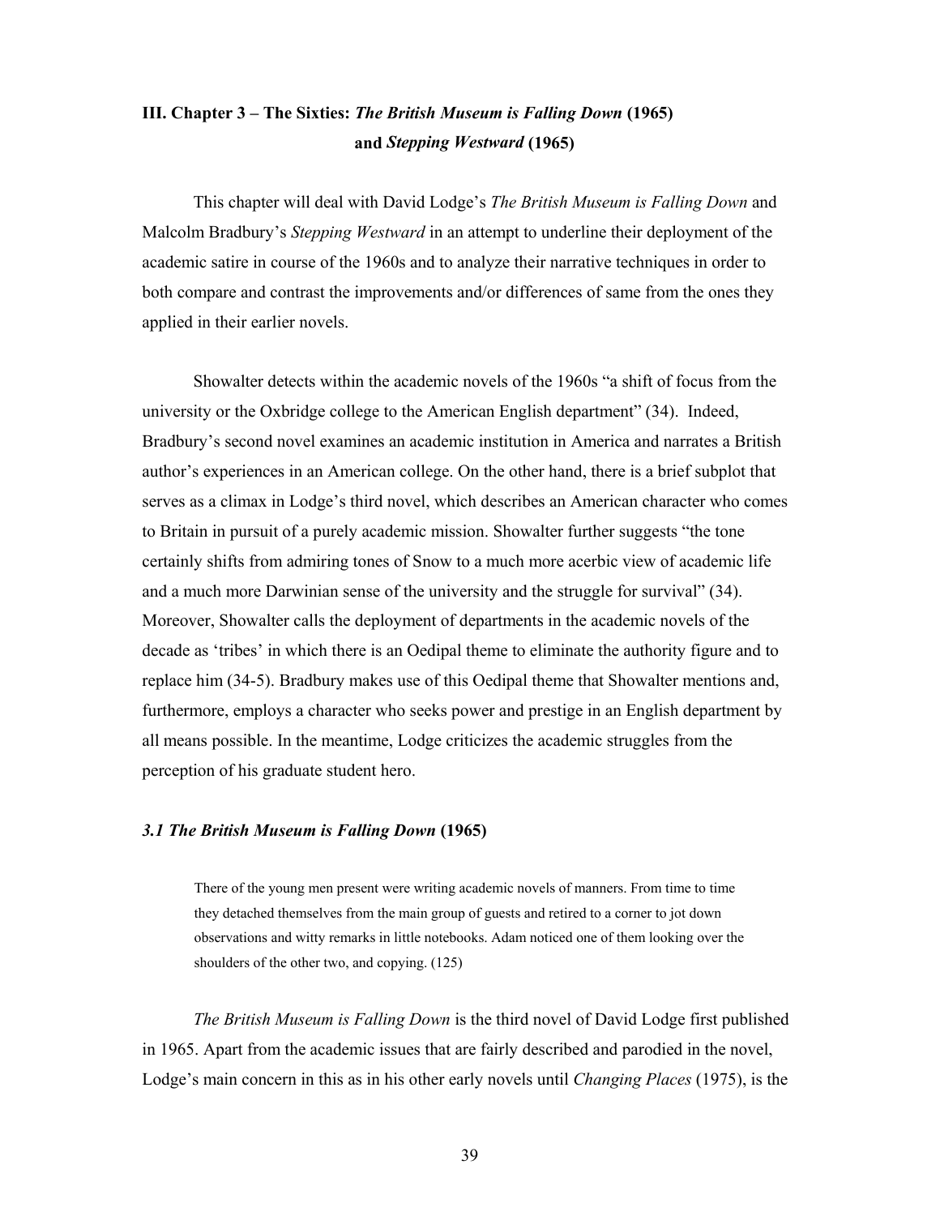## III. Chapter 3 – The Sixties: *The British Museum is Falling Down* (1965) and *Stepping Westward* (1965)

This chapter will deal with David Lodge's *The British Museum is Falling Down* and Malcolm Bradbury's *Stepping Westward* in an attempt to underline their deployment of the academic satire in course of the 1960s and to analyze their narrative techniques in order to both compare and contrast the improvements and/or differences of same from the ones they applied in their earlier novels.

Showalter detects within the academic novels of the 1960s "a shift of focus from the university or the Oxbridge college to the American English department" (34). Indeed, Bradbury's second novel examines an academic institution in America and narrates a British author's experiences in an American college. On the other hand, there is a brief subplot that serves as a climax in Lodge's third novel, which describes an American character who comes to Britain in pursuit of a purely academic mission. Showalter further suggests "the tone certainly shifts from admiring tones of Snow to a much more acerbic view of academic life and a much more Darwinian sense of the university and the struggle for survival" (34). Moreover, Showalter calls the deployment of departments in the academic novels of the decade as 'tribes' in which there is an Oedipal theme to eliminate the authority figure and to replace him (34-5). Bradbury makes use of this Oedipal theme that Showalter mentions and, furthermore, employs a character who seeks power and prestige in an English department by all means possible. In the meantime, Lodge criticizes the academic struggles from the perception of his graduate student hero.

### *3.1 The British Museum is Falling Down* (1965)

> There of the young men present were writing academic novels of manners. From time to time they detached themselves from the main group of guests and retired to a corner to jot down observations and witty remarks in little notebooks. Adam noticed one of them looking over the shoulders of the other two, and copying. (125)

*The British Museum is Falling Down* is the third novel of David Lodge first published in 1965. Apart from the academic issues that are fairly described and parodied in the novel, Lodge's main concern in this as in his other early novels until *Changing Places* (1975), is the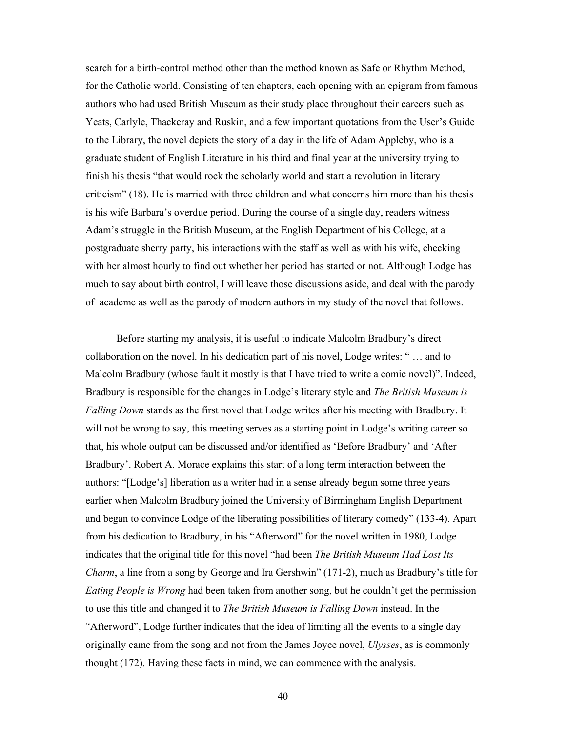search for a birth-control method other than the method known as Safe or Rhythm Method, for the Catholic world. Consisting of ten chapters, each opening with an epigram from famous authors who had used British Museum as their study place throughout their careers such as Yeats, Carlyle, Thackeray and Ruskin, and a few important quotations from the User's Guide to the Library, the novel depicts the story of a day in the life of Adam Appleby, who is a graduate student of English Literature in his third and final year at the university trying to finish his thesis "that would rock the scholarly world and start a revolution in literary criticism" (18). He is married with three children and what concerns him more than his thesis is his wife Barbara's overdue period. During the course of a single day, readers witness Adam's struggle in the British Museum, at the English Department of his College, at a postgraduate sherry party, his interactions with the staff as well as with his wife, checking with her almost hourly to find out whether her period has started or not. Although Lodge has much to say about birth control, I will leave those discussions aside, and deal with the parody of academe as well as the parody of modern authors in my study of the novel that follows.

Before starting my analysis, it is useful to indicate Malcolm Bradbury's direct collaboration on the novel. In his dedication part of his novel, Lodge writes: " … and to Malcolm Bradbury (whose fault it mostly is that I have tried to write a comic novel)". Indeed, Bradbury is responsible for the changes in Lodge's literary style and *The British Museum is Falling Down* stands as the first novel that Lodge writes after his meeting with Bradbury. It will not be wrong to say, this meeting serves as a starting point in Lodge's writing career so that, his whole output can be discussed and/or identified as 'Before Bradbury' and 'After Bradbury'. Robert A. Morace explains this start of a long term interaction between the authors: "[Lodge's] liberation as a writer had in a sense already begun some three years earlier when Malcolm Bradbury joined the University of Birmingham English Department and began to convince Lodge of the liberating possibilities of literary comedy" (133-4). Apart from his dedication to Bradbury, in his "Afterword" for the novel written in 1980, Lodge indicates that the original title for this novel "had been *The British Museum Had Lost Its Charm*, a line from a song by George and Ira Gershwin" (171-2), much as Bradbury's title for *Eating People is Wrong* had been taken from another song, but he couldn't get the permission to use this title and changed it to *The British Museum is Falling Down* instead. In the "Afterword", Lodge further indicates that the idea of limiting all the events to a single day originally came from the song and not from the James Joyce novel, *Ulysses*, as is commonly thought (172). Having these facts in mind, we can commence with the analysis.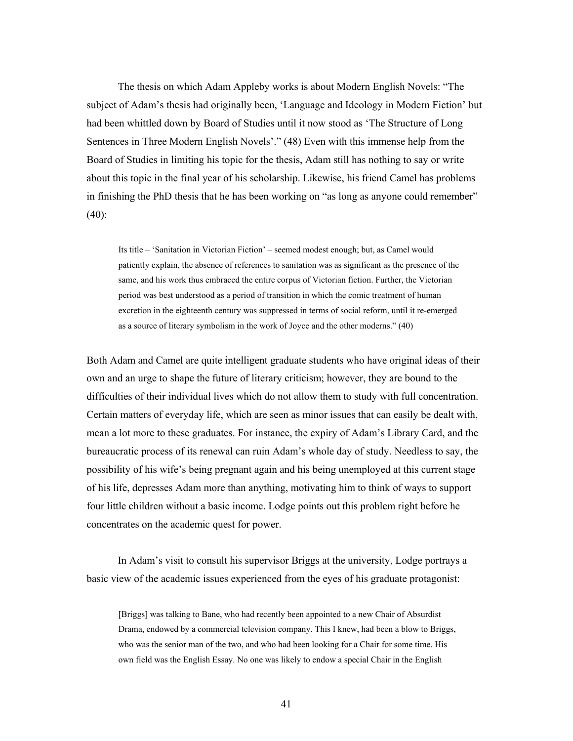The thesis on which Adam Appleby works is about Modern English Novels: "The subject of Adam's thesis had originally been, 'Language and Ideology in Modern Fiction' but had been whittled down by Board of Studies until it now stood as 'The Structure of Long Sentences in Three Modern English Novels'." (48) Even with this immense help from the Board of Studies in limiting his topic for the thesis, Adam still has nothing to say or write about this topic in the final year of his scholarship. Likewise, his friend Camel has problems in finishing the PhD thesis that he has been working on "as long as anyone could remember" (40):

> Its title – 'Sanitation in Victorian Fiction' – seemed modest enough; but, as Camel would patiently explain, the absence of references to sanitation was as significant as the presence of the same, and his work thus embraced the entire corpus of Victorian fiction. Further, the Victorian period was best understood as a period of transition in which the comic treatment of human excretion in the eighteenth century was suppressed in terms of social reform, until it re-emerged as a source of literary symbolism in the work of Joyce and the other moderns." (40)

Both Adam and Camel are quite intelligent graduate students who have original ideas of their own and an urge to shape the future of literary criticism; however, they are bound to the difficulties of their individual lives which do not allow them to study with full concentration. Certain matters of everyday life, which are seen as minor issues that can easily be dealt with, mean a lot more to these graduates. For instance, the expiry of Adam's Library Card, and the bureaucratic process of its renewal can ruin Adam's whole day of study. Needless to say, the possibility of his wife's being pregnant again and his being unemployed at this current stage of his life, depresses Adam more than anything, motivating him to think of ways to support four little children without a basic income. Lodge points out this problem right before he concentrates on the academic quest for power.

In Adam's visit to consult his supervisor Briggs at the university, Lodge portrays a basic view of the academic issues experienced from the eyes of his graduate protagonist:

> [Briggs] was talking to Bane, who had recently been appointed to a new Chair of Absurdist Drama, endowed by a commercial television company. This I knew, had been a blow to Briggs, who was the senior man of the two, and who had been looking for a Chair for some time. His own field was the English Essay. No one was likely to endow a special Chair in the English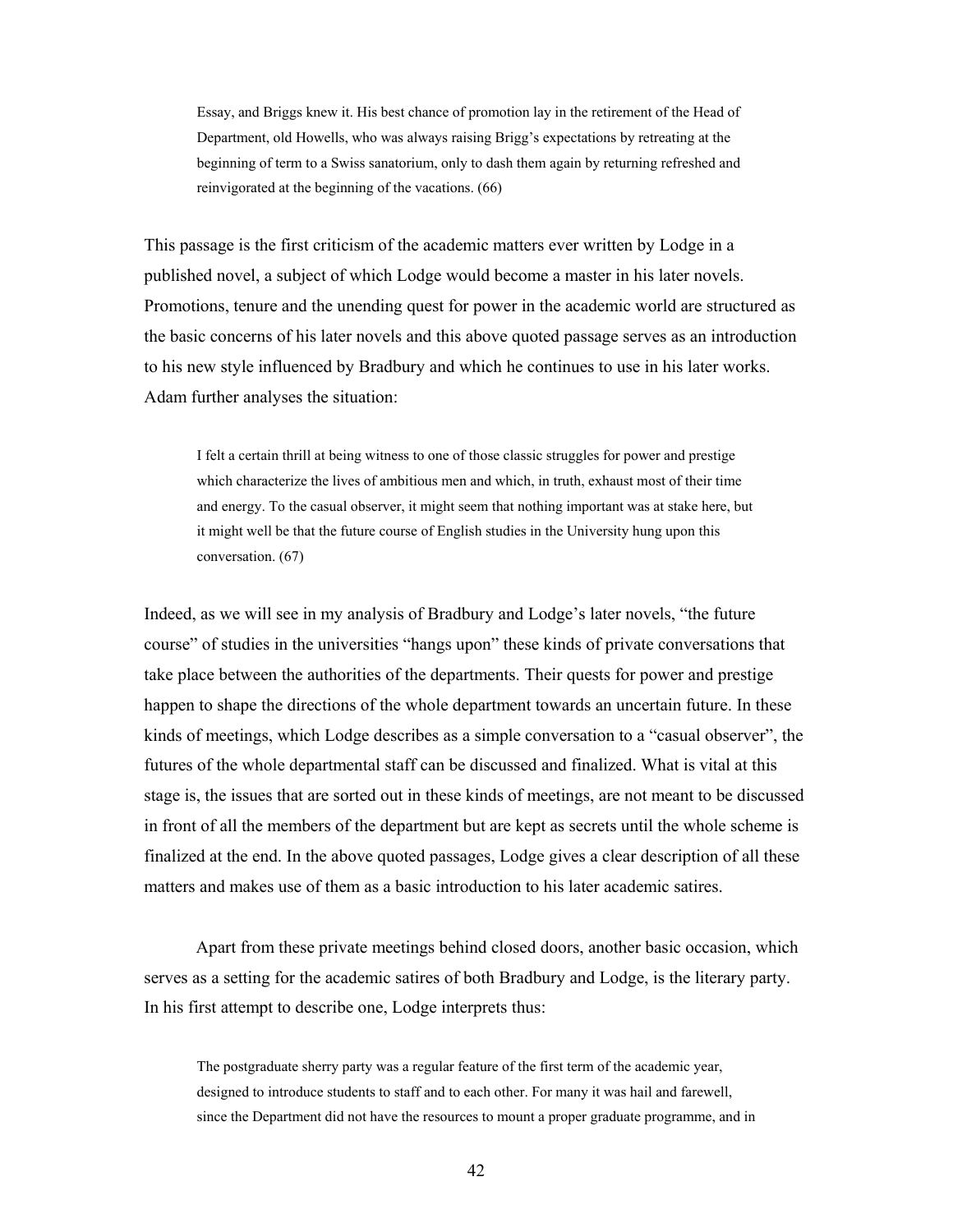> Essay, and Briggs knew it. His best chance of promotion lay in the retirement of the Head of Department, old Howells, who was always raising Brigg's expectations by retreating at the beginning of term to a Swiss sanatorium, only to dash them again by returning refreshed and reinvigorated at the beginning of the vacations. (66)

This passage is the first criticism of the academic matters ever written by Lodge in a published novel, a subject of which Lodge would become a master in his later novels. Promotions, tenure and the unending quest for power in the academic world are structured as the basic concerns of his later novels and this above quoted passage serves as an introduction to his new style influenced by Bradbury and which he continues to use in his later works. Adam further analyses the situation:

> I felt a certain thrill at being witness to one of those classic struggles for power and prestige which characterize the lives of ambitious men and which, in truth, exhaust most of their time and energy. To the casual observer, it might seem that nothing important was at stake here, but it might well be that the future course of English studies in the University hung upon this conversation. (67)

Indeed, as we will see in my analysis of Bradbury and Lodge's later novels, "the future course" of studies in the universities "hangs upon" these kinds of private conversations that take place between the authorities of the departments. Their quests for power and prestige happen to shape the directions of the whole department towards an uncertain future. In these kinds of meetings, which Lodge describes as a simple conversation to a "casual observer", the futures of the whole departmental staff can be discussed and finalized. What is vital at this stage is, the issues that are sorted out in these kinds of meetings, are not meant to be discussed in front of all the members of the department but are kept as secrets until the whole scheme is finalized at the end. In the above quoted passages, Lodge gives a clear description of all these matters and makes use of them as a basic introduction to his later academic satires.

Apart from these private meetings behind closed doors, another basic occasion, which serves as a setting for the academic satires of both Bradbury and Lodge, is the literary party. In his first attempt to describe one, Lodge interprets thus:

> The postgraduate sherry party was a regular feature of the first term of the academic year, designed to introduce students to staff and to each other. For many it was hail and farewell, since the Department did not have the resources to mount a proper graduate programme, and in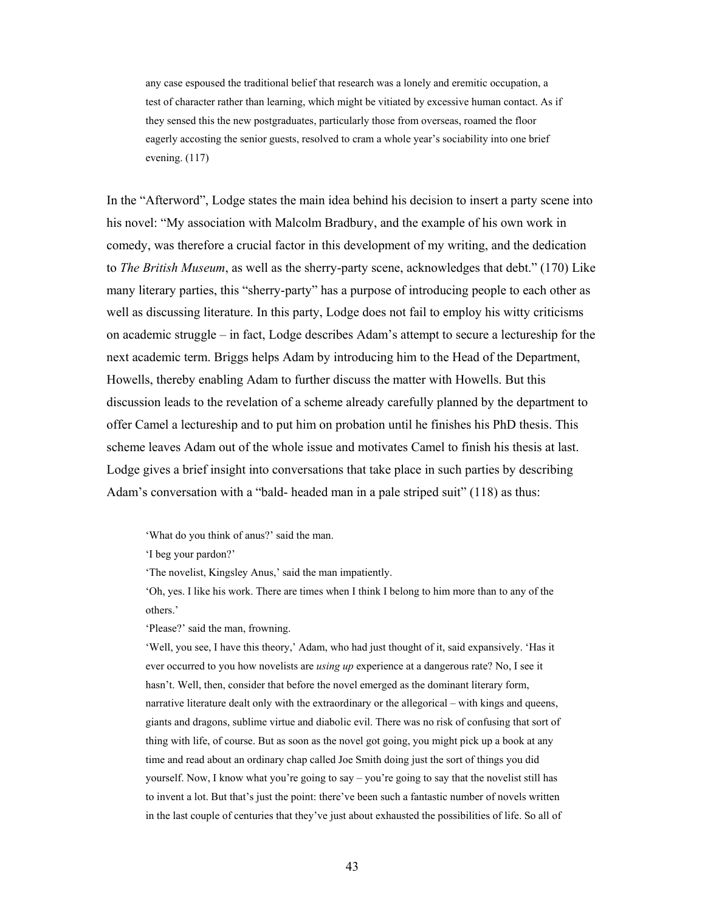> any case espoused the traditional belief that research was a lonely and eremitic occupation, a test of character rather than learning, which might be vitiated by excessive human contact. As if they sensed this the new postgraduates, particularly those from overseas, roamed the floor eagerly accosting the senior guests, resolved to cram a whole year's sociability into one brief evening. (117)

In the "Afterword", Lodge states the main idea behind his decision to insert a party scene into his novel: "My association with Malcolm Bradbury, and the example of his own work in comedy, was therefore a crucial factor in this development of my writing, and the dedication to *The British Museum*, as well as the sherry-party scene, acknowledges that debt." (170) Like many literary parties, this "sherry-party" has a purpose of introducing people to each other as well as discussing literature. In this party, Lodge does not fail to employ his witty criticisms on academic struggle – in fact, Lodge describes Adam's attempt to secure a lectureship for the next academic term. Briggs helps Adam by introducing him to the Head of the Department, Howells, thereby enabling Adam to further discuss the matter with Howells. But this discussion leads to the revelation of a scheme already carefully planned by the department to offer Camel a lectureship and to put him on probation until he finishes his PhD thesis. This scheme leaves Adam out of the whole issue and motivates Camel to finish his thesis at last. Lodge gives a brief insight into conversations that take place in such parties by describing Adam's conversation with a "bald- headed man in a pale striped suit" (118) as thus:

> 'What do you think of anus?' said the man.
>
> 'I beg your pardon?'
>
> 'The novelist, Kingsley Anus,' said the man impatiently.
>
> 'Oh, yes. I like his work. There are times when I think I belong to him more than to any of the others.'
>
> 'Please?' said the man, frowning.
>
> 'Well, you see, I have this theory,' Adam, who had just thought of it, said expansively. 'Has it ever occurred to you how novelists are *using up* experience at a dangerous rate? No, I see it hasn't. Well, then, consider that before the novel emerged as the dominant literary form, narrative literature dealt only with the extraordinary or the allegorical – with kings and queens, giants and dragons, sublime virtue and diabolic evil. There was no risk of confusing that sort of thing with life, of course. But as soon as the novel got going, you might pick up a book at any time and read about an ordinary chap called Joe Smith doing just the sort of things you did yourself. Now, I know what you're going to say – you're going to say that the novelist still has to invent a lot. But that's just the point: there've been such a fantastic number of novels written in the last couple of centuries that they've just about exhausted the possibilities of life. So all of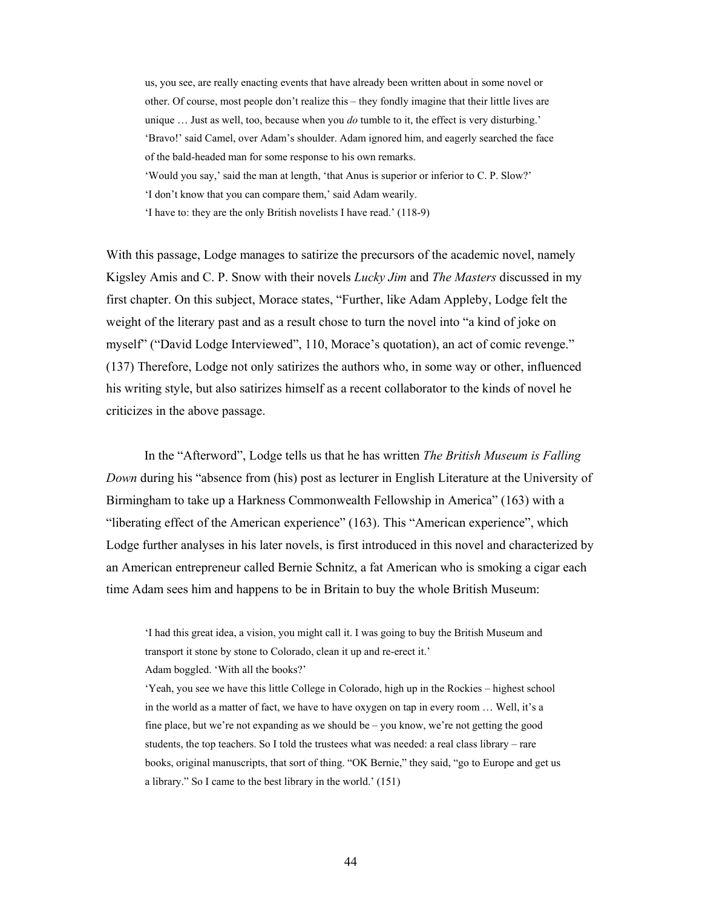> us, you see, are really enacting events that have already been written about in some novel or other. Of course, most people don't realize this – they fondly imagine that their little lives are unique … Just as well, too, because when you *do* tumble to it, the effect is very disturbing.'
> 'Bravo!' said Camel, over Adam's shoulder. Adam ignored him, and eagerly searched the face of the bald-headed man for some response to his own remarks.
> 'Would you say,' said the man at length, 'that Anus is superior or inferior to C. P. Slow?'
> 'I don't know that you can compare them,' said Adam wearily.
> 'I have to: they are the only British novelists I have read.' (118-9)

With this passage, Lodge manages to satirize the precursors of the academic novel, namely Kigsley Amis and C. P. Snow with their novels *Lucky Jim* and *The Masters* discussed in my first chapter. On this subject, Morace states, "Further, like Adam Appleby, Lodge felt the weight of the literary past and as a result chose to turn the novel into "a kind of joke on myself" ("David Lodge Interviewed", 110, Morace's quotation), an act of comic revenge." (137) Therefore, Lodge not only satirizes the authors who, in some way or other, influenced his writing style, but also satirizes himself as a recent collaborator to the kinds of novel he criticizes in the above passage.

In the "Afterword", Lodge tells us that he has written *The British Museum is Falling Down* during his "absence from (his) post as lecturer in English Literature at the University of Birmingham to take up a Harkness Commonwealth Fellowship in America" (163) with a "liberating effect of the American experience" (163). This "American experience", which Lodge further analyses in his later novels, is first introduced in this novel and characterized by an American entrepreneur called Bernie Schnitz, a fat American who is smoking a cigar each time Adam sees him and happens to be in Britain to buy the whole British Museum:

> 'I had this great idea, a vision, you might call it. I was going to buy the British Museum and transport it stone by stone to Colorado, clean it up and re-erect it.'
> Adam boggled. 'With all the books?'
> 'Yeah, you see we have this little College in Colorado, high up in the Rockies – highest school in the world as a matter of fact, we have to have oxygen on tap in every room … Well, it's a fine place, but we're not expanding as we should be – you know, we're not getting the good students, the top teachers. So I told the trustees what was needed: a real class library – rare books, original manuscripts, that sort of thing. "OK Bernie," they said, "go to Europe and get us a library." So I came to the best library in the world.' (151)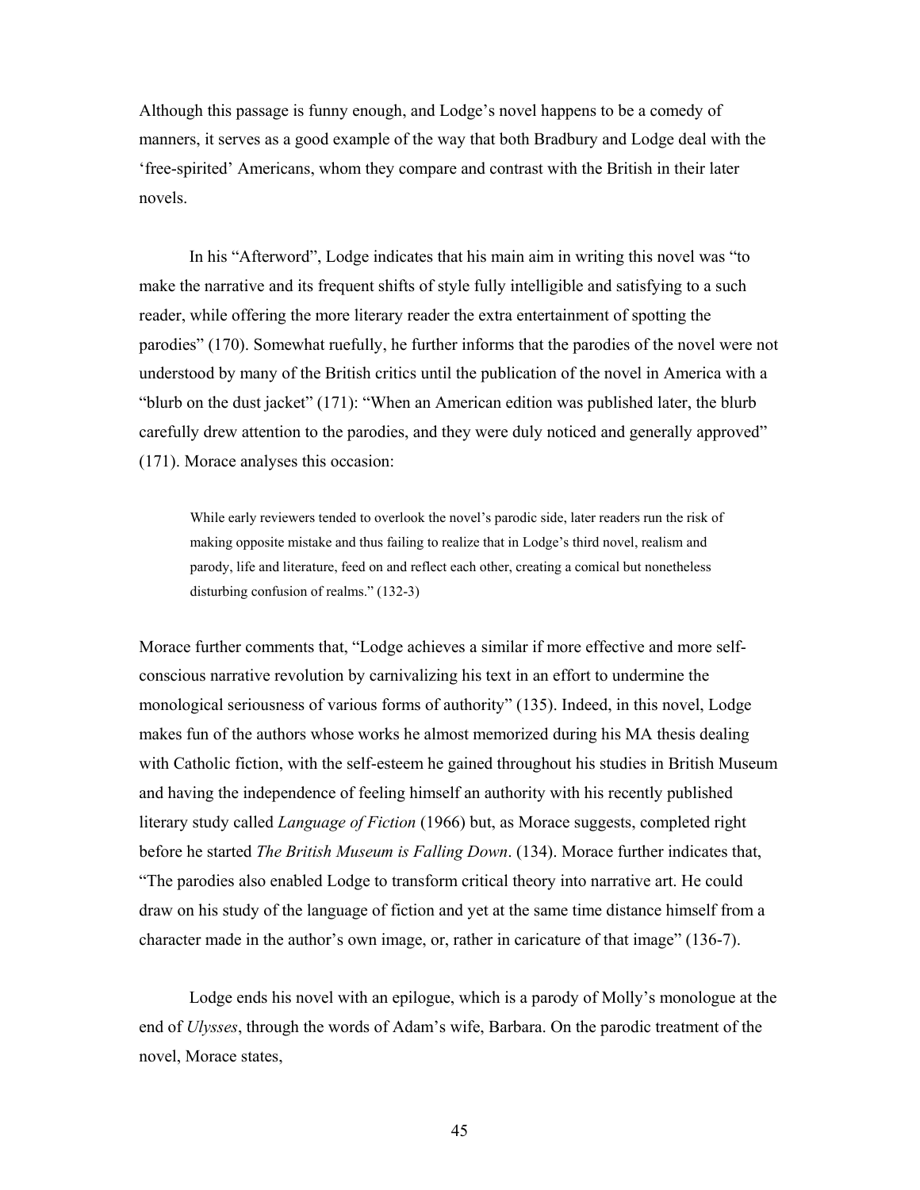Although this passage is funny enough, and Lodge's novel happens to be a comedy of manners, it serves as a good example of the way that both Bradbury and Lodge deal with the 'free-spirited' Americans, whom they compare and contrast with the British in their later novels.

In his "Afterword", Lodge indicates that his main aim in writing this novel was "to make the narrative and its frequent shifts of style fully intelligible and satisfying to a such reader, while offering the more literary reader the extra entertainment of spotting the parodies" (170). Somewhat ruefully, he further informs that the parodies of the novel were not understood by many of the British critics until the publication of the novel in America with a "blurb on the dust jacket" (171): "When an American edition was published later, the blurb carefully drew attention to the parodies, and they were duly noticed and generally approved" (171). Morace analyses this occasion:

> While early reviewers tended to overlook the novel's parodic side, later readers run the risk of making opposite mistake and thus failing to realize that in Lodge's third novel, realism and parody, life and literature, feed on and reflect each other, creating a comical but nonetheless disturbing confusion of realms." (132-3)

Morace further comments that, "Lodge achieves a similar if more effective and more self-conscious narrative revolution by carnivalizing his text in an effort to undermine the monological seriousness of various forms of authority" (135). Indeed, in this novel, Lodge makes fun of the authors whose works he almost memorized during his MA thesis dealing with Catholic fiction, with the self-esteem he gained throughout his studies in British Museum and having the independence of feeling himself an authority with his recently published literary study called *Language of Fiction* (1966) but, as Morace suggests, completed right before he started *The British Museum is Falling Down*. (134). Morace further indicates that, "The parodies also enabled Lodge to transform critical theory into narrative art. He could draw on his study of the language of fiction and yet at the same time distance himself from a character made in the author's own image, or, rather in caricature of that image" (136-7).

Lodge ends his novel with an epilogue, which is a parody of Molly's monologue at the end of *Ulysses*, through the words of Adam's wife, Barbara. On the parodic treatment of the novel, Morace states,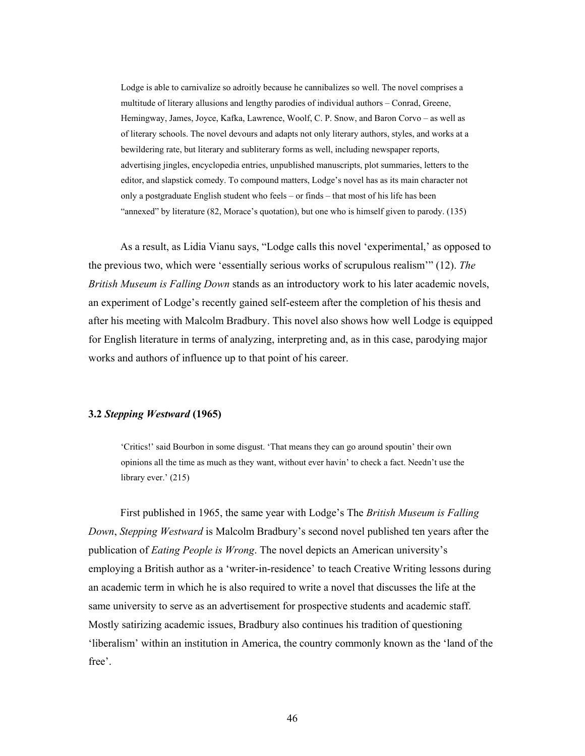> Lodge is able to carnivalize so adroitly because he cannibalizes so well. The novel comprises a multitude of literary allusions and lengthy parodies of individual authors – Conrad, Greene, Hemingway, James, Joyce, Kafka, Lawrence, Woolf, C. P. Snow, and Baron Corvo – as well as of literary schools. The novel devours and adapts not only literary authors, styles, and works at a bewildering rate, but literary and subliterary forms as well, including newspaper reports, advertising jingles, encyclopedia entries, unpublished manuscripts, plot summaries, letters to the editor, and slapstick comedy. To compound matters, Lodge's novel has as its main character not only a postgraduate English student who feels – or finds – that most of his life has been "annexed" by literature (82, Morace's quotation), but one who is himself given to parody. (135)

As a result, as Lidia Vianu says, "Lodge calls this novel 'experimental,' as opposed to the previous two, which were 'essentially serious works of scrupulous realism'" (12). *The British Museum is Falling Down* stands as an introductory work to his later academic novels, an experiment of Lodge's recently gained self-esteem after the completion of his thesis and after his meeting with Malcolm Bradbury. This novel also shows how well Lodge is equipped for English literature in terms of analyzing, interpreting and, as in this case, parodying major works and authors of influence up to that point of his career.

### 3.2 *Stepping Westward* (1965)

> 'Critics!' said Bourbon in some disgust. 'That means they can go around spoutin' their own opinions all the time as much as they want, without ever havin' to check a fact. Needn't use the library ever.' (215)

First published in 1965, the same year with Lodge's The *British Museum is Falling Down*, *Stepping Westward* is Malcolm Bradbury's second novel published ten years after the publication of *Eating People is Wrong*. The novel depicts an American university's employing a British author as a 'writer-in-residence' to teach Creative Writing lessons during an academic term in which he is also required to write a novel that discusses the life at the same university to serve as an advertisement for prospective students and academic staff. Mostly satirizing academic issues, Bradbury also continues his tradition of questioning 'liberalism' within an institution in America, the country commonly known as the 'land of the free'.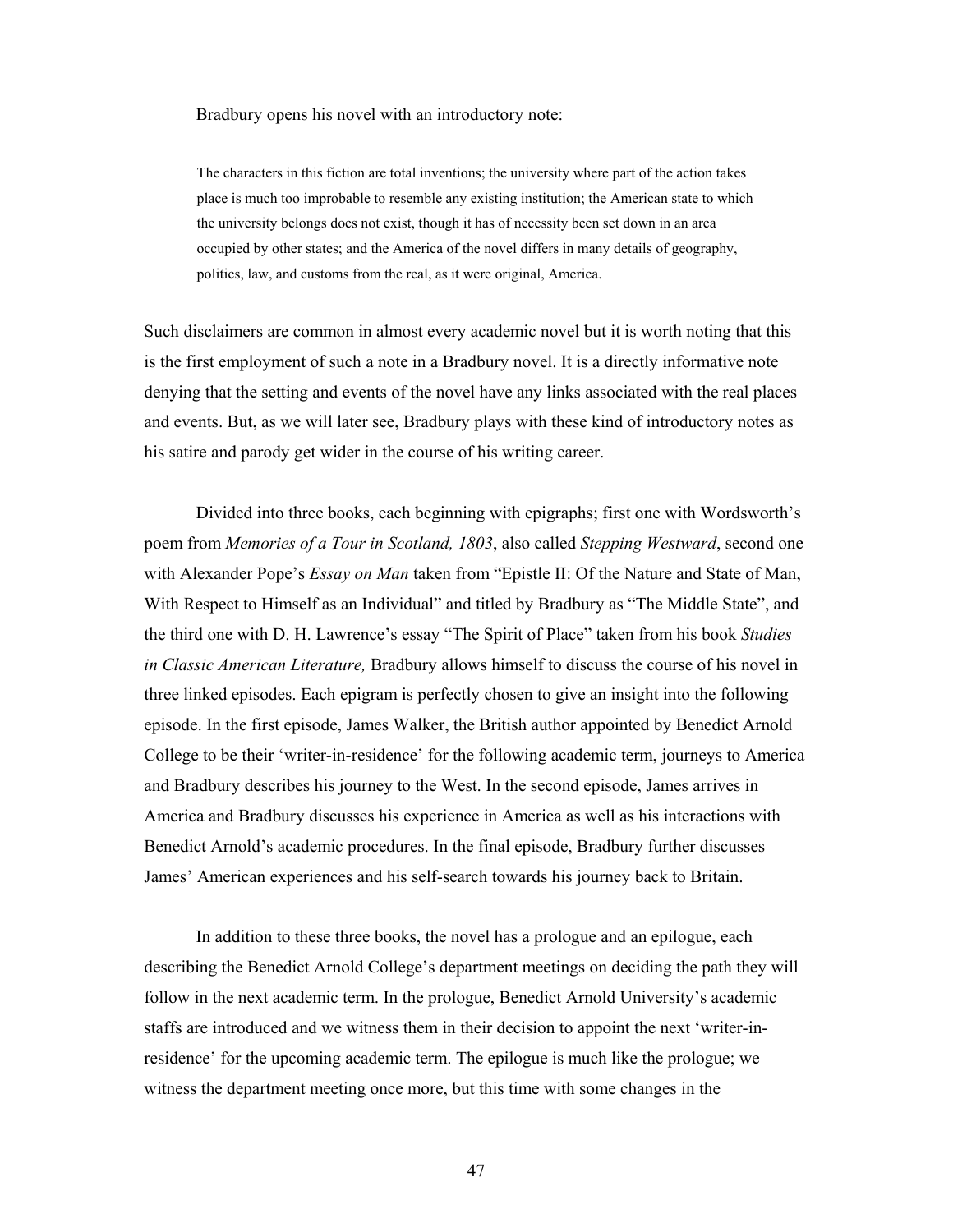Bradbury opens his novel with an introductory note:

> The characters in this fiction are total inventions; the university where part of the action takes place is much too improbable to resemble any existing institution; the American state to which the university belongs does not exist, though it has of necessity been set down in an area occupied by other states; and the America of the novel differs in many details of geography, politics, law, and customs from the real, as it were original, America.

Such disclaimers are common in almost every academic novel but it is worth noting that this is the first employment of such a note in a Bradbury novel. It is a directly informative note denying that the setting and events of the novel have any links associated with the real places and events. But, as we will later see, Bradbury plays with these kind of introductory notes as his satire and parody get wider in the course of his writing career.

Divided into three books, each beginning with epigraphs; first one with Wordsworth's poem from *Memories of a Tour in Scotland, 1803*, also called *Stepping Westward*, second one with Alexander Pope's *Essay on Man* taken from "Epistle II: Of the Nature and State of Man, With Respect to Himself as an Individual" and titled by Bradbury as "The Middle State", and the third one with D. H. Lawrence's essay "The Spirit of Place" taken from his book *Studies in Classic American Literature,* Bradbury allows himself to discuss the course of his novel in three linked episodes. Each epigram is perfectly chosen to give an insight into the following episode. In the first episode, James Walker, the British author appointed by Benedict Arnold College to be their 'writer-in-residence' for the following academic term, journeys to America and Bradbury describes his journey to the West. In the second episode, James arrives in America and Bradbury discusses his experience in America as well as his interactions with Benedict Arnold's academic procedures. In the final episode, Bradbury further discusses James' American experiences and his self-search towards his journey back to Britain.

In addition to these three books, the novel has a prologue and an epilogue, each describing the Benedict Arnold College's department meetings on deciding the path they will follow in the next academic term. In the prologue, Benedict Arnold University's academic staffs are introduced and we witness them in their decision to appoint the next 'writer-in-residence' for the upcoming academic term. The epilogue is much like the prologue; we witness the department meeting once more, but this time with some changes in the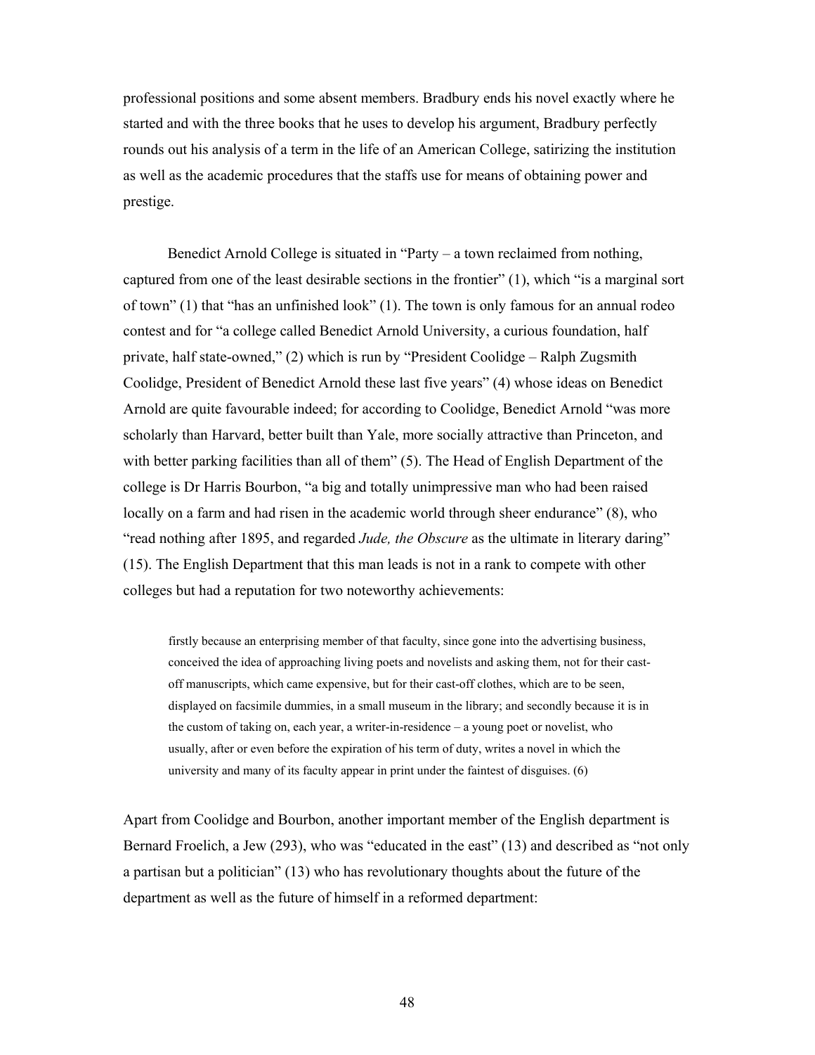professional positions and some absent members. Bradbury ends his novel exactly where he started and with the three books that he uses to develop his argument, Bradbury perfectly rounds out his analysis of a term in the life of an American College, satirizing the institution as well as the academic procedures that the staffs use for means of obtaining power and prestige.

Benedict Arnold College is situated in "Party – a town reclaimed from nothing, captured from one of the least desirable sections in the frontier" (1), which "is a marginal sort of town" (1) that "has an unfinished look" (1). The town is only famous for an annual rodeo contest and for "a college called Benedict Arnold University, a curious foundation, half private, half state-owned," (2) which is run by "President Coolidge – Ralph Zugsmith Coolidge, President of Benedict Arnold these last five years" (4) whose ideas on Benedict Arnold are quite favourable indeed; for according to Coolidge, Benedict Arnold "was more scholarly than Harvard, better built than Yale, more socially attractive than Princeton, and with better parking facilities than all of them" (5). The Head of English Department of the college is Dr Harris Bourbon, "a big and totally unimpressive man who had been raised locally on a farm and had risen in the academic world through sheer endurance" (8), who "read nothing after 1895, and regarded *Jude, the Obscure* as the ultimate in literary daring" (15). The English Department that this man leads is not in a rank to compete with other colleges but had a reputation for two noteworthy achievements:

> firstly because an enterprising member of that faculty, since gone into the advertising business, conceived the idea of approaching living poets and novelists and asking them, not for their cast-off manuscripts, which came expensive, but for their cast-off clothes, which are to be seen, displayed on facsimile dummies, in a small museum in the library; and secondly because it is in the custom of taking on, each year, a writer-in-residence – a young poet or novelist, who usually, after or even before the expiration of his term of duty, writes a novel in which the university and many of its faculty appear in print under the faintest of disguises. (6)

Apart from Coolidge and Bourbon, another important member of the English department is Bernard Froelich, a Jew (293), who was "educated in the east" (13) and described as "not only a partisan but a politician" (13) who has revolutionary thoughts about the future of the department as well as the future of himself in a reformed department: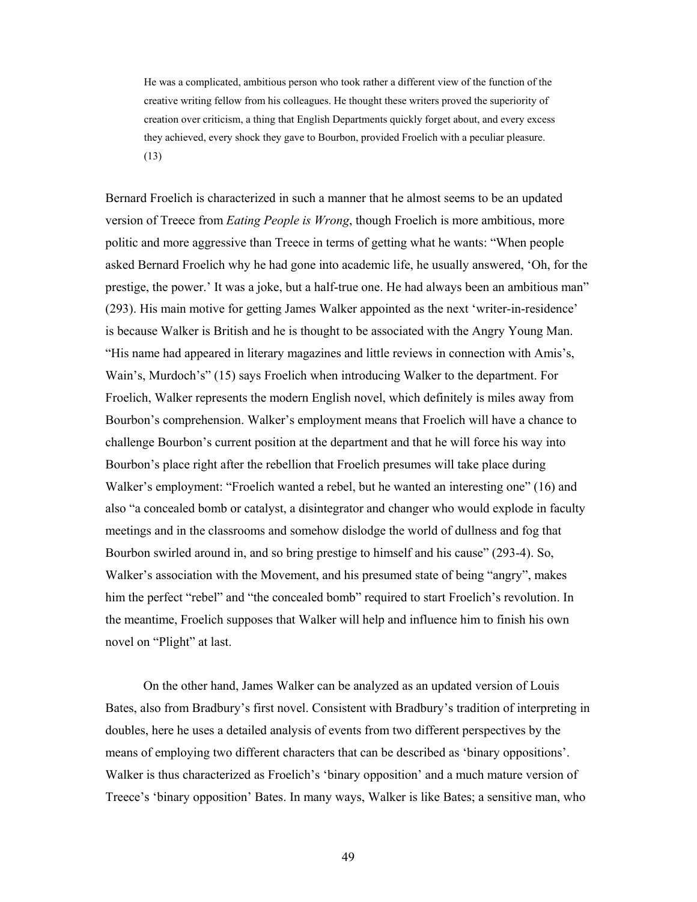> He was a complicated, ambitious person who took rather a different view of the function of the creative writing fellow from his colleagues. He thought these writers proved the superiority of creation over criticism, a thing that English Departments quickly forget about, and every excess they achieved, every shock they gave to Bourbon, provided Froelich with a peculiar pleasure. (13)

Bernard Froelich is characterized in such a manner that he almost seems to be an updated version of Treece from *Eating People is Wrong*, though Froelich is more ambitious, more politic and more aggressive than Treece in terms of getting what he wants: "When people asked Bernard Froelich why he had gone into academic life, he usually answered, 'Oh, for the prestige, the power.' It was a joke, but a half-true one. He had always been an ambitious man" (293). His main motive for getting James Walker appointed as the next 'writer-in-residence' is because Walker is British and he is thought to be associated with the Angry Young Man. "His name had appeared in literary magazines and little reviews in connection with Amis's, Wain's, Murdoch's" (15) says Froelich when introducing Walker to the department. For Froelich, Walker represents the modern English novel, which definitely is miles away from Bourbon's comprehension. Walker's employment means that Froelich will have a chance to challenge Bourbon's current position at the department and that he will force his way into Bourbon's place right after the rebellion that Froelich presumes will take place during Walker's employment: "Froelich wanted a rebel, but he wanted an interesting one" (16) and also "a concealed bomb or catalyst, a disintegrator and changer who would explode in faculty meetings and in the classrooms and somehow dislodge the world of dullness and fog that Bourbon swirled around in, and so bring prestige to himself and his cause" (293-4). So, Walker's association with the Movement, and his presumed state of being "angry", makes him the perfect "rebel" and "the concealed bomb" required to start Froelich's revolution. In the meantime, Froelich supposes that Walker will help and influence him to finish his own novel on "Plight" at last.

On the other hand, James Walker can be analyzed as an updated version of Louis Bates, also from Bradbury's first novel. Consistent with Bradbury's tradition of interpreting in doubles, here he uses a detailed analysis of events from two different perspectives by the means of employing two different characters that can be described as 'binary oppositions'. Walker is thus characterized as Froelich's 'binary opposition' and a much mature version of Treece's 'binary opposition' Bates. In many ways, Walker is like Bates; a sensitive man, who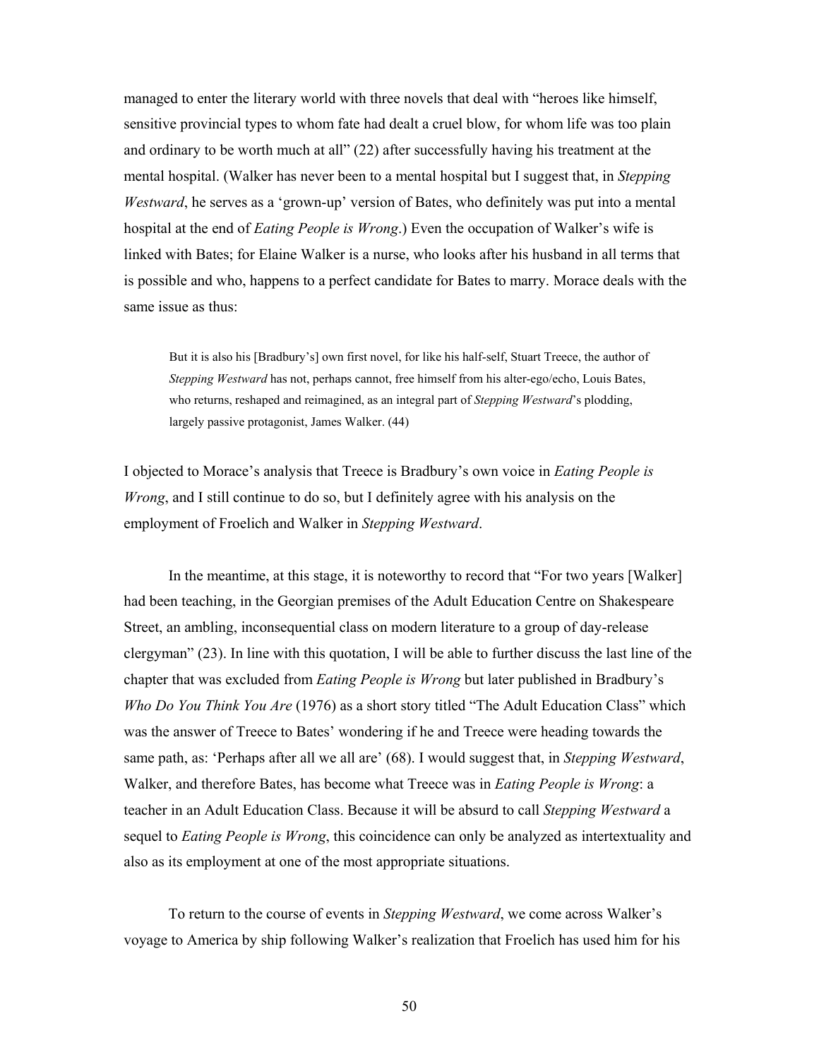managed to enter the literary world with three novels that deal with "heroes like himself, sensitive provincial types to whom fate had dealt a cruel blow, for whom life was too plain and ordinary to be worth much at all" (22) after successfully having his treatment at the mental hospital. (Walker has never been to a mental hospital but I suggest that, in *Stepping Westward*, he serves as a 'grown-up' version of Bates, who definitely was put into a mental hospital at the end of *Eating People is Wrong*.) Even the occupation of Walker's wife is linked with Bates; for Elaine Walker is a nurse, who looks after his husband in all terms that is possible and who, happens to a perfect candidate for Bates to marry. Morace deals with the same issue as thus:

> But it is also his [Bradbury's] own first novel, for like his half-self, Stuart Treece, the author of *Stepping Westward* has not, perhaps cannot, free himself from his alter-ego/echo, Louis Bates, who returns, reshaped and reimagined, as an integral part of *Stepping Westward*'s plodding, largely passive protagonist, James Walker. (44)

I objected to Morace's analysis that Treece is Bradbury's own voice in *Eating People is Wrong*, and I still continue to do so, but I definitely agree with his analysis on the employment of Froelich and Walker in *Stepping Westward*.

In the meantime, at this stage, it is noteworthy to record that "For two years [Walker] had been teaching, in the Georgian premises of the Adult Education Centre on Shakespeare Street, an ambling, inconsequential class on modern literature to a group of day-release clergyman" (23). In line with this quotation, I will be able to further discuss the last line of the chapter that was excluded from *Eating People is Wrong* but later published in Bradbury's *Who Do You Think You Are* (1976) as a short story titled "The Adult Education Class" which was the answer of Treece to Bates' wondering if he and Treece were heading towards the same path, as: 'Perhaps after all we all are' (68). I would suggest that, in *Stepping Westward*, Walker, and therefore Bates, has become what Treece was in *Eating People is Wrong*: a teacher in an Adult Education Class. Because it will be absurd to call *Stepping Westward* a sequel to *Eating People is Wrong*, this coincidence can only be analyzed as intertextuality and also as its employment at one of the most appropriate situations.

To return to the course of events in *Stepping Westward*, we come across Walker's voyage to America by ship following Walker's realization that Froelich has used him for his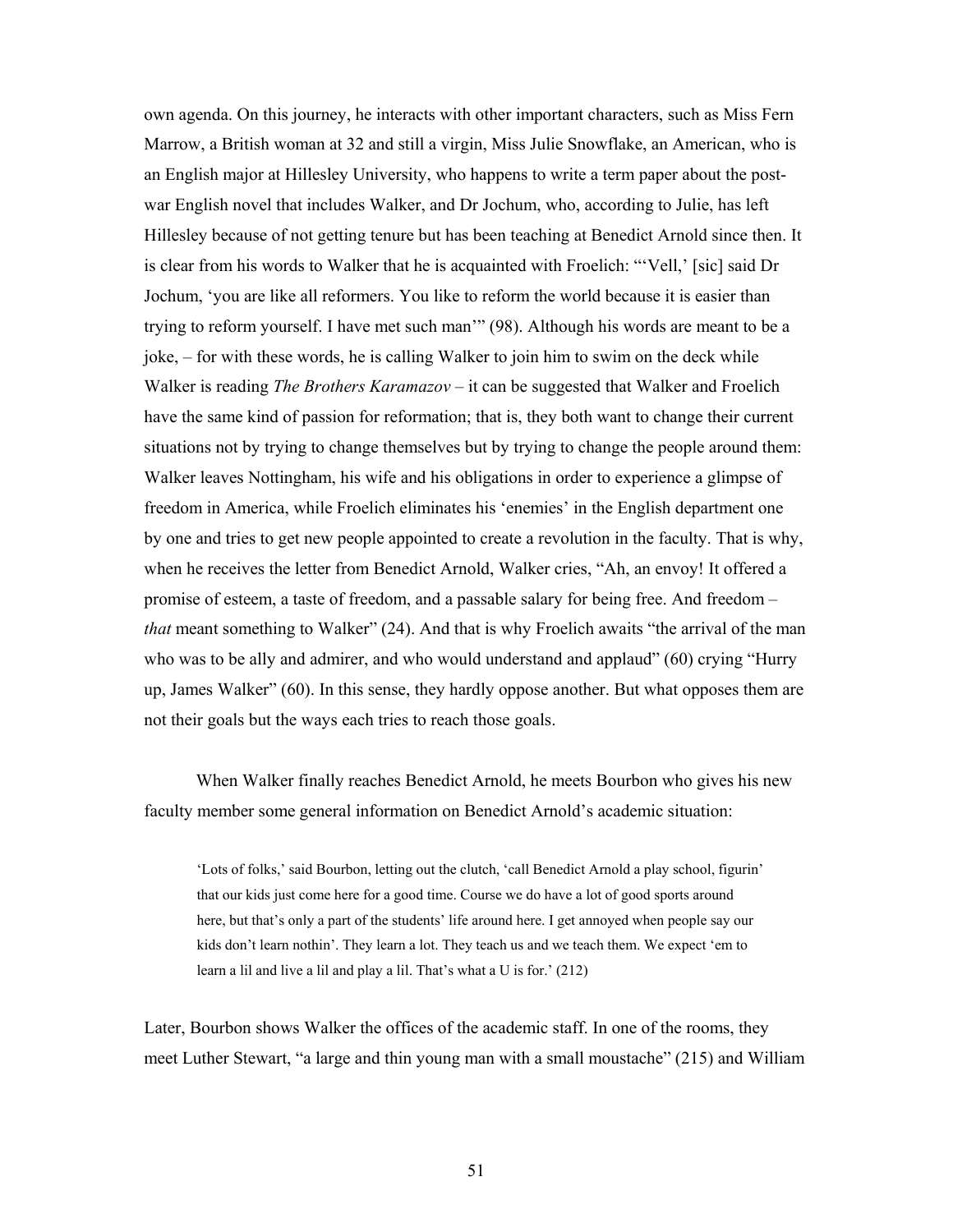own agenda. On this journey, he interacts with other important characters, such as Miss Fern Marrow, a British woman at 32 and still a virgin, Miss Julie Snowflake, an American, who is an English major at Hillesley University, who happens to write a term paper about the post-war English novel that includes Walker, and Dr Jochum, who, according to Julie, has left Hillesley because of not getting tenure but has been teaching at Benedict Arnold since then. It is clear from his words to Walker that he is acquainted with Froelich: "'Vell,' [sic] said Dr Jochum, 'you are like all reformers. You like to reform the world because it is easier than trying to reform yourself. I have met such man'" (98). Although his words are meant to be a joke, – for with these words, he is calling Walker to join him to swim on the deck while Walker is reading *The Brothers Karamazov* – it can be suggested that Walker and Froelich have the same kind of passion for reformation; that is, they both want to change their current situations not by trying to change themselves but by trying to change the people around them: Walker leaves Nottingham, his wife and his obligations in order to experience a glimpse of freedom in America, while Froelich eliminates his 'enemies' in the English department one by one and tries to get new people appointed to create a revolution in the faculty. That is why, when he receives the letter from Benedict Arnold, Walker cries, "Ah, an envoy! It offered a promise of esteem, a taste of freedom, and a passable salary for being free. And freedom – *that* meant something to Walker" (24). And that is why Froelich awaits "the arrival of the man who was to be ally and admirer, and who would understand and applaud" (60) crying "Hurry up, James Walker" (60). In this sense, they hardly oppose another. But what opposes them are not their goals but the ways each tries to reach those goals.

When Walker finally reaches Benedict Arnold, he meets Bourbon who gives his new faculty member some general information on Benedict Arnold's academic situation:

> 'Lots of folks,' said Bourbon, letting out the clutch, 'call Benedict Arnold a play school, figurin' that our kids just come here for a good time. Course we do have a lot of good sports around here, but that's only a part of the students' life around here. I get annoyed when people say our kids don't learn nothin'. They learn a lot. They teach us and we teach them. We expect 'em to learn a lil and live a lil and play a lil. That's what a U is for.' (212)

Later, Bourbon shows Walker the offices of the academic staff. In one of the rooms, they meet Luther Stewart, "a large and thin young man with a small moustache" (215) and William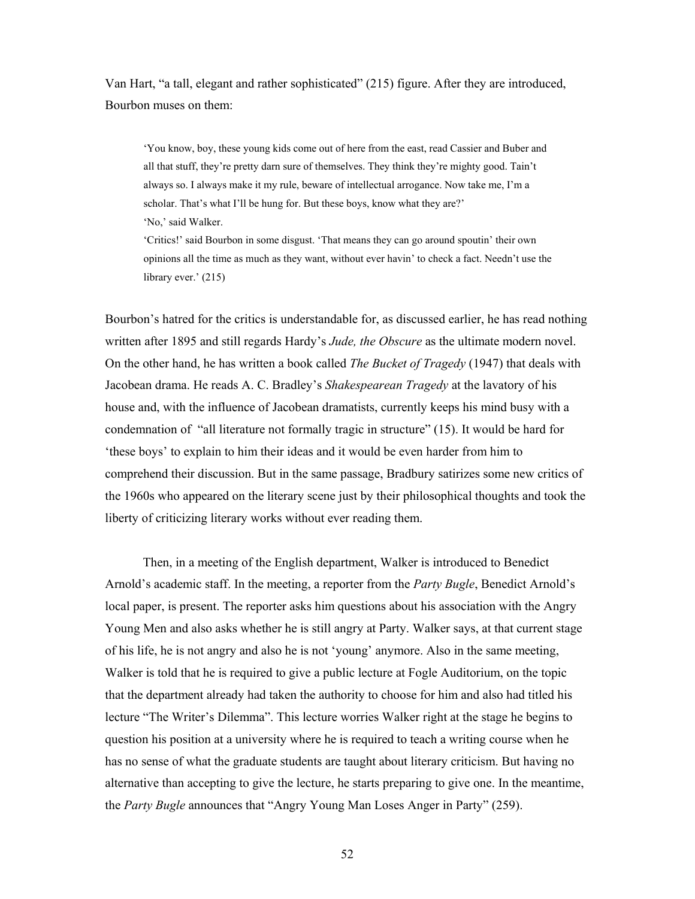Van Hart, "a tall, elegant and rather sophisticated" (215) figure. After they are introduced, Bourbon muses on them:

> 'You know, boy, these young kids come out of here from the east, read Cassier and Buber and all that stuff, they're pretty darn sure of themselves. They think they're mighty good. Tain't always so. I always make it my rule, beware of intellectual arrogance. Now take me, I'm a scholar. That's what I'll be hung for. But these boys, know what they are?'
>
> 'No,' said Walker.
>
> 'Critics!' said Bourbon in some disgust. 'That means they can go around spoutin' their own opinions all the time as much as they want, without ever havin' to check a fact. Needn't use the library ever.' (215)

Bourbon's hatred for the critics is understandable for, as discussed earlier, he has read nothing written after 1895 and still regards Hardy's *Jude, the Obscure* as the ultimate modern novel. On the other hand, he has written a book called *The Bucket of Tragedy* (1947) that deals with Jacobean drama. He reads A. C. Bradley's *Shakespearean Tragedy* at the lavatory of his house and, with the influence of Jacobean dramatists, currently keeps his mind busy with a condemnation of "all literature not formally tragic in structure" (15). It would be hard for 'these boys' to explain to him their ideas and it would be even harder from him to comprehend their discussion. But in the same passage, Bradbury satirizes some new critics of the 1960s who appeared on the literary scene just by their philosophical thoughts and took the liberty of criticizing literary works without ever reading them.

Then, in a meeting of the English department, Walker is introduced to Benedict Arnold's academic staff. In the meeting, a reporter from the *Party Bugle*, Benedict Arnold's local paper, is present. The reporter asks him questions about his association with the Angry Young Men and also asks whether he is still angry at Party. Walker says, at that current stage of his life, he is not angry and also he is not 'young' anymore. Also in the same meeting, Walker is told that he is required to give a public lecture at Fogle Auditorium, on the topic that the department already had taken the authority to choose for him and also had titled his lecture "The Writer's Dilemma". This lecture worries Walker right at the stage he begins to question his position at a university where he is required to teach a writing course when he has no sense of what the graduate students are taught about literary criticism. But having no alternative than accepting to give the lecture, he starts preparing to give one. In the meantime, the *Party Bugle* announces that "Angry Young Man Loses Anger in Party" (259).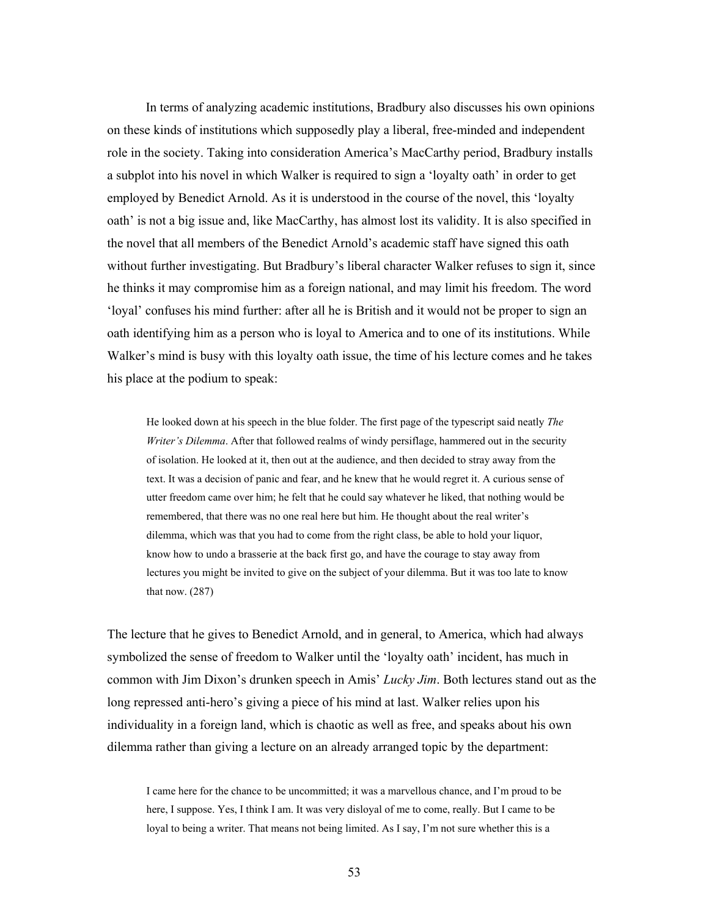In terms of analyzing academic institutions, Bradbury also discusses his own opinions on these kinds of institutions which supposedly play a liberal, free-minded and independent role in the society. Taking into consideration America's MacCarthy period, Bradbury installs a subplot into his novel in which Walker is required to sign a 'loyalty oath' in order to get employed by Benedict Arnold. As it is understood in the course of the novel, this 'loyalty oath' is not a big issue and, like MacCarthy, has almost lost its validity. It is also specified in the novel that all members of the Benedict Arnold's academic staff have signed this oath without further investigating. But Bradbury's liberal character Walker refuses to sign it, since he thinks it may compromise him as a foreign national, and may limit his freedom. The word 'loyal' confuses his mind further: after all he is British and it would not be proper to sign an oath identifying him as a person who is loyal to America and to one of its institutions. While Walker's mind is busy with this loyalty oath issue, the time of his lecture comes and he takes his place at the podium to speak:

> He looked down at his speech in the blue folder. The first page of the typescript said neatly *The Writer's Dilemma*. After that followed realms of windy persiflage, hammered out in the security of isolation. He looked at it, then out at the audience, and then decided to stray away from the text. It was a decision of panic and fear, and he knew that he would regret it. A curious sense of utter freedom came over him; he felt that he could say whatever he liked, that nothing would be remembered, that there was no one real here but him. He thought about the real writer's dilemma, which was that you had to come from the right class, be able to hold your liquor, know how to undo a brasserie at the back first go, and have the courage to stay away from lectures you might be invited to give on the subject of your dilemma. But it was too late to know that now. (287)

The lecture that he gives to Benedict Arnold, and in general, to America, which had always symbolized the sense of freedom to Walker until the 'loyalty oath' incident, has much in common with Jim Dixon's drunken speech in Amis' *Lucky Jim*. Both lectures stand out as the long repressed anti-hero's giving a piece of his mind at last. Walker relies upon his individuality in a foreign land, which is chaotic as well as free, and speaks about his own dilemma rather than giving a lecture on an already arranged topic by the department:

> I came here for the chance to be uncommitted; it was a marvellous chance, and I'm proud to be here, I suppose. Yes, I think I am. It was very disloyal of me to come, really. But I came to be loyal to being a writer. That means not being limited. As I say, I'm not sure whether this is a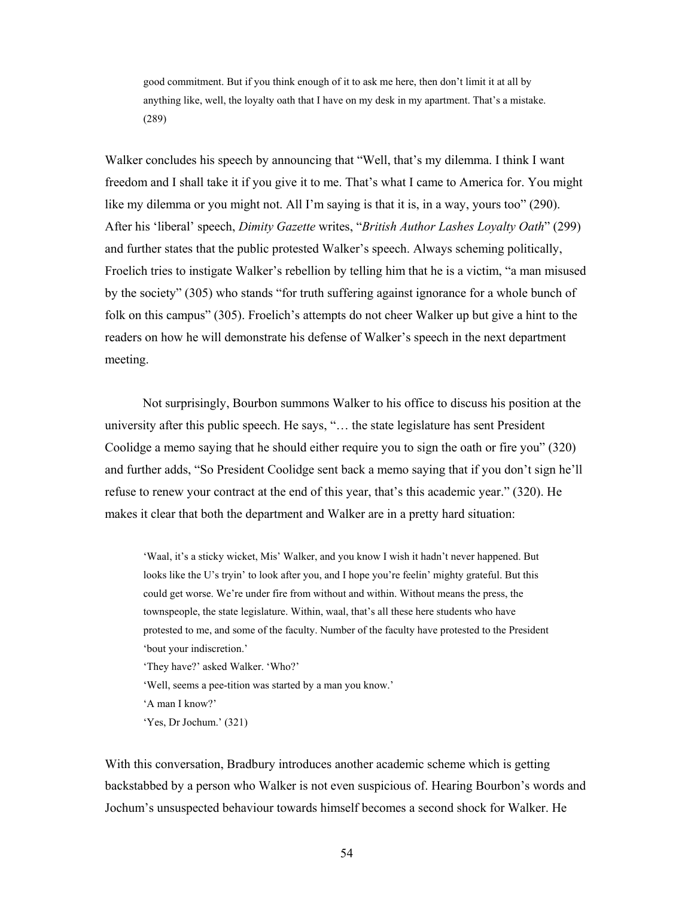> good commitment. But if you think enough of it to ask me here, then don't limit it at all by anything like, well, the loyalty oath that I have on my desk in my apartment. That's a mistake. (289)

Walker concludes his speech by announcing that "Well, that's my dilemma. I think I want freedom and I shall take it if you give it to me. That's what I came to America for. You might like my dilemma or you might not. All I'm saying is that it is, in a way, yours too" (290). After his 'liberal' speech, *Dimity Gazette* writes, "*British Author Lashes Loyalty Oath*" (299) and further states that the public protested Walker's speech. Always scheming politically, Froelich tries to instigate Walker's rebellion by telling him that he is a victim, "a man misused by the society" (305) who stands "for truth suffering against ignorance for a whole bunch of folk on this campus" (305). Froelich's attempts do not cheer Walker up but give a hint to the readers on how he will demonstrate his defense of Walker's speech in the next department meeting.

Not surprisingly, Bourbon summons Walker to his office to discuss his position at the university after this public speech. He says, "… the state legislature has sent President Coolidge a memo saying that he should either require you to sign the oath or fire you" (320) and further adds, "So President Coolidge sent back a memo saying that if you don't sign he'll refuse to renew your contract at the end of this year, that's this academic year." (320). He makes it clear that both the department and Walker are in a pretty hard situation:

> 'Waal, it's a sticky wicket, Mis' Walker, and you know I wish it hadn't never happened. But looks like the U's tryin' to look after you, and I hope you're feelin' mighty grateful. But this could get worse. We're under fire from without and within. Without means the press, the townspeople, the state legislature. Within, waal, that's all these here students who have protested to me, and some of the faculty. Number of the faculty have protested to the President 'bout your indiscretion.'
>
> 'They have?' asked Walker. 'Who?'
>
> 'Well, seems a pee-tition was started by a man you know.'
>
> 'A man I know?'
>
> 'Yes, Dr Jochum.' (321)

With this conversation, Bradbury introduces another academic scheme which is getting backstabbed by a person who Walker is not even suspicious of. Hearing Bourbon's words and Jochum's unsuspected behaviour towards himself becomes a second shock for Walker. He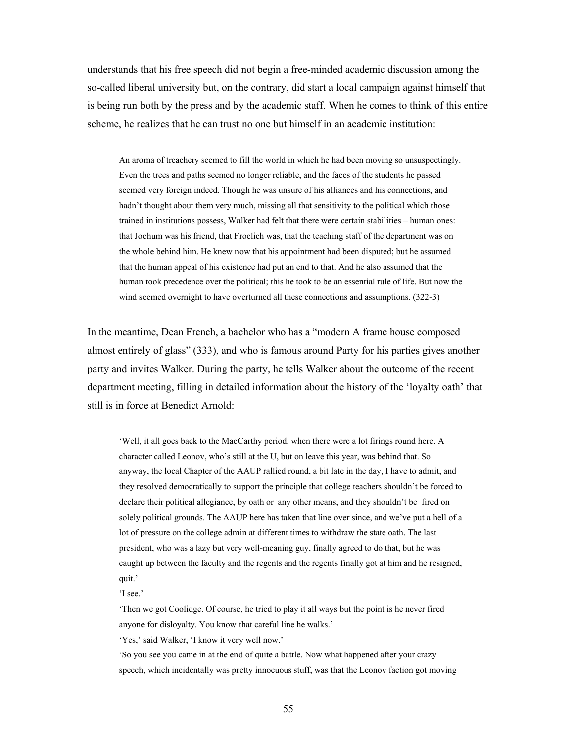understands that his free speech did not begin a free-minded academic discussion among the so-called liberal university but, on the contrary, did start a local campaign against himself that is being run both by the press and by the academic staff. When he comes to think of this entire scheme, he realizes that he can trust no one but himself in an academic institution:

> An aroma of treachery seemed to fill the world in which he had been moving so unsuspectingly. Even the trees and paths seemed no longer reliable, and the faces of the students he passed seemed very foreign indeed. Though he was unsure of his alliances and his connections, and hadn't thought about them very much, missing all that sensitivity to the political which those trained in institutions possess, Walker had felt that there were certain stabilities – human ones: that Jochum was his friend, that Froelich was, that the teaching staff of the department was on the whole behind him. He knew now that his appointment had been disputed; but he assumed that the human appeal of his existence had put an end to that. And he also assumed that the human took precedence over the political; this he took to be an essential rule of life. But now the wind seemed overnight to have overturned all these connections and assumptions. (322-3)

In the meantime, Dean French, a bachelor who has a "modern A frame house composed almost entirely of glass" (333), and who is famous around Party for his parties gives another party and invites Walker. During the party, he tells Walker about the outcome of the recent department meeting, filling in detailed information about the history of the 'loyalty oath' that still is in force at Benedict Arnold:

> 'Well, it all goes back to the MacCarthy period, when there were a lot firings round here. A character called Leonov, who's still at the U, but on leave this year, was behind that. So anyway, the local Chapter of the AAUP rallied round, a bit late in the day, I have to admit, and they resolved democratically to support the principle that college teachers shouldn't be forced to declare their political allegiance, by oath or any other means, and they shouldn't be fired on solely political grounds. The AAUP here has taken that line over since, and we've put a hell of a lot of pressure on the college admin at different times to withdraw the state oath. The last president, who was a lazy but very well-meaning guy, finally agreed to do that, but he was caught up between the faculty and the regents and the regents finally got at him and he resigned, quit.'
>
> 'I see.'
>
> 'Then we got Coolidge. Of course, he tried to play it all ways but the point is he never fired anyone for disloyalty. You know that careful line he walks.'
>
> 'Yes,' said Walker, 'I know it very well now.'
>
> 'So you see you came in at the end of quite a battle. Now what happened after your crazy speech, which incidentally was pretty innocuous stuff, was that the Leonov faction got moving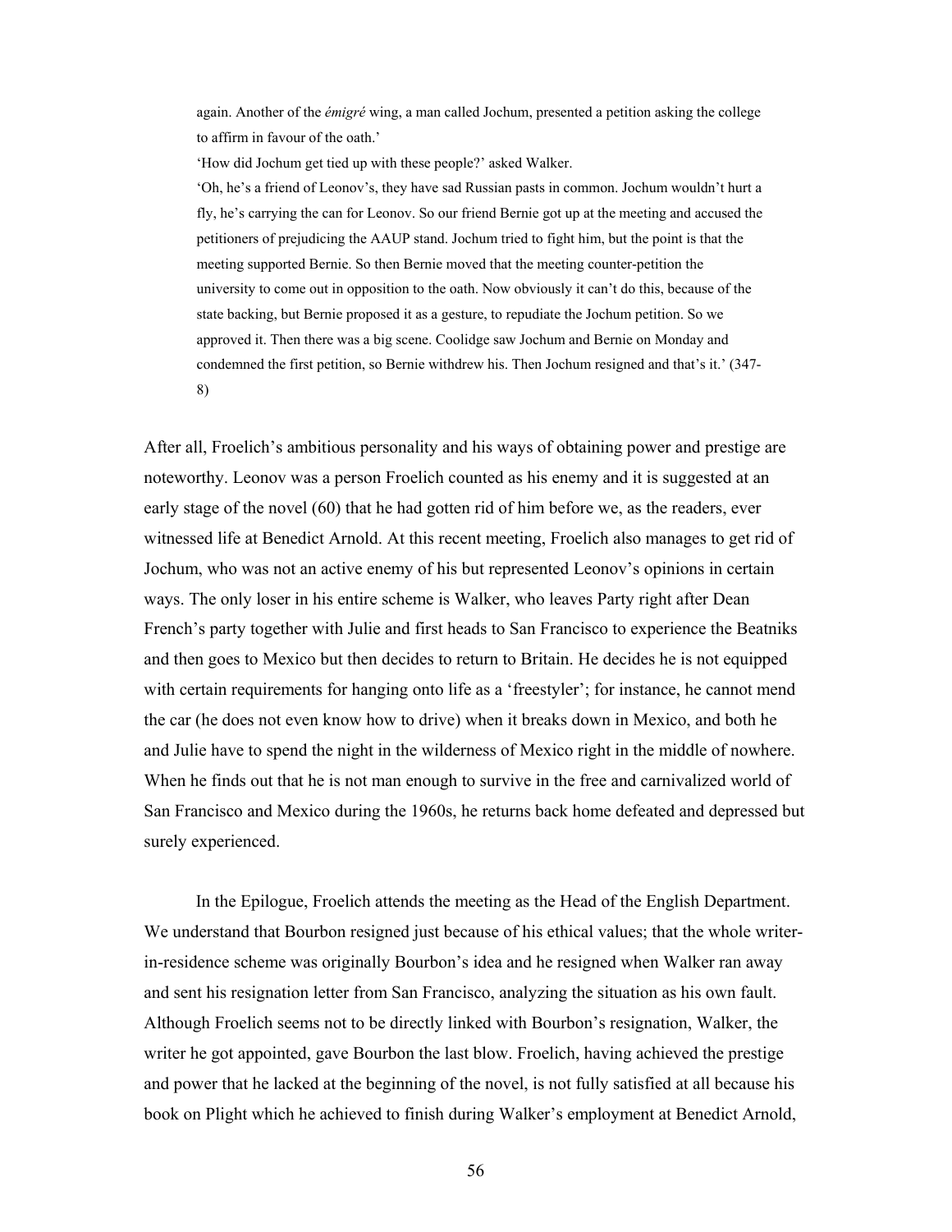> again. Another of the *émigré* wing, a man called Jochum, presented a petition asking the college to affirm in favour of the oath.'
>
> 'How did Jochum get tied up with these people?' asked Walker.
>
> 'Oh, he's a friend of Leonov's, they have sad Russian pasts in common. Jochum wouldn't hurt a fly, he's carrying the can for Leonov. So our friend Bernie got up at the meeting and accused the petitioners of prejudicing the AAUP stand. Jochum tried to fight him, but the point is that the meeting supported Bernie. So then Bernie moved that the meeting counter-petition the university to come out in opposition to the oath. Now obviously it can't do this, because of the state backing, but Bernie proposed it as a gesture, to repudiate the Jochum petition. So we approved it. Then there was a big scene. Coolidge saw Jochum and Bernie on Monday and condemned the first petition, so Bernie withdrew his. Then Jochum resigned and that's it.' (347-8)

After all, Froelich's ambitious personality and his ways of obtaining power and prestige are noteworthy. Leonov was a person Froelich counted as his enemy and it is suggested at an early stage of the novel (60) that he had gotten rid of him before we, as the readers, ever witnessed life at Benedict Arnold. At this recent meeting, Froelich also manages to get rid of Jochum, who was not an active enemy of his but represented Leonov's opinions in certain ways. The only loser in his entire scheme is Walker, who leaves Party right after Dean French's party together with Julie and first heads to San Francisco to experience the Beatniks and then goes to Mexico but then decides to return to Britain. He decides he is not equipped with certain requirements for hanging onto life as a 'freestyler'; for instance, he cannot mend the car (he does not even know how to drive) when it breaks down in Mexico, and both he and Julie have to spend the night in the wilderness of Mexico right in the middle of nowhere. When he finds out that he is not man enough to survive in the free and carnivalized world of San Francisco and Mexico during the 1960s, he returns back home defeated and depressed but surely experienced.

In the Epilogue, Froelich attends the meeting as the Head of the English Department. We understand that Bourbon resigned just because of his ethical values; that the whole writer-in-residence scheme was originally Bourbon's idea and he resigned when Walker ran away and sent his resignation letter from San Francisco, analyzing the situation as his own fault. Although Froelich seems not to be directly linked with Bourbon's resignation, Walker, the writer he got appointed, gave Bourbon the last blow. Froelich, having achieved the prestige and power that he lacked at the beginning of the novel, is not fully satisfied at all because his book on Plight which he achieved to finish during Walker's employment at Benedict Arnold,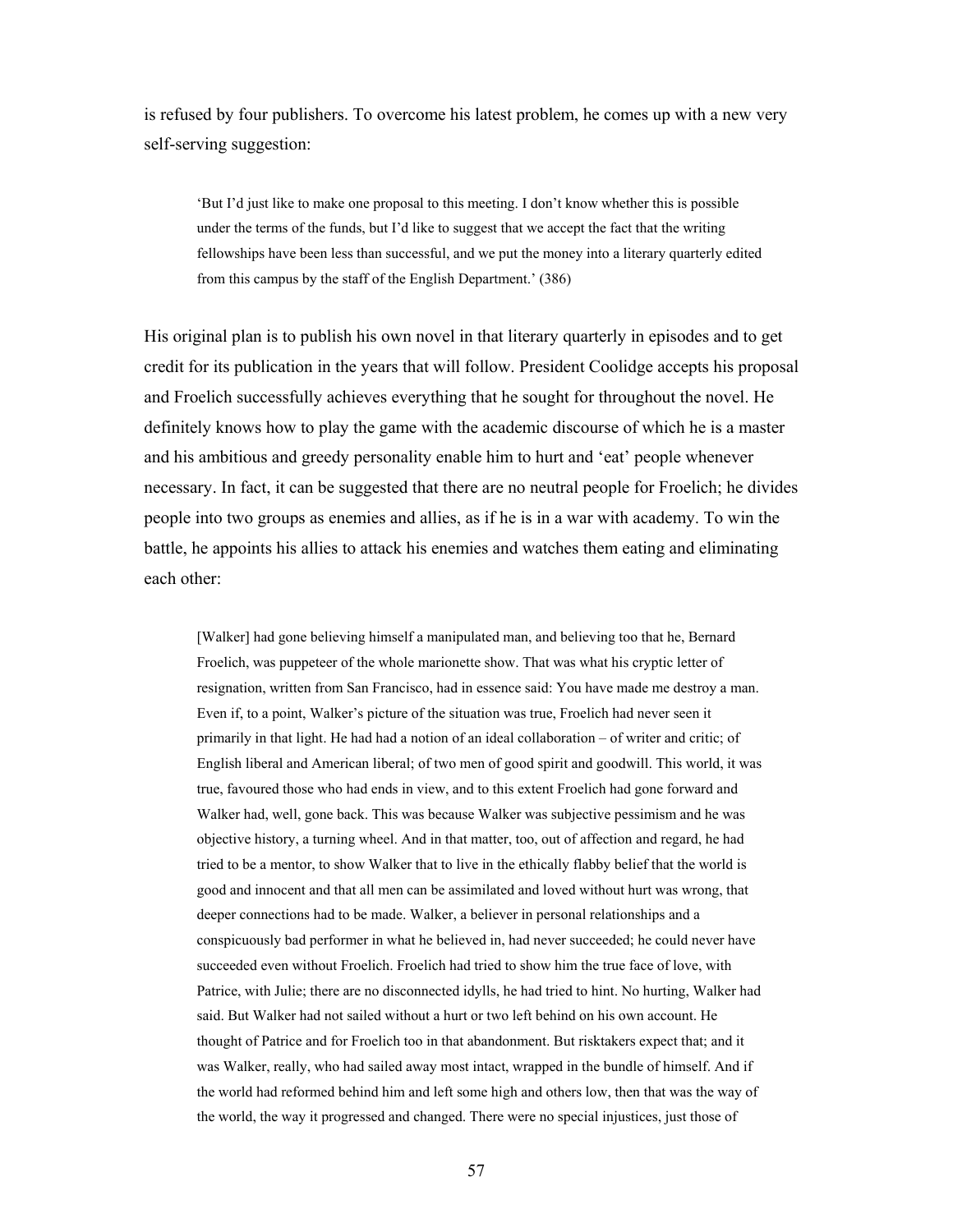is refused by four publishers. To overcome his latest problem, he comes up with a new very self-serving suggestion:

> 'But I'd just like to make one proposal to this meeting. I don't know whether this is possible under the terms of the funds, but I'd like to suggest that we accept the fact that the writing fellowships have been less than successful, and we put the money into a literary quarterly edited from this campus by the staff of the English Department.' (386)

His original plan is to publish his own novel in that literary quarterly in episodes and to get credit for its publication in the years that will follow. President Coolidge accepts his proposal and Froelich successfully achieves everything that he sought for throughout the novel. He definitely knows how to play the game with the academic discourse of which he is a master and his ambitious and greedy personality enable him to hurt and 'eat' people whenever necessary. In fact, it can be suggested that there are no neutral people for Froelich; he divides people into two groups as enemies and allies, as if he is in a war with academy. To win the battle, he appoints his allies to attack his enemies and watches them eating and eliminating each other:

> [Walker] had gone believing himself a manipulated man, and believing too that he, Bernard Froelich, was puppeteer of the whole marionette show. That was what his cryptic letter of resignation, written from San Francisco, had in essence said: You have made me destroy a man. Even if, to a point, Walker's picture of the situation was true, Froelich had never seen it primarily in that light. He had had a notion of an ideal collaboration – of writer and critic; of English liberal and American liberal; of two men of good spirit and goodwill. This world, it was true, favoured those who had ends in view, and to this extent Froelich had gone forward and Walker had, well, gone back. This was because Walker was subjective pessimism and he was objective history, a turning wheel. And in that matter, too, out of affection and regard, he had tried to be a mentor, to show Walker that to live in the ethically flabby belief that the world is good and innocent and that all men can be assimilated and loved without hurt was wrong, that deeper connections had to be made. Walker, a believer in personal relationships and a conspicuously bad performer in what he believed in, had never succeeded; he could never have succeeded even without Froelich. Froelich had tried to show him the true face of love, with Patrice, with Julie; there are no disconnected idylls, he had tried to hint. No hurting, Walker had said. But Walker had not sailed without a hurt or two left behind on his own account. He thought of Patrice and for Froelich too in that abandonment. But risktakers expect that; and it was Walker, really, who had sailed away most intact, wrapped in the bundle of himself. And if the world had reformed behind him and left some high and others low, then that was the way of the world, the way it progressed and changed. There were no special injustices, just those of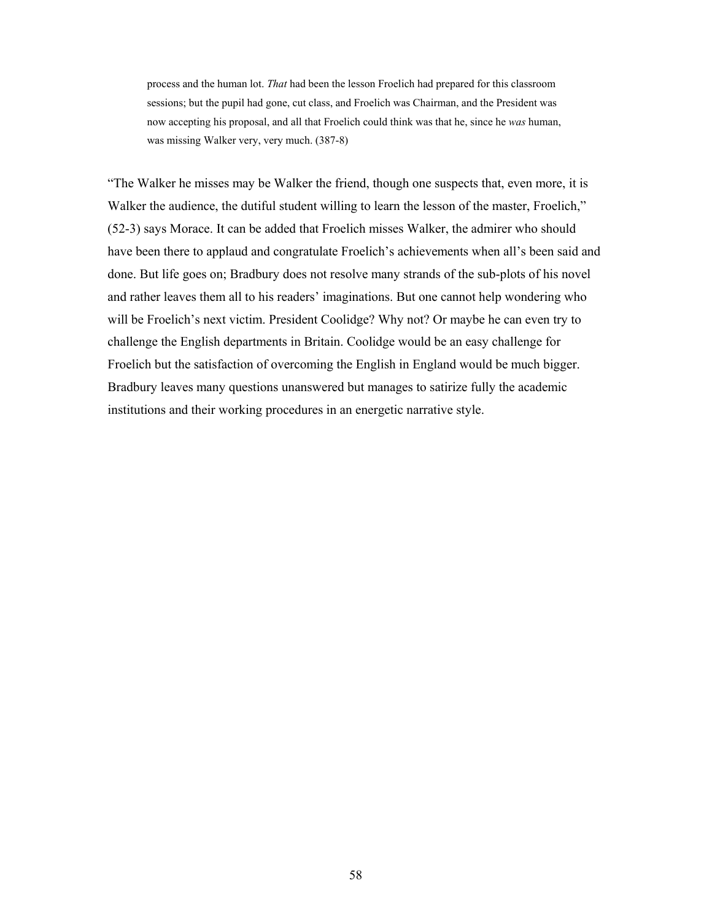> process and the human lot. *That* had been the lesson Froelich had prepared for this classroom sessions; but the pupil had gone, cut class, and Froelich was Chairman, and the President was now accepting his proposal, and all that Froelich could think was that he, since he *was* human, was missing Walker very, very much. (387-8)

"The Walker he misses may be Walker the friend, though one suspects that, even more, it is Walker the audience, the dutiful student willing to learn the lesson of the master, Froelich," (52-3) says Morace. It can be added that Froelich misses Walker, the admirer who should have been there to applaud and congratulate Froelich's achievements when all's been said and done. But life goes on; Bradbury does not resolve many strands of the sub-plots of his novel and rather leaves them all to his readers' imaginations. But one cannot help wondering who will be Froelich's next victim. President Coolidge? Why not? Or maybe he can even try to challenge the English departments in Britain. Coolidge would be an easy challenge for Froelich but the satisfaction of overcoming the English in England would be much bigger. Bradbury leaves many questions unanswered but manages to satirize fully the academic institutions and their working procedures in an energetic narrative style.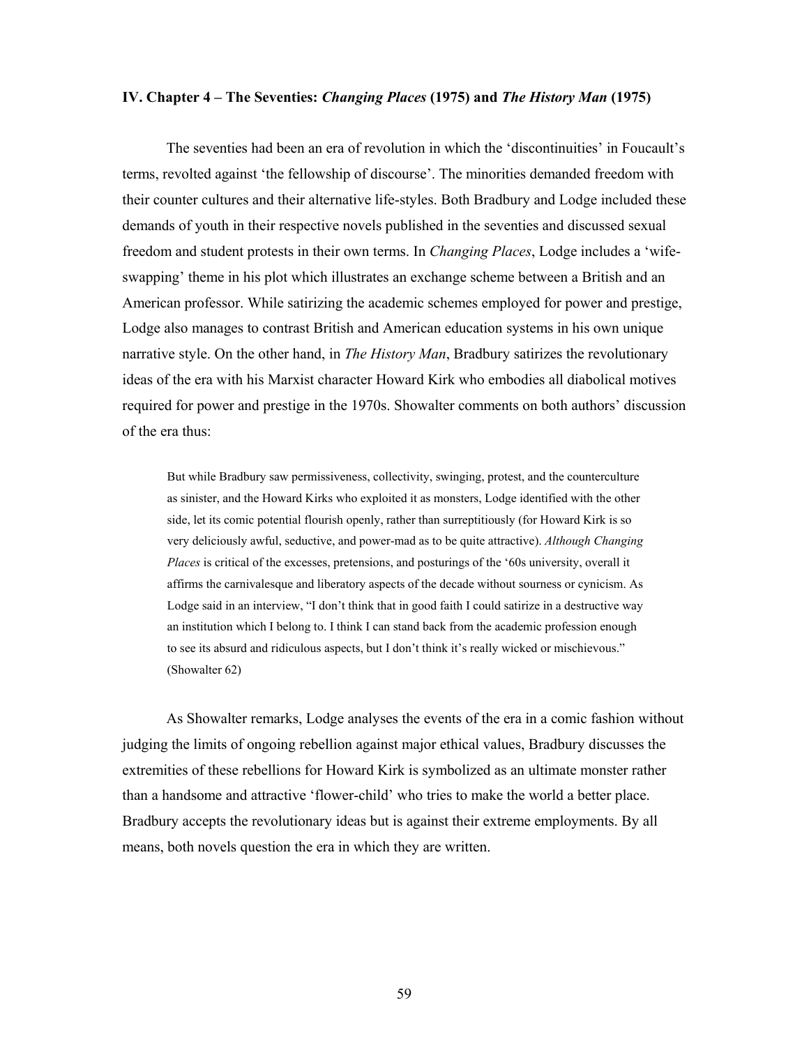## IV. Chapter 4 – The Seventies: *Changing Places* (1975) and *The History Man* (1975)

The seventies had been an era of revolution in which the 'discontinuities' in Foucault's terms, revolted against 'the fellowship of discourse'. The minorities demanded freedom with their counter cultures and their alternative life-styles. Both Bradbury and Lodge included these demands of youth in their respective novels published in the seventies and discussed sexual freedom and student protests in their own terms. In *Changing Places*, Lodge includes a 'wife-swapping' theme in his plot which illustrates an exchange scheme between a British and an American professor. While satirizing the academic schemes employed for power and prestige, Lodge also manages to contrast British and American education systems in his own unique narrative style. On the other hand, in *The History Man*, Bradbury satirizes the revolutionary ideas of the era with his Marxist character Howard Kirk who embodies all diabolical motives required for power and prestige in the 1970s. Showalter comments on both authors' discussion of the era thus:

> But while Bradbury saw permissiveness, collectivity, swinging, protest, and the counterculture as sinister, and the Howard Kirks who exploited it as monsters, Lodge identified with the other side, let its comic potential flourish openly, rather than surreptitiously (for Howard Kirk is so very deliciously awful, seductive, and power-mad as to be quite attractive). *Although Changing Places* is critical of the excesses, pretensions, and posturings of the '60s university, overall it affirms the carnivalesque and liberatory aspects of the decade without sourness or cynicism. As Lodge said in an interview, "I don't think that in good faith I could satirize in a destructive way an institution which I belong to. I think I can stand back from the academic profession enough to see its absurd and ridiculous aspects, but I don't think it's really wicked or mischievous." (Showalter 62)

As Showalter remarks, Lodge analyses the events of the era in a comic fashion without judging the limits of ongoing rebellion against major ethical values, Bradbury discusses the extremities of these rebellions for Howard Kirk is symbolized as an ultimate monster rather than a handsome and attractive 'flower-child' who tries to make the world a better place. Bradbury accepts the revolutionary ideas but is against their extreme employments. By all means, both novels question the era in which they are written.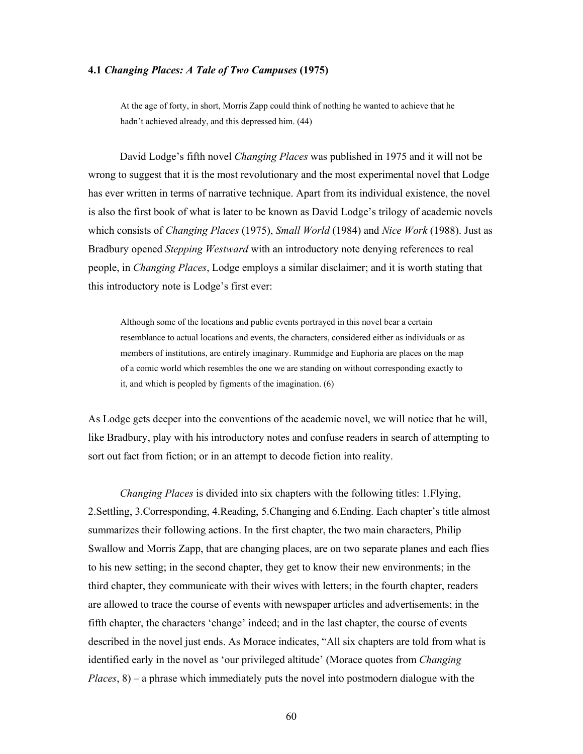### 4.1 *Changing Places: A Tale of Two Campuses* (1975)

> At the age of forty, in short, Morris Zapp could think of nothing he wanted to achieve that he hadn't achieved already, and this depressed him. (44)

David Lodge's fifth novel *Changing Places* was published in 1975 and it will not be wrong to suggest that it is the most revolutionary and the most experimental novel that Lodge has ever written in terms of narrative technique. Apart from its individual existence, the novel is also the first book of what is later to be known as David Lodge's trilogy of academic novels which consists of *Changing Places* (1975), *Small World* (1984) and *Nice Work* (1988). Just as Bradbury opened *Stepping Westward* with an introductory note denying references to real people, in *Changing Places*, Lodge employs a similar disclaimer; and it is worth stating that this introductory note is Lodge's first ever:

> Although some of the locations and public events portrayed in this novel bear a certain resemblance to actual locations and events, the characters, considered either as individuals or as members of institutions, are entirely imaginary. Rummidge and Euphoria are places on the map of a comic world which resembles the one we are standing on without corresponding exactly to it, and which is peopled by figments of the imagination. (6)

As Lodge gets deeper into the conventions of the academic novel, we will notice that he will, like Bradbury, play with his introductory notes and confuse readers in search of attempting to sort out fact from fiction; or in an attempt to decode fiction into reality.

*Changing Places* is divided into six chapters with the following titles: 1.Flying, 2.Settling, 3.Corresponding, 4.Reading, 5.Changing and 6.Ending. Each chapter's title almost summarizes their following actions. In the first chapter, the two main characters, Philip Swallow and Morris Zapp, that are changing places, are on two separate planes and each flies to his new setting; in the second chapter, they get to know their new environments; in the third chapter, they communicate with their wives with letters; in the fourth chapter, readers are allowed to trace the course of events with newspaper articles and advertisements; in the fifth chapter, the characters 'change' indeed; and in the last chapter, the course of events described in the novel just ends. As Morace indicates, "All six chapters are told from what is identified early in the novel as 'our privileged altitude' (Morace quotes from *Changing Places*, 8) – a phrase which immediately puts the novel into postmodern dialogue with the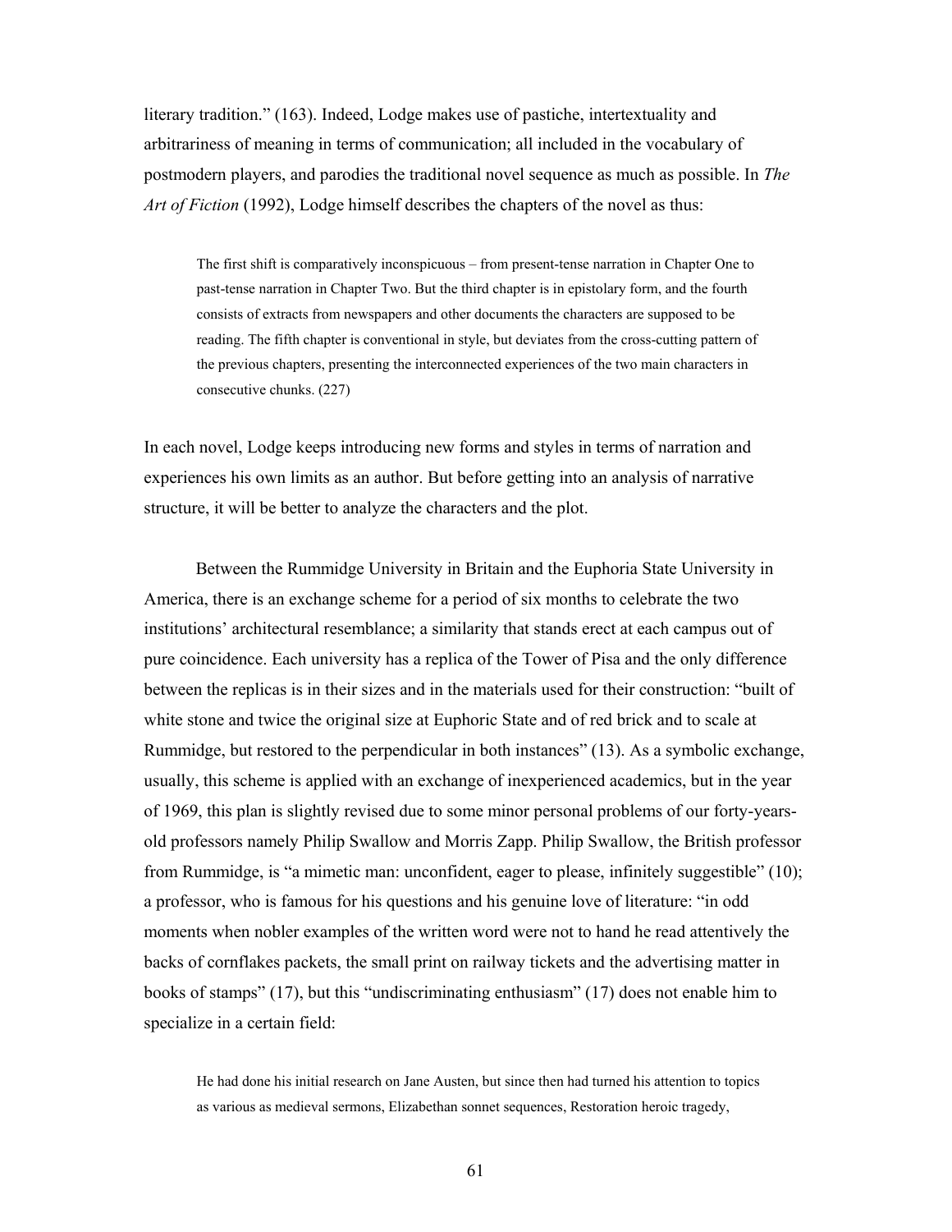literary tradition." (163). Indeed, Lodge makes use of pastiche, intertextuality and arbitrariness of meaning in terms of communication; all included in the vocabulary of postmodern players, and parodies the traditional novel sequence as much as possible. In *The Art of Fiction* (1992), Lodge himself describes the chapters of the novel as thus:

> The first shift is comparatively inconspicuous – from present-tense narration in Chapter One to past-tense narration in Chapter Two. But the third chapter is in epistolary form, and the fourth consists of extracts from newspapers and other documents the characters are supposed to be reading. The fifth chapter is conventional in style, but deviates from the cross-cutting pattern of the previous chapters, presenting the interconnected experiences of the two main characters in consecutive chunks. (227)

In each novel, Lodge keeps introducing new forms and styles in terms of narration and experiences his own limits as an author. But before getting into an analysis of narrative structure, it will be better to analyze the characters and the plot.

Between the Rummidge University in Britain and the Euphoria State University in America, there is an exchange scheme for a period of six months to celebrate the two institutions' architectural resemblance; a similarity that stands erect at each campus out of pure coincidence. Each university has a replica of the Tower of Pisa and the only difference between the replicas is in their sizes and in the materials used for their construction: "built of white stone and twice the original size at Euphoric State and of red brick and to scale at Rummidge, but restored to the perpendicular in both instances" (13). As a symbolic exchange, usually, this scheme is applied with an exchange of inexperienced academics, but in the year of 1969, this plan is slightly revised due to some minor personal problems of our forty-years-old professors namely Philip Swallow and Morris Zapp. Philip Swallow, the British professor from Rummidge, is "a mimetic man: unconfident, eager to please, infinitely suggestible" (10); a professor, who is famous for his questions and his genuine love of literature: "in odd moments when nobler examples of the written word were not to hand he read attentively the backs of cornflakes packets, the small print on railway tickets and the advertising matter in books of stamps" (17), but this "undiscriminating enthusiasm" (17) does not enable him to specialize in a certain field:

> He had done his initial research on Jane Austen, but since then had turned his attention to topics as various as medieval sermons, Elizabethan sonnet sequences, Restoration heroic tragedy,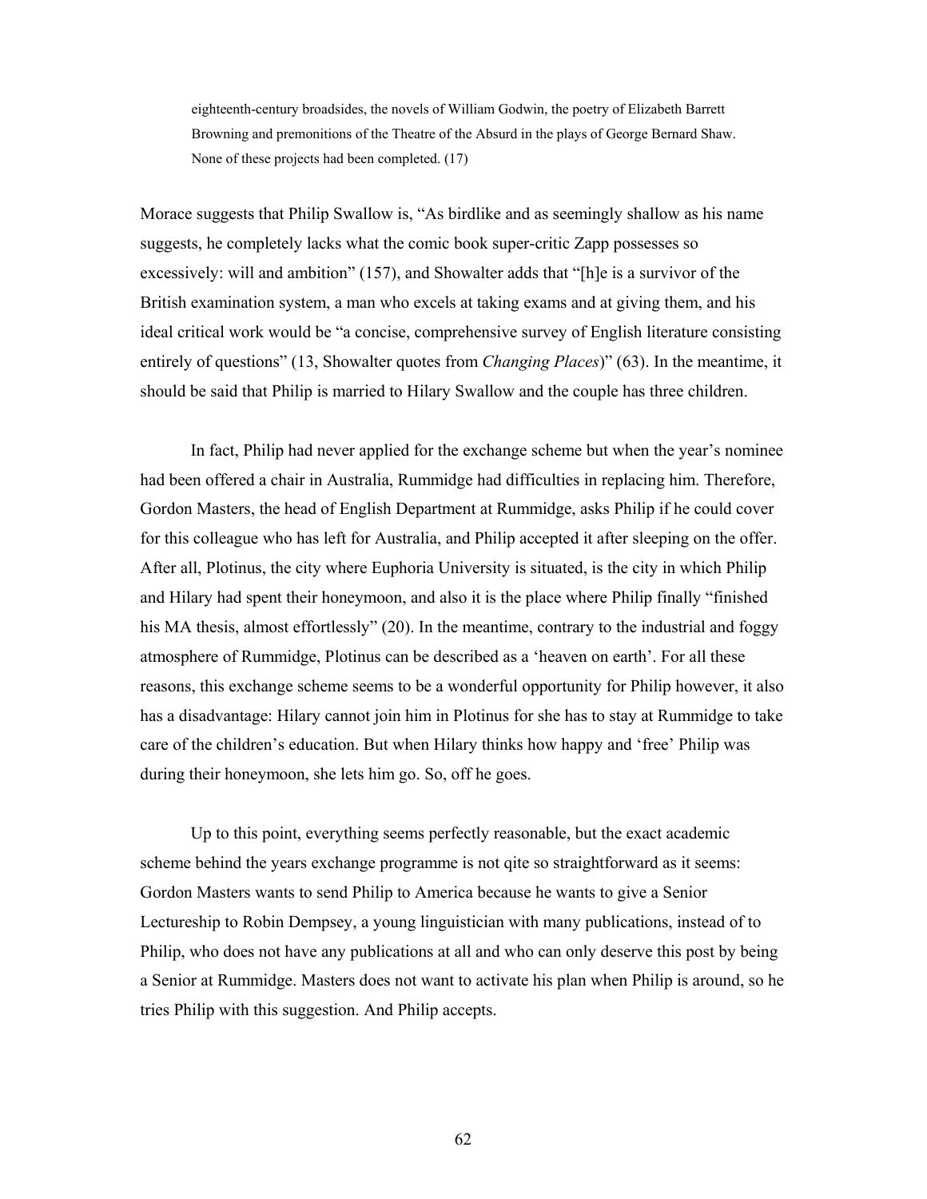> eighteenth-century broadsides, the novels of William Godwin, the poetry of Elizabeth Barrett Browning and premonitions of the Theatre of the Absurd in the plays of George Bernard Shaw. None of these projects had been completed. (17)

Morace suggests that Philip Swallow is, "As birdlike and as seemingly shallow as his name suggests, he completely lacks what the comic book super-critic Zapp possesses so excessively: will and ambition" (157), and Showalter adds that "[h]e is a survivor of the British examination system, a man who excels at taking exams and at giving them, and his ideal critical work would be "a concise, comprehensive survey of English literature consisting entirely of questions" (13, Showalter quotes from *Changing Places*)" (63). In the meantime, it should be said that Philip is married to Hilary Swallow and the couple has three children.

In fact, Philip had never applied for the exchange scheme but when the year's nominee had been offered a chair in Australia, Rummidge had difficulties in replacing him. Therefore, Gordon Masters, the head of English Department at Rummidge, asks Philip if he could cover for this colleague who has left for Australia, and Philip accepted it after sleeping on the offer. After all, Plotinus, the city where Euphoria University is situated, is the city in which Philip and Hilary had spent their honeymoon, and also it is the place where Philip finally "finished his MA thesis, almost effortlessly" (20). In the meantime, contrary to the industrial and foggy atmosphere of Rummidge, Plotinus can be described as a 'heaven on earth'. For all these reasons, this exchange scheme seems to be a wonderful opportunity for Philip however, it also has a disadvantage: Hilary cannot join him in Plotinus for she has to stay at Rummidge to take care of the children's education. But when Hilary thinks how happy and 'free' Philip was during their honeymoon, she lets him go. So, off he goes.

Up to this point, everything seems perfectly reasonable, but the exact academic scheme behind the years exchange programme is not qite so straightforward as it seems: Gordon Masters wants to send Philip to America because he wants to give a Senior Lectureship to Robin Dempsey, a young linguistician with many publications, instead of to Philip, who does not have any publications at all and who can only deserve this post by being a Senior at Rummidge. Masters does not want to activate his plan when Philip is around, so he tries Philip with this suggestion. And Philip accepts.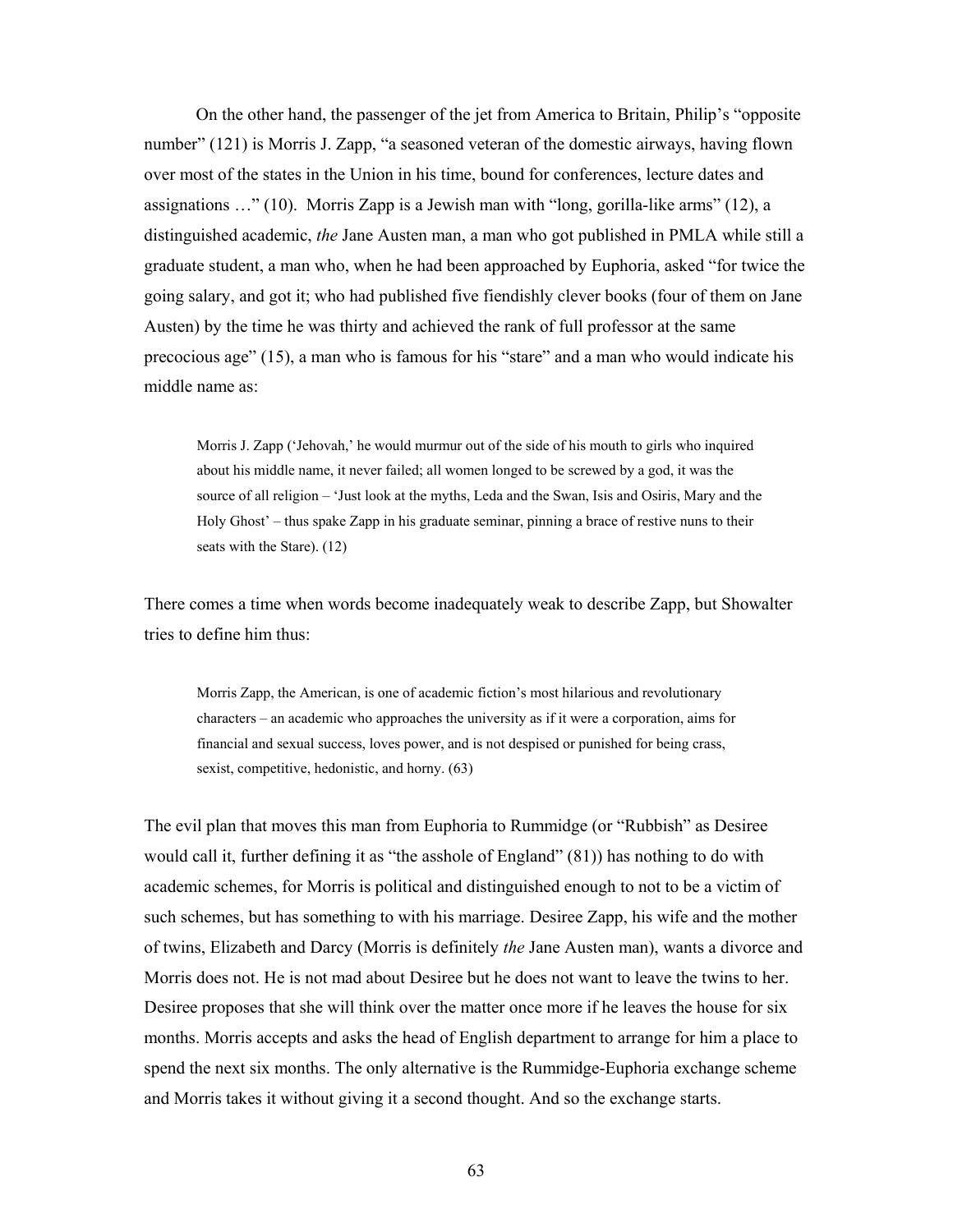On the other hand, the passenger of the jet from America to Britain, Philip's "opposite number" (121) is Morris J. Zapp, "a seasoned veteran of the domestic airways, having flown over most of the states in the Union in his time, bound for conferences, lecture dates and assignations …" (10). Morris Zapp is a Jewish man with "long, gorilla-like arms" (12), a distinguished academic, *the* Jane Austen man, a man who got published in PMLA while still a graduate student, a man who, when he had been approached by Euphoria, asked "for twice the going salary, and got it; who had published five fiendishly clever books (four of them on Jane Austen) by the time he was thirty and achieved the rank of full professor at the same precocious age" (15), a man who is famous for his "stare" and a man who would indicate his middle name as:

> Morris J. Zapp ('Jehovah,' he would murmur out of the side of his mouth to girls who inquired about his middle name, it never failed; all women longed to be screwed by a god, it was the source of all religion – 'Just look at the myths, Leda and the Swan, Isis and Osiris, Mary and the Holy Ghost' – thus spake Zapp in his graduate seminar, pinning a brace of restive nuns to their seats with the Stare). (12)

There comes a time when words become inadequately weak to describe Zapp, but Showalter tries to define him thus:

> Morris Zapp, the American, is one of academic fiction's most hilarious and revolutionary characters – an academic who approaches the university as if it were a corporation, aims for financial and sexual success, loves power, and is not despised or punished for being crass, sexist, competitive, hedonistic, and horny. (63)

The evil plan that moves this man from Euphoria to Rummidge (or "Rubbish" as Desiree would call it, further defining it as "the asshole of England" (81)) has nothing to do with academic schemes, for Morris is political and distinguished enough to not to be a victim of such schemes, but has something to with his marriage. Desiree Zapp, his wife and the mother of twins, Elizabeth and Darcy (Morris is definitely *the* Jane Austen man), wants a divorce and Morris does not. He is not mad about Desiree but he does not want to leave the twins to her. Desiree proposes that she will think over the matter once more if he leaves the house for six months. Morris accepts and asks the head of English department to arrange for him a place to spend the next six months. The only alternative is the Rummidge-Euphoria exchange scheme and Morris takes it without giving it a second thought. And so the exchange starts.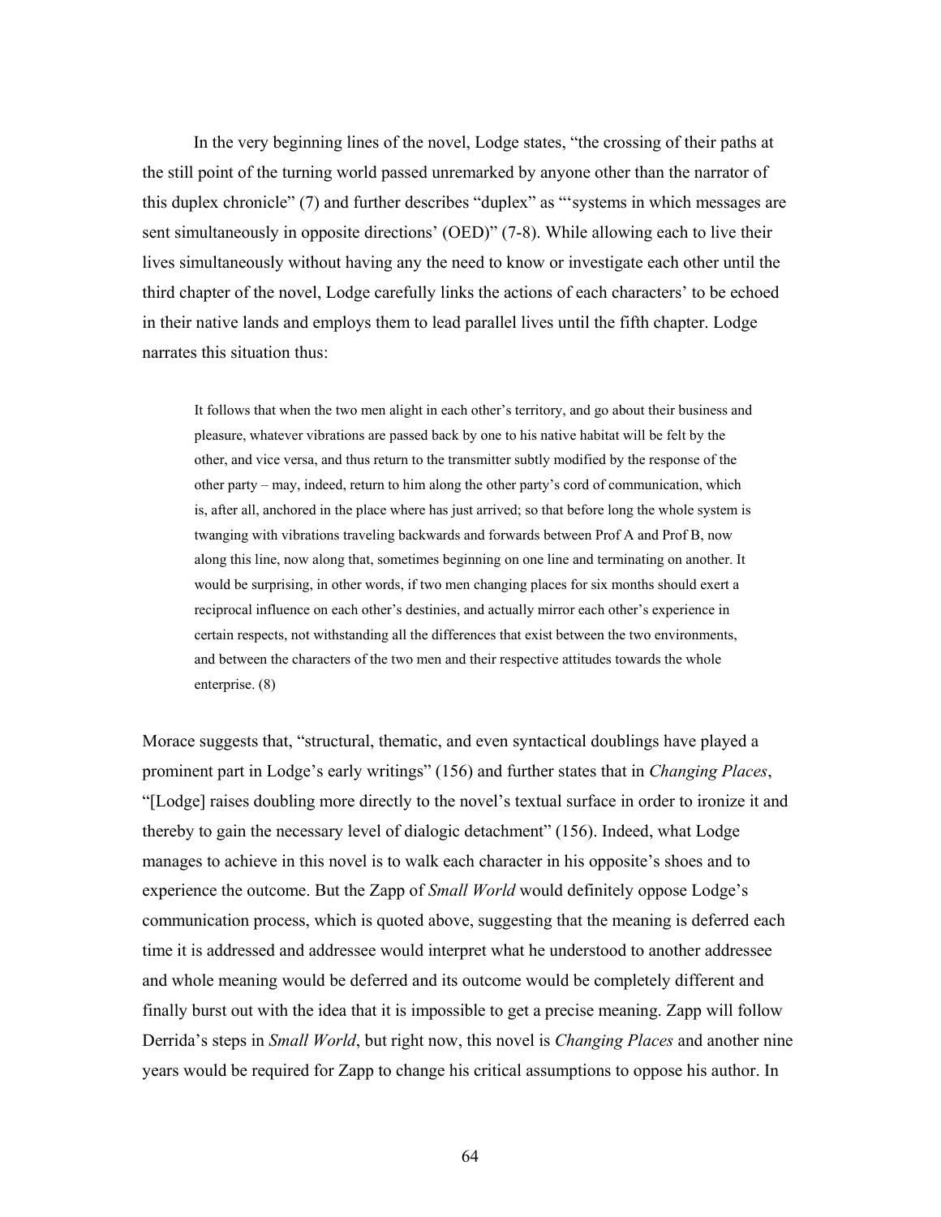In the very beginning lines of the novel, Lodge states, "the crossing of their paths at the still point of the turning world passed unremarked by anyone other than the narrator of this duplex chronicle" (7) and further describes "duplex" as "'systems in which messages are sent simultaneously in opposite directions' (OED)" (7-8). While allowing each to live their lives simultaneously without having any the need to know or investigate each other until the third chapter of the novel, Lodge carefully links the actions of each characters' to be echoed in their native lands and employs them to lead parallel lives until the fifth chapter. Lodge narrates this situation thus:

> It follows that when the two men alight in each other's territory, and go about their business and pleasure, whatever vibrations are passed back by one to his native habitat will be felt by the other, and vice versa, and thus return to the transmitter subtly modified by the response of the other party – may, indeed, return to him along the other party's cord of communication, which is, after all, anchored in the place where has just arrived; so that before long the whole system is twanging with vibrations traveling backwards and forwards between Prof A and Prof B, now along this line, now along that, sometimes beginning on one line and terminating on another. It would be surprising, in other words, if two men changing places for six months should exert a reciprocal influence on each other's destinies, and actually mirror each other's experience in certain respects, not withstanding all the differences that exist between the two environments, and between the characters of the two men and their respective attitudes towards the whole enterprise. (8)

Morace suggests that, "structural, thematic, and even syntactical doublings have played a prominent part in Lodge's early writings" (156) and further states that in *Changing Places*, "[Lodge] raises doubling more directly to the novel's textual surface in order to ironize it and thereby to gain the necessary level of dialogic detachment" (156). Indeed, what Lodge manages to achieve in this novel is to walk each character in his opposite's shoes and to experience the outcome. But the Zapp of *Small World* would definitely oppose Lodge's communication process, which is quoted above, suggesting that the meaning is deferred each time it is addressed and addressee would interpret what he understood to another addressee and whole meaning would be deferred and its outcome would be completely different and finally burst out with the idea that it is impossible to get a precise meaning. Zapp will follow Derrida's steps in *Small World*, but right now, this novel is *Changing Places* and another nine years would be required for Zapp to change his critical assumptions to oppose his author. In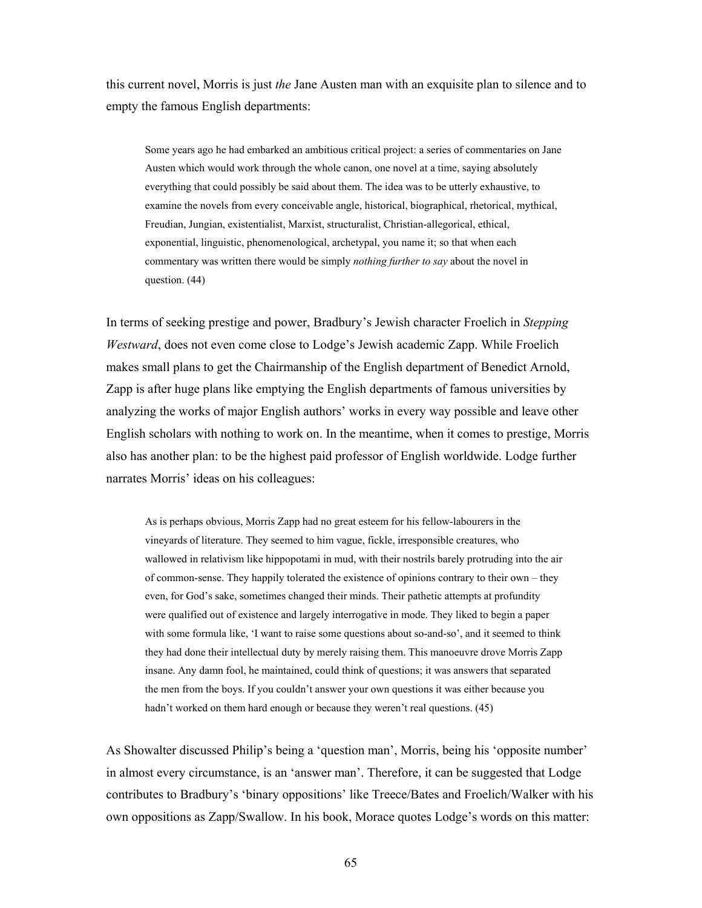this current novel, Morris is just *the* Jane Austen man with an exquisite plan to silence and to empty the famous English departments:

> Some years ago he had embarked an ambitious critical project: a series of commentaries on Jane Austen which would work through the whole canon, one novel at a time, saying absolutely everything that could possibly be said about them. The idea was to be utterly exhaustive, to examine the novels from every conceivable angle, historical, biographical, rhetorical, mythical, Freudian, Jungian, existentialist, Marxist, structuralist, Christian-allegorical, ethical, exponential, linguistic, phenomenological, archetypal, you name it; so that when each commentary was written there would be simply *nothing further to say* about the novel in question. (44)

In terms of seeking prestige and power, Bradbury's Jewish character Froelich in *Stepping Westward*, does not even come close to Lodge's Jewish academic Zapp. While Froelich makes small plans to get the Chairmanship of the English department of Benedict Arnold, Zapp is after huge plans like emptying the English departments of famous universities by analyzing the works of major English authors' works in every way possible and leave other English scholars with nothing to work on. In the meantime, when it comes to prestige, Morris also has another plan: to be the highest paid professor of English worldwide. Lodge further narrates Morris' ideas on his colleagues:

> As is perhaps obvious, Morris Zapp had no great esteem for his fellow-labourers in the vineyards of literature. They seemed to him vague, fickle, irresponsible creatures, who wallowed in relativism like hippopotami in mud, with their nostrils barely protruding into the air of common-sense. They happily tolerated the existence of opinions contrary to their own – they even, for God's sake, sometimes changed their minds. Their pathetic attempts at profundity were qualified out of existence and largely interrogative in mode. They liked to begin a paper with some formula like, 'I want to raise some questions about so-and-so', and it seemed to think they had done their intellectual duty by merely raising them. This manoeuvre drove Morris Zapp insane. Any damn fool, he maintained, could think of questions; it was answers that separated the men from the boys. If you couldn't answer your own questions it was either because you hadn't worked on them hard enough or because they weren't real questions. (45)

As Showalter discussed Philip's being a 'question man', Morris, being his 'opposite number' in almost every circumstance, is an 'answer man'. Therefore, it can be suggested that Lodge contributes to Bradbury's 'binary oppositions' like Treece/Bates and Froelich/Walker with his own oppositions as Zapp/Swallow. In his book, Morace quotes Lodge's words on this matter: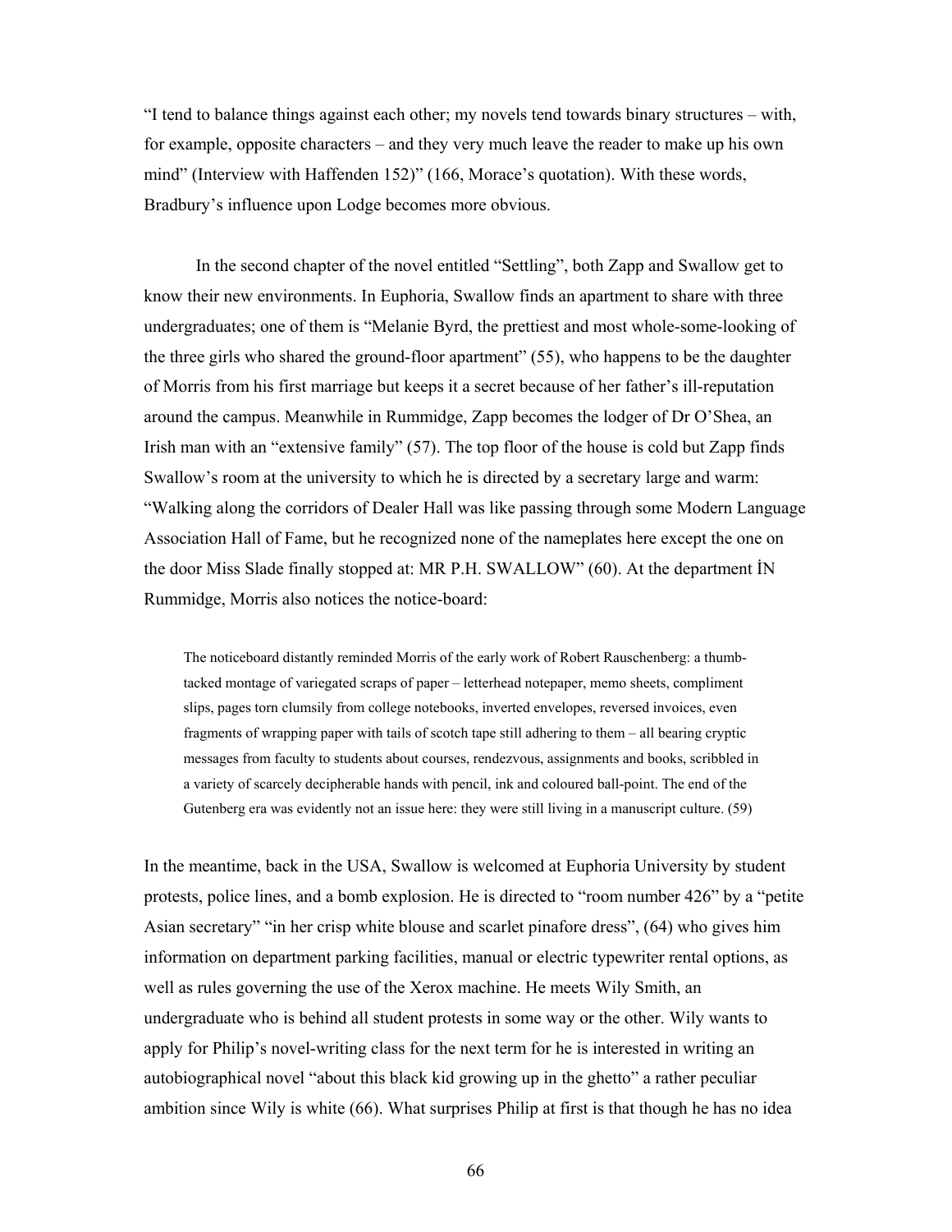"I tend to balance things against each other; my novels tend towards binary structures – with, for example, opposite characters – and they very much leave the reader to make up his own mind" (Interview with Haffenden 152)" (166, Morace's quotation). With these words, Bradbury's influence upon Lodge becomes more obvious.

In the second chapter of the novel entitled "Settling", both Zapp and Swallow get to know their new environments. In Euphoria, Swallow finds an apartment to share with three undergraduates; one of them is "Melanie Byrd, the prettiest and most whole-some-looking of the three girls who shared the ground-floor apartment" (55), who happens to be the daughter of Morris from his first marriage but keeps it a secret because of her father's ill-reputation around the campus. Meanwhile in Rummidge, Zapp becomes the lodger of Dr O'Shea, an Irish man with an "extensive family" (57). The top floor of the house is cold but Zapp finds Swallow's room at the university to which he is directed by a secretary large and warm: "Walking along the corridors of Dealer Hall was like passing through some Modern Language Association Hall of Fame, but he recognized none of the nameplates here except the one on the door Miss Slade finally stopped at: MR P.H. SWALLOW" (60). At the department İN Rummidge, Morris also notices the notice-board:

> The noticeboard distantly reminded Morris of the early work of Robert Rauschenberg: a thumb-tacked montage of variegated scraps of paper – letterhead notepaper, memo sheets, compliment slips, pages torn clumsily from college notebooks, inverted envelopes, reversed invoices, even fragments of wrapping paper with tails of scotch tape still adhering to them – all bearing cryptic messages from faculty to students about courses, rendezvous, assignments and books, scribbled in a variety of scarcely decipherable hands with pencil, ink and coloured ball-point. The end of the Gutenberg era was evidently not an issue here: they were still living in a manuscript culture. (59)

In the meantime, back in the USA, Swallow is welcomed at Euphoria University by student protests, police lines, and a bomb explosion. He is directed to "room number 426" by a "petite Asian secretary" "in her crisp white blouse and scarlet pinafore dress", (64) who gives him information on department parking facilities, manual or electric typewriter rental options, as well as rules governing the use of the Xerox machine. He meets Wily Smith, an undergraduate who is behind all student protests in some way or the other. Wily wants to apply for Philip's novel-writing class for the next term for he is interested in writing an autobiographical novel "about this black kid growing up in the ghetto" a rather peculiar ambition since Wily is white (66). What surprises Philip at first is that though he has no idea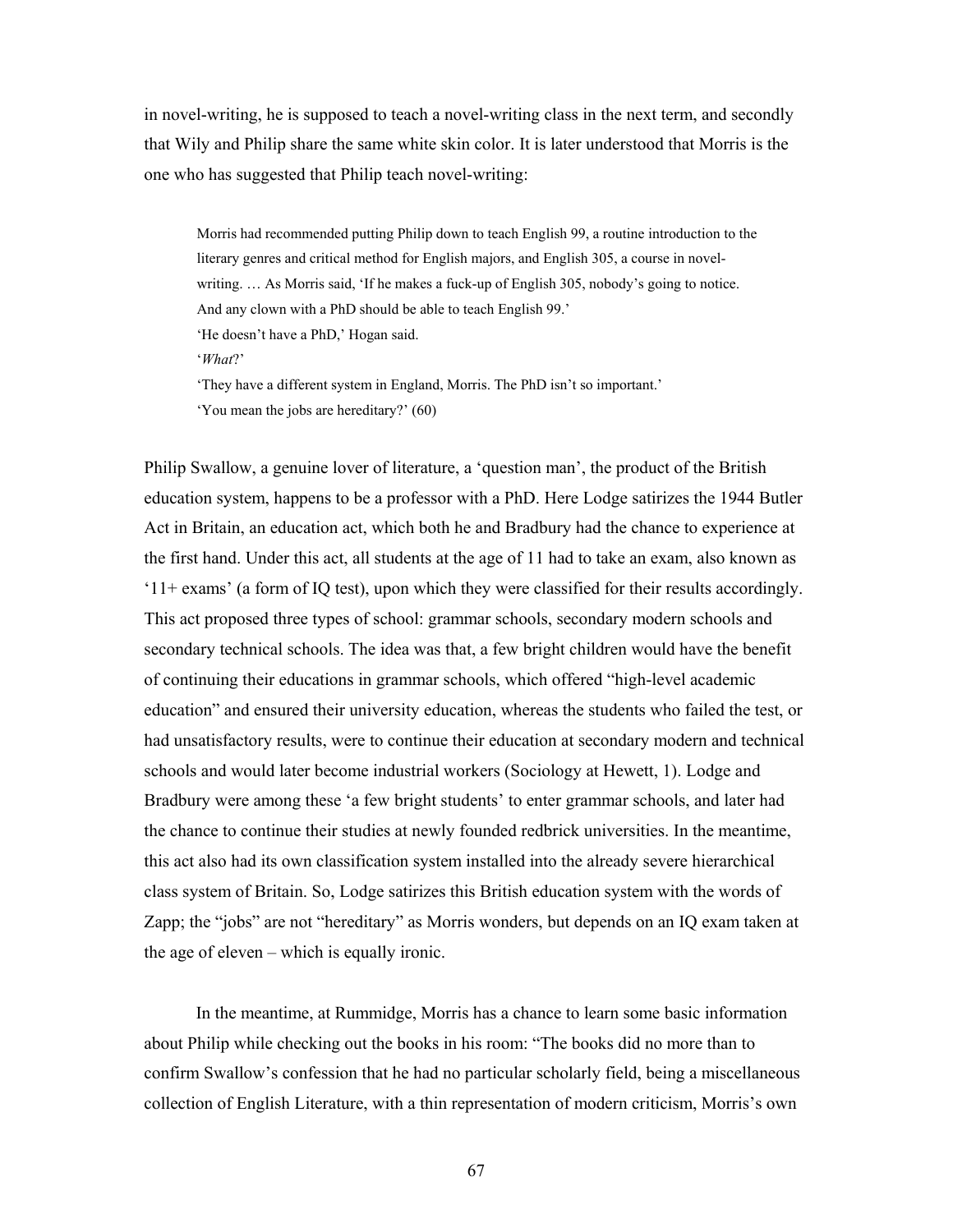in novel-writing, he is supposed to teach a novel-writing class in the next term, and secondly that Wily and Philip share the same white skin color. It is later understood that Morris is the one who has suggested that Philip teach novel-writing:

> Morris had recommended putting Philip down to teach English 99, a routine introduction to the literary genres and critical method for English majors, and English 305, a course in novel-writing. … As Morris said, 'If he makes a fuck-up of English 305, nobody's going to notice. And any clown with a PhD should be able to teach English 99.'
>
> 'He doesn't have a PhD,' Hogan said.
>
> '*What*?'
>
> 'They have a different system in England, Morris. The PhD isn't so important.'
>
> 'You mean the jobs are hereditary?' (60)

Philip Swallow, a genuine lover of literature, a 'question man', the product of the British education system, happens to be a professor with a PhD. Here Lodge satirizes the 1944 Butler Act in Britain, an education act, which both he and Bradbury had the chance to experience at the first hand. Under this act, all students at the age of 11 had to take an exam, also known as '11+ exams' (a form of IQ test), upon which they were classified for their results accordingly. This act proposed three types of school: grammar schools, secondary modern schools and secondary technical schools. The idea was that, a few bright children would have the benefit of continuing their educations in grammar schools, which offered "high-level academic education" and ensured their university education, whereas the students who failed the test, or had unsatisfactory results, were to continue their education at secondary modern and technical schools and would later become industrial workers (Sociology at Hewett, 1). Lodge and Bradbury were among these 'a few bright students' to enter grammar schools, and later had the chance to continue their studies at newly founded redbrick universities. In the meantime, this act also had its own classification system installed into the already severe hierarchical class system of Britain. So, Lodge satirizes this British education system with the words of Zapp; the "jobs" are not "hereditary" as Morris wonders, but depends on an IQ exam taken at the age of eleven – which is equally ironic.

In the meantime, at Rummidge, Morris has a chance to learn some basic information about Philip while checking out the books in his room: "The books did no more than to confirm Swallow's confession that he had no particular scholarly field, being a miscellaneous collection of English Literature, with a thin representation of modern criticism, Morris's own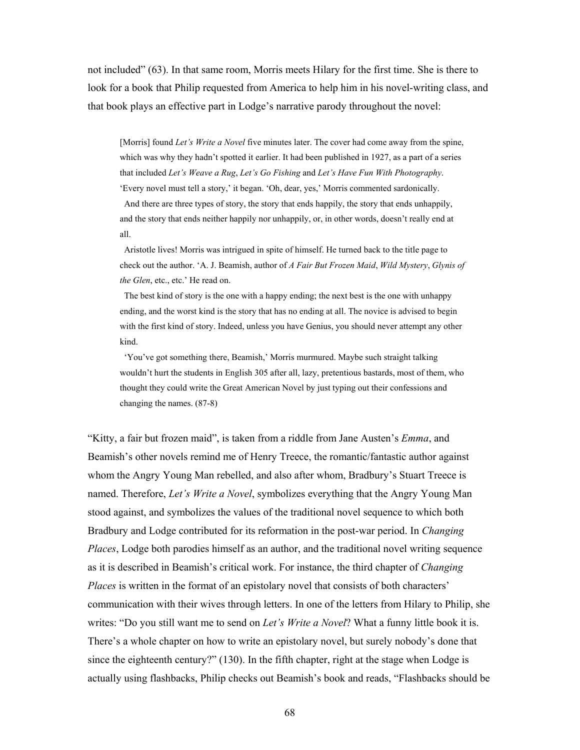not included" (63). In that same room, Morris meets Hilary for the first time. She is there to look for a book that Philip requested from America to help him in his novel-writing class, and that book plays an effective part in Lodge's narrative parody throughout the novel:

> [Morris] found *Let's Write a Novel* five minutes later. The cover had come away from the spine, which was why they hadn't spotted it earlier. It had been published in 1927, as a part of a series that included *Let's Weave a Rug*, *Let's Go Fishing* and *Let's Have Fun With Photography*. 'Every novel must tell a story,' it began. 'Oh, dear, yes,' Morris commented sardonically.
>
> And there are three types of story, the story that ends happily, the story that ends unhappily, and the story that ends neither happily nor unhappily, or, in other words, doesn't really end at all.
>
> Aristotle lives! Morris was intrigued in spite of himself. He turned back to the title page to check out the author. 'A. J. Beamish, author of *A Fair But Frozen Maid*, *Wild Mystery*, *Glynis of the Glen*, etc., etc.' He read on.
>
> The best kind of story is the one with a happy ending; the next best is the one with unhappy ending, and the worst kind is the story that has no ending at all. The novice is advised to begin with the first kind of story. Indeed, unless you have Genius, you should never attempt any other kind.
>
> 'You've got something there, Beamish,' Morris murmured. Maybe such straight talking wouldn't hurt the students in English 305 after all, lazy, pretentious bastards, most of them, who thought they could write the Great American Novel by just typing out their confessions and changing the names. (87-8)

"Kitty, a fair but frozen maid", is taken from a riddle from Jane Austen's *Emma*, and Beamish's other novels remind me of Henry Treece, the romantic/fantastic author against whom the Angry Young Man rebelled, and also after whom, Bradbury's Stuart Treece is named. Therefore, *Let's Write a Novel*, symbolizes everything that the Angry Young Man stood against, and symbolizes the values of the traditional novel sequence to which both Bradbury and Lodge contributed for its reformation in the post-war period. In *Changing Places*, Lodge both parodies himself as an author, and the traditional novel writing sequence as it is described in Beamish's critical work. For instance, the third chapter of *Changing Places* is written in the format of an epistolary novel that consists of both characters' communication with their wives through letters. In one of the letters from Hilary to Philip, she writes: "Do you still want me to send on *Let's Write a Novel*? What a funny little book it is. There's a whole chapter on how to write an epistolary novel, but surely nobody's done that since the eighteenth century?" (130). In the fifth chapter, right at the stage when Lodge is actually using flashbacks, Philip checks out Beamish's book and reads, "Flashbacks should be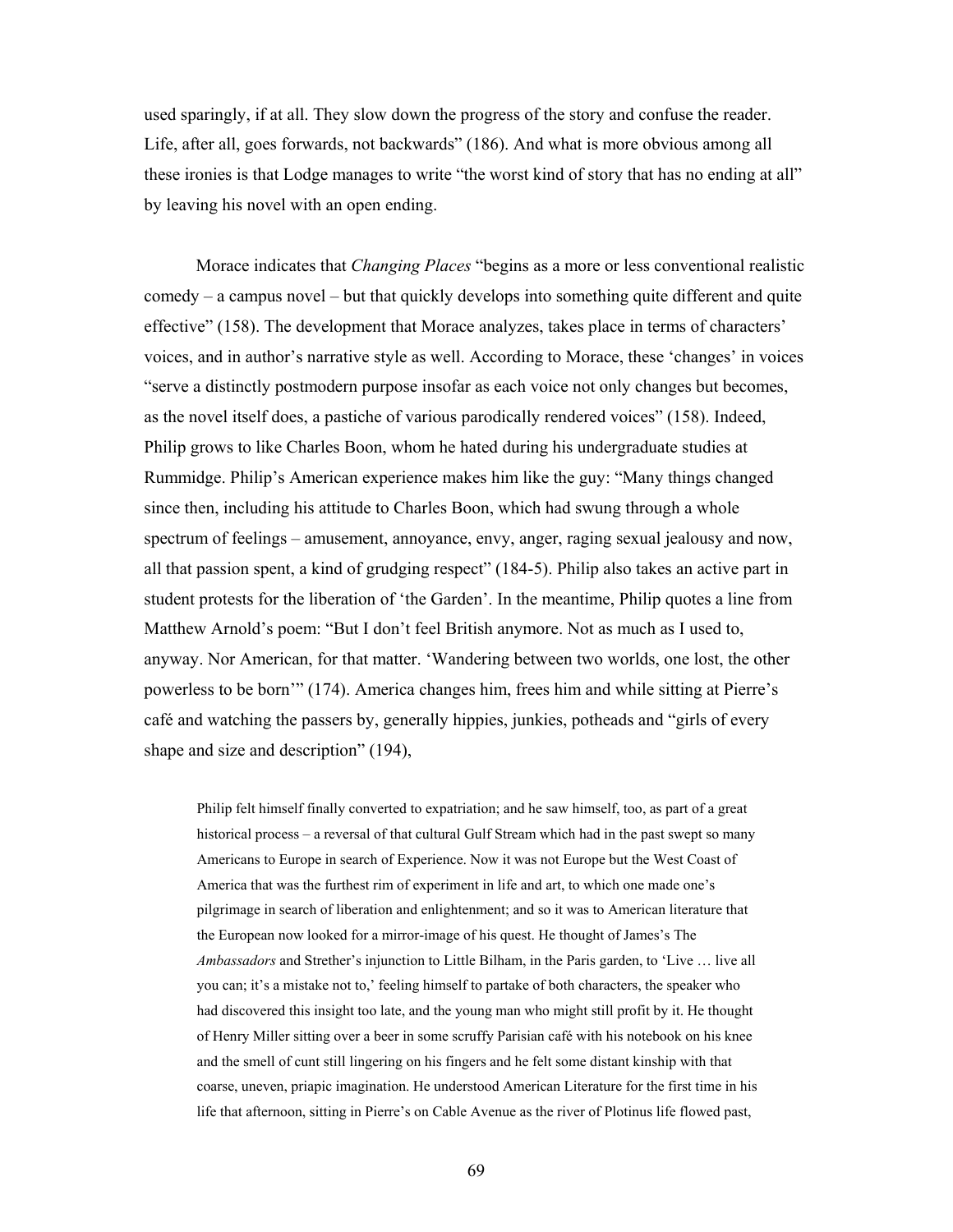used sparingly, if at all. They slow down the progress of the story and confuse the reader. Life, after all, goes forwards, not backwards" (186). And what is more obvious among all these ironies is that Lodge manages to write "the worst kind of story that has no ending at all" by leaving his novel with an open ending.

Morace indicates that *Changing Places* "begins as a more or less conventional realistic comedy – a campus novel – but that quickly develops into something quite different and quite effective" (158). The development that Morace analyzes, takes place in terms of characters' voices, and in author's narrative style as well. According to Morace, these 'changes' in voices "serve a distinctly postmodern purpose insofar as each voice not only changes but becomes, as the novel itself does, a pastiche of various parodically rendered voices" (158). Indeed, Philip grows to like Charles Boon, whom he hated during his undergraduate studies at Rummidge. Philip's American experience makes him like the guy: "Many things changed since then, including his attitude to Charles Boon, which had swung through a whole spectrum of feelings – amusement, annoyance, envy, anger, raging sexual jealousy and now, all that passion spent, a kind of grudging respect" (184-5). Philip also takes an active part in student protests for the liberation of 'the Garden'. In the meantime, Philip quotes a line from Matthew Arnold's poem: "But I don't feel British anymore. Not as much as I used to, anyway. Nor American, for that matter. 'Wandering between two worlds, one lost, the other powerless to be born'" (174). America changes him, frees him and while sitting at Pierre's café and watching the passers by, generally hippies, junkies, potheads and "girls of every shape and size and description" (194),

> Philip felt himself finally converted to expatriation; and he saw himself, too, as part of a great historical process – a reversal of that cultural Gulf Stream which had in the past swept so many Americans to Europe in search of Experience. Now it was not Europe but the West Coast of America that was the furthest rim of experiment in life and art, to which one made one's pilgrimage in search of liberation and enlightenment; and so it was to American literature that the European now looked for a mirror-image of his quest. He thought of James's The *Ambassadors* and Strether's injunction to Little Bilham, in the Paris garden, to 'Live … live all you can; it's a mistake not to,' feeling himself to partake of both characters, the speaker who had discovered this insight too late, and the young man who might still profit by it. He thought of Henry Miller sitting over a beer in some scruffy Parisian café with his notebook on his knee and the smell of cunt still lingering on his fingers and he felt some distant kinship with that coarse, uneven, priapic imagination. He understood American Literature for the first time in his life that afternoon, sitting in Pierre's on Cable Avenue as the river of Plotinus life flowed past,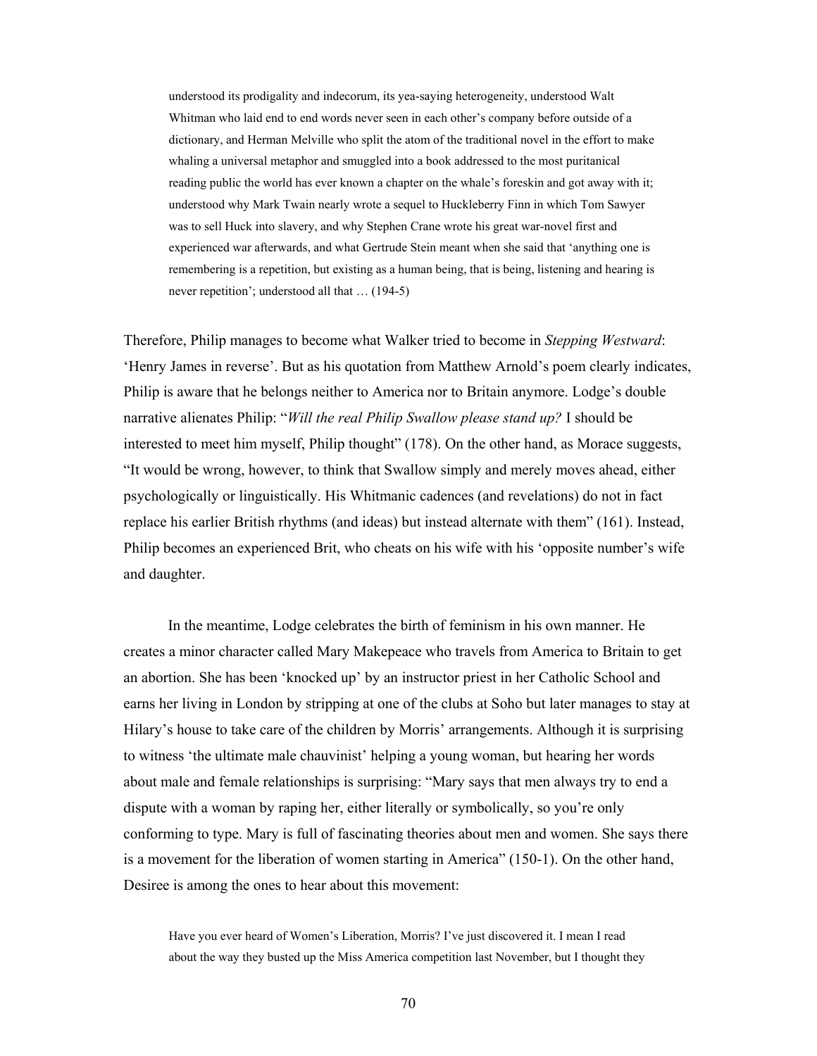> understood its prodigality and indecorum, its yea-saying heterogeneity, understood Walt Whitman who laid end to end words never seen in each other's company before outside of a dictionary, and Herman Melville who split the atom of the traditional novel in the effort to make whaling a universal metaphor and smuggled into a book addressed to the most puritanical reading public the world has ever known a chapter on the whale's foreskin and got away with it; understood why Mark Twain nearly wrote a sequel to Huckleberry Finn in which Tom Sawyer was to sell Huck into slavery, and why Stephen Crane wrote his great war-novel first and experienced war afterwards, and what Gertrude Stein meant when she said that 'anything one is remembering is a repetition, but existing as a human being, that is being, listening and hearing is never repetition'; understood all that … (194-5)

Therefore, Philip manages to become what Walker tried to become in *Stepping Westward*: 'Henry James in reverse'. But as his quotation from Matthew Arnold's poem clearly indicates, Philip is aware that he belongs neither to America nor to Britain anymore. Lodge's double narrative alienates Philip: "*Will the real Philip Swallow please stand up?* I should be interested to meet him myself, Philip thought" (178). On the other hand, as Morace suggests, "It would be wrong, however, to think that Swallow simply and merely moves ahead, either psychologically or linguistically. His Whitmanic cadences (and revelations) do not in fact replace his earlier British rhythms (and ideas) but instead alternate with them" (161). Instead, Philip becomes an experienced Brit, who cheats on his wife with his 'opposite number's wife and daughter.

In the meantime, Lodge celebrates the birth of feminism in his own manner. He creates a minor character called Mary Makepeace who travels from America to Britain to get an abortion. She has been 'knocked up' by an instructor priest in her Catholic School and earns her living in London by stripping at one of the clubs at Soho but later manages to stay at Hilary's house to take care of the children by Morris' arrangements. Although it is surprising to witness 'the ultimate male chauvinist' helping a young woman, but hearing her words about male and female relationships is surprising: "Mary says that men always try to end a dispute with a woman by raping her, either literally or symbolically, so you're only conforming to type. Mary is full of fascinating theories about men and women. She says there is a movement for the liberation of women starting in America" (150-1). On the other hand, Desiree is among the ones to hear about this movement:

> Have you ever heard of Women's Liberation, Morris? I've just discovered it. I mean I read about the way they busted up the Miss America competition last November, but I thought they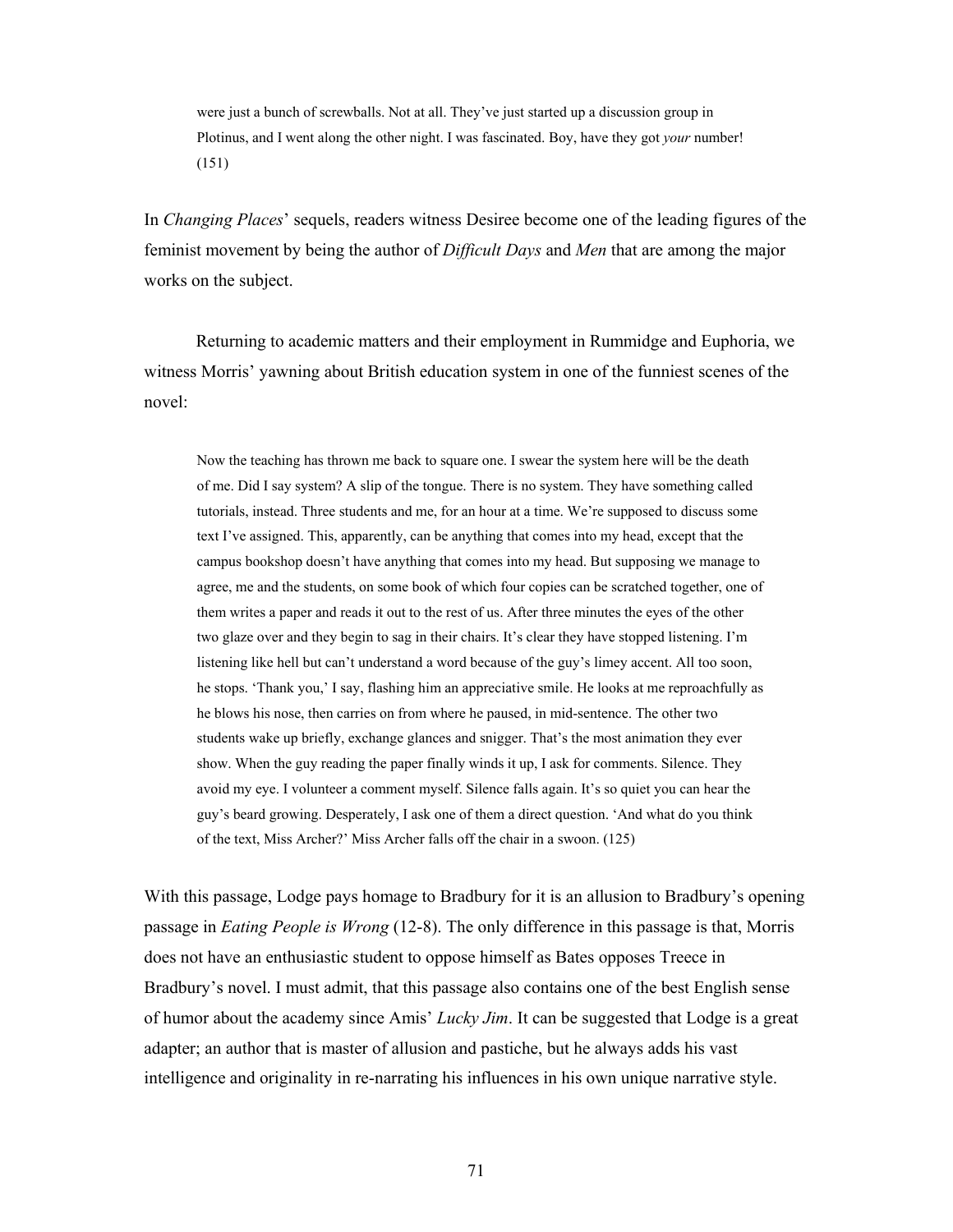> were just a bunch of screwballs. Not at all. They've just started up a discussion group in Plotinus, and I went along the other night. I was fascinated. Boy, have they got *your* number! (151)

In *Changing Places*' sequels, readers witness Desiree become one of the leading figures of the feminist movement by being the author of *Difficult Days* and *Men* that are among the major works on the subject.

Returning to academic matters and their employment in Rummidge and Euphoria, we witness Morris' yawning about British education system in one of the funniest scenes of the novel:

> Now the teaching has thrown me back to square one. I swear the system here will be the death of me. Did I say system? A slip of the tongue. There is no system. They have something called tutorials, instead. Three students and me, for an hour at a time. We're supposed to discuss some text I've assigned. This, apparently, can be anything that comes into my head, except that the campus bookshop doesn't have anything that comes into my head. But supposing we manage to agree, me and the students, on some book of which four copies can be scratched together, one of them writes a paper and reads it out to the rest of us. After three minutes the eyes of the other two glaze over and they begin to sag in their chairs. It's clear they have stopped listening. I'm listening like hell but can't understand a word because of the guy's limey accent. All too soon, he stops. 'Thank you,' I say, flashing him an appreciative smile. He looks at me reproachfully as he blows his nose, then carries on from where he paused, in mid-sentence. The other two students wake up briefly, exchange glances and snigger. That's the most animation they ever show. When the guy reading the paper finally winds it up, I ask for comments. Silence. They avoid my eye. I volunteer a comment myself. Silence falls again. It's so quiet you can hear the guy's beard growing. Desperately, I ask one of them a direct question. 'And what do you think of the text, Miss Archer?' Miss Archer falls off the chair in a swoon. (125)

With this passage, Lodge pays homage to Bradbury for it is an allusion to Bradbury's opening passage in *Eating People is Wrong* (12-8). The only difference in this passage is that, Morris does not have an enthusiastic student to oppose himself as Bates opposes Treece in Bradbury's novel. I must admit, that this passage also contains one of the best English sense of humor about the academy since Amis' *Lucky Jim*. It can be suggested that Lodge is a great adapter; an author that is master of allusion and pastiche, but he always adds his vast intelligence and originality in re-narrating his influences in his own unique narrative style.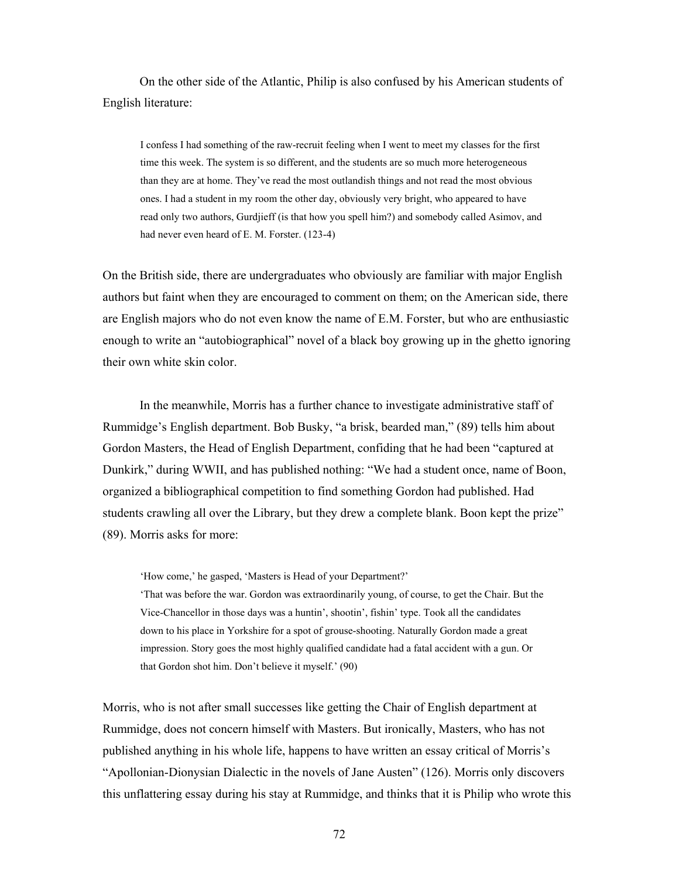On the other side of the Atlantic, Philip is also confused by his American students of English literature:

> I confess I had something of the raw-recruit feeling when I went to meet my classes for the first time this week. The system is so different, and the students are so much more heterogeneous than they are at home. They've read the most outlandish things and not read the most obvious ones. I had a student in my room the other day, obviously very bright, who appeared to have read only two authors, Gurdjieff (is that how you spell him?) and somebody called Asimov, and had never even heard of E. M. Forster. (123-4)

On the British side, there are undergraduates who obviously are familiar with major English authors but faint when they are encouraged to comment on them; on the American side, there are English majors who do not even know the name of E.M. Forster, but who are enthusiastic enough to write an "autobiographical" novel of a black boy growing up in the ghetto ignoring their own white skin color.

In the meanwhile, Morris has a further chance to investigate administrative staff of Rummidge's English department. Bob Busky, "a brisk, bearded man," (89) tells him about Gordon Masters, the Head of English Department, confiding that he had been "captured at Dunkirk," during WWII, and has published nothing: "We had a student once, name of Boon, organized a bibliographical competition to find something Gordon had published. Had students crawling all over the Library, but they drew a complete blank. Boon kept the prize" (89). Morris asks for more:

> 'How come,' he gasped, 'Masters is Head of your Department?'
> 'That was before the war. Gordon was extraordinarily young, of course, to get the Chair. But the Vice-Chancellor in those days was a huntin', shootin', fishin' type. Took all the candidates down to his place in Yorkshire for a spot of grouse-shooting. Naturally Gordon made a great impression. Story goes the most highly qualified candidate had a fatal accident with a gun. Or that Gordon shot him. Don't believe it myself.' (90)

Morris, who is not after small successes like getting the Chair of English department at Rummidge, does not concern himself with Masters. But ironically, Masters, who has not published anything in his whole life, happens to have written an essay critical of Morris's "Apollonian-Dionysian Dialectic in the novels of Jane Austen" (126). Morris only discovers this unflattering essay during his stay at Rummidge, and thinks that it is Philip who wrote this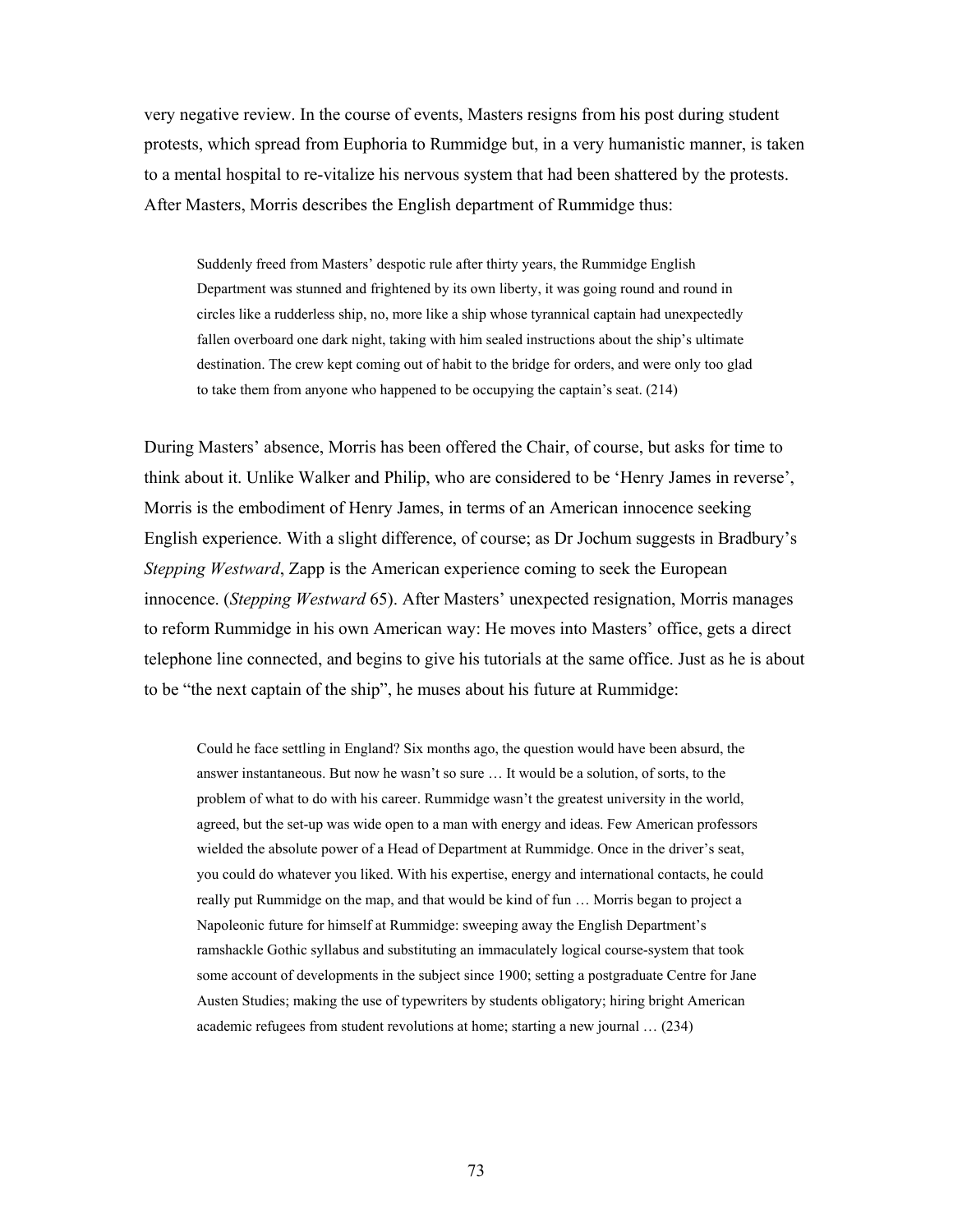very negative review. In the course of events, Masters resigns from his post during student protests, which spread from Euphoria to Rummidge but, in a very humanistic manner, is taken to a mental hospital to re-vitalize his nervous system that had been shattered by the protests. After Masters, Morris describes the English department of Rummidge thus:

> Suddenly freed from Masters' despotic rule after thirty years, the Rummidge English Department was stunned and frightened by its own liberty, it was going round and round in circles like a rudderless ship, no, more like a ship whose tyrannical captain had unexpectedly fallen overboard one dark night, taking with him sealed instructions about the ship's ultimate destination. The crew kept coming out of habit to the bridge for orders, and were only too glad to take them from anyone who happened to be occupying the captain's seat. (214)

During Masters' absence, Morris has been offered the Chair, of course, but asks for time to think about it. Unlike Walker and Philip, who are considered to be 'Henry James in reverse', Morris is the embodiment of Henry James, in terms of an American innocence seeking English experience. With a slight difference, of course; as Dr Jochum suggests in Bradbury's *Stepping Westward*, Zapp is the American experience coming to seek the European innocence. (*Stepping Westward* 65). After Masters' unexpected resignation, Morris manages to reform Rummidge in his own American way: He moves into Masters' office, gets a direct telephone line connected, and begins to give his tutorials at the same office. Just as he is about to be "the next captain of the ship", he muses about his future at Rummidge:

> Could he face settling in England? Six months ago, the question would have been absurd, the answer instantaneous. But now he wasn't so sure … It would be a solution, of sorts, to the problem of what to do with his career. Rummidge wasn't the greatest university in the world, agreed, but the set-up was wide open to a man with energy and ideas. Few American professors wielded the absolute power of a Head of Department at Rummidge. Once in the driver's seat, you could do whatever you liked. With his expertise, energy and international contacts, he could really put Rummidge on the map, and that would be kind of fun … Morris began to project a Napoleonic future for himself at Rummidge: sweeping away the English Department's ramshackle Gothic syllabus and substituting an immaculately logical course-system that took some account of developments in the subject since 1900; setting a postgraduate Centre for Jane Austen Studies; making the use of typewriters by students obligatory; hiring bright American academic refugees from student revolutions at home; starting a new journal … (234)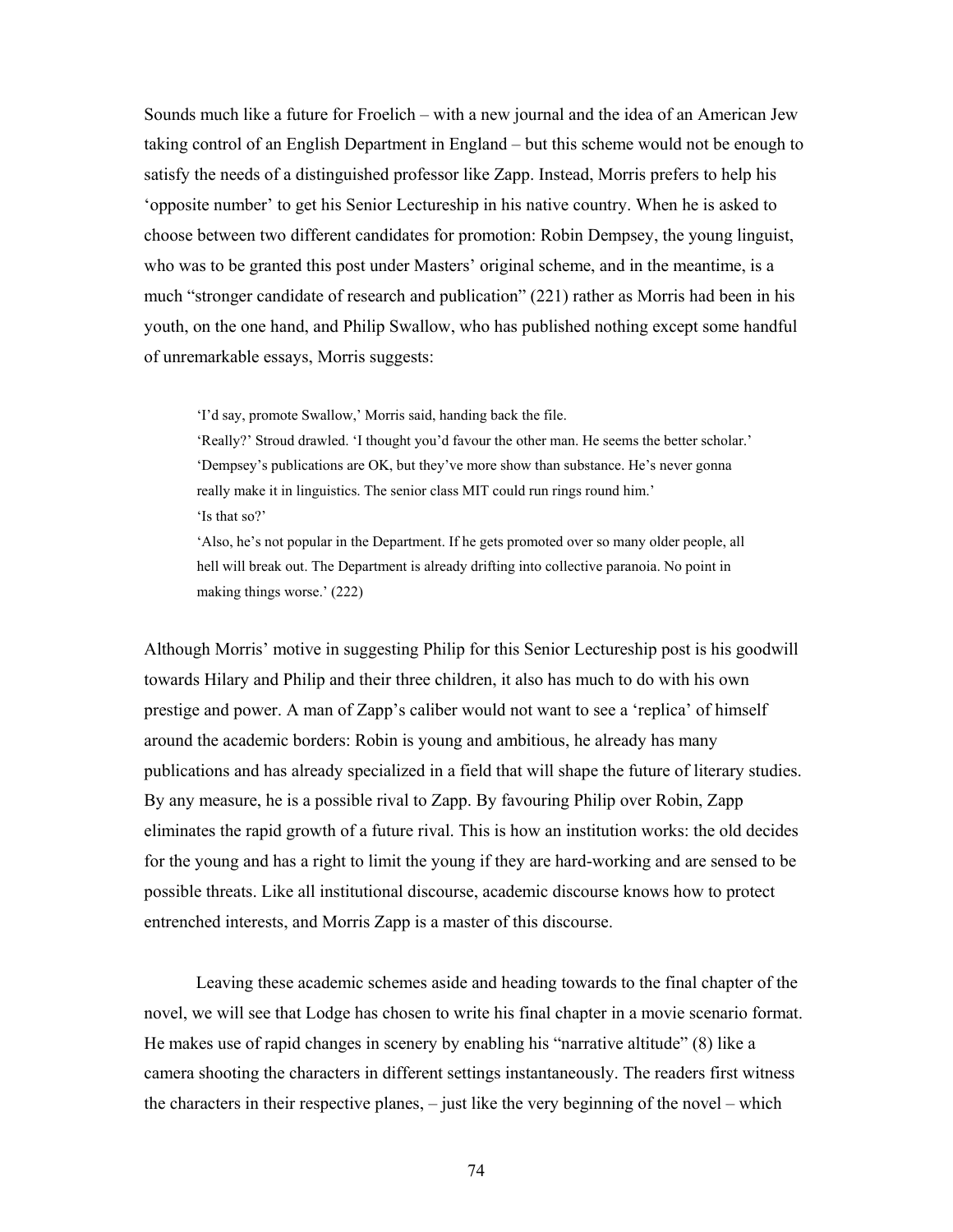Sounds much like a future for Froelich – with a new journal and the idea of an American Jew taking control of an English Department in England – but this scheme would not be enough to satisfy the needs of a distinguished professor like Zapp. Instead, Morris prefers to help his 'opposite number' to get his Senior Lectureship in his native country. When he is asked to choose between two different candidates for promotion: Robin Dempsey, the young linguist, who was to be granted this post under Masters' original scheme, and in the meantime, is a much "stronger candidate of research and publication" (221) rather as Morris had been in his youth, on the one hand, and Philip Swallow, who has published nothing except some handful of unremarkable essays, Morris suggests:

> 'I'd say, promote Swallow,' Morris said, handing back the file.
> 'Really?' Stroud drawled. 'I thought you'd favour the other man. He seems the better scholar.'
> 'Dempsey's publications are OK, but they've more show than substance. He's never gonna really make it in linguistics. The senior class MIT could run rings round him.'
> 'Is that so?'
> 'Also, he's not popular in the Department. If he gets promoted over so many older people, all hell will break out. The Department is already drifting into collective paranoia. No point in making things worse.' (222)

Although Morris' motive in suggesting Philip for this Senior Lectureship post is his goodwill towards Hilary and Philip and their three children, it also has much to do with his own prestige and power. A man of Zapp's caliber would not want to see a 'replica' of himself around the academic borders: Robin is young and ambitious, he already has many publications and has already specialized in a field that will shape the future of literary studies. By any measure, he is a possible rival to Zapp. By favouring Philip over Robin, Zapp eliminates the rapid growth of a future rival. This is how an institution works: the old decides for the young and has a right to limit the young if they are hard-working and are sensed to be possible threats. Like all institutional discourse, academic discourse knows how to protect entrenched interests, and Morris Zapp is a master of this discourse.

Leaving these academic schemes aside and heading towards to the final chapter of the novel, we will see that Lodge has chosen to write his final chapter in a movie scenario format. He makes use of rapid changes in scenery by enabling his "narrative altitude" (8) like a camera shooting the characters in different settings instantaneously. The readers first witness the characters in their respective planes, – just like the very beginning of the novel – which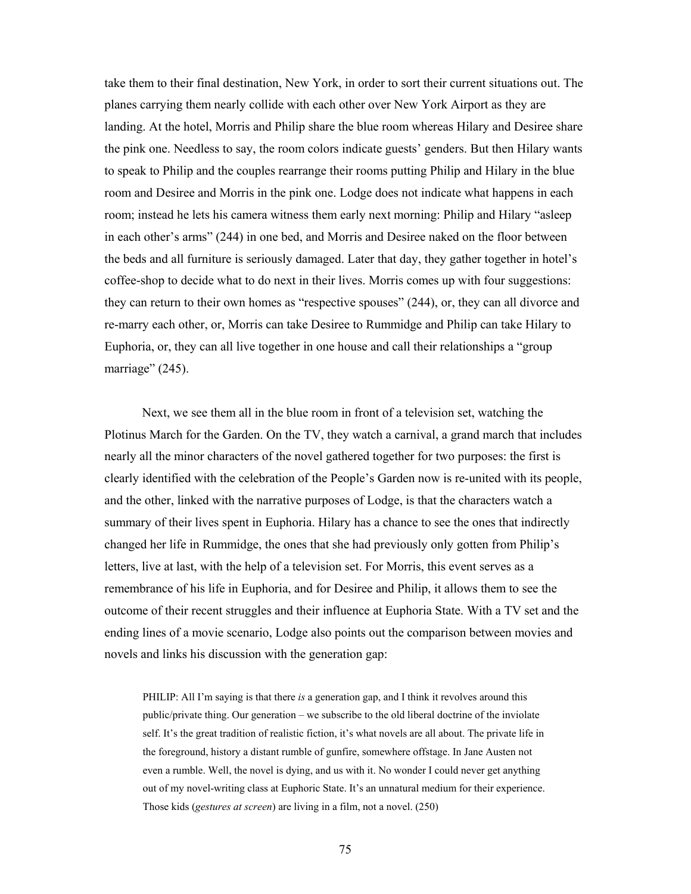take them to their final destination, New York, in order to sort their current situations out. The planes carrying them nearly collide with each other over New York Airport as they are landing. At the hotel, Morris and Philip share the blue room whereas Hilary and Desiree share the pink one. Needless to say, the room colors indicate guests' genders. But then Hilary wants to speak to Philip and the couples rearrange their rooms putting Philip and Hilary in the blue room and Desiree and Morris in the pink one. Lodge does not indicate what happens in each room; instead he lets his camera witness them early next morning: Philip and Hilary "asleep in each other's arms" (244) in one bed, and Morris and Desiree naked on the floor between the beds and all furniture is seriously damaged. Later that day, they gather together in hotel's coffee-shop to decide what to do next in their lives. Morris comes up with four suggestions: they can return to their own homes as "respective spouses" (244), or, they can all divorce and re-marry each other, or, Morris can take Desiree to Rummidge and Philip can take Hilary to Euphoria, or, they can all live together in one house and call their relationships a "group marriage" (245).

Next, we see them all in the blue room in front of a television set, watching the Plotinus March for the Garden. On the TV, they watch a carnival, a grand march that includes nearly all the minor characters of the novel gathered together for two purposes: the first is clearly identified with the celebration of the People's Garden now is re-united with its people, and the other, linked with the narrative purposes of Lodge, is that the characters watch a summary of their lives spent in Euphoria. Hilary has a chance to see the ones that indirectly changed her life in Rummidge, the ones that she had previously only gotten from Philip's letters, live at last, with the help of a television set. For Morris, this event serves as a remembrance of his life in Euphoria, and for Desiree and Philip, it allows them to see the outcome of their recent struggles and their influence at Euphoria State. With a TV set and the ending lines of a movie scenario, Lodge also points out the comparison between movies and novels and links his discussion with the generation gap:

> PHILIP: All I'm saying is that there *is* a generation gap, and I think it revolves around this public/private thing. Our generation – we subscribe to the old liberal doctrine of the inviolate self. It's the great tradition of realistic fiction, it's what novels are all about. The private life in the foreground, history a distant rumble of gunfire, somewhere offstage. In Jane Austen not even a rumble. Well, the novel is dying, and us with it. No wonder I could never get anything out of my novel-writing class at Euphoric State. It's an unnatural medium for their experience. Those kids (*gestures at screen*) are living in a film, not a novel. (250)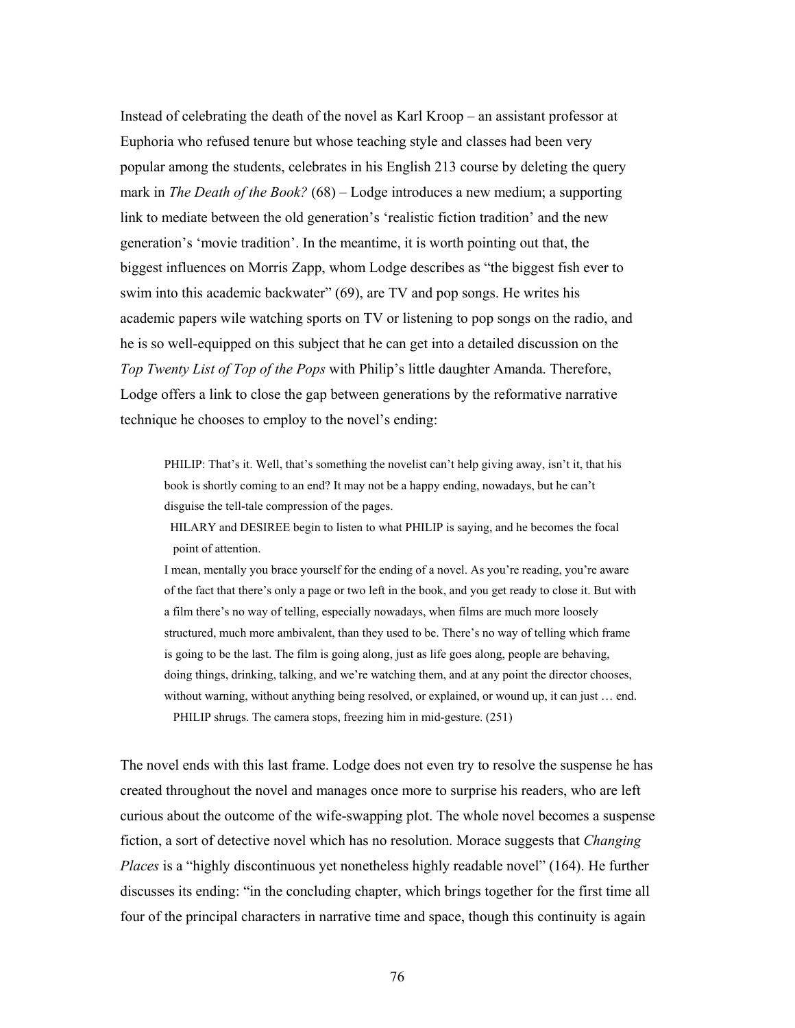Instead of celebrating the death of the novel as Karl Kroop – an assistant professor at Euphoria who refused tenure but whose teaching style and classes had been very popular among the students, celebrates in his English 213 course by deleting the query mark in *The Death of the Book?* (68) – Lodge introduces a new medium; a supporting link to mediate between the old generation's 'realistic fiction tradition' and the new generation's 'movie tradition'. In the meantime, it is worth pointing out that, the biggest influences on Morris Zapp, whom Lodge describes as "the biggest fish ever to swim into this academic backwater" (69), are TV and pop songs. He writes his academic papers wile watching sports on TV or listening to pop songs on the radio, and he is so well-equipped on this subject that he can get into a detailed discussion on the *Top Twenty List of Top of the Pops* with Philip's little daughter Amanda. Therefore, Lodge offers a link to close the gap between generations by the reformative narrative technique he chooses to employ to the novel's ending:

> PHILIP: That's it. Well, that's something the novelist can't help giving away, isn't it, that his book is shortly coming to an end? It may not be a happy ending, nowadays, but he can't disguise the tell-tale compression of the pages.
>
> HILARY and DESIREE begin to listen to what PHILIP is saying, and he becomes the focal point of attention.
>
> I mean, mentally you brace yourself for the ending of a novel. As you're reading, you're aware of the fact that there's only a page or two left in the book, and you get ready to close it. But with a film there's no way of telling, especially nowadays, when films are much more loosely structured, much more ambivalent, than they used to be. There's no way of telling which frame is going to be the last. The film is going along, just as life goes along, people are behaving, doing things, drinking, talking, and we're watching them, and at any point the director chooses, without warning, without anything being resolved, or explained, or wound up, it can just … end.
>
> PHILIP shrugs. The camera stops, freezing him in mid-gesture. (251)

The novel ends with this last frame. Lodge does not even try to resolve the suspense he has created throughout the novel and manages once more to surprise his readers, who are left curious about the outcome of the wife-swapping plot. The whole novel becomes a suspense fiction, a sort of detective novel which has no resolution. Morace suggests that *Changing Places* is a "highly discontinuous yet nonetheless highly readable novel" (164). He further discusses its ending: "in the concluding chapter, which brings together for the first time all four of the principal characters in narrative time and space, though this continuity is again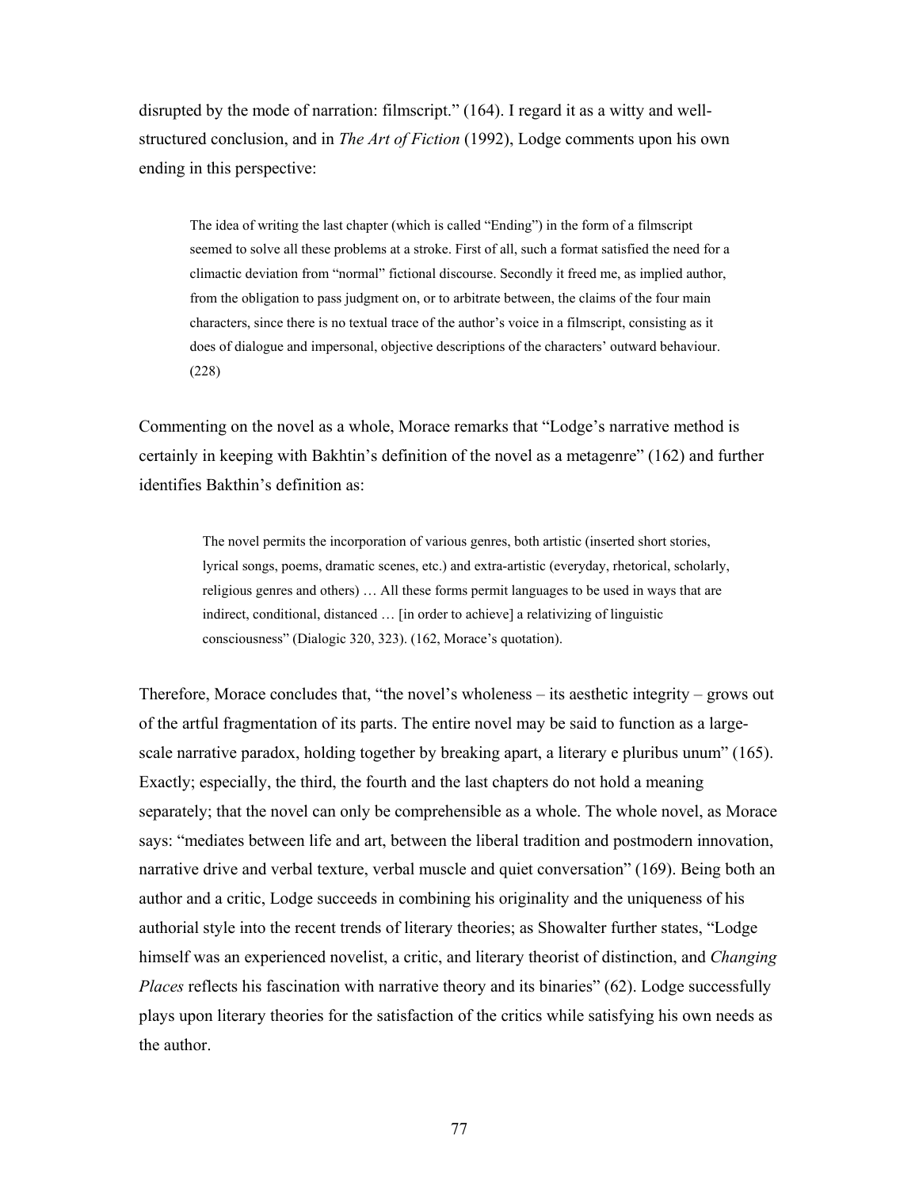disrupted by the mode of narration: filmscript." (164). I regard it as a witty and well-structured conclusion, and in *The Art of Fiction* (1992), Lodge comments upon his own ending in this perspective:

> The idea of writing the last chapter (which is called "Ending") in the form of a filmscript seemed to solve all these problems at a stroke. First of all, such a format satisfied the need for a climactic deviation from "normal" fictional discourse. Secondly it freed me, as implied author, from the obligation to pass judgment on, or to arbitrate between, the claims of the four main characters, since there is no textual trace of the author's voice in a filmscript, consisting as it does of dialogue and impersonal, objective descriptions of the characters' outward behaviour. (228)

Commenting on the novel as a whole, Morace remarks that "Lodge's narrative method is certainly in keeping with Bakhtin's definition of the novel as a metagenre" (162) and further identifies Bakthin's definition as:

> The novel permits the incorporation of various genres, both artistic (inserted short stories, lyrical songs, poems, dramatic scenes, etc.) and extra-artistic (everyday, rhetorical, scholarly, religious genres and others) … All these forms permit languages to be used in ways that are indirect, conditional, distanced … [in order to achieve] a relativizing of linguistic consciousness" (Dialogic 320, 323). (162, Morace's quotation).

Therefore, Morace concludes that, "the novel's wholeness – its aesthetic integrity – grows out of the artful fragmentation of its parts. The entire novel may be said to function as a large-scale narrative paradox, holding together by breaking apart, a literary e pluribus unum" (165). Exactly; especially, the third, the fourth and the last chapters do not hold a meaning separately; that the novel can only be comprehensible as a whole. The whole novel, as Morace says: "mediates between life and art, between the liberal tradition and postmodern innovation, narrative drive and verbal texture, verbal muscle and quiet conversation" (169). Being both an author and a critic, Lodge succeeds in combining his originality and the uniqueness of his authorial style into the recent trends of literary theories; as Showalter further states, "Lodge himself was an experienced novelist, a critic, and literary theorist of distinction, and *Changing Places* reflects his fascination with narrative theory and its binaries" (62). Lodge successfully plays upon literary theories for the satisfaction of the critics while satisfying his own needs as the author.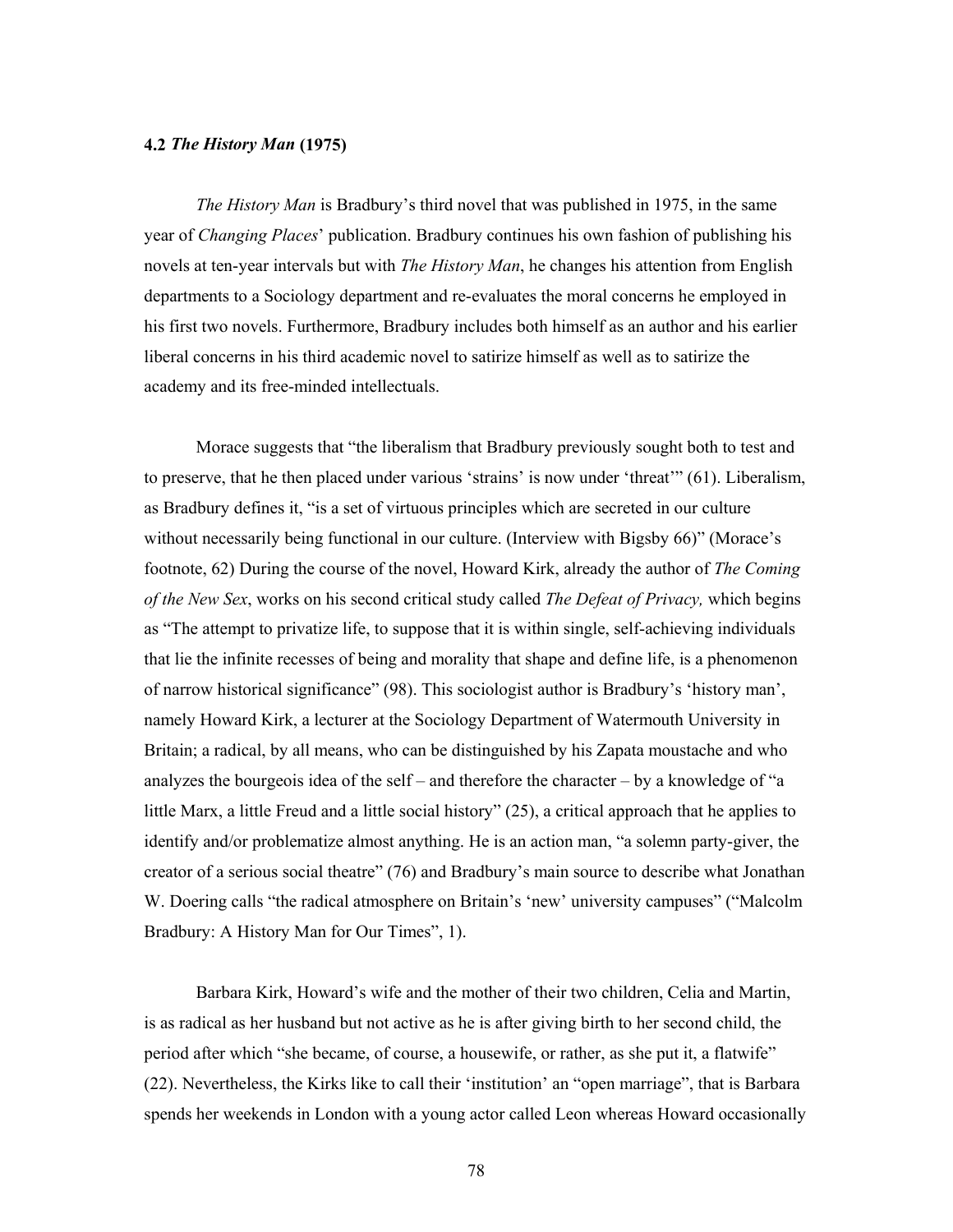### 4.2 *The History Man* (1975)

*The History Man* is Bradbury's third novel that was published in 1975, in the same year of *Changing Places*' publication. Bradbury continues his own fashion of publishing his novels at ten-year intervals but with *The History Man*, he changes his attention from English departments to a Sociology department and re-evaluates the moral concerns he employed in his first two novels. Furthermore, Bradbury includes both himself as an author and his earlier liberal concerns in his third academic novel to satirize himself as well as to satirize the academy and its free-minded intellectuals.

Morace suggests that "the liberalism that Bradbury previously sought both to test and to preserve, that he then placed under various 'strains' is now under 'threat'" (61). Liberalism, as Bradbury defines it, "is a set of virtuous principles which are secreted in our culture without necessarily being functional in our culture. (Interview with Bigsby 66)" (Morace's footnote, 62) During the course of the novel, Howard Kirk, already the author of *The Coming of the New Sex*, works on his second critical study called *The Defeat of Privacy,* which begins as "The attempt to privatize life, to suppose that it is within single, self-achieving individuals that lie the infinite recesses of being and morality that shape and define life, is a phenomenon of narrow historical significance" (98). This sociologist author is Bradbury's 'history man', namely Howard Kirk, a lecturer at the Sociology Department of Watermouth University in Britain; a radical, by all means, who can be distinguished by his Zapata moustache and who analyzes the bourgeois idea of the self – and therefore the character – by a knowledge of "a little Marx, a little Freud and a little social history" (25), a critical approach that he applies to identify and/or problematize almost anything. He is an action man, "a solemn party-giver, the creator of a serious social theatre" (76) and Bradbury's main source to describe what Jonathan W. Doering calls "the radical atmosphere on Britain's 'new' university campuses" ("Malcolm Bradbury: A History Man for Our Times", 1).

Barbara Kirk, Howard's wife and the mother of their two children, Celia and Martin, is as radical as her husband but not active as he is after giving birth to her second child, the period after which "she became, of course, a housewife, or rather, as she put it, a flatwife" (22). Nevertheless, the Kirks like to call their 'institution' an "open marriage", that is Barbara spends her weekends in London with a young actor called Leon whereas Howard occasionally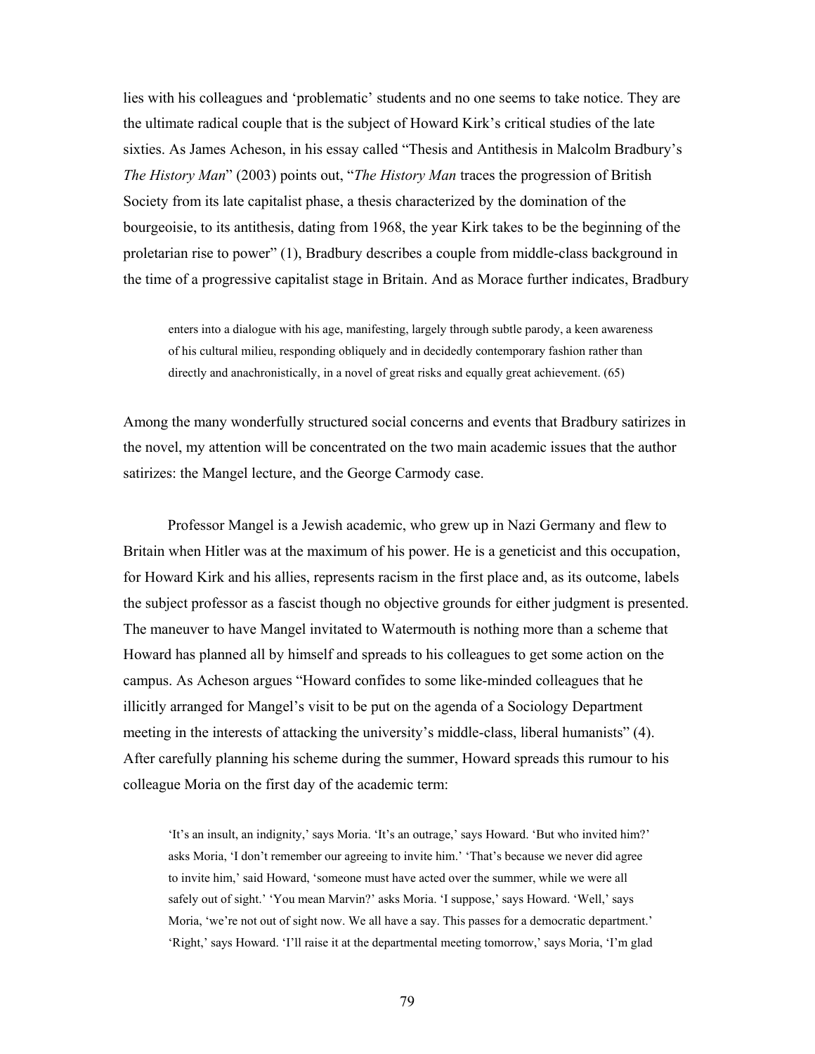lies with his colleagues and 'problematic' students and no one seems to take notice. They are the ultimate radical couple that is the subject of Howard Kirk's critical studies of the late sixties. As James Acheson, in his essay called "Thesis and Antithesis in Malcolm Bradbury's *The History Man*" (2003) points out, "*The History Man* traces the progression of British Society from its late capitalist phase, a thesis characterized by the domination of the bourgeoisie, to its antithesis, dating from 1968, the year Kirk takes to be the beginning of the proletarian rise to power" (1), Bradbury describes a couple from middle-class background in the time of a progressive capitalist stage in Britain. And as Morace further indicates, Bradbury

> enters into a dialogue with his age, manifesting, largely through subtle parody, a keen awareness of his cultural milieu, responding obliquely and in decidedly contemporary fashion rather than directly and anachronistically, in a novel of great risks and equally great achievement. (65)

Among the many wonderfully structured social concerns and events that Bradbury satirizes in the novel, my attention will be concentrated on the two main academic issues that the author satirizes: the Mangel lecture, and the George Carmody case.

Professor Mangel is a Jewish academic, who grew up in Nazi Germany and flew to Britain when Hitler was at the maximum of his power. He is a geneticist and this occupation, for Howard Kirk and his allies, represents racism in the first place and, as its outcome, labels the subject professor as a fascist though no objective grounds for either judgment is presented. The maneuver to have Mangel invitated to Watermouth is nothing more than a scheme that Howard has planned all by himself and spreads to his colleagues to get some action on the campus. As Acheson argues "Howard confides to some like-minded colleagues that he illicitly arranged for Mangel's visit to be put on the agenda of a Sociology Department meeting in the interests of attacking the university's middle-class, liberal humanists" (4). After carefully planning his scheme during the summer, Howard spreads this rumour to his colleague Moria on the first day of the academic term:

> 'It's an insult, an indignity,' says Moria. 'It's an outrage,' says Howard. 'But who invited him?' asks Moria, 'I don't remember our agreeing to invite him.' 'That's because we never did agree to invite him,' said Howard, 'someone must have acted over the summer, while we were all safely out of sight.' 'You mean Marvin?' asks Moria. 'I suppose,' says Howard. 'Well,' says Moria, 'we're not out of sight now. We all have a say. This passes for a democratic department.' 'Right,' says Howard. 'I'll raise it at the departmental meeting tomorrow,' says Moria, 'I'm glad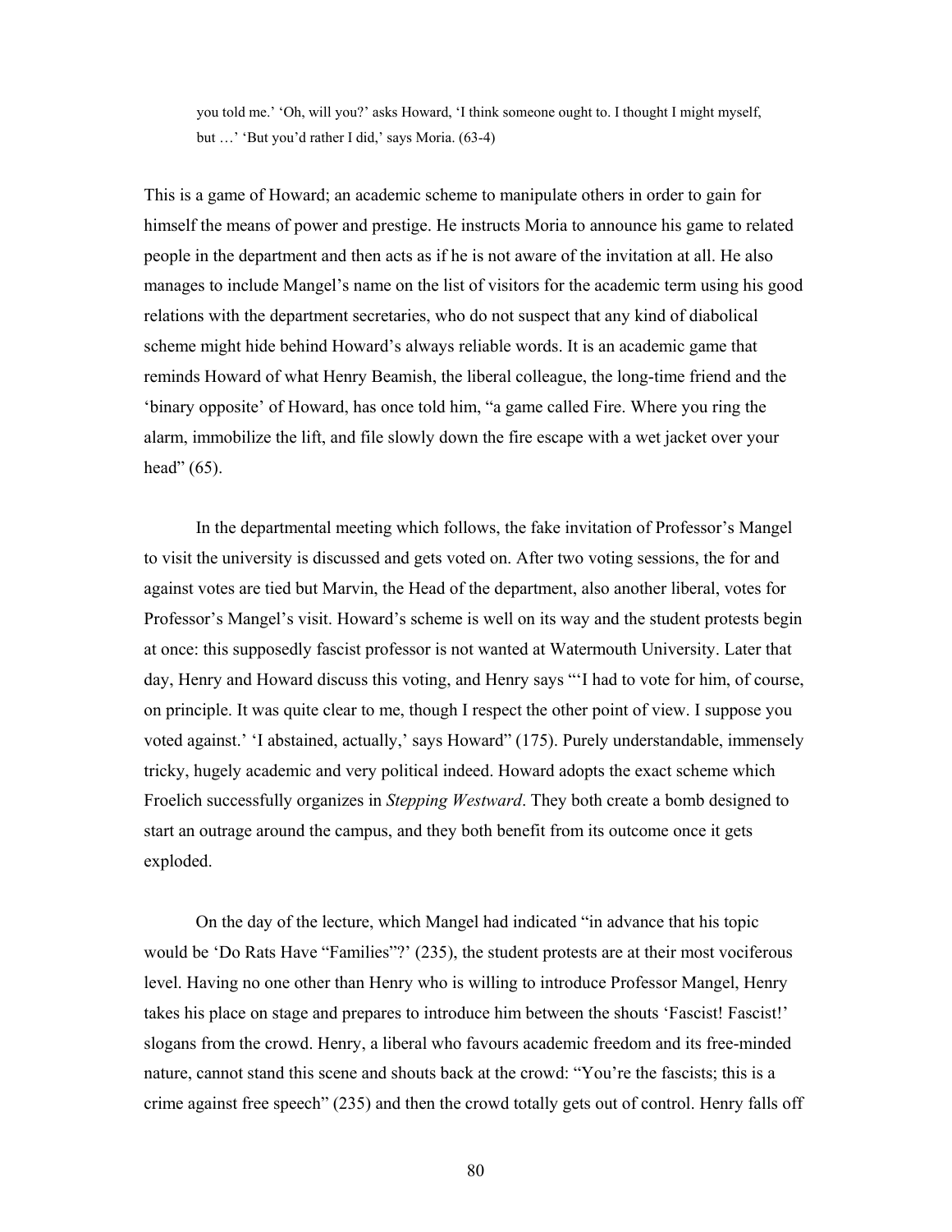> you told me.' 'Oh, will you?' asks Howard, 'I think someone ought to. I thought I might myself, but …' 'But you'd rather I did,' says Moria. (63-4)

This is a game of Howard; an academic scheme to manipulate others in order to gain for himself the means of power and prestige. He instructs Moria to announce his game to related people in the department and then acts as if he is not aware of the invitation at all. He also manages to include Mangel's name on the list of visitors for the academic term using his good relations with the department secretaries, who do not suspect that any kind of diabolical scheme might hide behind Howard's always reliable words. It is an academic game that reminds Howard of what Henry Beamish, the liberal colleague, the long-time friend and the 'binary opposite' of Howard, has once told him, "a game called Fire. Where you ring the alarm, immobilize the lift, and file slowly down the fire escape with a wet jacket over your head" (65).

In the departmental meeting which follows, the fake invitation of Professor's Mangel to visit the university is discussed and gets voted on. After two voting sessions, the for and against votes are tied but Marvin, the Head of the department, also another liberal, votes for Professor's Mangel's visit. Howard's scheme is well on its way and the student protests begin at once: this supposedly fascist professor is not wanted at Watermouth University. Later that day, Henry and Howard discuss this voting, and Henry says "'I had to vote for him, of course, on principle. It was quite clear to me, though I respect the other point of view. I suppose you voted against.' 'I abstained, actually,' says Howard" (175). Purely understandable, immensely tricky, hugely academic and very political indeed. Howard adopts the exact scheme which Froelich successfully organizes in *Stepping Westward*. They both create a bomb designed to start an outrage around the campus, and they both benefit from its outcome once it gets exploded.

On the day of the lecture, which Mangel had indicated "in advance that his topic would be 'Do Rats Have "Families"?' (235), the student protests are at their most vociferous level. Having no one other than Henry who is willing to introduce Professor Mangel, Henry takes his place on stage and prepares to introduce him between the shouts 'Fascist! Fascist!' slogans from the crowd. Henry, a liberal who favours academic freedom and its free-minded nature, cannot stand this scene and shouts back at the crowd: "You're the fascists; this is a crime against free speech" (235) and then the crowd totally gets out of control. Henry falls off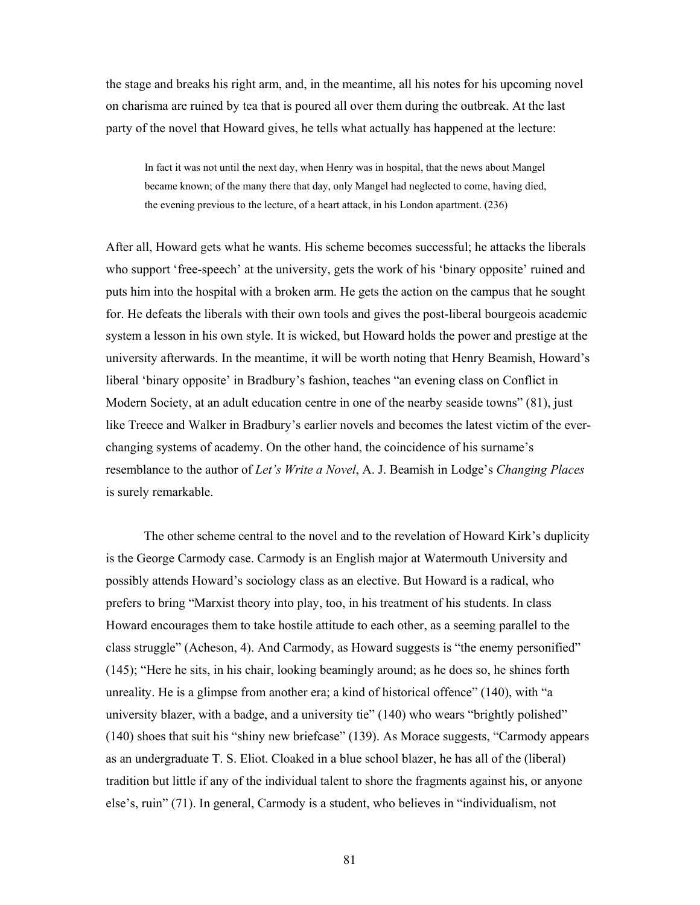the stage and breaks his right arm, and, in the meantime, all his notes for his upcoming novel on charisma are ruined by tea that is poured all over them during the outbreak. At the last party of the novel that Howard gives, he tells what actually has happened at the lecture:

> In fact it was not until the next day, when Henry was in hospital, that the news about Mangel became known; of the many there that day, only Mangel had neglected to come, having died, the evening previous to the lecture, of a heart attack, in his London apartment. (236)

After all, Howard gets what he wants. His scheme becomes successful; he attacks the liberals who support 'free-speech' at the university, gets the work of his 'binary opposite' ruined and puts him into the hospital with a broken arm. He gets the action on the campus that he sought for. He defeats the liberals with their own tools and gives the post-liberal bourgeois academic system a lesson in his own style. It is wicked, but Howard holds the power and prestige at the university afterwards. In the meantime, it will be worth noting that Henry Beamish, Howard's liberal 'binary opposite' in Bradbury's fashion, teaches "an evening class on Conflict in Modern Society, at an adult education centre in one of the nearby seaside towns" (81), just like Treece and Walker in Bradbury's earlier novels and becomes the latest victim of the ever-changing systems of academy. On the other hand, the coincidence of his surname's resemblance to the author of *Let's Write a Novel*, A. J. Beamish in Lodge's *Changing Places* is surely remarkable.

The other scheme central to the novel and to the revelation of Howard Kirk's duplicity is the George Carmody case. Carmody is an English major at Watermouth University and possibly attends Howard's sociology class as an elective. But Howard is a radical, who prefers to bring "Marxist theory into play, too, in his treatment of his students. In class Howard encourages them to take hostile attitude to each other, as a seeming parallel to the class struggle" (Acheson, 4). And Carmody, as Howard suggests is "the enemy personified" (145); "Here he sits, in his chair, looking beamingly around; as he does so, he shines forth unreality. He is a glimpse from another era; a kind of historical offence" (140), with "a university blazer, with a badge, and a university tie" (140) who wears "brightly polished" (140) shoes that suit his "shiny new briefcase" (139). As Morace suggests, "Carmody appears as an undergraduate T. S. Eliot. Cloaked in a blue school blazer, he has all of the (liberal) tradition but little if any of the individual talent to shore the fragments against his, or anyone else's, ruin" (71). In general, Carmody is a student, who believes in "individualism, not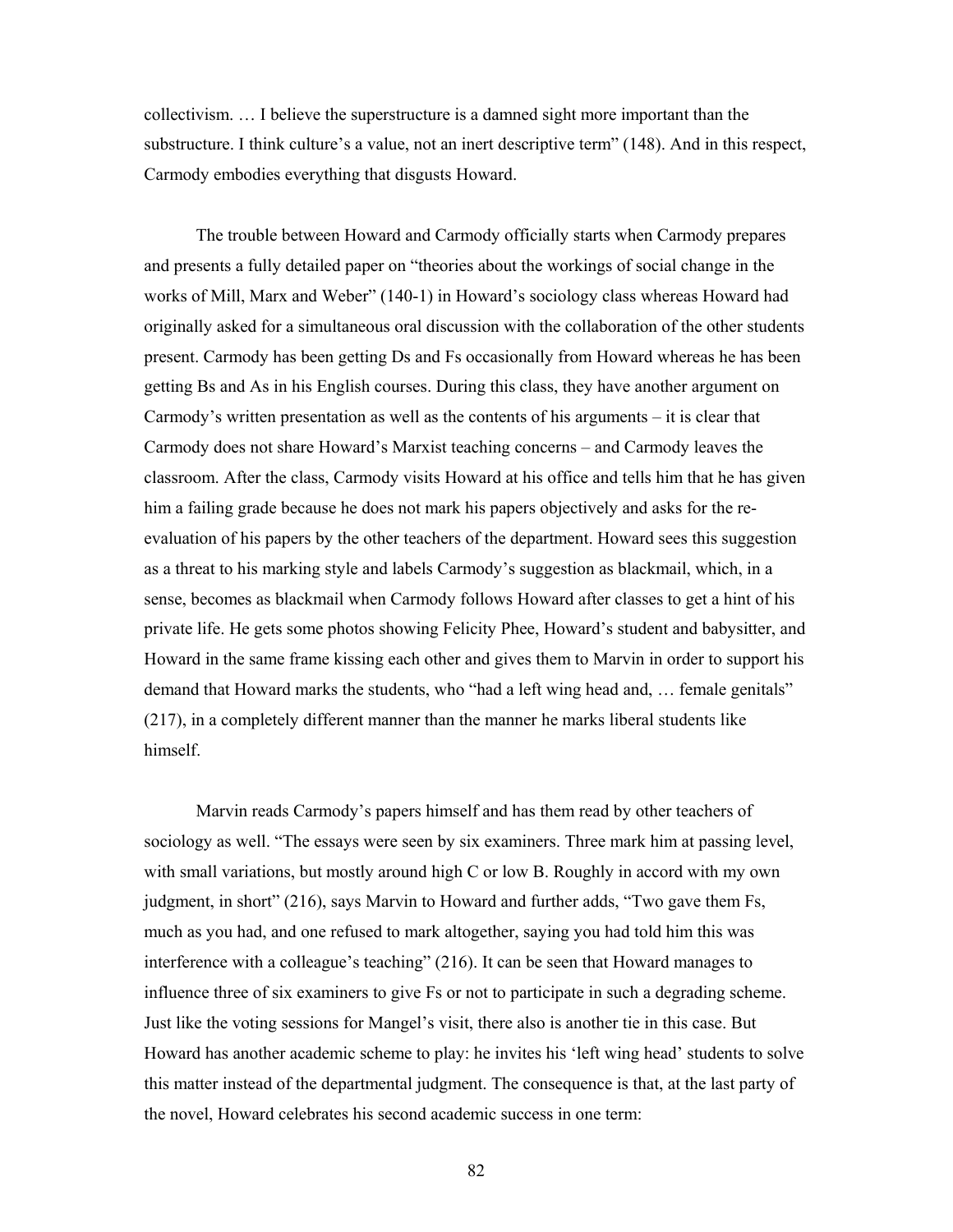collectivism. … I believe the superstructure is a damned sight more important than the substructure. I think culture's a value, not an inert descriptive term" (148). And in this respect, Carmody embodies everything that disgusts Howard.

The trouble between Howard and Carmody officially starts when Carmody prepares and presents a fully detailed paper on "theories about the workings of social change in the works of Mill, Marx and Weber" (140-1) in Howard's sociology class whereas Howard had originally asked for a simultaneous oral discussion with the collaboration of the other students present. Carmody has been getting Ds and Fs occasionally from Howard whereas he has been getting Bs and As in his English courses. During this class, they have another argument on Carmody's written presentation as well as the contents of his arguments – it is clear that Carmody does not share Howard's Marxist teaching concerns – and Carmody leaves the classroom. After the class, Carmody visits Howard at his office and tells him that he has given him a failing grade because he does not mark his papers objectively and asks for the re-evaluation of his papers by the other teachers of the department. Howard sees this suggestion as a threat to his marking style and labels Carmody's suggestion as blackmail, which, in a sense, becomes as blackmail when Carmody follows Howard after classes to get a hint of his private life. He gets some photos showing Felicity Phee, Howard's student and babysitter, and Howard in the same frame kissing each other and gives them to Marvin in order to support his demand that Howard marks the students, who "had a left wing head and, … female genitals" (217), in a completely different manner than the manner he marks liberal students like himself.

Marvin reads Carmody's papers himself and has them read by other teachers of sociology as well. "The essays were seen by six examiners. Three mark him at passing level, with small variations, but mostly around high C or low B. Roughly in accord with my own judgment, in short" (216), says Marvin to Howard and further adds, "Two gave them Fs, much as you had, and one refused to mark altogether, saying you had told him this was interference with a colleague's teaching" (216). It can be seen that Howard manages to influence three of six examiners to give Fs or not to participate in such a degrading scheme. Just like the voting sessions for Mangel's visit, there also is another tie in this case. But Howard has another academic scheme to play: he invites his 'left wing head' students to solve this matter instead of the departmental judgment. The consequence is that, at the last party of the novel, Howard celebrates his second academic success in one term: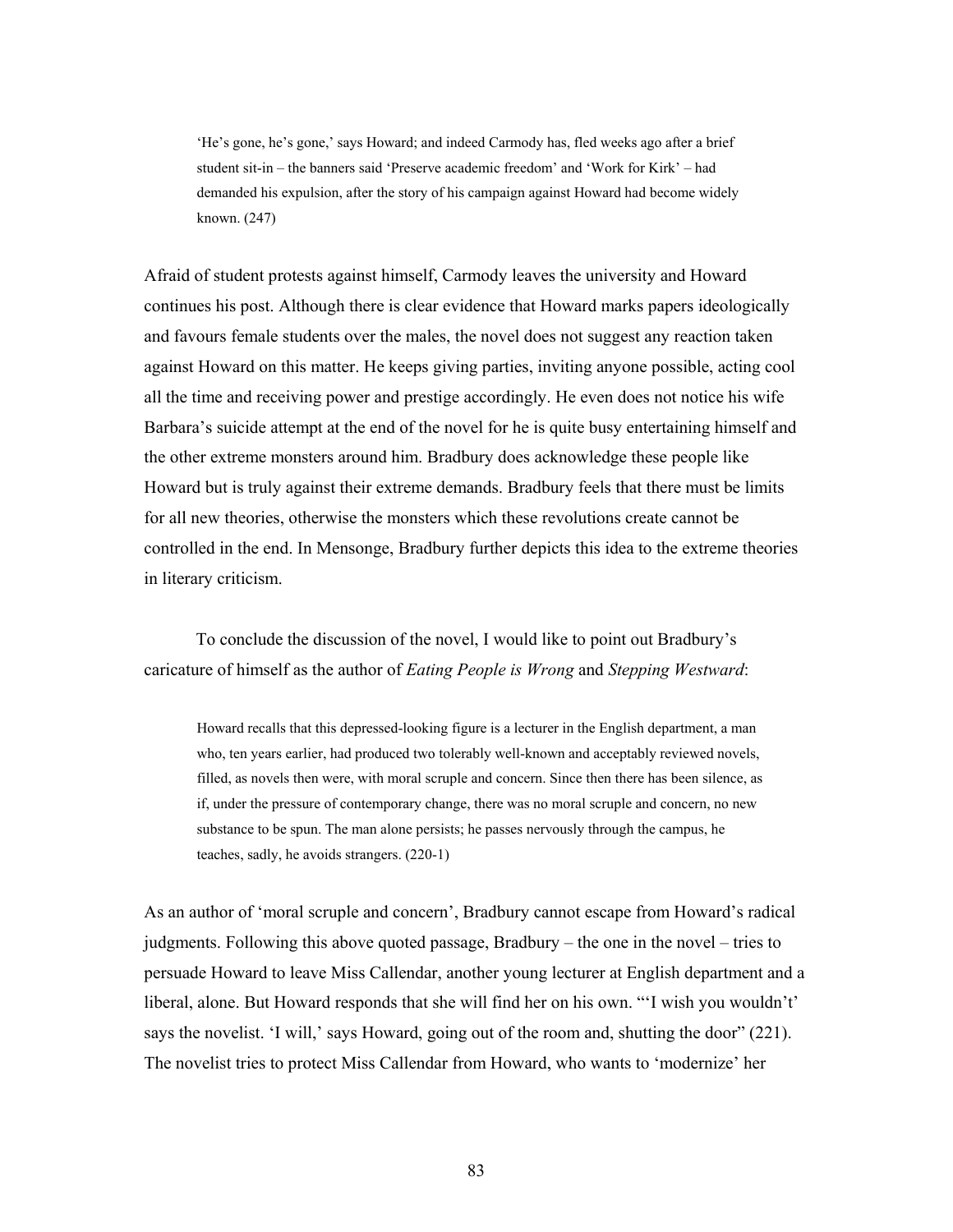> 'He's gone, he's gone,' says Howard; and indeed Carmody has, fled weeks ago after a brief student sit-in – the banners said 'Preserve academic freedom' and 'Work for Kirk' – had demanded his expulsion, after the story of his campaign against Howard had become widely known. (247)

Afraid of student protests against himself, Carmody leaves the university and Howard continues his post. Although there is clear evidence that Howard marks papers ideologically and favours female students over the males, the novel does not suggest any reaction taken against Howard on this matter. He keeps giving parties, inviting anyone possible, acting cool all the time and receiving power and prestige accordingly. He even does not notice his wife Barbara's suicide attempt at the end of the novel for he is quite busy entertaining himself and the other extreme monsters around him. Bradbury does acknowledge these people like Howard but is truly against their extreme demands. Bradbury feels that there must be limits for all new theories, otherwise the monsters which these revolutions create cannot be controlled in the end. In Mensonge, Bradbury further depicts this idea to the extreme theories in literary criticism.

To conclude the discussion of the novel, I would like to point out Bradbury's caricature of himself as the author of *Eating People is Wrong* and *Stepping Westward*:

> Howard recalls that this depressed-looking figure is a lecturer in the English department, a man who, ten years earlier, had produced two tolerably well-known and acceptably reviewed novels, filled, as novels then were, with moral scruple and concern. Since then there has been silence, as if, under the pressure of contemporary change, there was no moral scruple and concern, no new substance to be spun. The man alone persists; he passes nervously through the campus, he teaches, sadly, he avoids strangers. (220-1)

As an author of 'moral scruple and concern', Bradbury cannot escape from Howard's radical judgments. Following this above quoted passage, Bradbury – the one in the novel – tries to persuade Howard to leave Miss Callendar, another young lecturer at English department and a liberal, alone. But Howard responds that she will find her on his own. "'I wish you wouldn't' says the novelist. 'I will,' says Howard, going out of the room and, shutting the door" (221). The novelist tries to protect Miss Callendar from Howard, who wants to 'modernize' her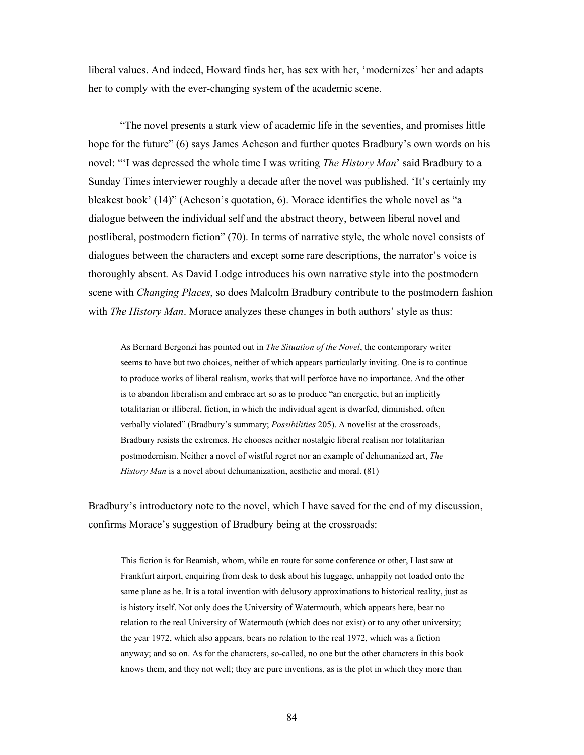liberal values. And indeed, Howard finds her, has sex with her, 'modernizes' her and adapts her to comply with the ever-changing system of the academic scene.

"The novel presents a stark view of academic life in the seventies, and promises little hope for the future" (6) says James Acheson and further quotes Bradbury's own words on his novel: "'I was depressed the whole time I was writing *The History Man*' said Bradbury to a Sunday Times interviewer roughly a decade after the novel was published. 'It's certainly my bleakest book' (14)" (Acheson's quotation, 6). Morace identifies the whole novel as "a dialogue between the individual self and the abstract theory, between liberal novel and postliberal, postmodern fiction" (70). In terms of narrative style, the whole novel consists of dialogues between the characters and except some rare descriptions, the narrator's voice is thoroughly absent. As David Lodge introduces his own narrative style into the postmodern scene with *Changing Places*, so does Malcolm Bradbury contribute to the postmodern fashion with *The History Man*. Morace analyzes these changes in both authors' style as thus:

> As Bernard Bergonzi has pointed out in *The Situation of the Novel*, the contemporary writer seems to have but two choices, neither of which appears particularly inviting. One is to continue to produce works of liberal realism, works that will perforce have no importance. And the other is to abandon liberalism and embrace art so as to produce "an energetic, but an implicitly totalitarian or illiberal, fiction, in which the individual agent is dwarfed, diminished, often verbally violated" (Bradbury's summary; *Possibilities* 205). A novelist at the crossroads, Bradbury resists the extremes. He chooses neither nostalgic liberal realism nor totalitarian postmodernism. Neither a novel of wistful regret nor an example of dehumanized art, *The History Man* is a novel about dehumanization, aesthetic and moral. (81)

Bradbury's introductory note to the novel, which I have saved for the end of my discussion, confirms Morace's suggestion of Bradbury being at the crossroads:

> This fiction is for Beamish, whom, while en route for some conference or other, I last saw at Frankfurt airport, enquiring from desk to desk about his luggage, unhappily not loaded onto the same plane as he. It is a total invention with delusory approximations to historical reality, just as is history itself. Not only does the University of Watermouth, which appears here, bear no relation to the real University of Watermouth (which does not exist) or to any other university; the year 1972, which also appears, bears no relation to the real 1972, which was a fiction anyway; and so on. As for the characters, so-called, no one but the other characters in this book knows them, and they not well; they are pure inventions, as is the plot in which they more than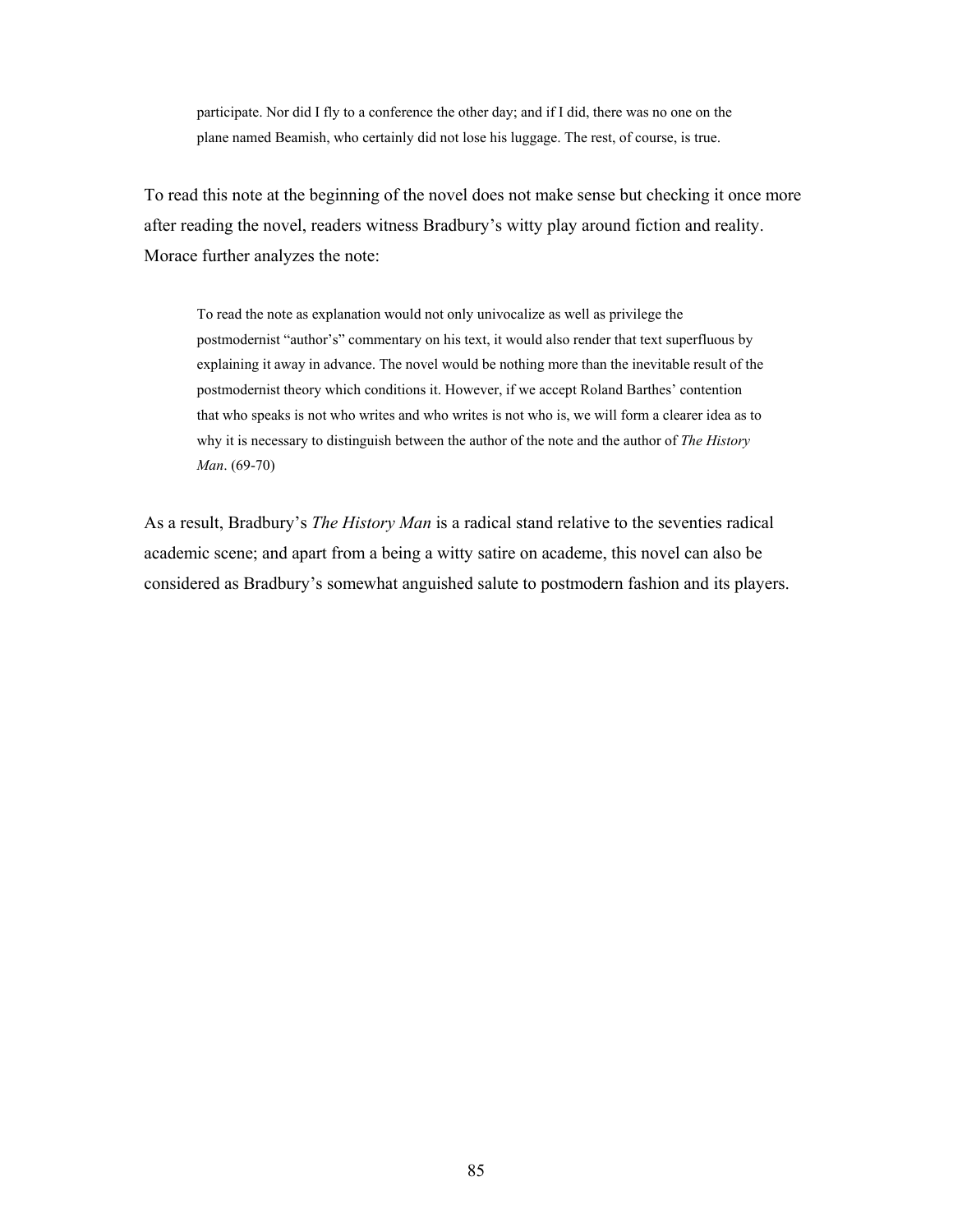> participate. Nor did I fly to a conference the other day; and if I did, there was no one on the plane named Beamish, who certainly did not lose his luggage. The rest, of course, is true.

To read this note at the beginning of the novel does not make sense but checking it once more after reading the novel, readers witness Bradbury's witty play around fiction and reality. Morace further analyzes the note:

> To read the note as explanation would not only univocalize as well as privilege the postmodernist "author's" commentary on his text, it would also render that text superfluous by explaining it away in advance. The novel would be nothing more than the inevitable result of the postmodernist theory which conditions it. However, if we accept Roland Barthes' contention that who speaks is not who writes and who writes is not who is, we will form a clearer idea as to why it is necessary to distinguish between the author of the note and the author of *The History Man*. (69-70)

As a result, Bradbury's *The History Man* is a radical stand relative to the seventies radical academic scene; and apart from a being a witty satire on academe, this novel can also be considered as Bradbury's somewhat anguished salute to postmodern fashion and its players.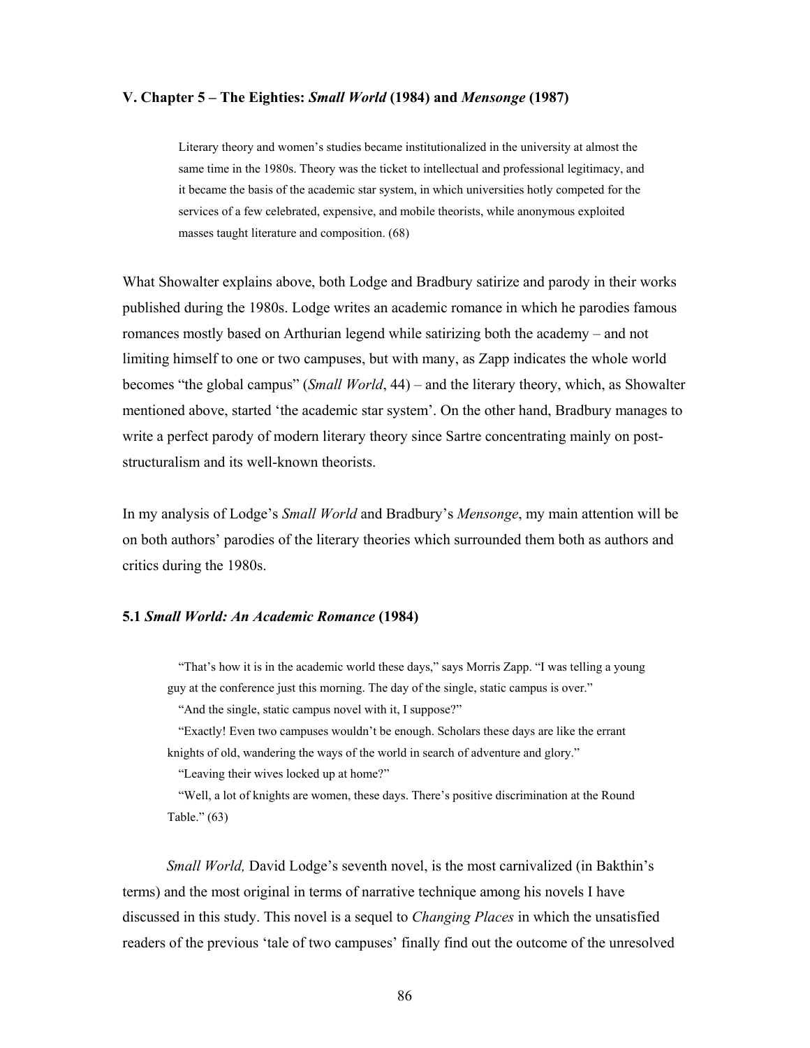## V. Chapter 5 – The Eighties: *Small World* (1984) and *Mensonge* (1987)

> Literary theory and women's studies became institutionalized in the university at almost the same time in the 1980s. Theory was the ticket to intellectual and professional legitimacy, and it became the basis of the academic star system, in which universities hotly competed for the services of a few celebrated, expensive, and mobile theorists, while anonymous exploited masses taught literature and composition. (68)

What Showalter explains above, both Lodge and Bradbury satirize and parody in their works published during the 1980s. Lodge writes an academic romance in which he parodies famous romances mostly based on Arthurian legend while satirizing both the academy – and not limiting himself to one or two campuses, but with many, as Zapp indicates the whole world becomes "the global campus" (*Small World*, 44) – and the literary theory, which, as Showalter mentioned above, started 'the academic star system'. On the other hand, Bradbury manages to write a perfect parody of modern literary theory since Sartre concentrating mainly on post-structuralism and its well-known theorists.

In my analysis of Lodge's *Small World* and Bradbury's *Mensonge*, my main attention will be on both authors' parodies of the literary theories which surrounded them both as authors and critics during the 1980s.

### 5.1 *Small World: An Academic Romance* (1984)

> "That's how it is in the academic world these days," says Morris Zapp. "I was telling a young guy at the conference just this morning. The day of the single, static campus is over."
>
> "And the single, static campus novel with it, I suppose?"
>
> "Exactly! Even two campuses wouldn't be enough. Scholars these days are like the errant knights of old, wandering the ways of the world in search of adventure and glory."
>
> "Leaving their wives locked up at home?"
>
> "Well, a lot of knights are women, these days. There's positive discrimination at the Round Table." (63)

*Small World,* David Lodge's seventh novel, is the most carnivalized (in Bakthin's terms) and the most original in terms of narrative technique among his novels I have discussed in this study. This novel is a sequel to *Changing Places* in which the unsatisfied readers of the previous 'tale of two campuses' finally find out the outcome of the unresolved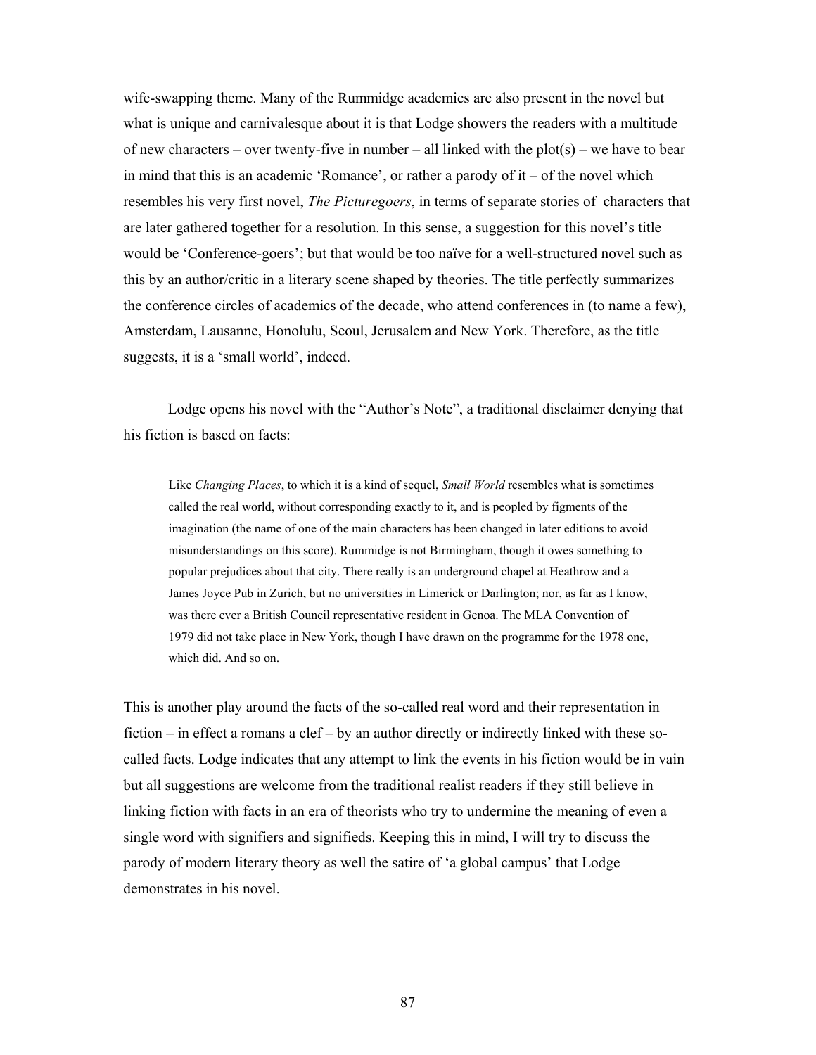wife-swapping theme. Many of the Rummidge academics are also present in the novel but what is unique and carnivalesque about it is that Lodge showers the readers with a multitude of new characters – over twenty-five in number – all linked with the plot(s) – we have to bear in mind that this is an academic 'Romance', or rather a parody of it – of the novel which resembles his very first novel, *The Picturegoers*, in terms of separate stories of characters that are later gathered together for a resolution. In this sense, a suggestion for this novel's title would be 'Conference-goers'; but that would be too naïve for a well-structured novel such as this by an author/critic in a literary scene shaped by theories. The title perfectly summarizes the conference circles of academics of the decade, who attend conferences in (to name a few), Amsterdam, Lausanne, Honolulu, Seoul, Jerusalem and New York. Therefore, as the title suggests, it is a 'small world', indeed.

Lodge opens his novel with the "Author's Note", a traditional disclaimer denying that his fiction is based on facts:

> Like *Changing Places*, to which it is a kind of sequel, *Small World* resembles what is sometimes called the real world, without corresponding exactly to it, and is peopled by figments of the imagination (the name of one of the main characters has been changed in later editions to avoid misunderstandings on this score). Rummidge is not Birmingham, though it owes something to popular prejudices about that city. There really is an underground chapel at Heathrow and a James Joyce Pub in Zurich, but no universities in Limerick or Darlington; nor, as far as I know, was there ever a British Council representative resident in Genoa. The MLA Convention of 1979 did not take place in New York, though I have drawn on the programme for the 1978 one, which did. And so on.

This is another play around the facts of the so-called real word and their representation in fiction – in effect a romans a clef – by an author directly or indirectly linked with these so-called facts. Lodge indicates that any attempt to link the events in his fiction would be in vain but all suggestions are welcome from the traditional realist readers if they still believe in linking fiction with facts in an era of theorists who try to undermine the meaning of even a single word with signifiers and signifieds. Keeping this in mind, I will try to discuss the parody of modern literary theory as well the satire of 'a global campus' that Lodge demonstrates in his novel.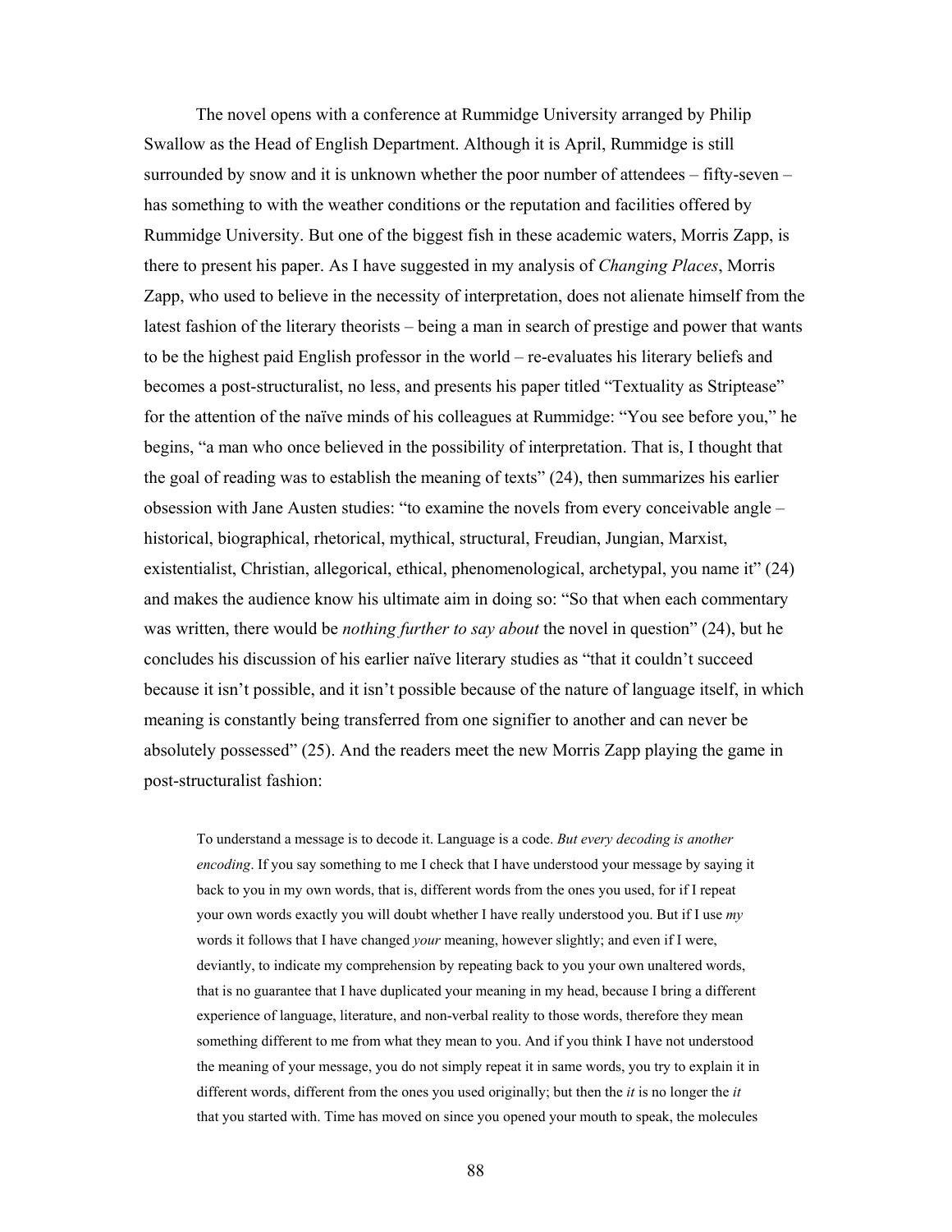The novel opens with a conference at Rummidge University arranged by Philip Swallow as the Head of English Department. Although it is April, Rummidge is still surrounded by snow and it is unknown whether the poor number of attendees – fifty-seven – has something to with the weather conditions or the reputation and facilities offered by Rummidge University. But one of the biggest fish in these academic waters, Morris Zapp, is there to present his paper. As I have suggested in my analysis of *Changing Places*, Morris Zapp, who used to believe in the necessity of interpretation, does not alienate himself from the latest fashion of the literary theorists – being a man in search of prestige and power that wants to be the highest paid English professor in the world – re-evaluates his literary beliefs and becomes a post-structuralist, no less, and presents his paper titled "Textuality as Striptease" for the attention of the naïve minds of his colleagues at Rummidge: "You see before you," he begins, "a man who once believed in the possibility of interpretation. That is, I thought that the goal of reading was to establish the meaning of texts" (24), then summarizes his earlier obsession with Jane Austen studies: "to examine the novels from every conceivable angle – historical, biographical, rhetorical, mythical, structural, Freudian, Jungian, Marxist, existentialist, Christian, allegorical, ethical, phenomenological, archetypal, you name it" (24) and makes the audience know his ultimate aim in doing so: "So that when each commentary was written, there would be *nothing further to say about* the novel in question" (24), but he concludes his discussion of his earlier naïve literary studies as "that it couldn't succeed because it isn't possible, and it isn't possible because of the nature of language itself, in which meaning is constantly being transferred from one signifier to another and can never be absolutely possessed" (25). And the readers meet the new Morris Zapp playing the game in post-structuralist fashion:

> To understand a message is to decode it. Language is a code. *But every decoding is another encoding*. If you say something to me I check that I have understood your message by saying it back to you in my own words, that is, different words from the ones you used, for if I repeat your own words exactly you will doubt whether I have really understood you. But if I use *my* words it follows that I have changed *your* meaning, however slightly; and even if I were, deviantly, to indicate my comprehension by repeating back to you your own unaltered words, that is no guarantee that I have duplicated your meaning in my head, because I bring a different experience of language, literature, and non-verbal reality to those words, therefore they mean something different to me from what they mean to you. And if you think I have not understood the meaning of your message, you do not simply repeat it in same words, you try to explain it in different words, different from the ones you used originally; but then the *it* is no longer the *it* that you started with. Time has moved on since you opened your mouth to speak, the molecules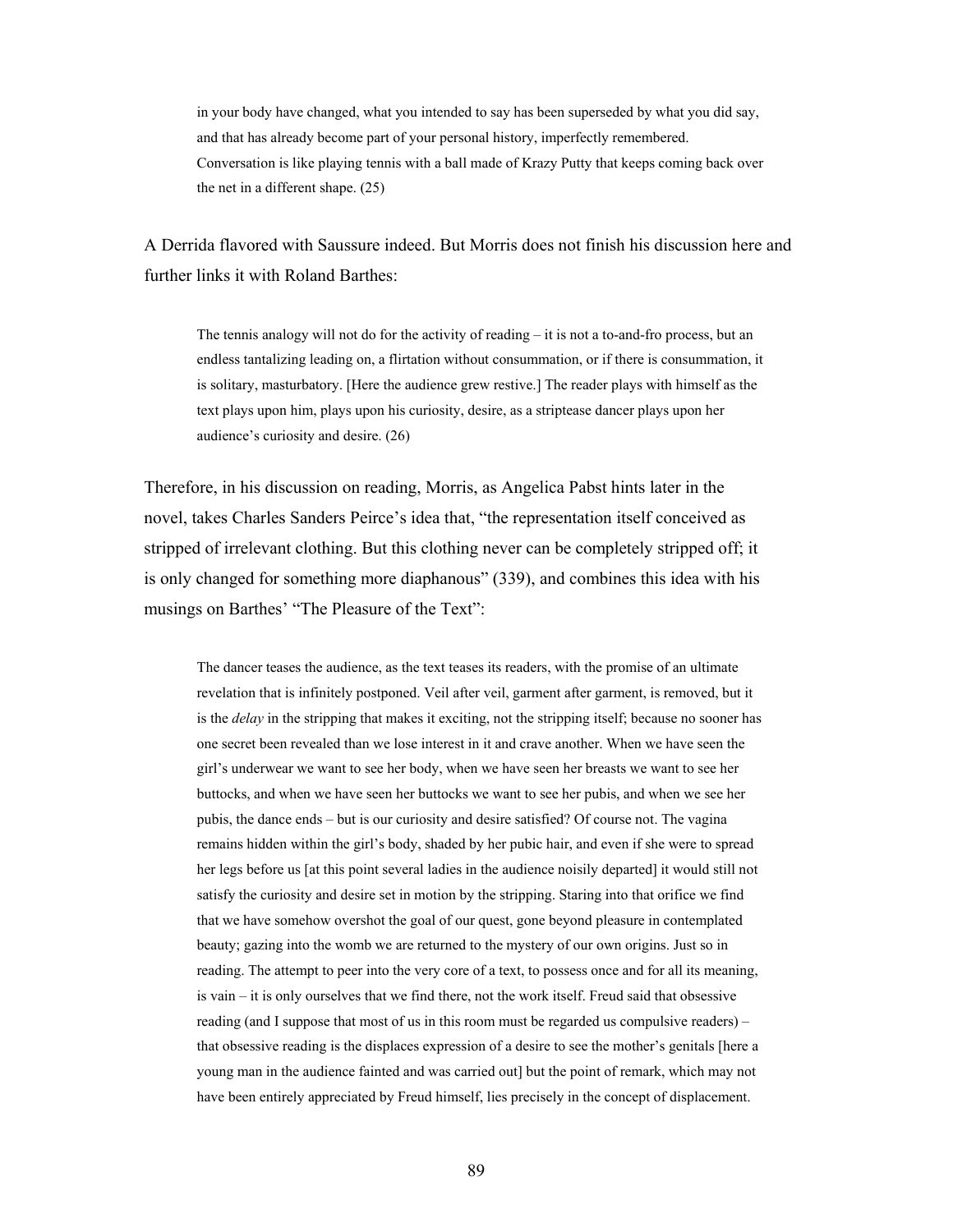> in your body have changed, what you intended to say has been superseded by what you did say, and that has already become part of your personal history, imperfectly remembered. Conversation is like playing tennis with a ball made of Krazy Putty that keeps coming back over the net in a different shape. (25)

A Derrida flavored with Saussure indeed. But Morris does not finish his discussion here and further links it with Roland Barthes:

> The tennis analogy will not do for the activity of reading – it is not a to-and-fro process, but an endless tantalizing leading on, a flirtation without consummation, or if there is consummation, it is solitary, masturbatory. [Here the audience grew restive.] The reader plays with himself as the text plays upon him, plays upon his curiosity, desire, as a striptease dancer plays upon her audience's curiosity and desire. (26)

Therefore, in his discussion on reading, Morris, as Angelica Pabst hints later in the novel, takes Charles Sanders Peirce's idea that, "the representation itself conceived as stripped of irrelevant clothing. But this clothing never can be completely stripped off; it is only changed for something more diaphanous" (339), and combines this idea with his musings on Barthes' "The Pleasure of the Text":

> The dancer teases the audience, as the text teases its readers, with the promise of an ultimate revelation that is infinitely postponed. Veil after veil, garment after garment, is removed, but it is the *delay* in the stripping that makes it exciting, not the stripping itself; because no sooner has one secret been revealed than we lose interest in it and crave another. When we have seen the girl's underwear we want to see her body, when we have seen her breasts we want to see her buttocks, and when we have seen her buttocks we want to see her pubis, and when we see her pubis, the dance ends – but is our curiosity and desire satisfied? Of course not. The vagina remains hidden within the girl's body, shaded by her pubic hair, and even if she were to spread her legs before us [at this point several ladies in the audience noisily departed] it would still not satisfy the curiosity and desire set in motion by the stripping. Staring into that orifice we find that we have somehow overshot the goal of our quest, gone beyond pleasure in contemplated beauty; gazing into the womb we are returned to the mystery of our own origins. Just so in reading. The attempt to peer into the very core of a text, to possess once and for all its meaning, is vain – it is only ourselves that we find there, not the work itself. Freud said that obsessive reading (and I suppose that most of us in this room must be regarded us compulsive readers) – that obsessive reading is the displaces expression of a desire to see the mother's genitals [here a young man in the audience fainted and was carried out] but the point of remark, which may not have been entirely appreciated by Freud himself, lies precisely in the concept of displacement.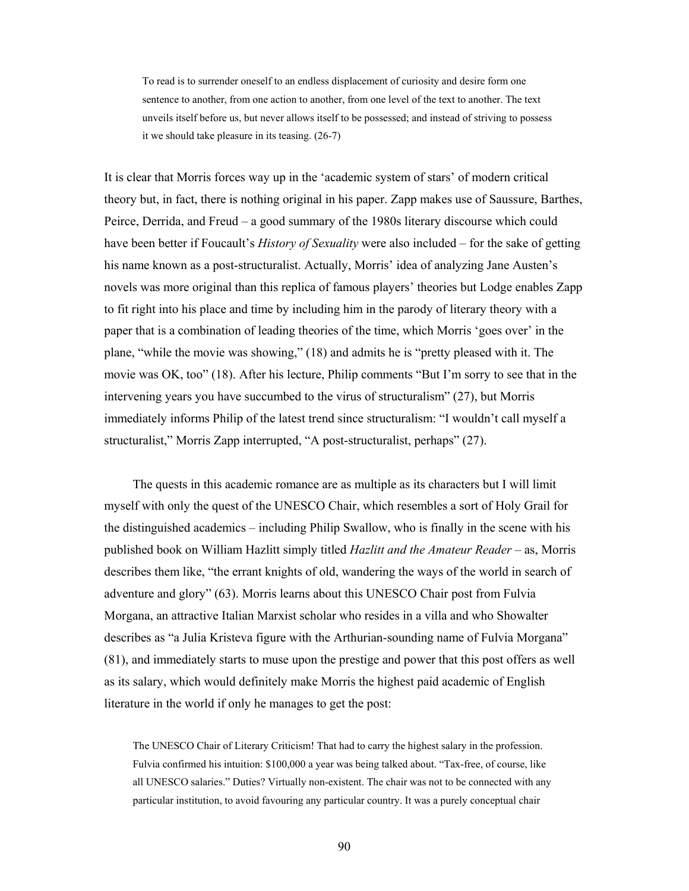> To read is to surrender oneself to an endless displacement of curiosity and desire form one sentence to another, from one action to another, from one level of the text to another. The text unveils itself before us, but never allows itself to be possessed; and instead of striving to possess it we should take pleasure in its teasing. (26-7)

It is clear that Morris forces way up in the 'academic system of stars' of modern critical theory but, in fact, there is nothing original in his paper. Zapp makes use of Saussure, Barthes, Peirce, Derrida, and Freud – a good summary of the 1980s literary discourse which could have been better if Foucault's *History of Sexuality* were also included – for the sake of getting his name known as a post-structuralist. Actually, Morris' idea of analyzing Jane Austen's novels was more original than this replica of famous players' theories but Lodge enables Zapp to fit right into his place and time by including him in the parody of literary theory with a paper that is a combination of leading theories of the time, which Morris 'goes over' in the plane, "while the movie was showing," (18) and admits he is "pretty pleased with it. The movie was OK, too" (18). After his lecture, Philip comments "But I'm sorry to see that in the intervening years you have succumbed to the virus of structuralism" (27), but Morris immediately informs Philip of the latest trend since structuralism: "I wouldn't call myself a structuralist," Morris Zapp interrupted, "A post-structuralist, perhaps" (27).

The quests in this academic romance are as multiple as its characters but I will limit myself with only the quest of the UNESCO Chair, which resembles a sort of Holy Grail for the distinguished academics – including Philip Swallow, who is finally in the scene with his published book on William Hazlitt simply titled *Hazlitt and the Amateur Reader* – as, Morris describes them like, "the errant knights of old, wandering the ways of the world in search of adventure and glory" (63). Morris learns about this UNESCO Chair post from Fulvia Morgana, an attractive Italian Marxist scholar who resides in a villa and who Showalter describes as "a Julia Kristeva figure with the Arthurian-sounding name of Fulvia Morgana" (81), and immediately starts to muse upon the prestige and power that this post offers as well as its salary, which would definitely make Morris the highest paid academic of English literature in the world if only he manages to get the post:

> The UNESCO Chair of Literary Criticism! That had to carry the highest salary in the profession. Fulvia confirmed his intuition: $100,000 a year was being talked about. "Tax-free, of course, like all UNESCO salaries." Duties? Virtually non-existent. The chair was not to be connected with any particular institution, to avoid favouring any particular country. It was a purely conceptual chair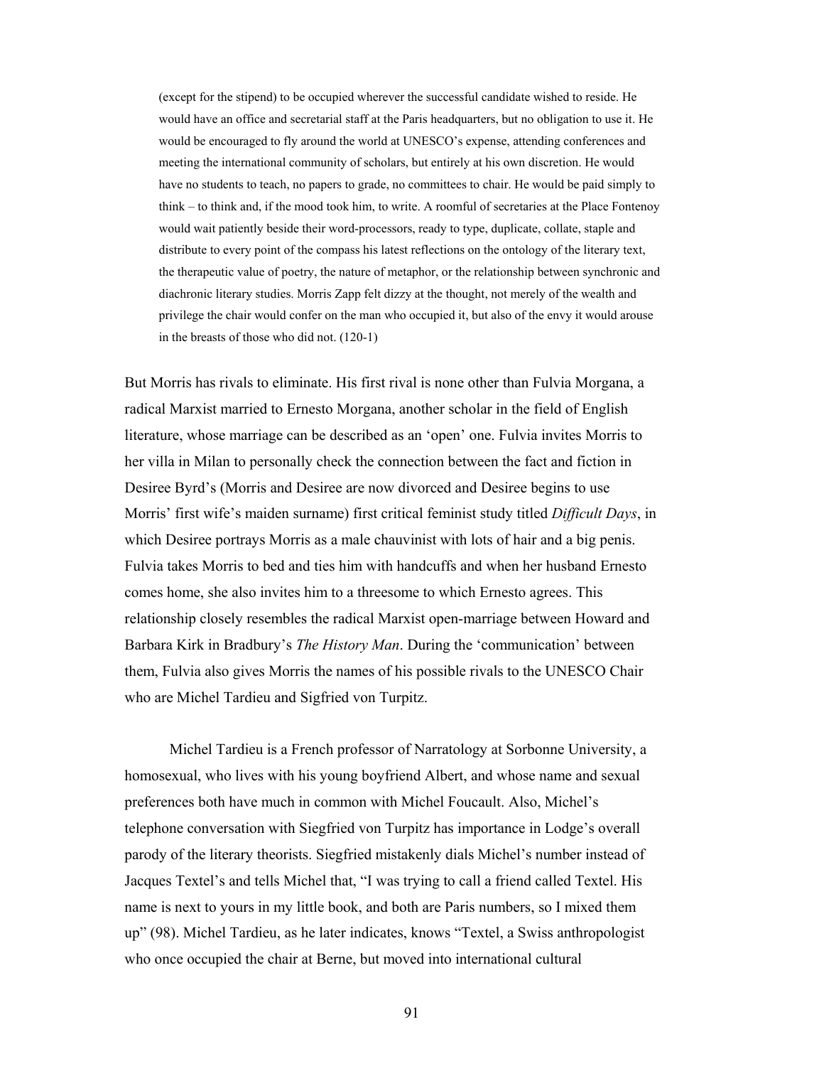> (except for the stipend) to be occupied wherever the successful candidate wished to reside. He would have an office and secretarial staff at the Paris headquarters, but no obligation to use it. He would be encouraged to fly around the world at UNESCO's expense, attending conferences and meeting the international community of scholars, but entirely at his own discretion. He would have no students to teach, no papers to grade, no committees to chair. He would be paid simply to think – to think and, if the mood took him, to write. A roomful of secretaries at the Place Fontenoy would wait patiently beside their word-processors, ready to type, duplicate, collate, staple and distribute to every point of the compass his latest reflections on the ontology of the literary text, the therapeutic value of poetry, the nature of metaphor, or the relationship between synchronic and diachronic literary studies. Morris Zapp felt dizzy at the thought, not merely of the wealth and privilege the chair would confer on the man who occupied it, but also of the envy it would arouse in the breasts of those who did not. (120-1)

But Morris has rivals to eliminate. His first rival is none other than Fulvia Morgana, a radical Marxist married to Ernesto Morgana, another scholar in the field of English literature, whose marriage can be described as an 'open' one. Fulvia invites Morris to her villa in Milan to personally check the connection between the fact and fiction in Desiree Byrd's (Morris and Desiree are now divorced and Desiree begins to use Morris' first wife's maiden surname) first critical feminist study titled *Difficult Days*, in which Desiree portrays Morris as a male chauvinist with lots of hair and a big penis. Fulvia takes Morris to bed and ties him with handcuffs and when her husband Ernesto comes home, she also invites him to a threesome to which Ernesto agrees. This relationship closely resembles the radical Marxist open-marriage between Howard and Barbara Kirk in Bradbury's *The History Man*. During the 'communication' between them, Fulvia also gives Morris the names of his possible rivals to the UNESCO Chair who are Michel Tardieu and Sigfried von Turpitz.

Michel Tardieu is a French professor of Narratology at Sorbonne University, a homosexual, who lives with his young boyfriend Albert, and whose name and sexual preferences both have much in common with Michel Foucault. Also, Michel's telephone conversation with Siegfried von Turpitz has importance in Lodge's overall parody of the literary theorists. Siegfried mistakenly dials Michel's number instead of Jacques Textel's and tells Michel that, "I was trying to call a friend called Textel. His name is next to yours in my little book, and both are Paris numbers, so I mixed them up" (98). Michel Tardieu, as he later indicates, knows "Textel, a Swiss anthropologist who once occupied the chair at Berne, but moved into international cultural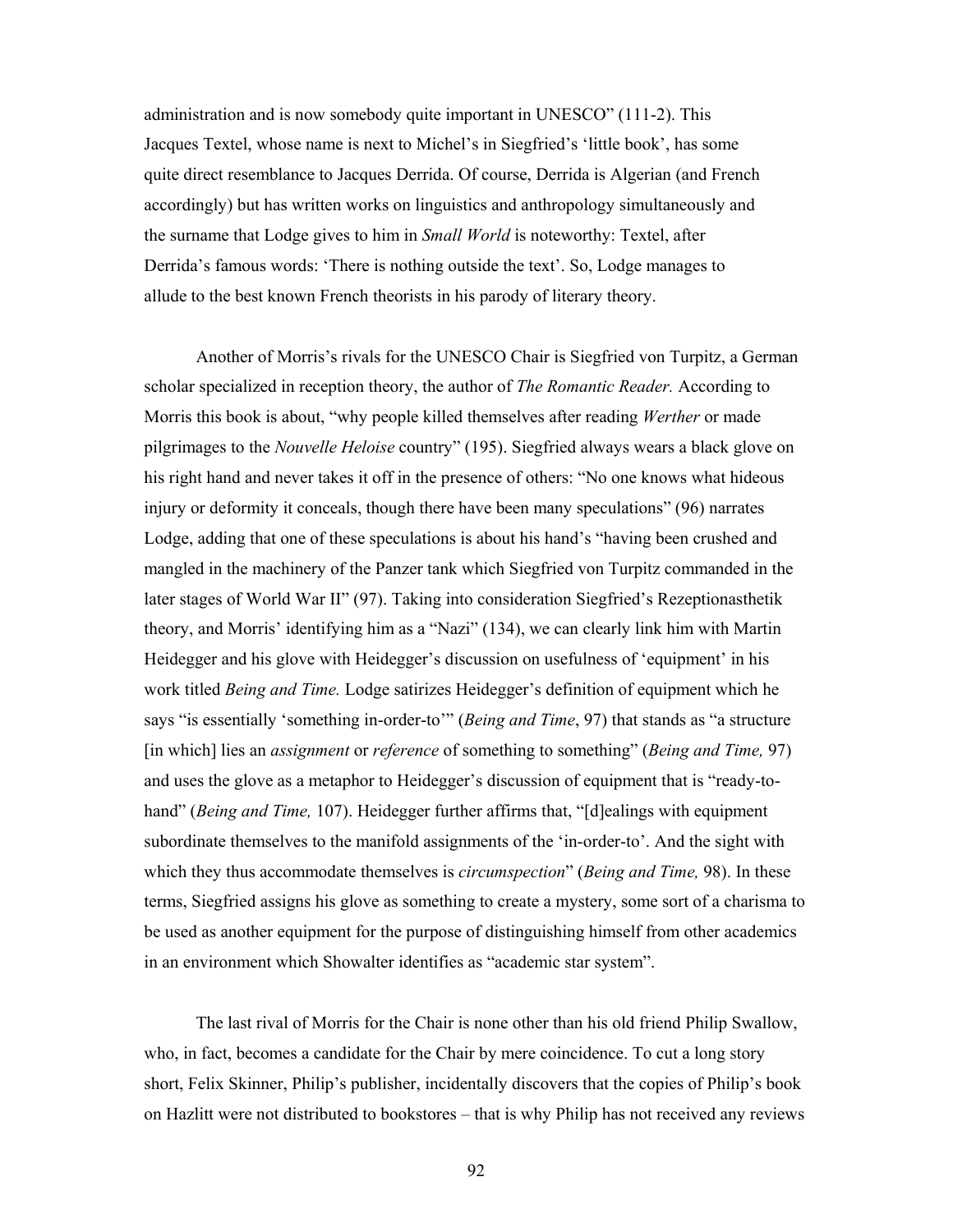administration and is now somebody quite important in UNESCO" (111-2). This Jacques Textel, whose name is next to Michel's in Siegfried's 'little book', has some quite direct resemblance to Jacques Derrida. Of course, Derrida is Algerian (and French accordingly) but has written works on linguistics and anthropology simultaneously and the surname that Lodge gives to him in *Small World* is noteworthy: Textel, after Derrida's famous words: 'There is nothing outside the text'. So, Lodge manages to allude to the best known French theorists in his parody of literary theory.

Another of Morris's rivals for the UNESCO Chair is Siegfried von Turpitz, a German scholar specialized in reception theory, the author of *The Romantic Reader.* According to Morris this book is about, "why people killed themselves after reading *Werther* or made pilgrimages to the *Nouvelle Heloise* country" (195). Siegfried always wears a black glove on his right hand and never takes it off in the presence of others: "No one knows what hideous injury or deformity it conceals, though there have been many speculations" (96) narrates Lodge, adding that one of these speculations is about his hand's "having been crushed and mangled in the machinery of the Panzer tank which Siegfried von Turpitz commanded in the later stages of World War II" (97). Taking into consideration Siegfried's Rezeptionasthetik theory, and Morris' identifying him as a "Nazi" (134), we can clearly link him with Martin Heidegger and his glove with Heidegger's discussion on usefulness of 'equipment' in his work titled *Being and Time.* Lodge satirizes Heidegger's definition of equipment which he says "is essentially 'something in-order-to'" (*Being and Time*, 97) that stands as "a structure [in which] lies an *assignment* or *reference* of something to something" (*Being and Time,* 97) and uses the glove as a metaphor to Heidegger's discussion of equipment that is "ready-to-hand" (*Being and Time,* 107). Heidegger further affirms that, "[d]ealings with equipment subordinate themselves to the manifold assignments of the 'in-order-to'. And the sight with which they thus accommodate themselves is *circumspection*" (*Being and Time,* 98). In these terms, Siegfried assigns his glove as something to create a mystery, some sort of a charisma to be used as another equipment for the purpose of distinguishing himself from other academics in an environment which Showalter identifies as "academic star system".

The last rival of Morris for the Chair is none other than his old friend Philip Swallow, who, in fact, becomes a candidate for the Chair by mere coincidence. To cut a long story short, Felix Skinner, Philip's publisher, incidentally discovers that the copies of Philip's book on Hazlitt were not distributed to bookstores – that is why Philip has not received any reviews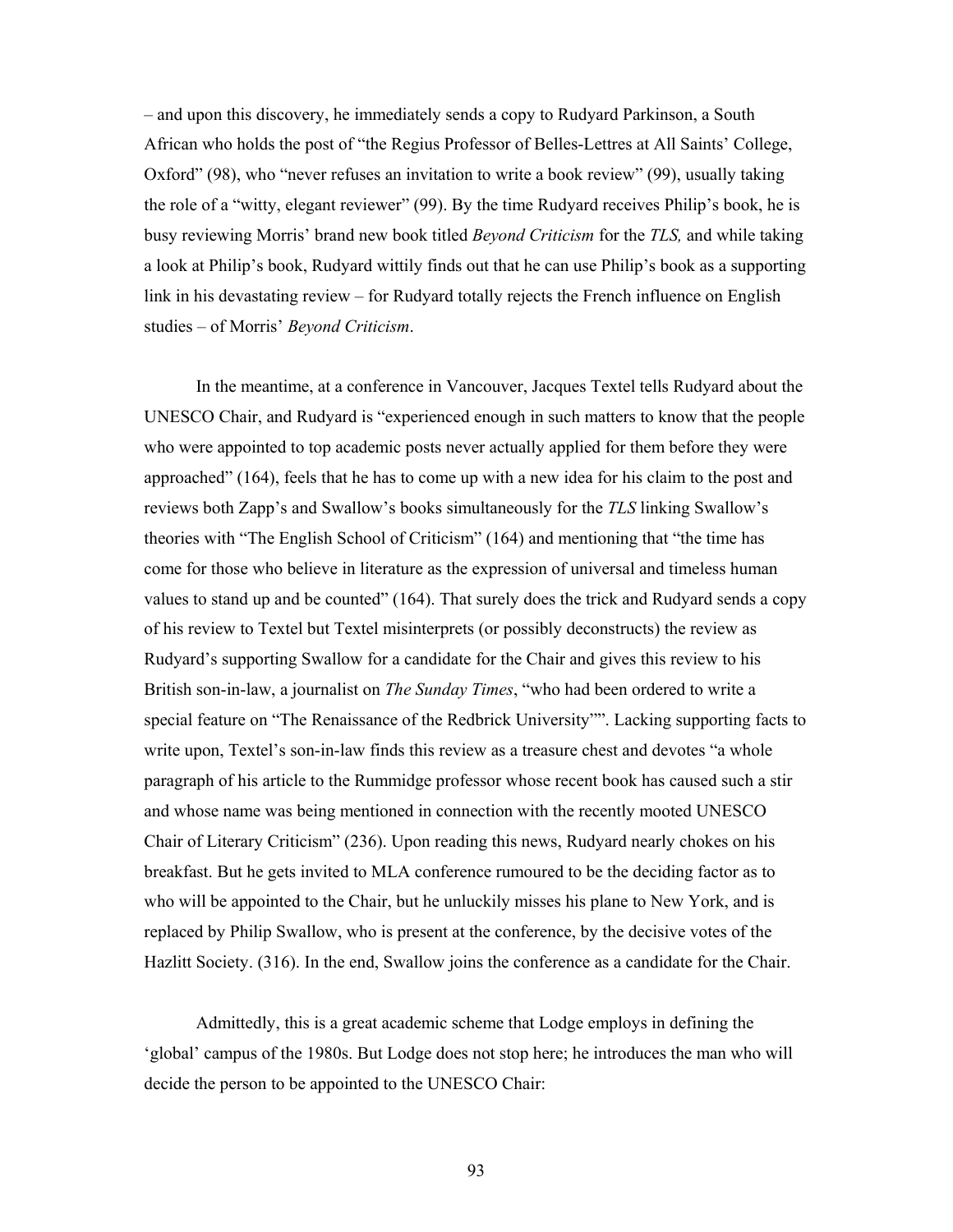– and upon this discovery, he immediately sends a copy to Rudyard Parkinson, a South African who holds the post of "the Regius Professor of Belles-Lettres at All Saints' College, Oxford" (98), who "never refuses an invitation to write a book review" (99), usually taking the role of a "witty, elegant reviewer" (99). By the time Rudyard receives Philip's book, he is busy reviewing Morris' brand new book titled *Beyond Criticism* for the *TLS,* and while taking a look at Philip's book, Rudyard wittily finds out that he can use Philip's book as a supporting link in his devastating review – for Rudyard totally rejects the French influence on English studies – of Morris' *Beyond Criticism*.

In the meantime, at a conference in Vancouver, Jacques Textel tells Rudyard about the UNESCO Chair, and Rudyard is "experienced enough in such matters to know that the people who were appointed to top academic posts never actually applied for them before they were approached" (164), feels that he has to come up with a new idea for his claim to the post and reviews both Zapp's and Swallow's books simultaneously for the *TLS* linking Swallow's theories with "The English School of Criticism" (164) and mentioning that "the time has come for those who believe in literature as the expression of universal and timeless human values to stand up and be counted" (164). That surely does the trick and Rudyard sends a copy of his review to Textel but Textel misinterprets (or possibly deconstructs) the review as Rudyard's supporting Swallow for a candidate for the Chair and gives this review to his British son-in-law, a journalist on *The Sunday Times*, "who had been ordered to write a special feature on "The Renaissance of the Redbrick University"". Lacking supporting facts to write upon, Textel's son-in-law finds this review as a treasure chest and devotes "a whole paragraph of his article to the Rummidge professor whose recent book has caused such a stir and whose name was being mentioned in connection with the recently mooted UNESCO Chair of Literary Criticism" (236). Upon reading this news, Rudyard nearly chokes on his breakfast. But he gets invited to MLA conference rumoured to be the deciding factor as to who will be appointed to the Chair, but he unluckily misses his plane to New York, and is replaced by Philip Swallow, who is present at the conference, by the decisive votes of the Hazlitt Society. (316). In the end, Swallow joins the conference as a candidate for the Chair.

Admittedly, this is a great academic scheme that Lodge employs in defining the 'global' campus of the 1980s. But Lodge does not stop here; he introduces the man who will decide the person to be appointed to the UNESCO Chair: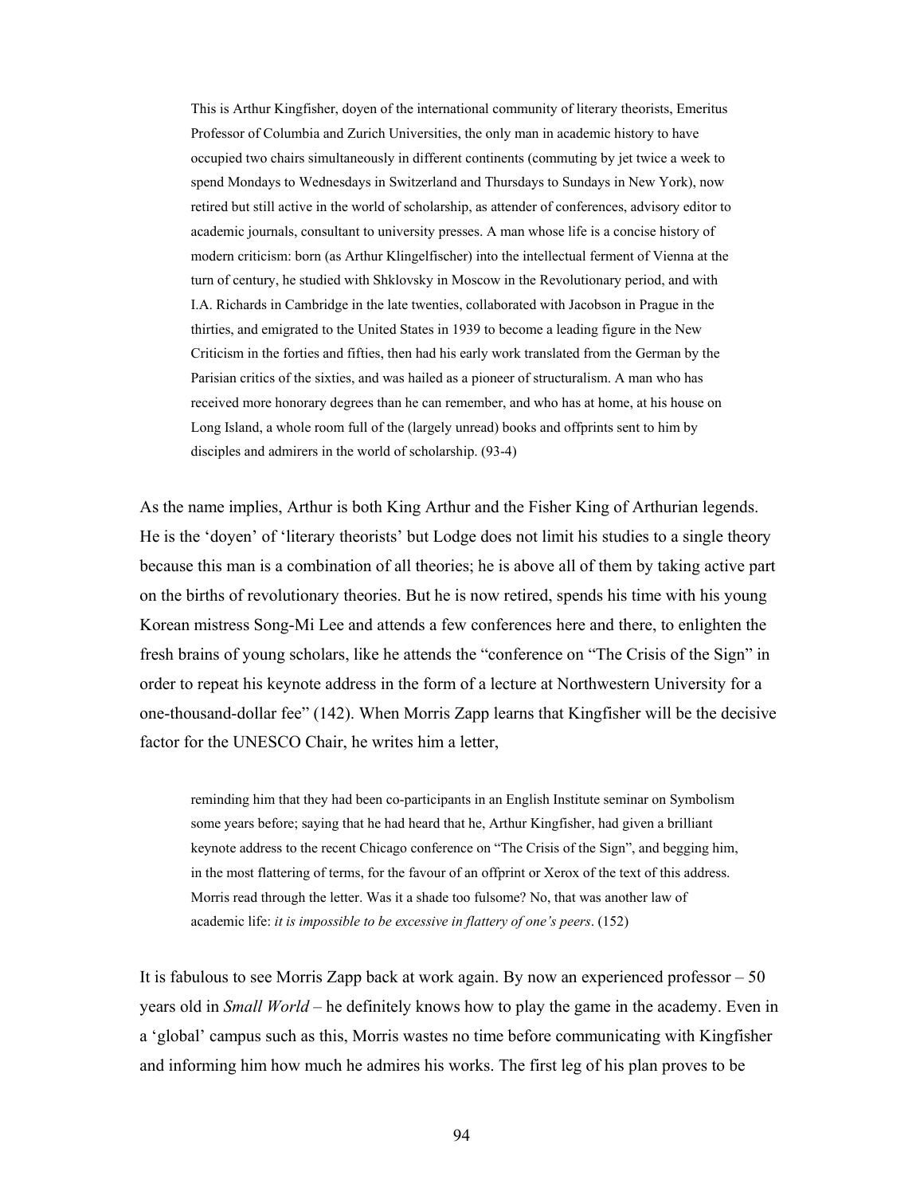> This is Arthur Kingfisher, doyen of the international community of literary theorists, Emeritus Professor of Columbia and Zurich Universities, the only man in academic history to have occupied two chairs simultaneously in different continents (commuting by jet twice a week to spend Mondays to Wednesdays in Switzerland and Thursdays to Sundays in New York), now retired but still active in the world of scholarship, as attender of conferences, advisory editor to academic journals, consultant to university presses. A man whose life is a concise history of modern criticism: born (as Arthur Klingelfischer) into the intellectual ferment of Vienna at the turn of century, he studied with Shklovsky in Moscow in the Revolutionary period, and with I.A. Richards in Cambridge in the late twenties, collaborated with Jacobson in Prague in the thirties, and emigrated to the United States in 1939 to become a leading figure in the New Criticism in the forties and fifties, then had his early work translated from the German by the Parisian critics of the sixties, and was hailed as a pioneer of structuralism. A man who has received more honorary degrees than he can remember, and who has at home, at his house on Long Island, a whole room full of the (largely unread) books and offprints sent to him by disciples and admirers in the world of scholarship. (93-4)

As the name implies, Arthur is both King Arthur and the Fisher King of Arthurian legends. He is the 'doyen' of 'literary theorists' but Lodge does not limit his studies to a single theory because this man is a combination of all theories; he is above all of them by taking active part on the births of revolutionary theories. But he is now retired, spends his time with his young Korean mistress Song-Mi Lee and attends a few conferences here and there, to enlighten the fresh brains of young scholars, like he attends the "conference on "The Crisis of the Sign" in order to repeat his keynote address in the form of a lecture at Northwestern University for a one-thousand-dollar fee" (142). When Morris Zapp learns that Kingfisher will be the decisive factor for the UNESCO Chair, he writes him a letter,

> reminding him that they had been co-participants in an English Institute seminar on Symbolism some years before; saying that he had heard that he, Arthur Kingfisher, had given a brilliant keynote address to the recent Chicago conference on "The Crisis of the Sign", and begging him, in the most flattering of terms, for the favour of an offprint or Xerox of the text of this address. Morris read through the letter. Was it a shade too fulsome? No, that was another law of academic life: *it is impossible to be excessive in flattery of one's peers*. (152)

It is fabulous to see Morris Zapp back at work again. By now an experienced professor – 50 years old in *Small World* – he definitely knows how to play the game in the academy. Even in a 'global' campus such as this, Morris wastes no time before communicating with Kingfisher and informing him how much he admires his works. The first leg of his plan proves to be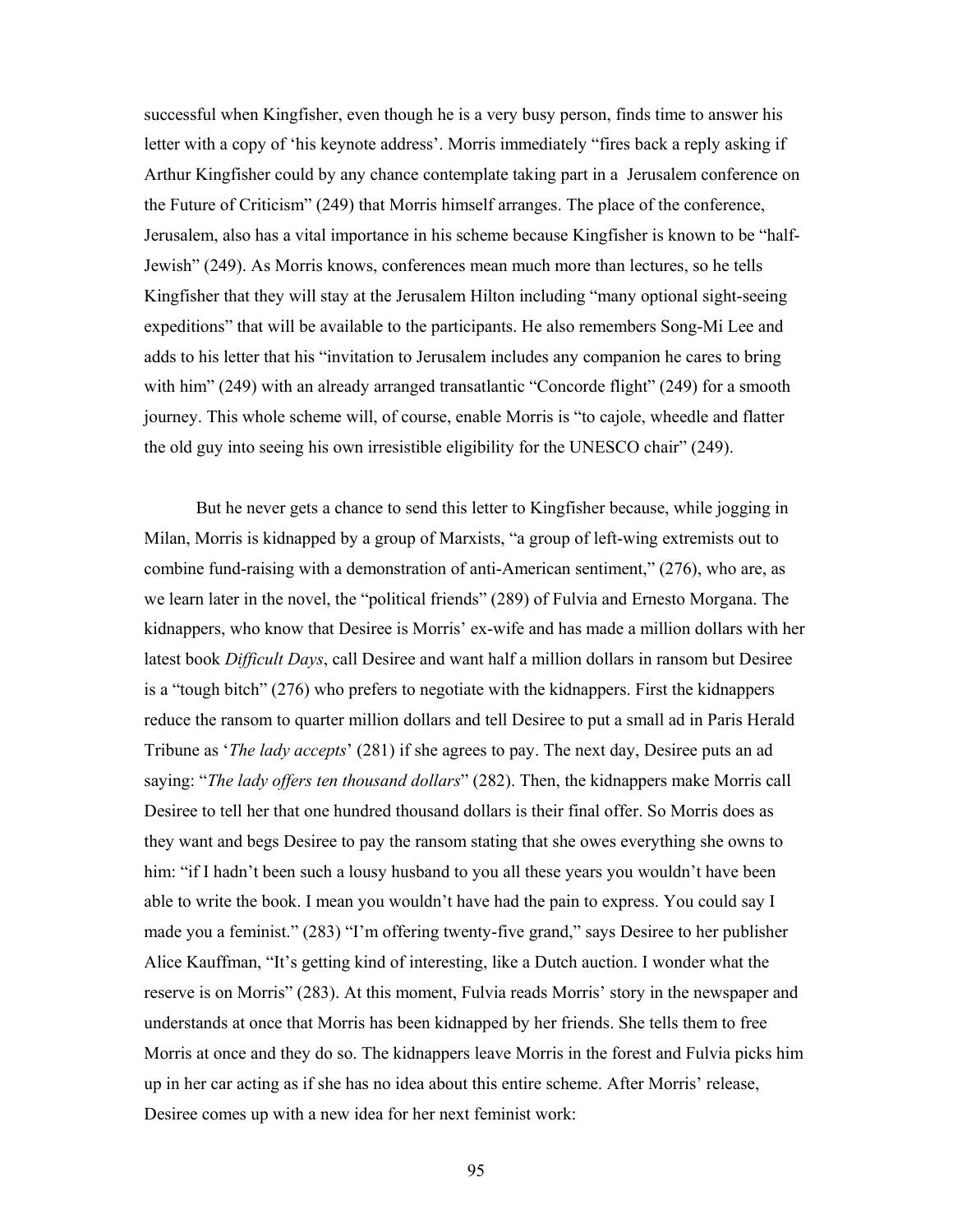successful when Kingfisher, even though he is a very busy person, finds time to answer his letter with a copy of 'his keynote address'. Morris immediately "fires back a reply asking if Arthur Kingfisher could by any chance contemplate taking part in a Jerusalem conference on the Future of Criticism" (249) that Morris himself arranges. The place of the conference, Jerusalem, also has a vital importance in his scheme because Kingfisher is known to be "half-Jewish" (249). As Morris knows, conferences mean much more than lectures, so he tells Kingfisher that they will stay at the Jerusalem Hilton including "many optional sight-seeing expeditions" that will be available to the participants. He also remembers Song-Mi Lee and adds to his letter that his "invitation to Jerusalem includes any companion he cares to bring with him" (249) with an already arranged transatlantic "Concorde flight" (249) for a smooth journey. This whole scheme will, of course, enable Morris is "to cajole, wheedle and flatter the old guy into seeing his own irresistible eligibility for the UNESCO chair" (249).

But he never gets a chance to send this letter to Kingfisher because, while jogging in Milan, Morris is kidnapped by a group of Marxists, "a group of left-wing extremists out to combine fund-raising with a demonstration of anti-American sentiment," (276), who are, as we learn later in the novel, the "political friends" (289) of Fulvia and Ernesto Morgana. The kidnappers, who know that Desiree is Morris' ex-wife and has made a million dollars with her latest book *Difficult Days*, call Desiree and want half a million dollars in ransom but Desiree is a "tough bitch" (276) who prefers to negotiate with the kidnappers. First the kidnappers reduce the ransom to quarter million dollars and tell Desiree to put a small ad in Paris Herald Tribune as '*The lady accepts*' (281) if she agrees to pay. The next day, Desiree puts an ad saying: "*The lady offers ten thousand dollars*" (282). Then, the kidnappers make Morris call Desiree to tell her that one hundred thousand dollars is their final offer. So Morris does as they want and begs Desiree to pay the ransom stating that she owes everything she owns to him: "if I hadn't been such a lousy husband to you all these years you wouldn't have been able to write the book. I mean you wouldn't have had the pain to express. You could say I made you a feminist." (283) "I'm offering twenty-five grand," says Desiree to her publisher Alice Kauffman, "It's getting kind of interesting, like a Dutch auction. I wonder what the reserve is on Morris" (283). At this moment, Fulvia reads Morris' story in the newspaper and understands at once that Morris has been kidnapped by her friends. She tells them to free Morris at once and they do so. The kidnappers leave Morris in the forest and Fulvia picks him up in her car acting as if she has no idea about this entire scheme. After Morris' release, Desiree comes up with a new idea for her next feminist work: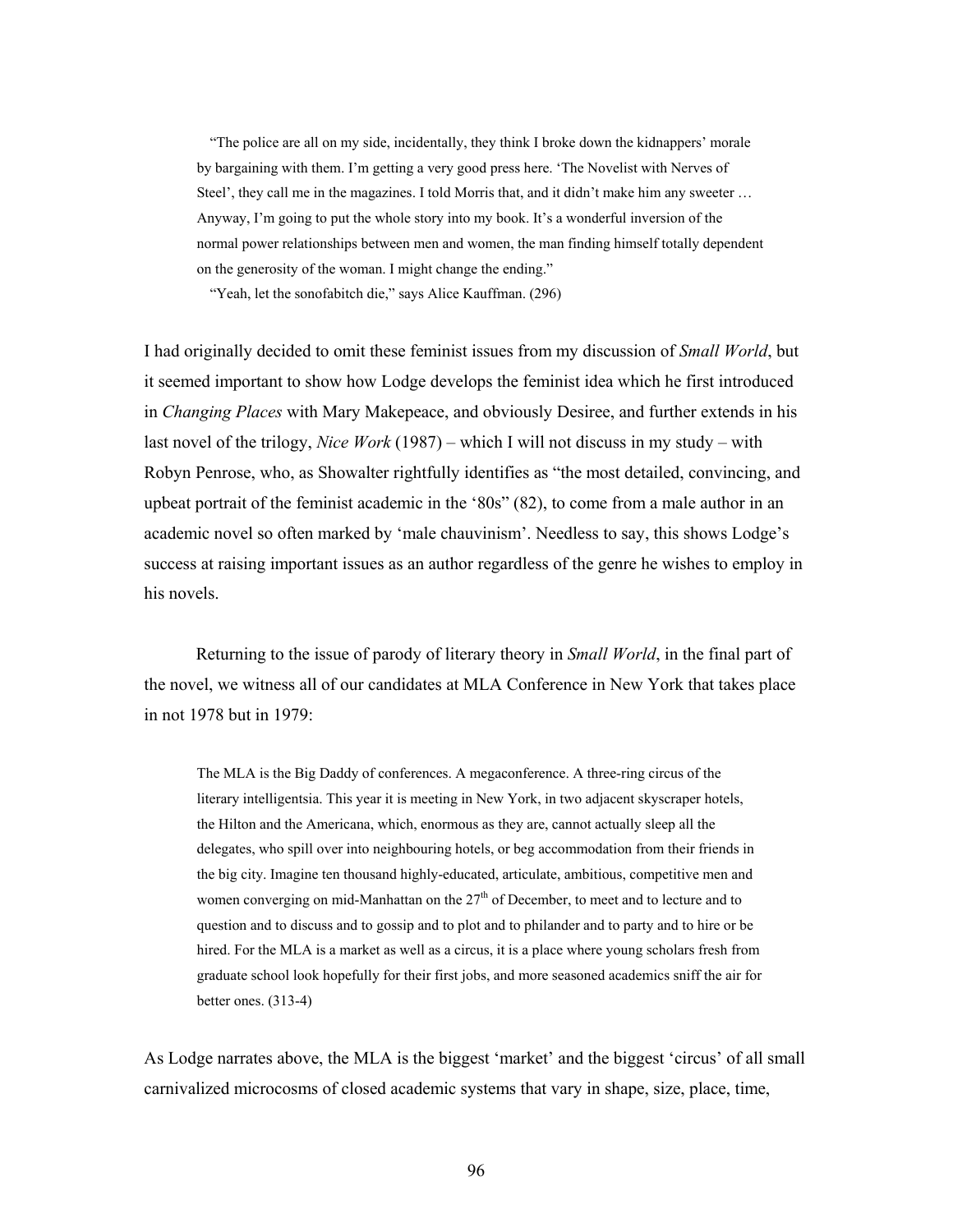> "The police are all on my side, incidentally, they think I broke down the kidnappers' morale by bargaining with them. I'm getting a very good press here. 'The Novelist with Nerves of Steel', they call me in the magazines. I told Morris that, and it didn't make him any sweeter … Anyway, I'm going to put the whole story into my book. It's a wonderful inversion of the normal power relationships between men and women, the man finding himself totally dependent on the generosity of the woman. I might change the ending."
>
> "Yeah, let the sonofabitch die," says Alice Kauffman. (296)

I had originally decided to omit these feminist issues from my discussion of *Small World*, but it seemed important to show how Lodge develops the feminist idea which he first introduced in *Changing Places* with Mary Makepeace, and obviously Desiree, and further extends in his last novel of the trilogy, *Nice Work* (1987) – which I will not discuss in my study – with Robyn Penrose, who, as Showalter rightfully identifies as "the most detailed, convincing, and upbeat portrait of the feminist academic in the '80s" (82), to come from a male author in an academic novel so often marked by 'male chauvinism'. Needless to say, this shows Lodge's success at raising important issues as an author regardless of the genre he wishes to employ in his novels.

Returning to the issue of parody of literary theory in *Small World*, in the final part of the novel, we witness all of our candidates at MLA Conference in New York that takes place in not 1978 but in 1979:

> The MLA is the Big Daddy of conferences. A megaconference. A three-ring circus of the literary intelligentsia. This year it is meeting in New York, in two adjacent skyscraper hotels, the Hilton and the Americana, which, enormous as they are, cannot actually sleep all the delegates, who spill over into neighbouring hotels, or beg accommodation from their friends in the big city. Imagine ten thousand highly-educated, articulate, ambitious, competitive men and women converging on mid-Manhattan on the 27th of December, to meet and to lecture and to question and to discuss and to gossip and to plot and to philander and to party and to hire or be hired. For the MLA is a market as well as a circus, it is a place where young scholars fresh from graduate school look hopefully for their first jobs, and more seasoned academics sniff the air for better ones. (313-4)

As Lodge narrates above, the MLA is the biggest 'market' and the biggest 'circus' of all small carnivalized microcosms of closed academic systems that vary in shape, size, place, time,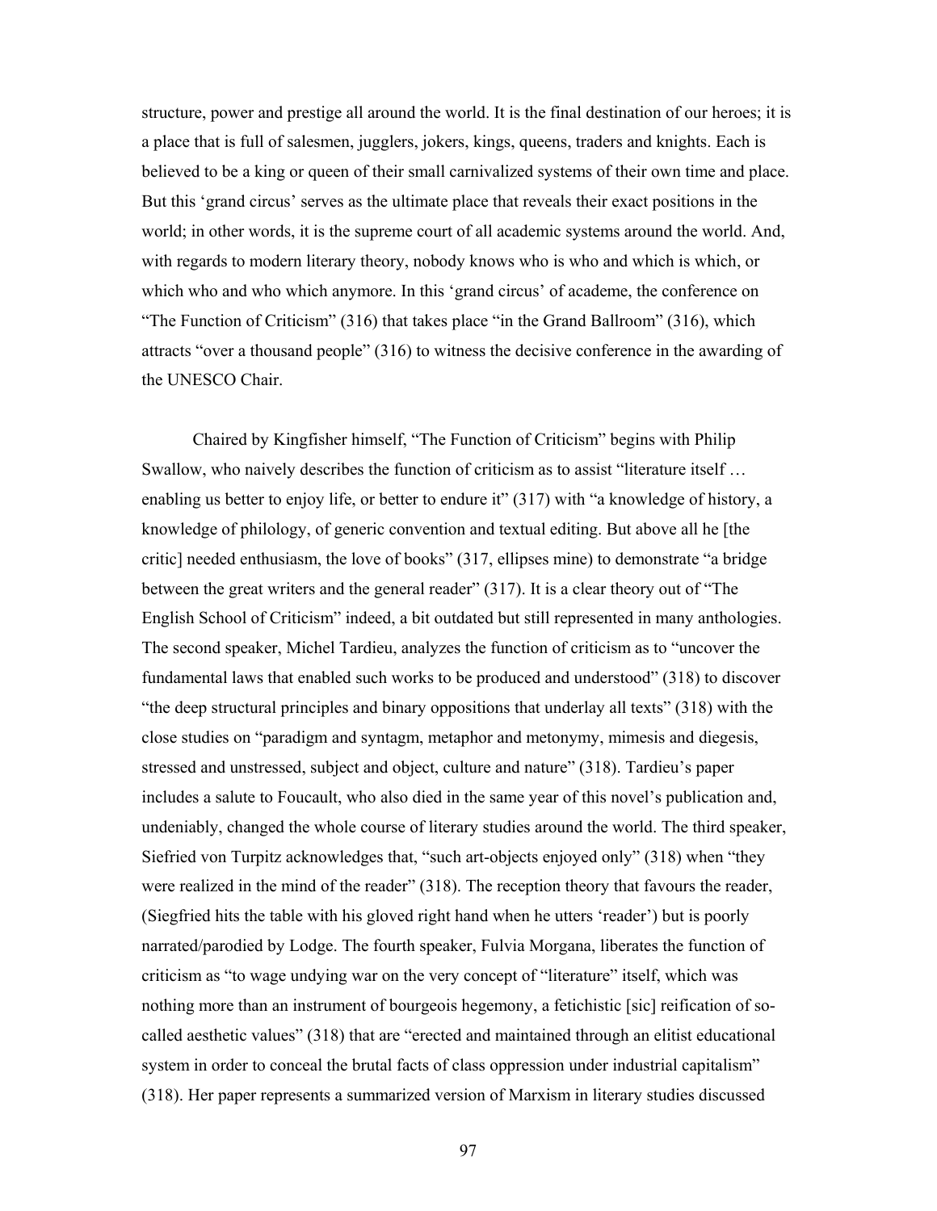structure, power and prestige all around the world. It is the final destination of our heroes; it is a place that is full of salesmen, jugglers, jokers, kings, queens, traders and knights. Each is believed to be a king or queen of their small carnivalized systems of their own time and place. But this 'grand circus' serves as the ultimate place that reveals their exact positions in the world; in other words, it is the supreme court of all academic systems around the world. And, with regards to modern literary theory, nobody knows who is who and which is which, or which who and who which anymore. In this 'grand circus' of academe, the conference on "The Function of Criticism" (316) that takes place "in the Grand Ballroom" (316), which attracts "over a thousand people" (316) to witness the decisive conference in the awarding of the UNESCO Chair.

Chaired by Kingfisher himself, "The Function of Criticism" begins with Philip Swallow, who naively describes the function of criticism as to assist "literature itself … enabling us better to enjoy life, or better to endure it" (317) with "a knowledge of history, a knowledge of philology, of generic convention and textual editing. But above all he [the critic] needed enthusiasm, the love of books" (317, ellipses mine) to demonstrate "a bridge between the great writers and the general reader" (317). It is a clear theory out of "The English School of Criticism" indeed, a bit outdated but still represented in many anthologies. The second speaker, Michel Tardieu, analyzes the function of criticism as to "uncover the fundamental laws that enabled such works to be produced and understood" (318) to discover "the deep structural principles and binary oppositions that underlay all texts" (318) with the close studies on "paradigm and syntagm, metaphor and metonymy, mimesis and diegesis, stressed and unstressed, subject and object, culture and nature" (318). Tardieu's paper includes a salute to Foucault, who also died in the same year of this novel's publication and, undeniably, changed the whole course of literary studies around the world. The third speaker, Siefried von Turpitz acknowledges that, "such art-objects enjoyed only" (318) when "they were realized in the mind of the reader" (318). The reception theory that favours the reader, (Siegfried hits the table with his gloved right hand when he utters 'reader') but is poorly narrated/parodied by Lodge. The fourth speaker, Fulvia Morgana, liberates the function of criticism as "to wage undying war on the very concept of "literature" itself, which was nothing more than an instrument of bourgeois hegemony, a fetichistic [sic] reification of so-called aesthetic values" (318) that are "erected and maintained through an elitist educational system in order to conceal the brutal facts of class oppression under industrial capitalism" (318). Her paper represents a summarized version of Marxism in literary studies discussed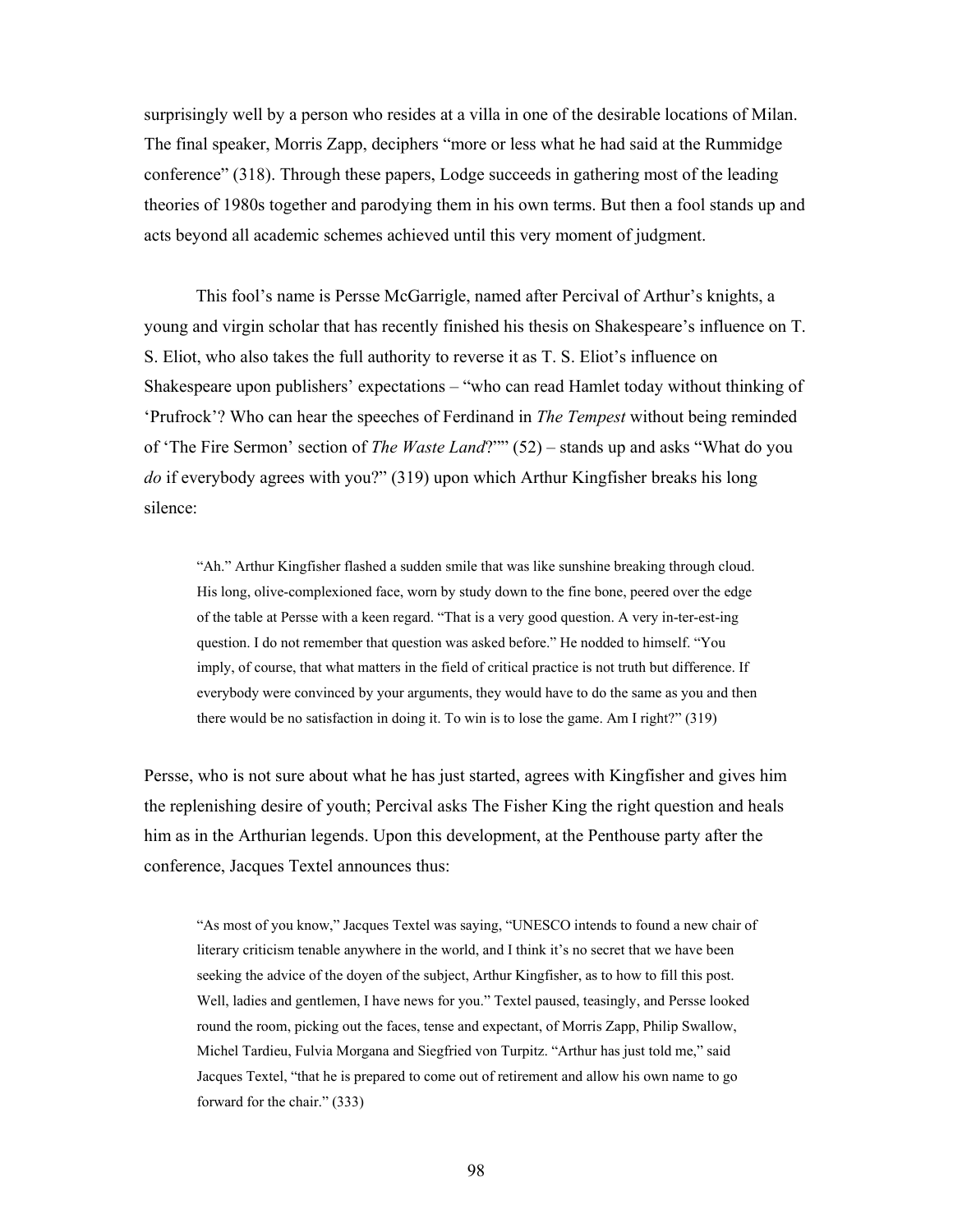surprisingly well by a person who resides at a villa in one of the desirable locations of Milan. The final speaker, Morris Zapp, deciphers "more or less what he had said at the Rummidge conference" (318). Through these papers, Lodge succeeds in gathering most of the leading theories of 1980s together and parodying them in his own terms. But then a fool stands up and acts beyond all academic schemes achieved until this very moment of judgment.

This fool's name is Persse McGarrigle, named after Percival of Arthur's knights, a young and virgin scholar that has recently finished his thesis on Shakespeare's influence on T. S. Eliot, who also takes the full authority to reverse it as T. S. Eliot's influence on Shakespeare upon publishers' expectations – "who can read Hamlet today without thinking of 'Prufrock'? Who can hear the speeches of Ferdinand in *The Tempest* without being reminded of 'The Fire Sermon' section of *The Waste Land*?"" (52) – stands up and asks "What do you *do* if everybody agrees with you?" (319) upon which Arthur Kingfisher breaks his long silence:

> "Ah." Arthur Kingfisher flashed a sudden smile that was like sunshine breaking through cloud. His long, olive-complexioned face, worn by study down to the fine bone, peered over the edge of the table at Persse with a keen regard. "That is a very good question. A very in-ter-est-ing question. I do not remember that question was asked before." He nodded to himself. "You imply, of course, that what matters in the field of critical practice is not truth but difference. If everybody were convinced by your arguments, they would have to do the same as you and then there would be no satisfaction in doing it. To win is to lose the game. Am I right?" (319)

Persse, who is not sure about what he has just started, agrees with Kingfisher and gives him the replenishing desire of youth; Percival asks The Fisher King the right question and heals him as in the Arthurian legends. Upon this development, at the Penthouse party after the conference, Jacques Textel announces thus:

> "As most of you know," Jacques Textel was saying, "UNESCO intends to found a new chair of literary criticism tenable anywhere in the world, and I think it's no secret that we have been seeking the advice of the doyen of the subject, Arthur Kingfisher, as to how to fill this post. Well, ladies and gentlemen, I have news for you." Textel paused, teasingly, and Persse looked round the room, picking out the faces, tense and expectant, of Morris Zapp, Philip Swallow, Michel Tardieu, Fulvia Morgana and Siegfried von Turpitz. "Arthur has just told me," said Jacques Textel, "that he is prepared to come out of retirement and allow his own name to go forward for the chair." (333)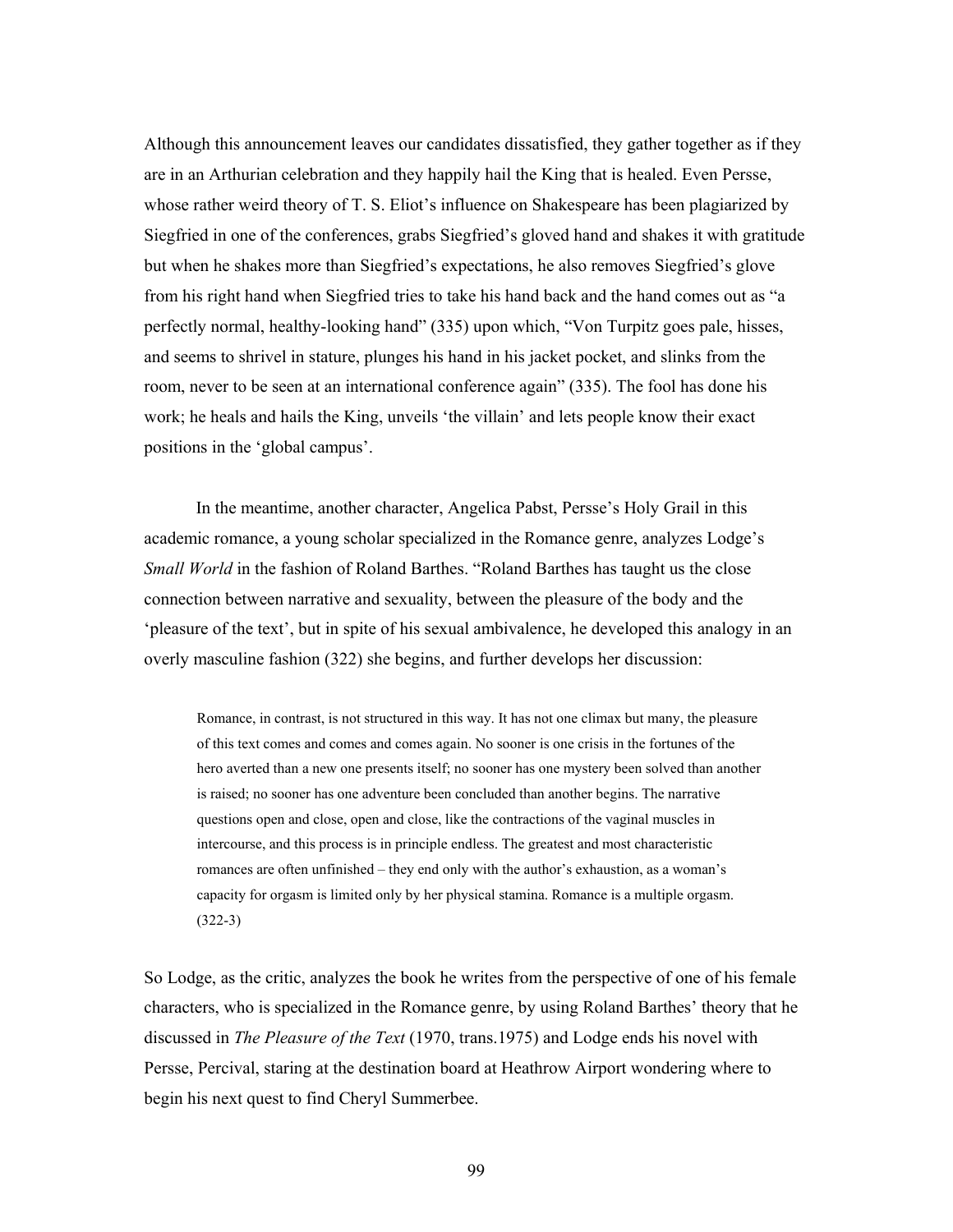Although this announcement leaves our candidates dissatisfied, they gather together as if they are in an Arthurian celebration and they happily hail the King that is healed. Even Persse, whose rather weird theory of T. S. Eliot's influence on Shakespeare has been plagiarized by Siegfried in one of the conferences, grabs Siegfried's gloved hand and shakes it with gratitude but when he shakes more than Siegfried's expectations, he also removes Siegfried's glove from his right hand when Siegfried tries to take his hand back and the hand comes out as "a perfectly normal, healthy-looking hand" (335) upon which, "Von Turpitz goes pale, hisses, and seems to shrivel in stature, plunges his hand in his jacket pocket, and slinks from the room, never to be seen at an international conference again" (335). The fool has done his work; he heals and hails the King, unveils 'the villain' and lets people know their exact positions in the 'global campus'.

In the meantime, another character, Angelica Pabst, Persse's Holy Grail in this academic romance, a young scholar specialized in the Romance genre, analyzes Lodge's *Small World* in the fashion of Roland Barthes. "Roland Barthes has taught us the close connection between narrative and sexuality, between the pleasure of the body and the 'pleasure of the text', but in spite of his sexual ambivalence, he developed this analogy in an overly masculine fashion (322) she begins, and further develops her discussion:

> Romance, in contrast, is not structured in this way. It has not one climax but many, the pleasure of this text comes and comes and comes again. No sooner is one crisis in the fortunes of the hero averted than a new one presents itself; no sooner has one mystery been solved than another is raised; no sooner has one adventure been concluded than another begins. The narrative questions open and close, open and close, like the contractions of the vaginal muscles in intercourse, and this process is in principle endless. The greatest and most characteristic romances are often unfinished – they end only with the author's exhaustion, as a woman's capacity for orgasm is limited only by her physical stamina. Romance is a multiple orgasm. (322-3)

So Lodge, as the critic, analyzes the book he writes from the perspective of one of his female characters, who is specialized in the Romance genre, by using Roland Barthes' theory that he discussed in *The Pleasure of the Text* (1970, trans.1975) and Lodge ends his novel with Persse, Percival, staring at the destination board at Heathrow Airport wondering where to begin his next quest to find Cheryl Summerbee.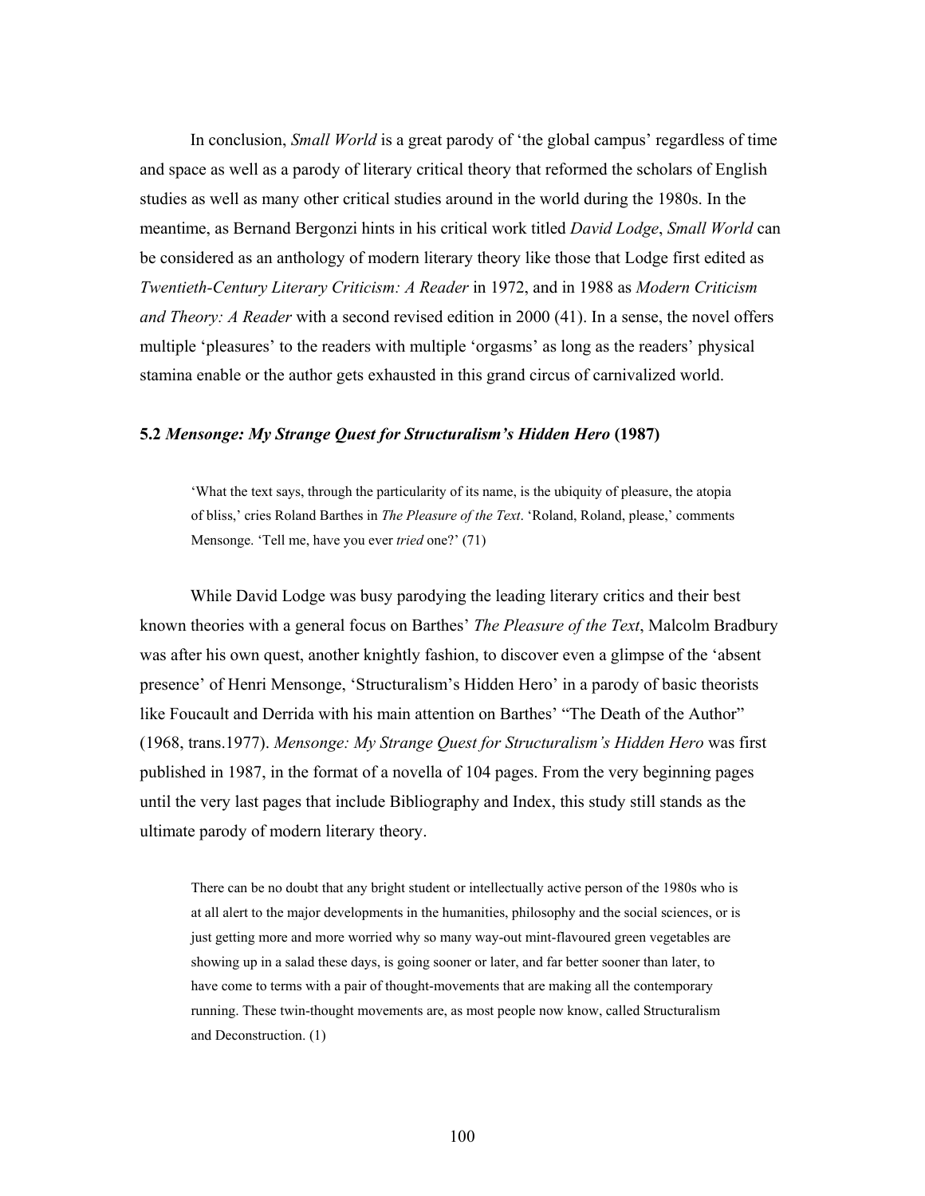In conclusion, *Small World* is a great parody of 'the global campus' regardless of time and space as well as a parody of literary critical theory that reformed the scholars of English studies as well as many other critical studies around in the world during the 1980s. In the meantime, as Bernand Bergonzi hints in his critical work titled *David Lodge*, *Small World* can be considered as an anthology of modern literary theory like those that Lodge first edited as *Twentieth-Century Literary Criticism: A Reader* in 1972, and in 1988 as *Modern Criticism and Theory: A Reader* with a second revised edition in 2000 (41). In a sense, the novel offers multiple 'pleasures' to the readers with multiple 'orgasms' as long as the readers' physical stamina enable or the author gets exhausted in this grand circus of carnivalized world.

### 5.2 *Mensonge: My Strange Quest for Structuralism's Hidden Hero* (1987)

> 'What the text says, through the particularity of its name, is the ubiquity of pleasure, the atopia of bliss,' cries Roland Barthes in *The Pleasure of the Text*. 'Roland, Roland, please,' comments Mensonge. 'Tell me, have you ever *tried* one?' (71)

While David Lodge was busy parodying the leading literary critics and their best known theories with a general focus on Barthes' *The Pleasure of the Text*, Malcolm Bradbury was after his own quest, another knightly fashion, to discover even a glimpse of the 'absent presence' of Henri Mensonge, 'Structuralism's Hidden Hero' in a parody of basic theorists like Foucault and Derrida with his main attention on Barthes' "The Death of the Author" (1968, trans.1977). *Mensonge: My Strange Quest for Structuralism's Hidden Hero* was first published in 1987, in the format of a novella of 104 pages. From the very beginning pages until the very last pages that include Bibliography and Index, this study still stands as the ultimate parody of modern literary theory.

> There can be no doubt that any bright student or intellectually active person of the 1980s who is at all alert to the major developments in the humanities, philosophy and the social sciences, or is just getting more and more worried why so many way-out mint-flavoured green vegetables are showing up in a salad these days, is going sooner or later, and far better sooner than later, to have come to terms with a pair of thought-movements that are making all the contemporary running. These twin-thought movements are, as most people now know, called Structuralism and Deconstruction. (1)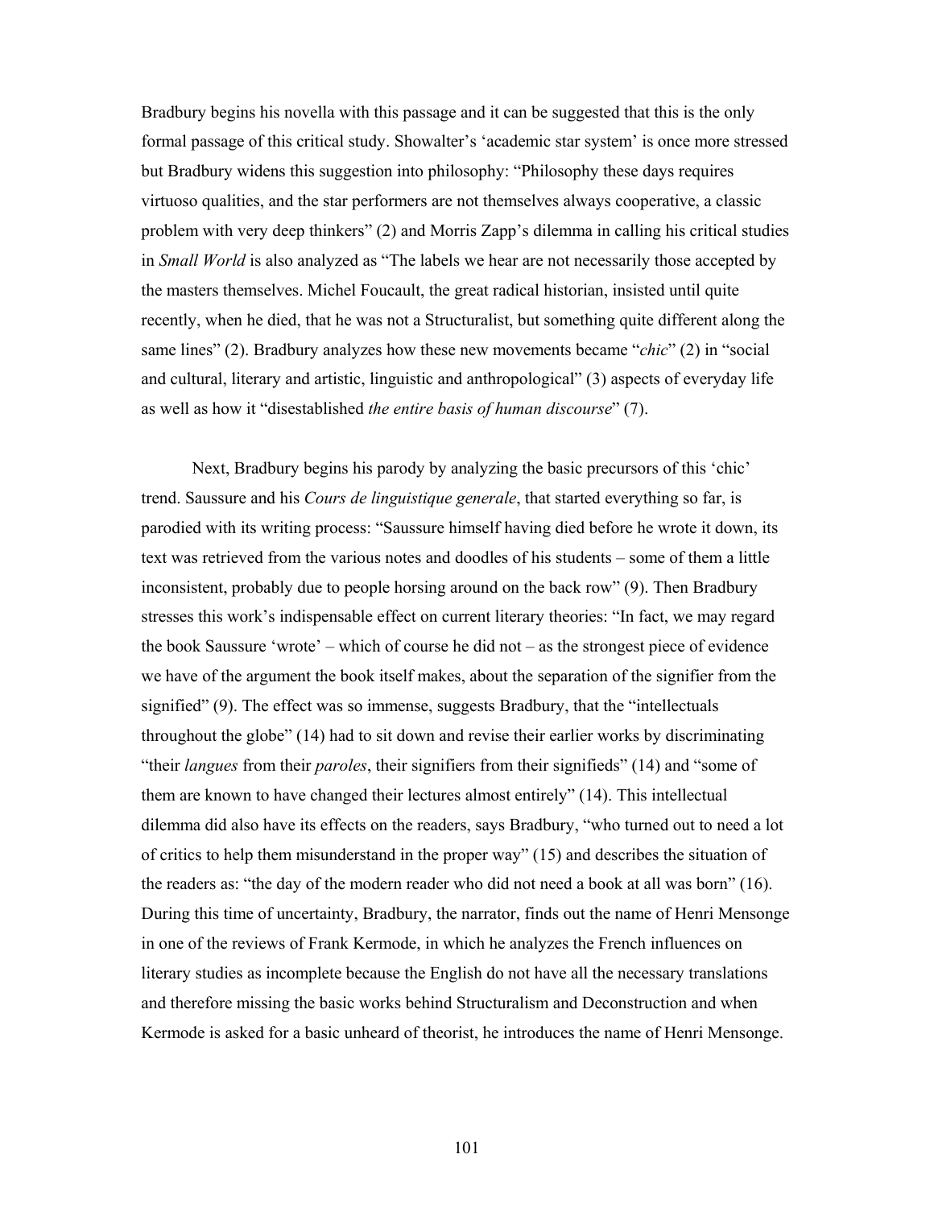Bradbury begins his novella with this passage and it can be suggested that this is the only formal passage of this critical study. Showalter's 'academic star system' is once more stressed but Bradbury widens this suggestion into philosophy: "Philosophy these days requires virtuoso qualities, and the star performers are not themselves always cooperative, a classic problem with very deep thinkers" (2) and Morris Zapp's dilemma in calling his critical studies in *Small World* is also analyzed as "The labels we hear are not necessarily those accepted by the masters themselves. Michel Foucault, the great radical historian, insisted until quite recently, when he died, that he was not a Structuralist, but something quite different along the same lines" (2). Bradbury analyzes how these new movements became "*chic*" (2) in "social and cultural, literary and artistic, linguistic and anthropological" (3) aspects of everyday life as well as how it "disestablished *the entire basis of human discourse*" (7).

Next, Bradbury begins his parody by analyzing the basic precursors of this 'chic' trend. Saussure and his *Cours de linguistique generale*, that started everything so far, is parodied with its writing process: "Saussure himself having died before he wrote it down, its text was retrieved from the various notes and doodles of his students – some of them a little inconsistent, probably due to people horsing around on the back row" (9). Then Bradbury stresses this work's indispensable effect on current literary theories: "In fact, we may regard the book Saussure 'wrote' – which of course he did not – as the strongest piece of evidence we have of the argument the book itself makes, about the separation of the signifier from the signified" (9). The effect was so immense, suggests Bradbury, that the "intellectuals throughout the globe" (14) had to sit down and revise their earlier works by discriminating "their *langues* from their *paroles*, their signifiers from their signifieds" (14) and "some of them are known to have changed their lectures almost entirely" (14). This intellectual dilemma did also have its effects on the readers, says Bradbury, "who turned out to need a lot of critics to help them misunderstand in the proper way" (15) and describes the situation of the readers as: "the day of the modern reader who did not need a book at all was born" (16). During this time of uncertainty, Bradbury, the narrator, finds out the name of Henri Mensonge in one of the reviews of Frank Kermode, in which he analyzes the French influences on literary studies as incomplete because the English do not have all the necessary translations and therefore missing the basic works behind Structuralism and Deconstruction and when Kermode is asked for a basic unheard of theorist, he introduces the name of Henri Mensonge.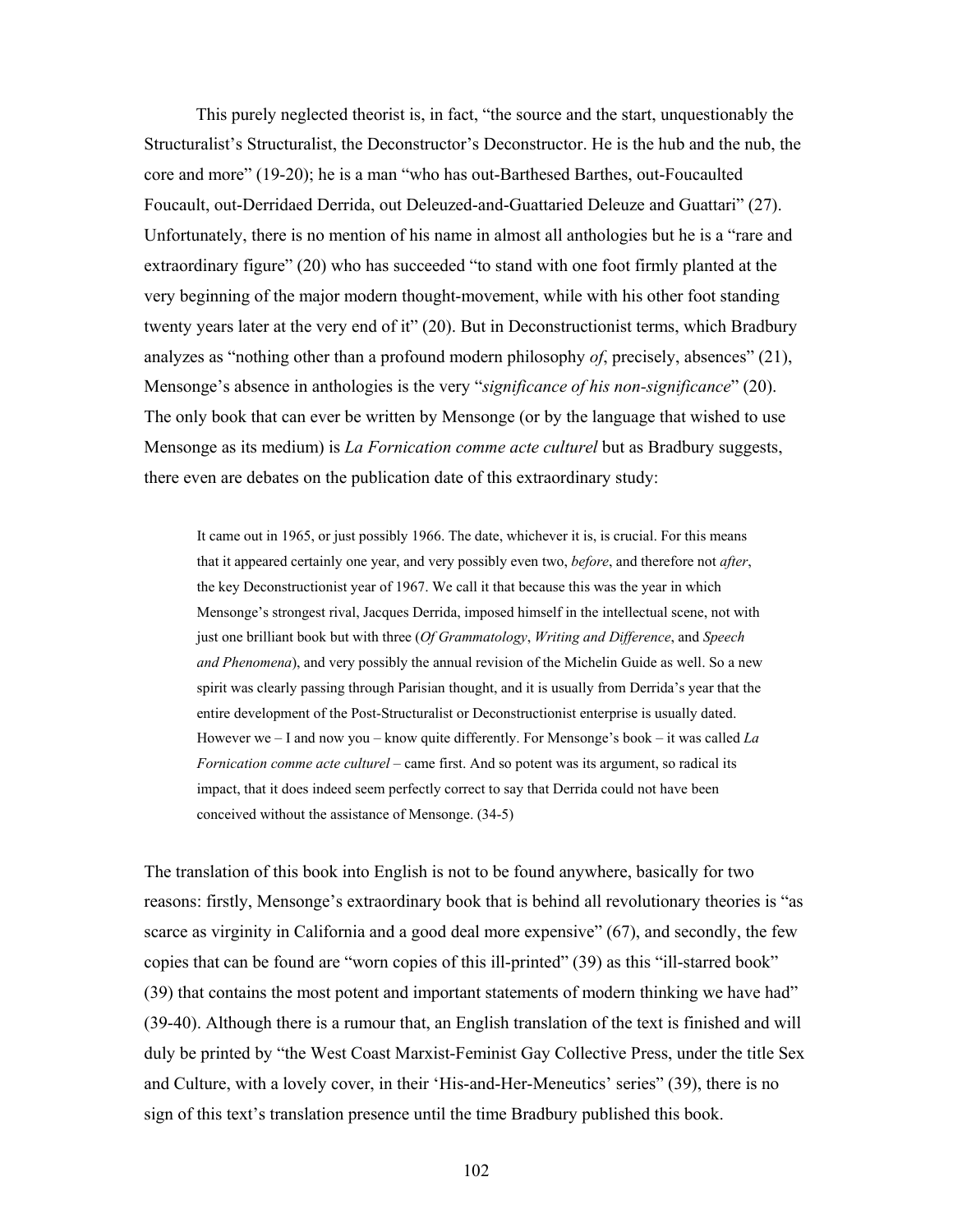This purely neglected theorist is, in fact, "the source and the start, unquestionably the Structuralist's Structuralist, the Deconstructor's Deconstructor. He is the hub and the nub, the core and more" (19-20); he is a man "who has out-Barthesed Barthes, out-Foucaulted Foucault, out-Derridaed Derrida, out Deleuzed-and-Guattaried Deleuze and Guattari" (27). Unfortunately, there is no mention of his name in almost all anthologies but he is a "rare and extraordinary figure" (20) who has succeeded "to stand with one foot firmly planted at the very beginning of the major modern thought-movement, while with his other foot standing twenty years later at the very end of it" (20). But in Deconstructionist terms, which Bradbury analyzes as "nothing other than a profound modern philosophy *of*, precisely, absences" (21), Mensonge's absence in anthologies is the very "*significance of his non-significance*" (20). The only book that can ever be written by Mensonge (or by the language that wished to use Mensonge as its medium) is *La Fornication comme acte culturel* but as Bradbury suggests, there even are debates on the publication date of this extraordinary study:

> It came out in 1965, or just possibly 1966. The date, whichever it is, is crucial. For this means that it appeared certainly one year, and very possibly even two, *before*, and therefore not *after*, the key Deconstructionist year of 1967. We call it that because this was the year in which Mensonge's strongest rival, Jacques Derrida, imposed himself in the intellectual scene, not with just one brilliant book but with three (*Of Grammatology*, *Writing and Difference*, and *Speech and Phenomena*), and very possibly the annual revision of the Michelin Guide as well. So a new spirit was clearly passing through Parisian thought, and it is usually from Derrida's year that the entire development of the Post-Structuralist or Deconstructionist enterprise is usually dated. However we – I and now you – know quite differently. For Mensonge's book – it was called *La Fornication comme acte culturel* – came first. And so potent was its argument, so radical its impact, that it does indeed seem perfectly correct to say that Derrida could not have been conceived without the assistance of Mensonge. (34-5)

The translation of this book into English is not to be found anywhere, basically for two reasons: firstly, Mensonge's extraordinary book that is behind all revolutionary theories is "as scarce as virginity in California and a good deal more expensive" (67), and secondly, the few copies that can be found are "worn copies of this ill-printed" (39) as this "ill-starred book" (39) that contains the most potent and important statements of modern thinking we have had" (39-40). Although there is a rumour that, an English translation of the text is finished and will duly be printed by "the West Coast Marxist-Feminist Gay Collective Press, under the title Sex and Culture, with a lovely cover, in their 'His-and-Her-Meneutics' series" (39), there is no sign of this text's translation presence until the time Bradbury published this book.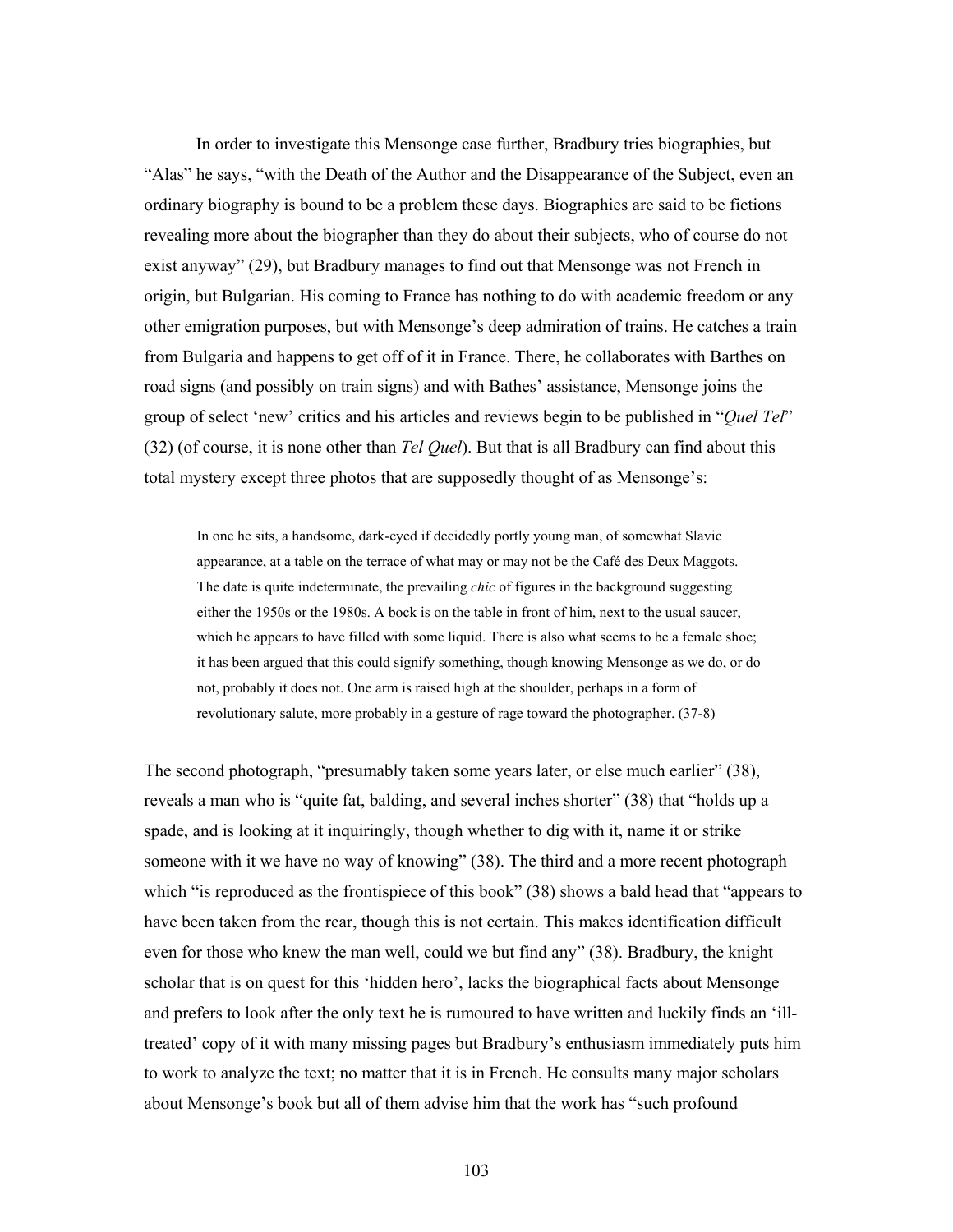In order to investigate this Mensonge case further, Bradbury tries biographies, but "Alas" he says, "with the Death of the Author and the Disappearance of the Subject, even an ordinary biography is bound to be a problem these days. Biographies are said to be fictions revealing more about the biographer than they do about their subjects, who of course do not exist anyway" (29), but Bradbury manages to find out that Mensonge was not French in origin, but Bulgarian. His coming to France has nothing to do with academic freedom or any other emigration purposes, but with Mensonge's deep admiration of trains. He catches a train from Bulgaria and happens to get off of it in France. There, he collaborates with Barthes on road signs (and possibly on train signs) and with Bathes' assistance, Mensonge joins the group of select 'new' critics and his articles and reviews begin to be published in "*Quel Tel*" (32) (of course, it is none other than *Tel Quel*). But that is all Bradbury can find about this total mystery except three photos that are supposedly thought of as Mensonge's:

> In one he sits, a handsome, dark-eyed if decidedly portly young man, of somewhat Slavic appearance, at a table on the terrace of what may or may not be the Café des Deux Maggots. The date is quite indeterminate, the prevailing *chic* of figures in the background suggesting either the 1950s or the 1980s. A bock is on the table in front of him, next to the usual saucer, which he appears to have filled with some liquid. There is also what seems to be a female shoe; it has been argued that this could signify something, though knowing Mensonge as we do, or do not, probably it does not. One arm is raised high at the shoulder, perhaps in a form of revolutionary salute, more probably in a gesture of rage toward the photographer. (37-8)

The second photograph, "presumably taken some years later, or else much earlier" (38), reveals a man who is "quite fat, balding, and several inches shorter" (38) that "holds up a spade, and is looking at it inquiringly, though whether to dig with it, name it or strike someone with it we have no way of knowing" (38). The third and a more recent photograph which "is reproduced as the frontispiece of this book" (38) shows a bald head that "appears to have been taken from the rear, though this is not certain. This makes identification difficult even for those who knew the man well, could we but find any" (38). Bradbury, the knight scholar that is on quest for this 'hidden hero', lacks the biographical facts about Mensonge and prefers to look after the only text he is rumoured to have written and luckily finds an 'ill-treated' copy of it with many missing pages but Bradbury's enthusiasm immediately puts him to work to analyze the text; no matter that it is in French. He consults many major scholars about Mensonge's book but all of them advise him that the work has "such profound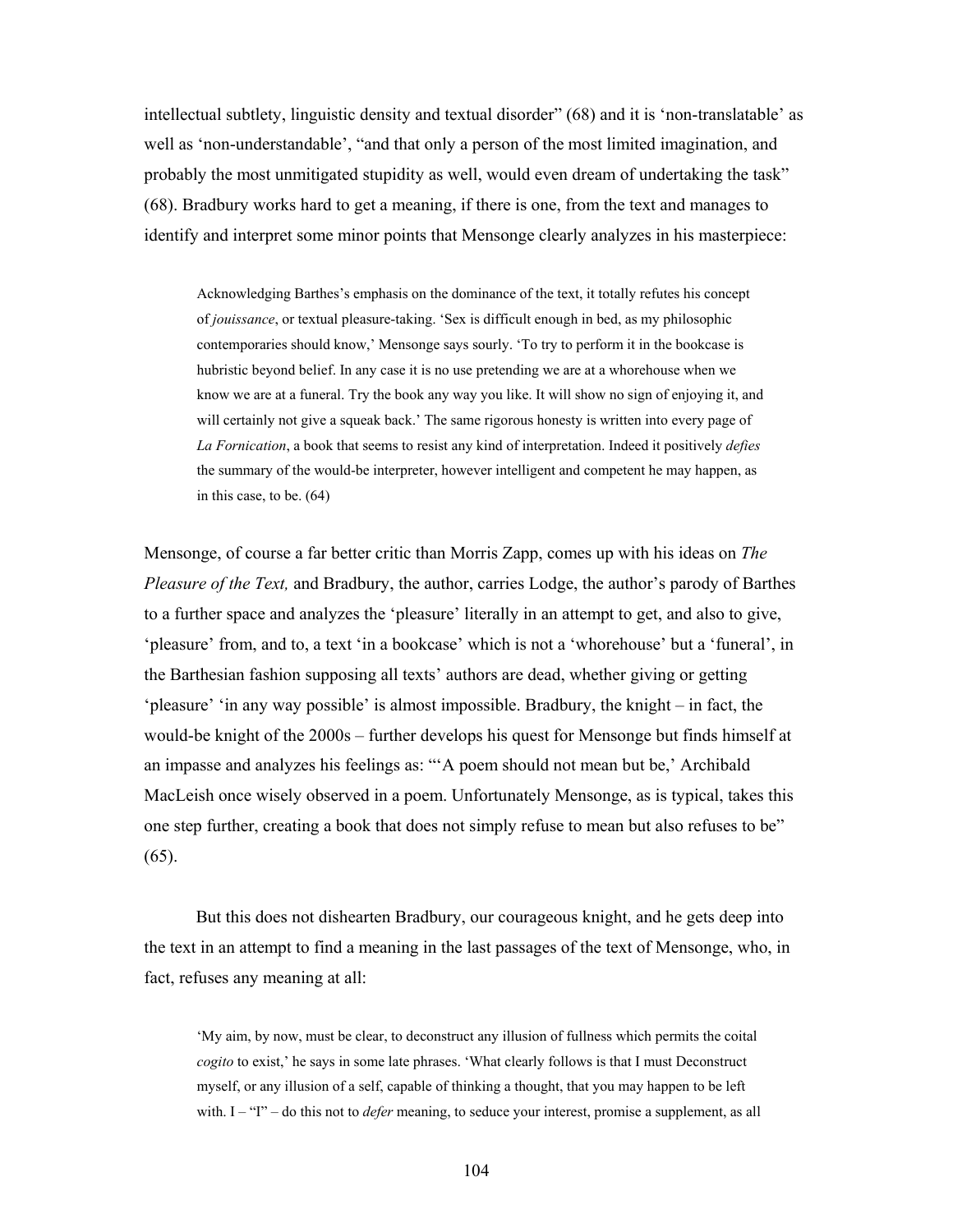intellectual subtlety, linguistic density and textual disorder" (68) and it is 'non-translatable' as well as 'non-understandable', "and that only a person of the most limited imagination, and probably the most unmitigated stupidity as well, would even dream of undertaking the task" (68). Bradbury works hard to get a meaning, if there is one, from the text and manages to identify and interpret some minor points that Mensonge clearly analyzes in his masterpiece:

> Acknowledging Barthes's emphasis on the dominance of the text, it totally refutes his concept of *jouissance*, or textual pleasure-taking. 'Sex is difficult enough in bed, as my philosophic contemporaries should know,' Mensonge says sourly. 'To try to perform it in the bookcase is hubristic beyond belief. In any case it is no use pretending we are at a whorehouse when we know we are at a funeral. Try the book any way you like. It will show no sign of enjoying it, and will certainly not give a squeak back.' The same rigorous honesty is written into every page of *La Fornication*, a book that seems to resist any kind of interpretation. Indeed it positively *defies* the summary of the would-be interpreter, however intelligent and competent he may happen, as in this case, to be. (64)

Mensonge, of course a far better critic than Morris Zapp, comes up with his ideas on *The Pleasure of the Text,* and Bradbury, the author, carries Lodge, the author's parody of Barthes to a further space and analyzes the 'pleasure' literally in an attempt to get, and also to give, 'pleasure' from, and to, a text 'in a bookcase' which is not a 'whorehouse' but a 'funeral', in the Barthesian fashion supposing all texts' authors are dead, whether giving or getting 'pleasure' 'in any way possible' is almost impossible. Bradbury, the knight – in fact, the would-be knight of the 2000s – further develops his quest for Mensonge but finds himself at an impasse and analyzes his feelings as: "'A poem should not mean but be,' Archibald MacLeish once wisely observed in a poem. Unfortunately Mensonge, as is typical, takes this one step further, creating a book that does not simply refuse to mean but also refuses to be" (65).

But this does not dishearten Bradbury, our courageous knight, and he gets deep into the text in an attempt to find a meaning in the last passages of the text of Mensonge, who, in fact, refuses any meaning at all:

> 'My aim, by now, must be clear, to deconstruct any illusion of fullness which permits the coital *cogito* to exist,' he says in some late phrases. 'What clearly follows is that I must Deconstruct myself, or any illusion of a self, capable of thinking a thought, that you may happen to be left with. I – "I" – do this not to *defer* meaning, to seduce your interest, promise a supplement, as all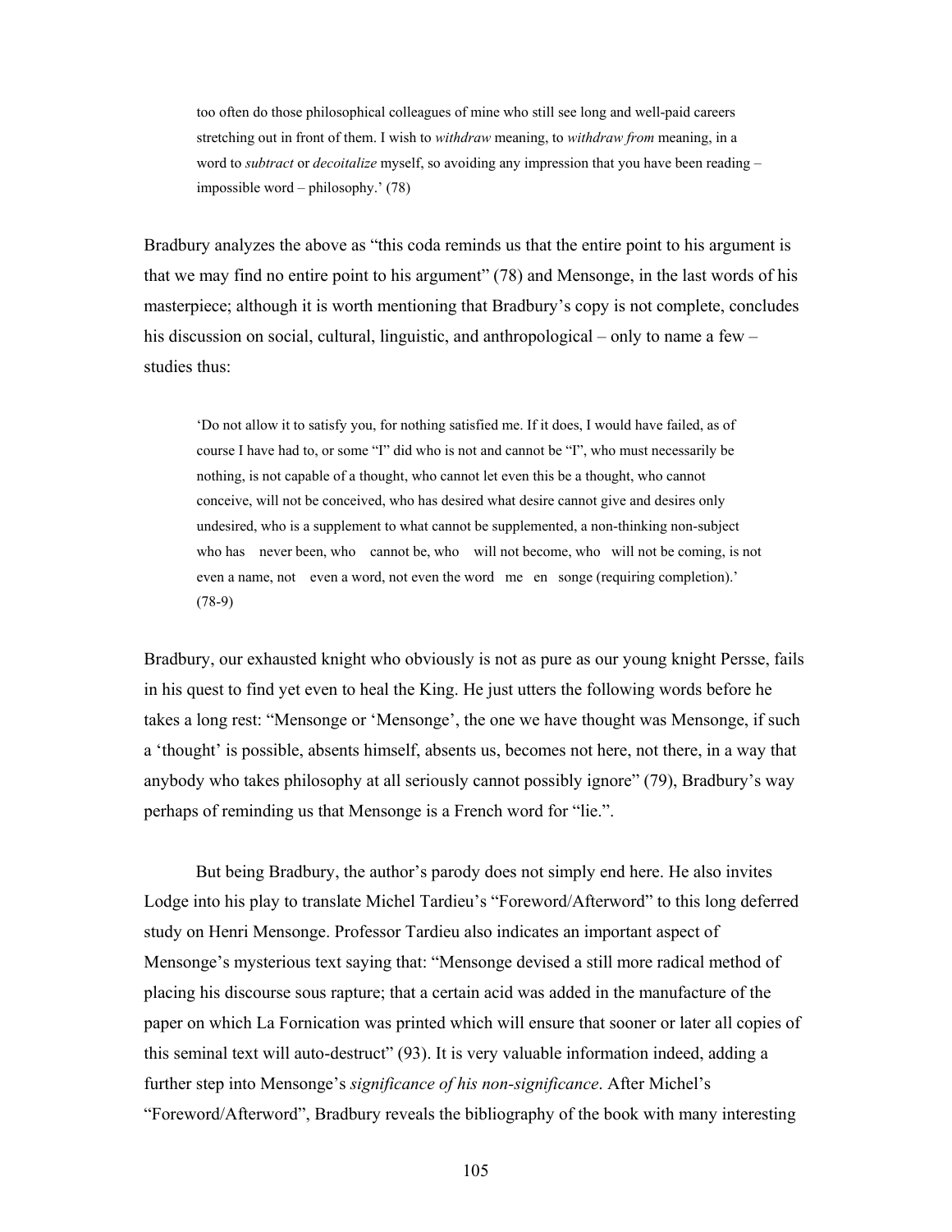> too often do those philosophical colleagues of mine who still see long and well-paid careers stretching out in front of them. I wish to *withdraw* meaning, to *withdraw from* meaning, in a word to *subtract* or *decoitalize* myself, so avoiding any impression that you have been reading – impossible word – philosophy.' (78)

Bradbury analyzes the above as "this coda reminds us that the entire point to his argument is that we may find no entire point to his argument" (78) and Mensonge, in the last words of his masterpiece; although it is worth mentioning that Bradbury's copy is not complete, concludes his discussion on social, cultural, linguistic, and anthropological – only to name a few – studies thus:

> 'Do not allow it to satisfy you, for nothing satisfied me. If it does, I would have failed, as of course I have had to, or some "I" did who is not and cannot be "I", who must necessarily be nothing, is not capable of a thought, who cannot let even this be a thought, who cannot conceive, will not be conceived, who has desired what desire cannot give and desires only undesired, who is a supplement to what cannot be supplemented, a non-thinking non-subject who has   never been, who   cannot be, who   will not become, who   will not be coming, is not even a name, not   even a word, not even the word   me   en   songe (requiring completion).' (78-9)

Bradbury, our exhausted knight who obviously is not as pure as our young knight Persse, fails in his quest to find yet even to heal the King. He just utters the following words before he takes a long rest: "Mensonge or 'Mensonge', the one we have thought was Mensonge, if such a 'thought' is possible, absents himself, absents us, becomes not here, not there, in a way that anybody who takes philosophy at all seriously cannot possibly ignore" (79), Bradbury's way perhaps of reminding us that Mensonge is a French word for "lie.".

But being Bradbury, the author's parody does not simply end here. He also invites Lodge into his play to translate Michel Tardieu's "Foreword/Afterword" to this long deferred study on Henri Mensonge. Professor Tardieu also indicates an important aspect of Mensonge's mysterious text saying that: "Mensonge devised a still more radical method of placing his discourse sous rapture; that a certain acid was added in the manufacture of the paper on which La Fornication was printed which will ensure that sooner or later all copies of this seminal text will auto-destruct" (93). It is very valuable information indeed, adding a further step into Mensonge's *significance of his non-significance*. After Michel's "Foreword/Afterword", Bradbury reveals the bibliography of the book with many interesting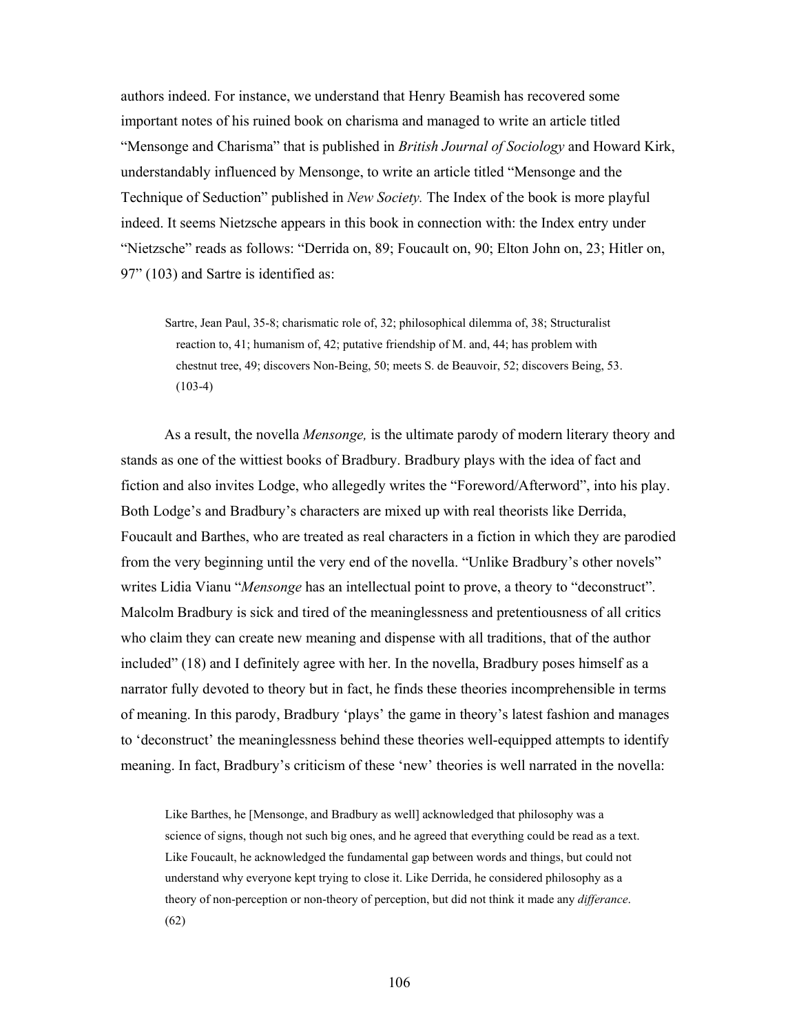authors indeed. For instance, we understand that Henry Beamish has recovered some important notes of his ruined book on charisma and managed to write an article titled "Mensonge and Charisma" that is published in *British Journal of Sociology* and Howard Kirk, understandably influenced by Mensonge, to write an article titled "Mensonge and the Technique of Seduction" published in *New Society.* The Index of the book is more playful indeed. It seems Nietzsche appears in this book in connection with: the Index entry under "Nietzsche" reads as follows: "Derrida on, 89; Foucault on, 90; Elton John on, 23; Hitler on, 97" (103) and Sartre is identified as:

> Sartre, Jean Paul, 35-8; charismatic role of, 32; philosophical dilemma of, 38; Structuralist reaction to, 41; humanism of, 42; putative friendship of M. and, 44; has problem with chestnut tree, 49; discovers Non-Being, 50; meets S. de Beauvoir, 52; discovers Being, 53. (103-4)

As a result, the novella *Mensonge,* is the ultimate parody of modern literary theory and stands as one of the wittiest books of Bradbury. Bradbury plays with the idea of fact and fiction and also invites Lodge, who allegedly writes the "Foreword/Afterword", into his play. Both Lodge's and Bradbury's characters are mixed up with real theorists like Derrida, Foucault and Barthes, who are treated as real characters in a fiction in which they are parodied from the very beginning until the very end of the novella. "Unlike Bradbury's other novels" writes Lidia Vianu "*Mensonge* has an intellectual point to prove, a theory to "deconstruct". Malcolm Bradbury is sick and tired of the meaninglessness and pretentiousness of all critics who claim they can create new meaning and dispense with all traditions, that of the author included" (18) and I definitely agree with her. In the novella, Bradbury poses himself as a narrator fully devoted to theory but in fact, he finds these theories incomprehensible in terms of meaning. In this parody, Bradbury 'plays' the game in theory's latest fashion and manages to 'deconstruct' the meaninglessness behind these theories well-equipped attempts to identify meaning. In fact, Bradbury's criticism of these 'new' theories is well narrated in the novella:

> Like Barthes, he [Mensonge, and Bradbury as well] acknowledged that philosophy was a science of signs, though not such big ones, and he agreed that everything could be read as a text. Like Foucault, he acknowledged the fundamental gap between words and things, but could not understand why everyone kept trying to close it. Like Derrida, he considered philosophy as a theory of non-perception or non-theory of perception, but did not think it made any *differance*. (62)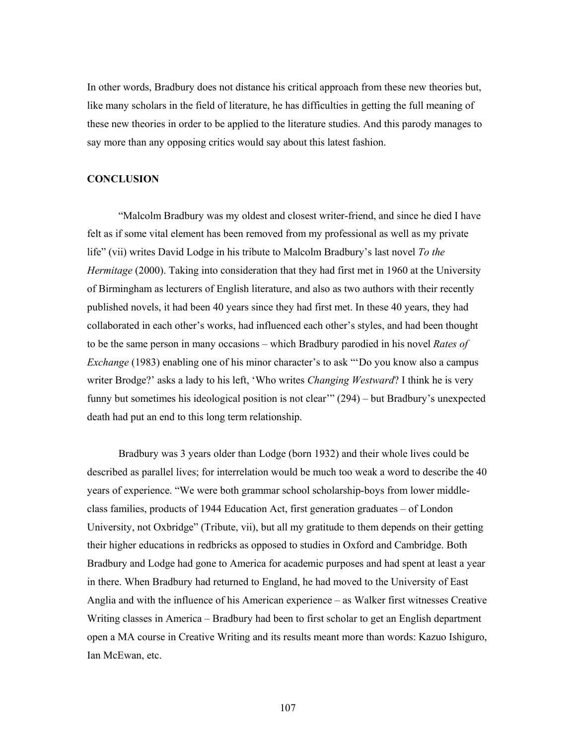In other words, Bradbury does not distance his critical approach from these new theories but, like many scholars in the field of literature, he has difficulties in getting the full meaning of these new theories in order to be applied to the literature studies. And this parody manages to say more than any opposing critics would say about this latest fashion.

## CONCLUSION

"Malcolm Bradbury was my oldest and closest writer-friend, and since he died I have felt as if some vital element has been removed from my professional as well as my private life" (vii) writes David Lodge in his tribute to Malcolm Bradbury's last novel *To the Hermitage* (2000). Taking into consideration that they had first met in 1960 at the University of Birmingham as lecturers of English literature, and also as two authors with their recently published novels, it had been 40 years since they had first met. In these 40 years, they had collaborated in each other's works, had influenced each other's styles, and had been thought to be the same person in many occasions – which Bradbury parodied in his novel *Rates of Exchange* (1983) enabling one of his minor character's to ask "'Do you know also a campus writer Brodge?' asks a lady to his left, 'Who writes *Changing Westward*? I think he is very funny but sometimes his ideological position is not clear'" (294) – but Bradbury's unexpected death had put an end to this long term relationship.

Bradbury was 3 years older than Lodge (born 1932) and their whole lives could be described as parallel lives; for interrelation would be much too weak a word to describe the 40 years of experience. "We were both grammar school scholarship-boys from lower middle-class families, products of 1944 Education Act, first generation graduates – of London University, not Oxbridge" (Tribute, vii), but all my gratitude to them depends on their getting their higher educations in redbricks as opposed to studies in Oxford and Cambridge. Both Bradbury and Lodge had gone to America for academic purposes and had spent at least a year in there. When Bradbury had returned to England, he had moved to the University of East Anglia and with the influence of his American experience – as Walker first witnesses Creative Writing classes in America – Bradbury had been to first scholar to get an English department open a MA course in Creative Writing and its results meant more than words: Kazuo Ishiguro, Ian McEwan, etc.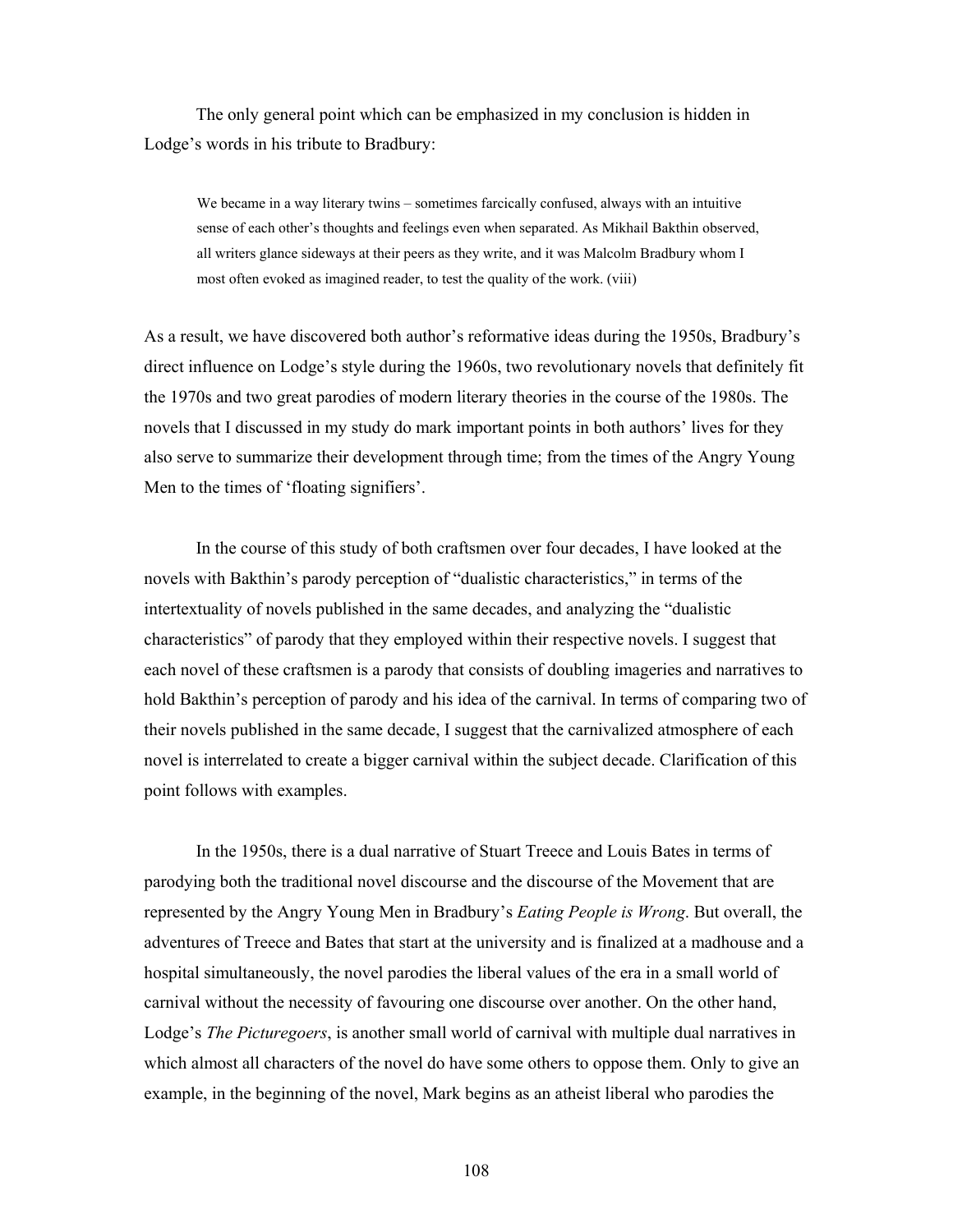The only general point which can be emphasized in my conclusion is hidden in Lodge's words in his tribute to Bradbury:

> We became in a way literary twins – sometimes farcically confused, always with an intuitive sense of each other's thoughts and feelings even when separated. As Mikhail Bakthin observed, all writers glance sideways at their peers as they write, and it was Malcolm Bradbury whom I most often evoked as imagined reader, to test the quality of the work. (viii)

As a result, we have discovered both author's reformative ideas during the 1950s, Bradbury's direct influence on Lodge's style during the 1960s, two revolutionary novels that definitely fit the 1970s and two great parodies of modern literary theories in the course of the 1980s. The novels that I discussed in my study do mark important points in both authors' lives for they also serve to summarize their development through time; from the times of the Angry Young Men to the times of 'floating signifiers'.

In the course of this study of both craftsmen over four decades, I have looked at the novels with Bakthin's parody perception of "dualistic characteristics," in terms of the intertextuality of novels published in the same decades, and analyzing the "dualistic characteristics" of parody that they employed within their respective novels. I suggest that each novel of these craftsmen is a parody that consists of doubling imageries and narratives to hold Bakthin's perception of parody and his idea of the carnival. In terms of comparing two of their novels published in the same decade, I suggest that the carnivalized atmosphere of each novel is interrelated to create a bigger carnival within the subject decade. Clarification of this point follows with examples.

In the 1950s, there is a dual narrative of Stuart Treece and Louis Bates in terms of parodying both the traditional novel discourse and the discourse of the Movement that are represented by the Angry Young Men in Bradbury's *Eating People is Wrong*. But overall, the adventures of Treece and Bates that start at the university and is finalized at a madhouse and a hospital simultaneously, the novel parodies the liberal values of the era in a small world of carnival without the necessity of favouring one discourse over another. On the other hand, Lodge's *The Picturegoers*, is another small world of carnival with multiple dual narratives in which almost all characters of the novel do have some others to oppose them. Only to give an example, in the beginning of the novel, Mark begins as an atheist liberal who parodies the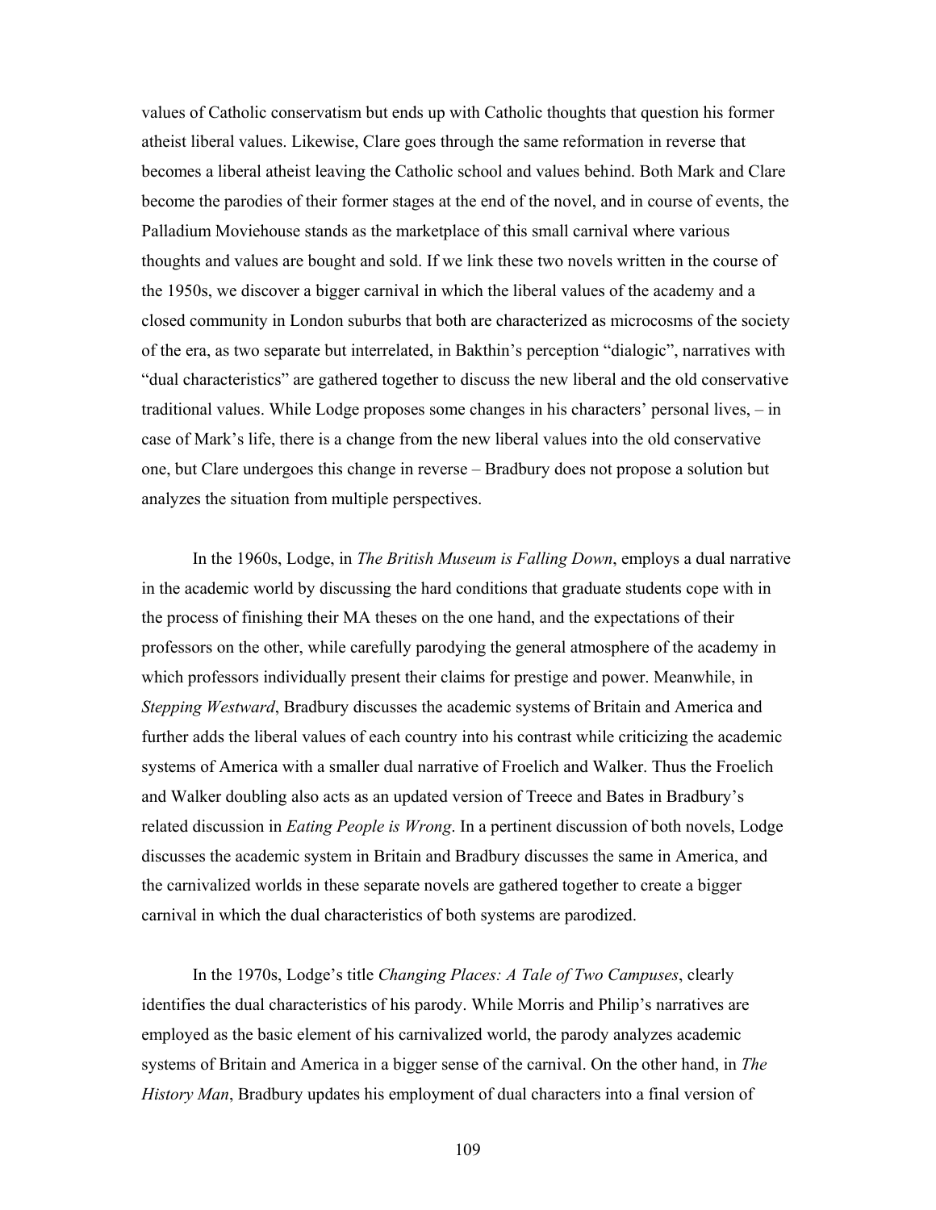values of Catholic conservatism but ends up with Catholic thoughts that question his former atheist liberal values. Likewise, Clare goes through the same reformation in reverse that becomes a liberal atheist leaving the Catholic school and values behind. Both Mark and Clare become the parodies of their former stages at the end of the novel, and in course of events, the Palladium Moviehouse stands as the marketplace of this small carnival where various thoughts and values are bought and sold. If we link these two novels written in the course of the 1950s, we discover a bigger carnival in which the liberal values of the academy and a closed community in London suburbs that both are characterized as microcosms of the society of the era, as two separate but interrelated, in Bakthin's perception "dialogic", narratives with "dual characteristics" are gathered together to discuss the new liberal and the old conservative traditional values. While Lodge proposes some changes in his characters' personal lives, – in case of Mark's life, there is a change from the new liberal values into the old conservative one, but Clare undergoes this change in reverse – Bradbury does not propose a solution but analyzes the situation from multiple perspectives.

In the 1960s, Lodge, in *The British Museum is Falling Down*, employs a dual narrative in the academic world by discussing the hard conditions that graduate students cope with in the process of finishing their MA theses on the one hand, and the expectations of their professors on the other, while carefully parodying the general atmosphere of the academy in which professors individually present their claims for prestige and power. Meanwhile, in *Stepping Westward*, Bradbury discusses the academic systems of Britain and America and further adds the liberal values of each country into his contrast while criticizing the academic systems of America with a smaller dual narrative of Froelich and Walker. Thus the Froelich and Walker doubling also acts as an updated version of Treece and Bates in Bradbury's related discussion in *Eating People is Wrong*. In a pertinent discussion of both novels, Lodge discusses the academic system in Britain and Bradbury discusses the same in America, and the carnivalized worlds in these separate novels are gathered together to create a bigger carnival in which the dual characteristics of both systems are parodized.

In the 1970s, Lodge's title *Changing Places: A Tale of Two Campuses*, clearly identifies the dual characteristics of his parody. While Morris and Philip's narratives are employed as the basic element of his carnivalized world, the parody analyzes academic systems of Britain and America in a bigger sense of the carnival. On the other hand, in *The History Man*, Bradbury updates his employment of dual characters into a final version of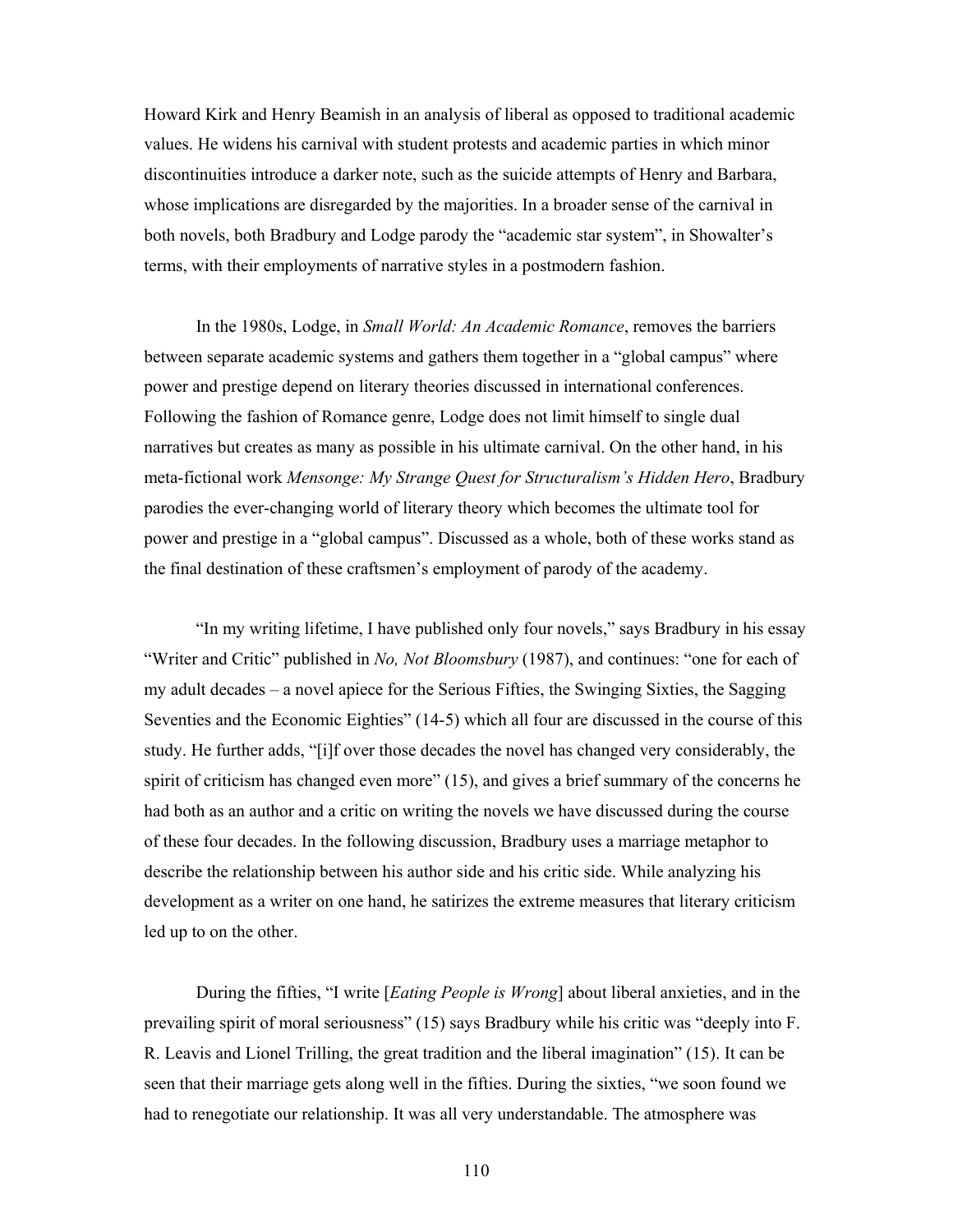Howard Kirk and Henry Beamish in an analysis of liberal as opposed to traditional academic values. He widens his carnival with student protests and academic parties in which minor discontinuities introduce a darker note, such as the suicide attempts of Henry and Barbara, whose implications are disregarded by the majorities. In a broader sense of the carnival in both novels, both Bradbury and Lodge parody the "academic star system", in Showalter's terms, with their employments of narrative styles in a postmodern fashion.

In the 1980s, Lodge, in *Small World: An Academic Romance*, removes the barriers between separate academic systems and gathers them together in a "global campus" where power and prestige depend on literary theories discussed in international conferences. Following the fashion of Romance genre, Lodge does not limit himself to single dual narratives but creates as many as possible in his ultimate carnival. On the other hand, in his meta-fictional work *Mensonge: My Strange Quest for Structuralism's Hidden Hero*, Bradbury parodies the ever-changing world of literary theory which becomes the ultimate tool for power and prestige in a "global campus". Discussed as a whole, both of these works stand as the final destination of these craftsmen's employment of parody of the academy.

"In my writing lifetime, I have published only four novels," says Bradbury in his essay "Writer and Critic" published in *No, Not Bloomsbury* (1987), and continues: "one for each of my adult decades – a novel apiece for the Serious Fifties, the Swinging Sixties, the Sagging Seventies and the Economic Eighties" (14-5) which all four are discussed in the course of this study. He further adds, "[i]f over those decades the novel has changed very considerably, the spirit of criticism has changed even more" (15), and gives a brief summary of the concerns he had both as an author and a critic on writing the novels we have discussed during the course of these four decades. In the following discussion, Bradbury uses a marriage metaphor to describe the relationship between his author side and his critic side. While analyzing his development as a writer on one hand, he satirizes the extreme measures that literary criticism led up to on the other.

During the fifties, "I write [*Eating People is Wrong*] about liberal anxieties, and in the prevailing spirit of moral seriousness" (15) says Bradbury while his critic was "deeply into F. R. Leavis and Lionel Trilling, the great tradition and the liberal imagination" (15). It can be seen that their marriage gets along well in the fifties. During the sixties, "we soon found we had to renegotiate our relationship. It was all very understandable. The atmosphere was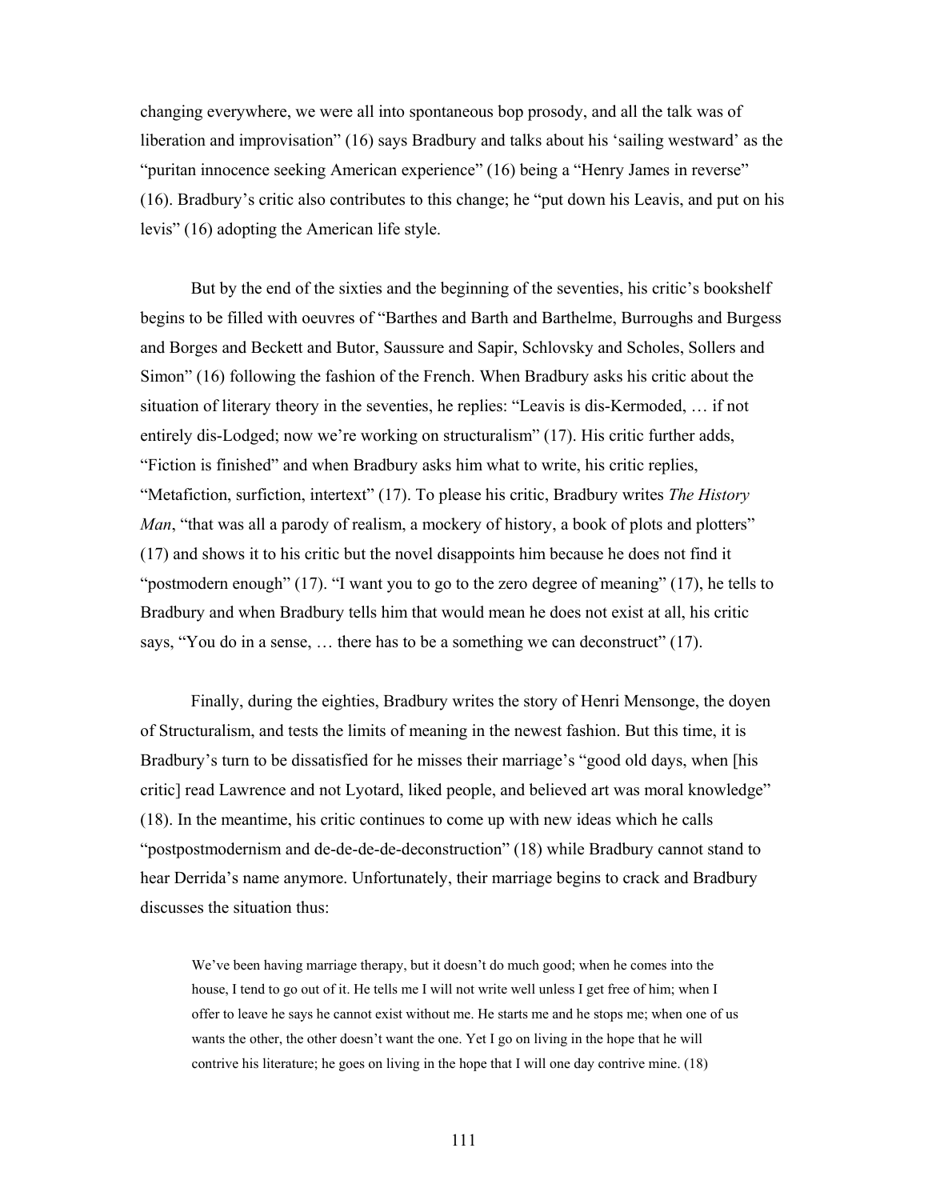changing everywhere, we were all into spontaneous bop prosody, and all the talk was of liberation and improvisation" (16) says Bradbury and talks about his 'sailing westward' as the "puritan innocence seeking American experience" (16) being a "Henry James in reverse" (16). Bradbury's critic also contributes to this change; he "put down his Leavis, and put on his levis" (16) adopting the American life style.

But by the end of the sixties and the beginning of the seventies, his critic's bookshelf begins to be filled with oeuvres of "Barthes and Barth and Barthelme, Burroughs and Burgess and Borges and Beckett and Butor, Saussure and Sapir, Schlovsky and Scholes, Sollers and Simon" (16) following the fashion of the French. When Bradbury asks his critic about the situation of literary theory in the seventies, he replies: "Leavis is dis-Kermoded, … if not entirely dis-Lodged; now we're working on structuralism" (17). His critic further adds, "Fiction is finished" and when Bradbury asks him what to write, his critic replies, "Metafiction, surfiction, intertext" (17). To please his critic, Bradbury writes *The History Man*, "that was all a parody of realism, a mockery of history, a book of plots and plotters" (17) and shows it to his critic but the novel disappoints him because he does not find it "postmodern enough" (17). "I want you to go to the zero degree of meaning" (17), he tells to Bradbury and when Bradbury tells him that would mean he does not exist at all, his critic says, "You do in a sense, … there has to be a something we can deconstruct" (17).

Finally, during the eighties, Bradbury writes the story of Henri Mensonge, the doyen of Structuralism, and tests the limits of meaning in the newest fashion. But this time, it is Bradbury's turn to be dissatisfied for he misses their marriage's "good old days, when [his critic] read Lawrence and not Lyotard, liked people, and believed art was moral knowledge" (18). In the meantime, his critic continues to come up with new ideas which he calls "postpostmodernism and de-de-de-de-deconstruction" (18) while Bradbury cannot stand to hear Derrida's name anymore. Unfortunately, their marriage begins to crack and Bradbury discusses the situation thus:

> We've been having marriage therapy, but it doesn't do much good; when he comes into the house, I tend to go out of it. He tells me I will not write well unless I get free of him; when I offer to leave he says he cannot exist without me. He starts me and he stops me; when one of us wants the other, the other doesn't want the one. Yet I go on living in the hope that he will contrive his literature; he goes on living in the hope that I will one day contrive mine. (18)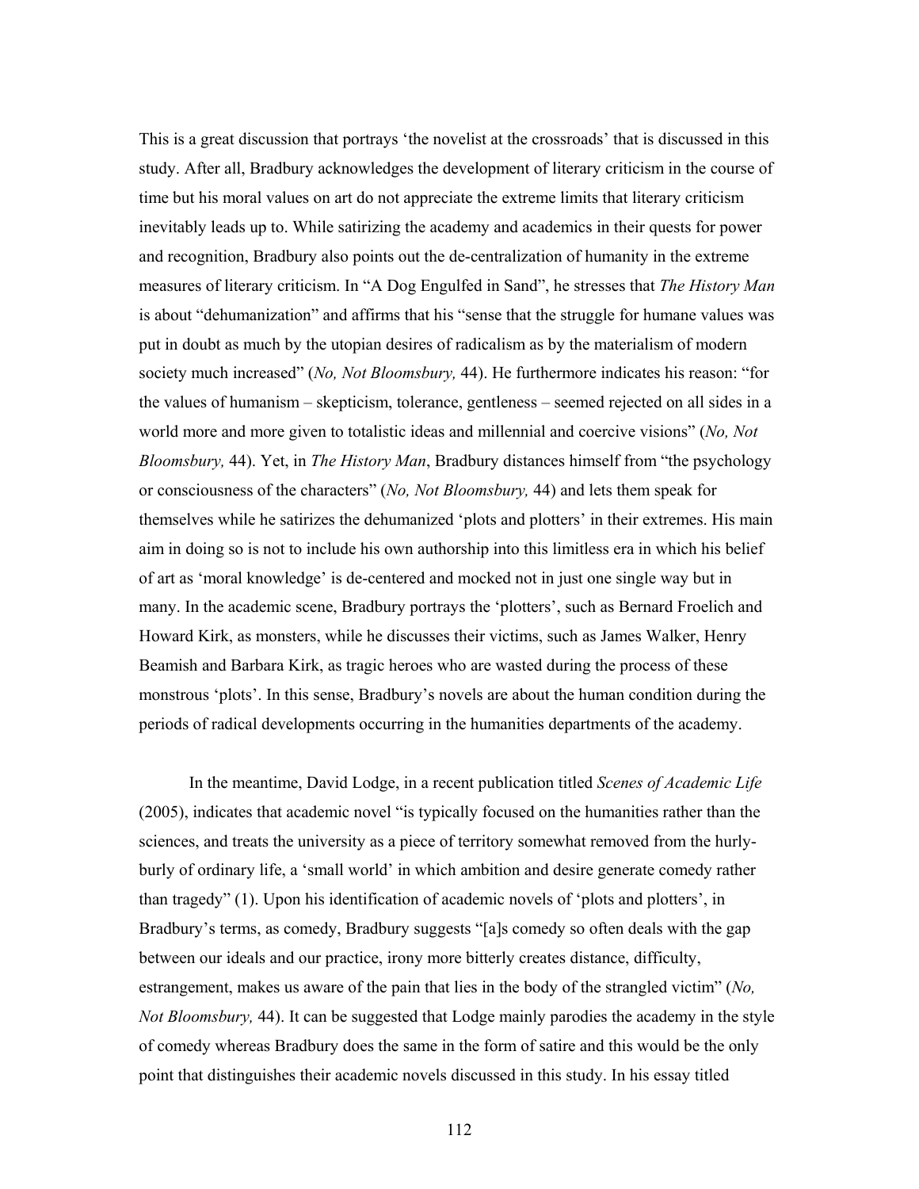This is a great discussion that portrays 'the novelist at the crossroads' that is discussed in this study. After all, Bradbury acknowledges the development of literary criticism in the course of time but his moral values on art do not appreciate the extreme limits that literary criticism inevitably leads up to. While satirizing the academy and academics in their quests for power and recognition, Bradbury also points out the de-centralization of humanity in the extreme measures of literary criticism. In "A Dog Engulfed in Sand", he stresses that *The History Man* is about "dehumanization" and affirms that his "sense that the struggle for humane values was put in doubt as much by the utopian desires of radicalism as by the materialism of modern society much increased" (*No, Not Bloomsbury,* 44). He furthermore indicates his reason: "for the values of humanism – skepticism, tolerance, gentleness – seemed rejected on all sides in a world more and more given to totalistic ideas and millennial and coercive visions" (*No, Not Bloomsbury,* 44). Yet, in *The History Man*, Bradbury distances himself from "the psychology or consciousness of the characters" (*No, Not Bloomsbury,* 44) and lets them speak for themselves while he satirizes the dehumanized 'plots and plotters' in their extremes. His main aim in doing so is not to include his own authorship into this limitless era in which his belief of art as 'moral knowledge' is de-centered and mocked not in just one single way but in many. In the academic scene, Bradbury portrays the 'plotters', such as Bernard Froelich and Howard Kirk, as monsters, while he discusses their victims, such as James Walker, Henry Beamish and Barbara Kirk, as tragic heroes who are wasted during the process of these monstrous 'plots'. In this sense, Bradbury's novels are about the human condition during the periods of radical developments occurring in the humanities departments of the academy.

In the meantime, David Lodge, in a recent publication titled *Scenes of Academic Life* (2005), indicates that academic novel "is typically focused on the humanities rather than the sciences, and treats the university as a piece of territory somewhat removed from the hurly-burly of ordinary life, a 'small world' in which ambition and desire generate comedy rather than tragedy" (1). Upon his identification of academic novels of 'plots and plotters', in Bradbury's terms, as comedy, Bradbury suggests "[a]s comedy so often deals with the gap between our ideals and our practice, irony more bitterly creates distance, difficulty, estrangement, makes us aware of the pain that lies in the body of the strangled victim" (*No, Not Bloomsbury,* 44). It can be suggested that Lodge mainly parodies the academy in the style of comedy whereas Bradbury does the same in the form of satire and this would be the only point that distinguishes their academic novels discussed in this study. In his essay titled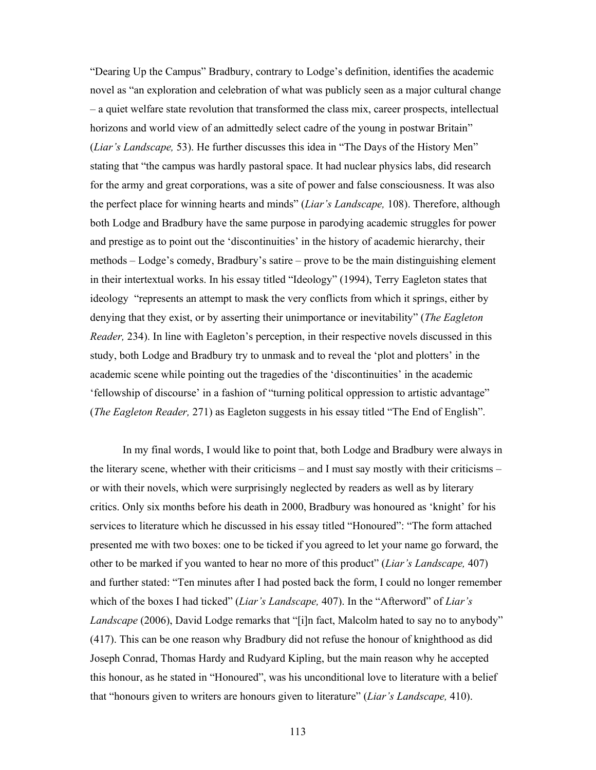"Dearing Up the Campus" Bradbury, contrary to Lodge's definition, identifies the academic novel as "an exploration and celebration of what was publicly seen as a major cultural change – a quiet welfare state revolution that transformed the class mix, career prospects, intellectual horizons and world view of an admittedly select cadre of the young in postwar Britain" (*Liar's Landscape,* 53). He further discusses this idea in "The Days of the History Men" stating that "the campus was hardly pastoral space. It had nuclear physics labs, did research for the army and great corporations, was a site of power and false consciousness. It was also the perfect place for winning hearts and minds" (*Liar's Landscape,* 108). Therefore, although both Lodge and Bradbury have the same purpose in parodying academic struggles for power and prestige as to point out the 'discontinuities' in the history of academic hierarchy, their methods – Lodge's comedy, Bradbury's satire – prove to be the main distinguishing element in their intertextual works. In his essay titled "Ideology" (1994), Terry Eagleton states that ideology "represents an attempt to mask the very conflicts from which it springs, either by denying that they exist, or by asserting their unimportance or inevitability" (*The Eagleton Reader,* 234). In line with Eagleton's perception, in their respective novels discussed in this study, both Lodge and Bradbury try to unmask and to reveal the 'plot and plotters' in the academic scene while pointing out the tragedies of the 'discontinuities' in the academic 'fellowship of discourse' in a fashion of "turning political oppression to artistic advantage" (*The Eagleton Reader,* 271) as Eagleton suggests in his essay titled "The End of English".

In my final words, I would like to point that, both Lodge and Bradbury were always in the literary scene, whether with their criticisms – and I must say mostly with their criticisms – or with their novels, which were surprisingly neglected by readers as well as by literary critics. Only six months before his death in 2000, Bradbury was honoured as 'knight' for his services to literature which he discussed in his essay titled "Honoured": "The form attached presented me with two boxes: one to be ticked if you agreed to let your name go forward, the other to be marked if you wanted to hear no more of this product" (*Liar's Landscape,* 407) and further stated: "Ten minutes after I had posted back the form, I could no longer remember which of the boxes I had ticked" (*Liar's Landscape,* 407). In the "Afterword" of *Liar's Landscape* (2006), David Lodge remarks that "[i]n fact, Malcolm hated to say no to anybody" (417). This can be one reason why Bradbury did not refuse the honour of knighthood as did Joseph Conrad, Thomas Hardy and Rudyard Kipling, but the main reason why he accepted this honour, as he stated in "Honoured", was his unconditional love to literature with a belief that "honours given to writers are honours given to literature" (*Liar's Landscape,* 410).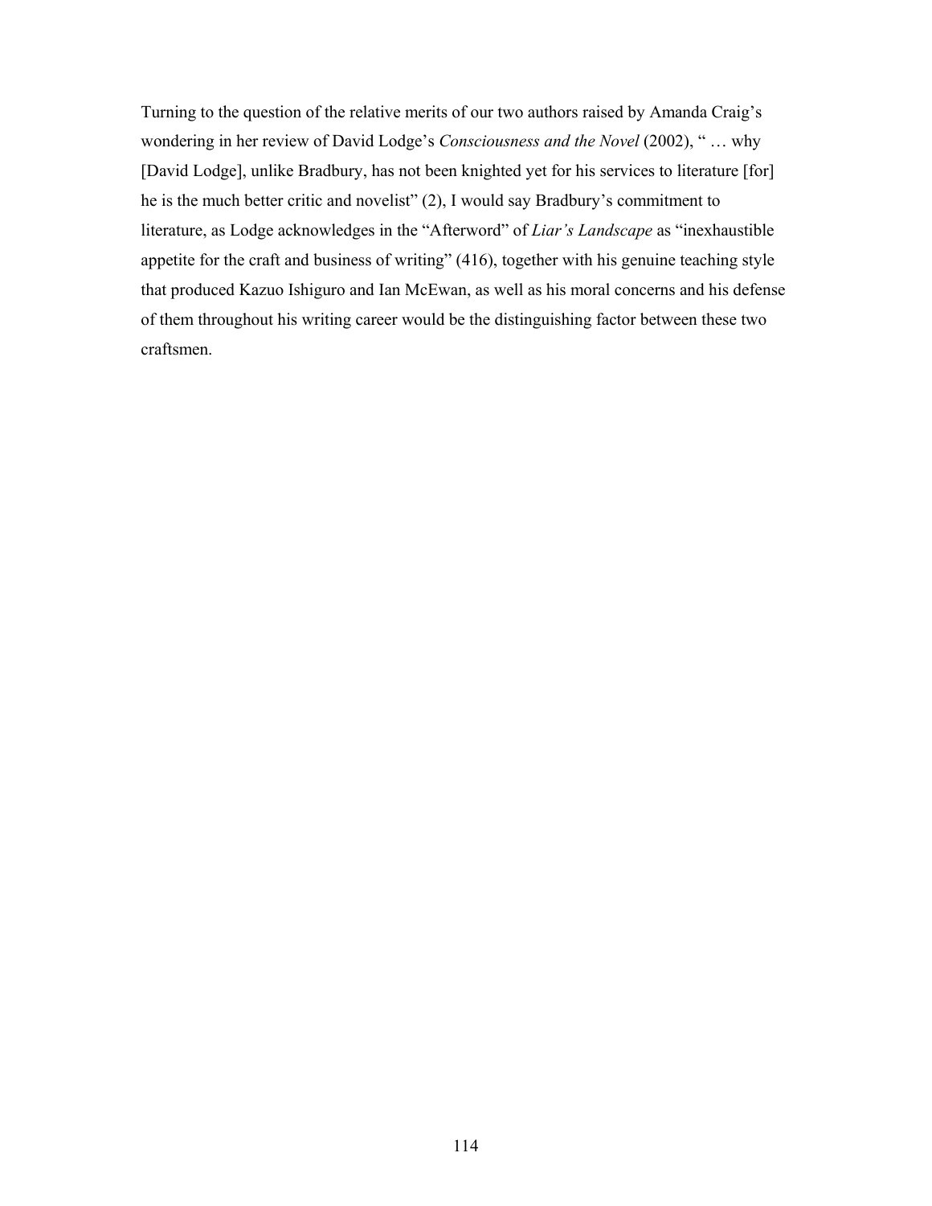Turning to the question of the relative merits of our two authors raised by Amanda Craig's wondering in her review of David Lodge's *Consciousness and the Novel* (2002), " … why [David Lodge], unlike Bradbury, has not been knighted yet for his services to literature [for] he is the much better critic and novelist" (2), I would say Bradbury's commitment to literature, as Lodge acknowledges in the "Afterword" of *Liar's Landscape* as "inexhaustible appetite for the craft and business of writing" (416), together with his genuine teaching style that produced Kazuo Ishiguro and Ian McEwan, as well as his moral concerns and his defense of them throughout his writing career would be the distinguishing factor between these two craftsmen.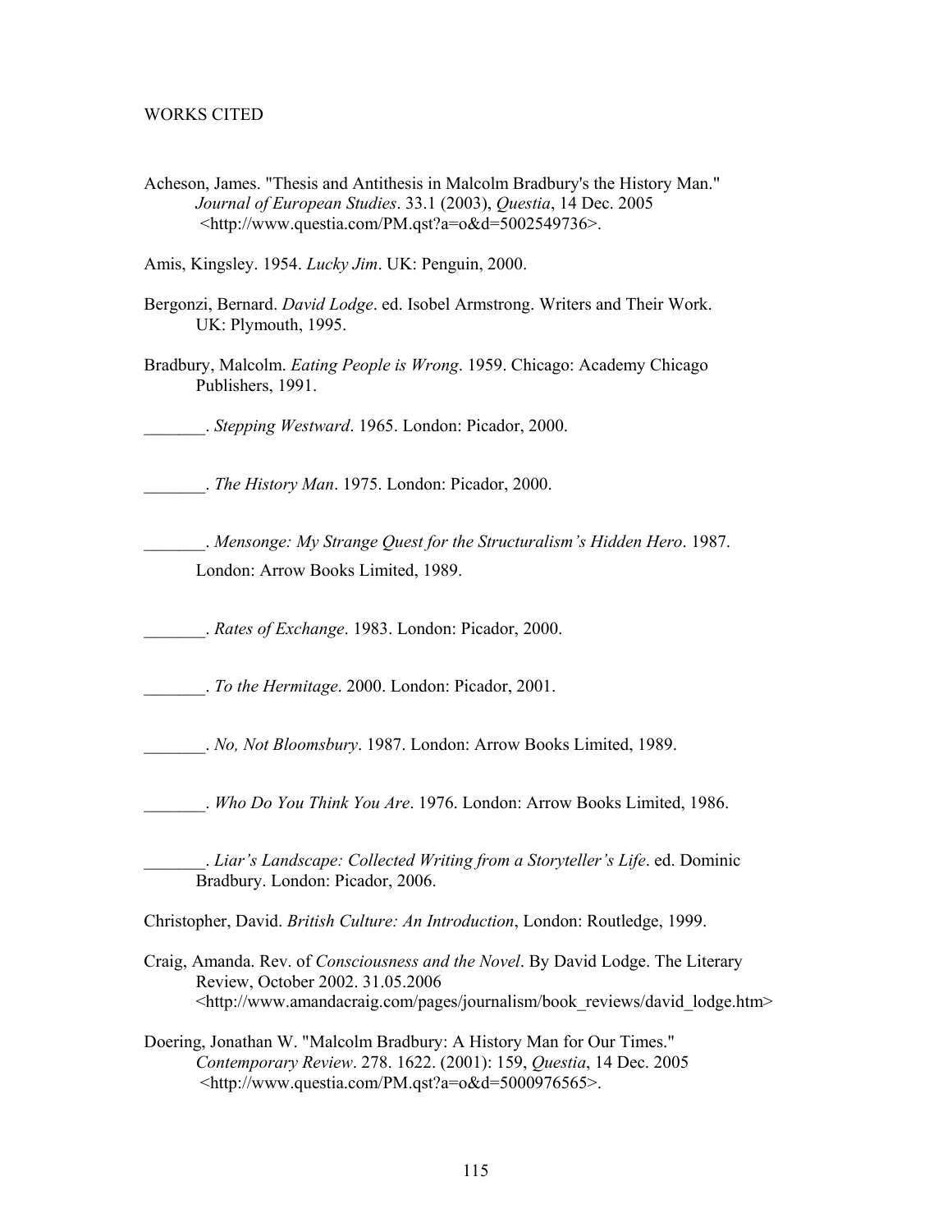WORKS CITED

Acheson, James. "Thesis and Antithesis in Malcolm Bradbury's the History Man." *Journal of European Studies*. 33.1 (2003), *Questia*, 14 Dec. 2005 <http://www.questia.com/PM.qst?a=o&d=5002549736>.

Amis, Kingsley. 1954. *Lucky Jim*. UK: Penguin, 2000.

Bergonzi, Bernard. *David Lodge*. ed. Isobel Armstrong. Writers and Their Work. UK: Plymouth, 1995.

Bradbury, Malcolm. *Eating People is Wrong*. 1959. Chicago: Academy Chicago Publishers, 1991.

_______. *Stepping Westward*. 1965. London: Picador, 2000.

_______. *The History Man*. 1975. London: Picador, 2000.

_______. *Mensonge: My Strange Quest for the Structuralism's Hidden Hero*. 1987. London: Arrow Books Limited, 1989.

_______. *Rates of Exchange*. 1983. London: Picador, 2000.

_______. *To the Hermitage*. 2000. London: Picador, 2001.

_______. *No, Not Bloomsbury*. 1987. London: Arrow Books Limited, 1989.

_______. *Who Do You Think You Are*. 1976. London: Arrow Books Limited, 1986.

_______. *Liar's Landscape: Collected Writing from a Storyteller's Life*. ed. Dominic Bradbury. London: Picador, 2006.

Christopher, David. *British Culture: An Introduction*, London: Routledge, 1999.

Craig, Amanda. Rev. of *Consciousness and the Novel*. By David Lodge. The Literary Review, October 2002. 31.05.2006 <http://www.amandacraig.com/pages/journalism/book_reviews/david_lodge.htm>

Doering, Jonathan W. "Malcolm Bradbury: A History Man for Our Times." *Contemporary Review*. 278. 1622. (2001): 159, *Questia*, 14 Dec. 2005 <http://www.questia.com/PM.qst?a=o&d=5000976565>.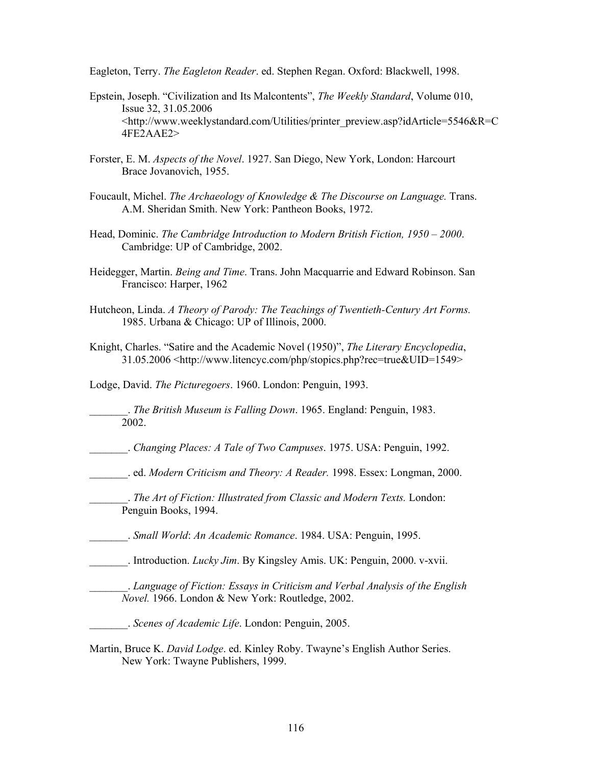Eagleton, Terry. *The Eagleton Reader*. ed. Stephen Regan. Oxford: Blackwell, 1998.

Epstein, Joseph. "Civilization and Its Malcontents", *The Weekly Standard*, Volume 010, Issue 32, 31.05.2006 <http://www.weeklystandard.com/Utilities/printer_preview.asp?idArticle=5546&R=C4FE2AAE2>

Forster, E. M. *Aspects of the Novel*. 1927. San Diego, New York, London: Harcourt Brace Jovanovich, 1955.

Foucault, Michel. *The Archaeology of Knowledge & The Discourse on Language.* Trans. A.M. Sheridan Smith. New York: Pantheon Books, 1972.

Head, Dominic. *The Cambridge Introduction to Modern British Fiction, 1950 – 2000*. Cambridge: UP of Cambridge, 2002.

Heidegger, Martin. *Being and Time*. Trans. John Macquarrie and Edward Robinson. San Francisco: Harper, 1962

Hutcheon, Linda. *A Theory of Parody: The Teachings of Twentieth-Century Art Forms.* 1985. Urbana & Chicago: UP of Illinois, 2000.

Knight, Charles. "Satire and the Academic Novel (1950)", *The Literary Encyclopedia*, 31.05.2006 <http://www.litencyc.com/php/stopics.php?rec=true&UID=1549>

Lodge, David. *The Picturegoers*. 1960. London: Penguin, 1993.

_______. *The British Museum is Falling Down*. 1965. England: Penguin, 1983. 2002.

_______. *Changing Places: A Tale of Two Campuses*. 1975. USA: Penguin, 1992.

_______. ed. *Modern Criticism and Theory: A Reader.* 1998. Essex: Longman, 2000.

_______. *The Art of Fiction: Illustrated from Classic and Modern Texts.* London: Penguin Books, 1994.

_______. *Small World*: *An Academic Romance*. 1984. USA: Penguin, 1995.

_______. Introduction. *Lucky Jim*. By Kingsley Amis. UK: Penguin, 2000. v-xvii.

_______. *Language of Fiction: Essays in Criticism and Verbal Analysis of the English Novel.* 1966. London & New York: Routledge, 2002.

_______. *Scenes of Academic Life*. London: Penguin, 2005.

Martin, Bruce K. *David Lodge*. ed. Kinley Roby. Twayne's English Author Series. New York: Twayne Publishers, 1999.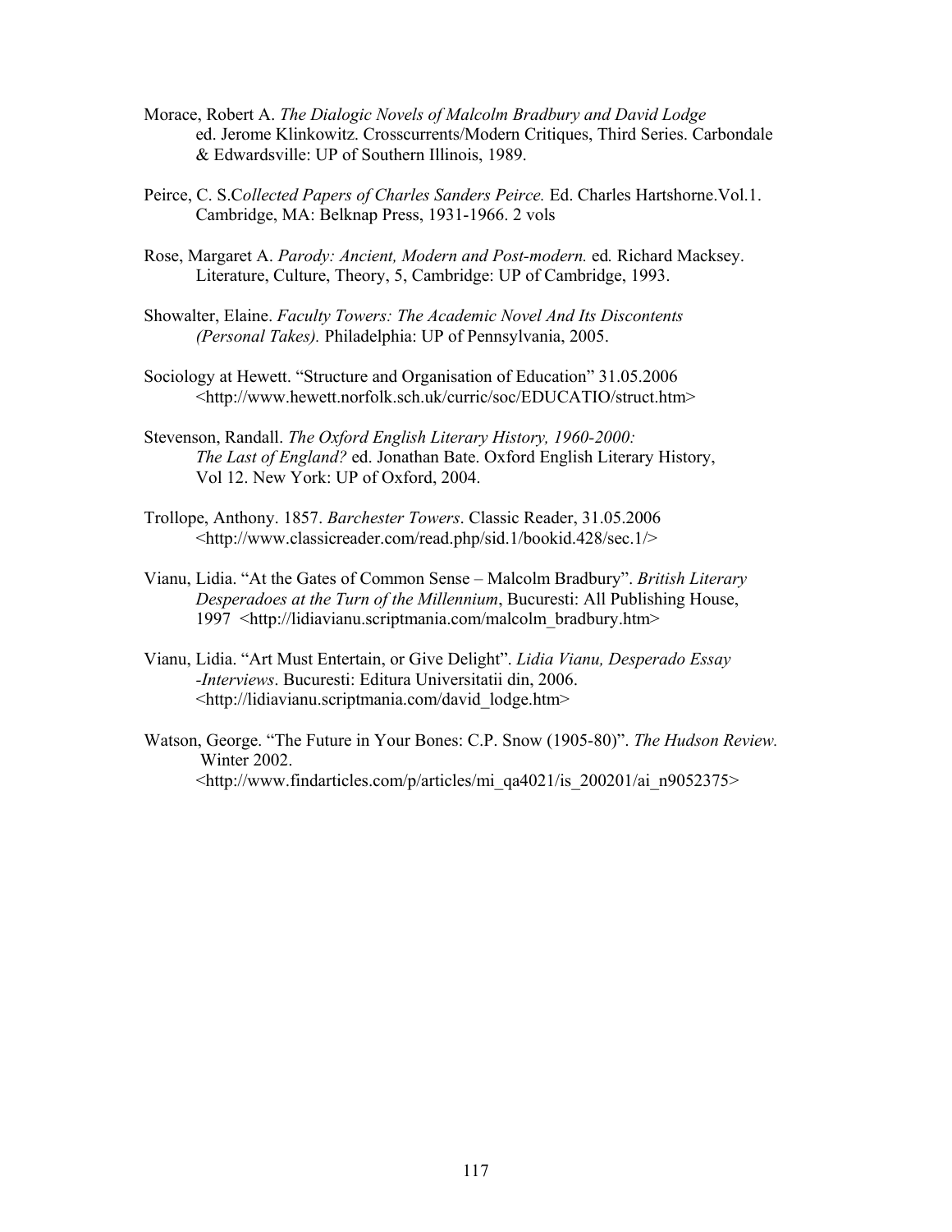Morace, Robert A. *The Dialogic Novels of Malcolm Bradbury and David Lodge* ed. Jerome Klinkowitz. Crosscurrents/Modern Critiques, Third Series. Carbondale & Edwardsville: UP of Southern Illinois, 1989.

Peirce, C. S.C*ollected Papers of Charles Sanders Peirce.* Ed. Charles Hartshorne.Vol.1. Cambridge, MA: Belknap Press, 1931-1966. 2 vols

Rose, Margaret A. *Parody: Ancient, Modern and Post-modern.* ed*.* Richard Macksey. Literature, Culture, Theory, 5, Cambridge: UP of Cambridge, 1993.

Showalter, Elaine. *Faculty Towers: The Academic Novel And Its Discontents (Personal Takes).* Philadelphia: UP of Pennsylvania, 2005.

Sociology at Hewett. "Structure and Organisation of Education" 31.05.2006 <http://www.hewett.norfolk.sch.uk/curric/soc/EDUCATIO/struct.htm>

Stevenson, Randall. *The Oxford English Literary History, 1960-2000: The Last of England?* ed. Jonathan Bate. Oxford English Literary History, Vol 12. New York: UP of Oxford, 2004.

Trollope, Anthony. 1857. *Barchester Towers*. Classic Reader, 31.05.2006 <http://www.classicreader.com/read.php/sid.1/bookid.428/sec.1/>

Vianu, Lidia. "At the Gates of Common Sense – Malcolm Bradbury". *British Literary Desperadoes at the Turn of the Millennium*, Bucuresti: All Publishing House, 1997 <http://lidiavianu.scriptmania.com/malcolm_bradbury.htm>

Vianu, Lidia. "Art Must Entertain, or Give Delight". *Lidia Vianu, Desperado Essay -Interviews*. Bucuresti: Editura Universitatii din, 2006. <http://lidiavianu.scriptmania.com/david_lodge.htm>

Watson, George. "The Future in Your Bones: C.P. Snow (1905-80)". *The Hudson Review.* Winter 2002. <http://www.findarticles.com/p/articles/mi_qa4021/is_200201/ai_n9052375>